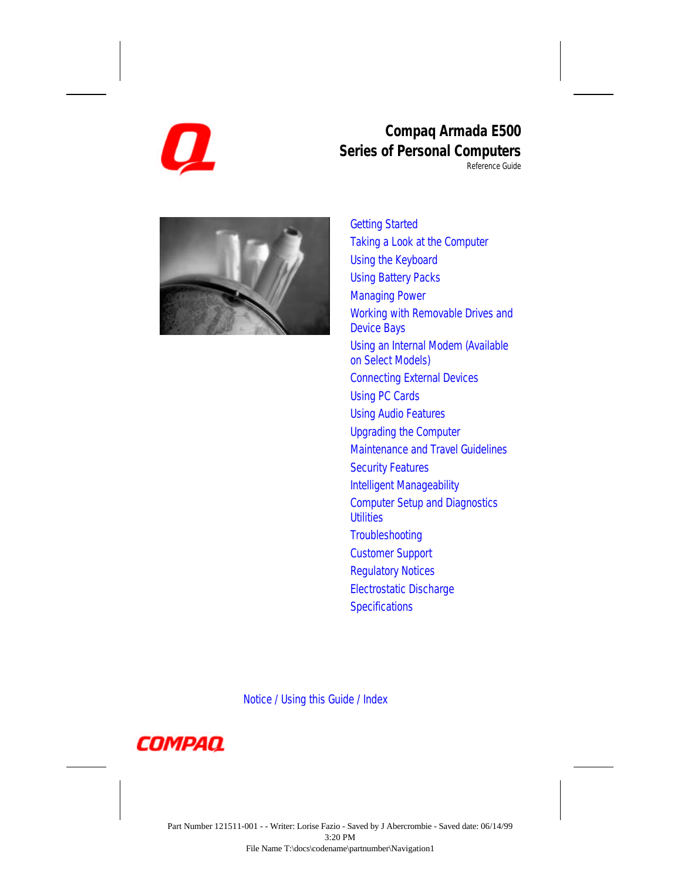# Compaq Armada E500 Series of Personal Computers

Reference Guide

- Getting Started
- Taking a Look at the Computer
- Using the Keyboard
- Using Battery Packs
- Managing Power
- Working with Removable Drives and Device Bays
- Using an Internal Modem (Available on Select Models)
- Connecting External Devices
- Using PC Cards
- Using Audio Features
- Upgrading the Computer
- Maintenance and Travel Guidelines
- Security Features
- Intelligent Manageability
- Computer Setup and Diagnostics Utilities
- Troubleshooting
- Customer Support
- Regulatory Notices
- Electrostatic Discharge
- Specifications

Notice / Using this Guide / Index

COMPAQ

Part Number 121511-001 - - Writer: Lorise Fazio - Saved by J Abercrombie - Saved date: 06/14/99 3:20 PM

File Name T:\docs\codename\partnumber\Navigation1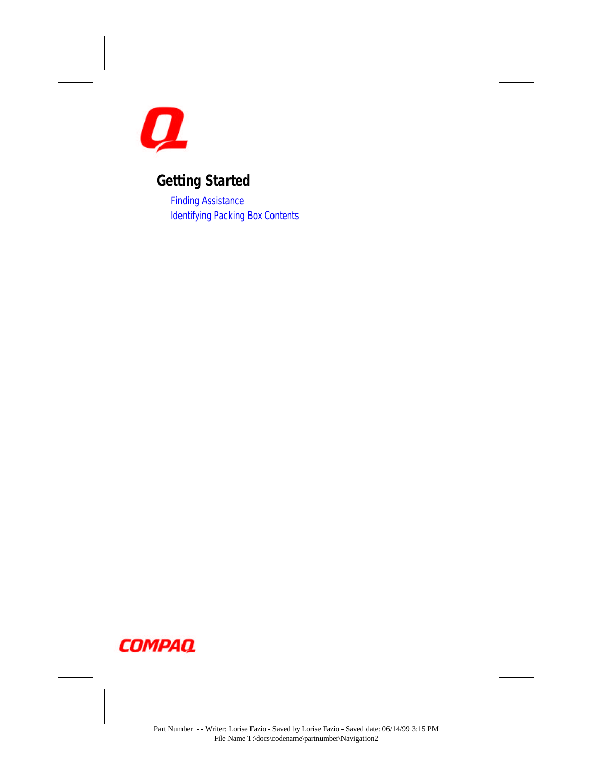# Getting Started

Finding Assistance

Identifying Packing Box Contents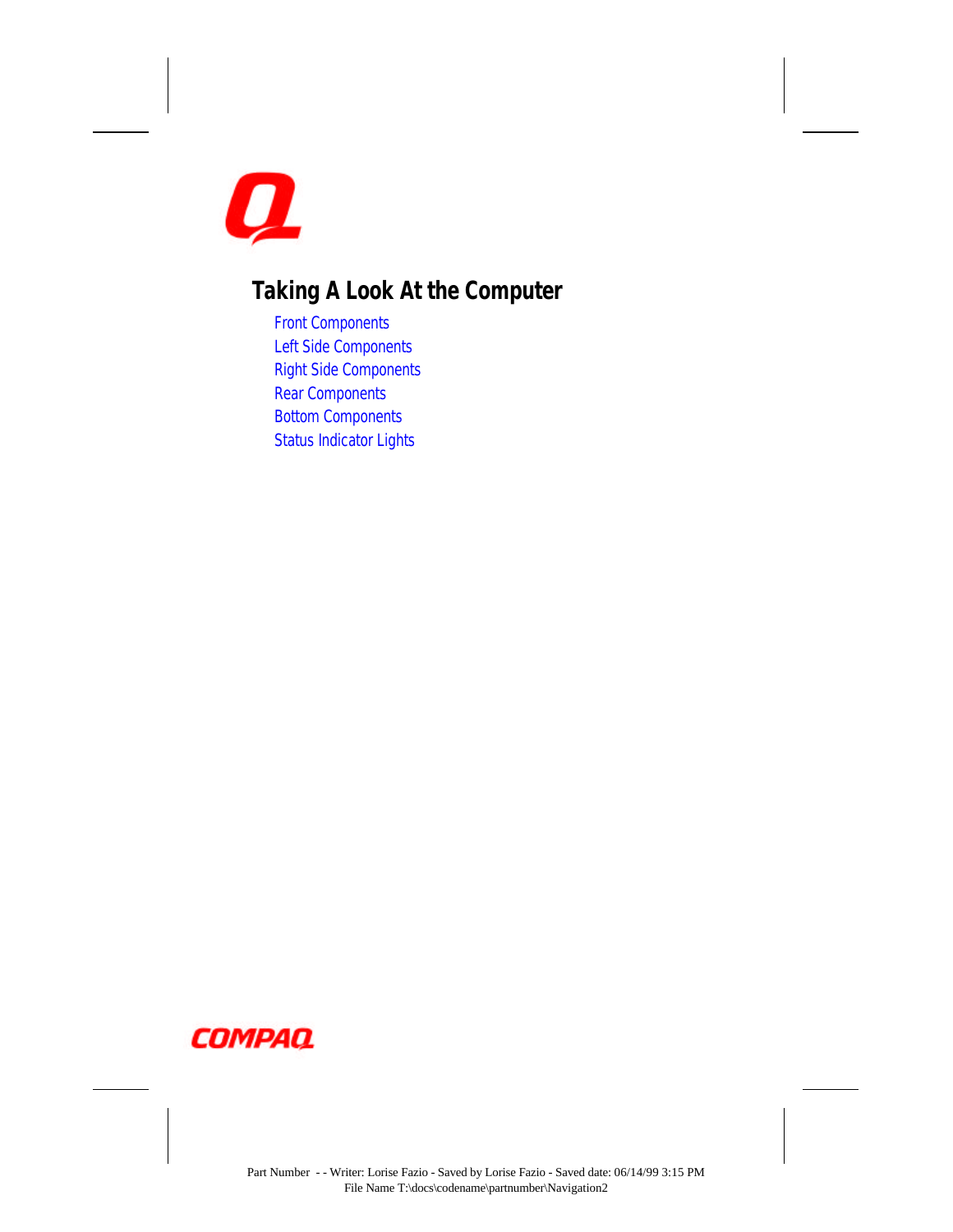# Taking A Look At the Computer

Front Components
Left Side Components
Right Side Components
Rear Components
Bottom Components
Status Indicator Lights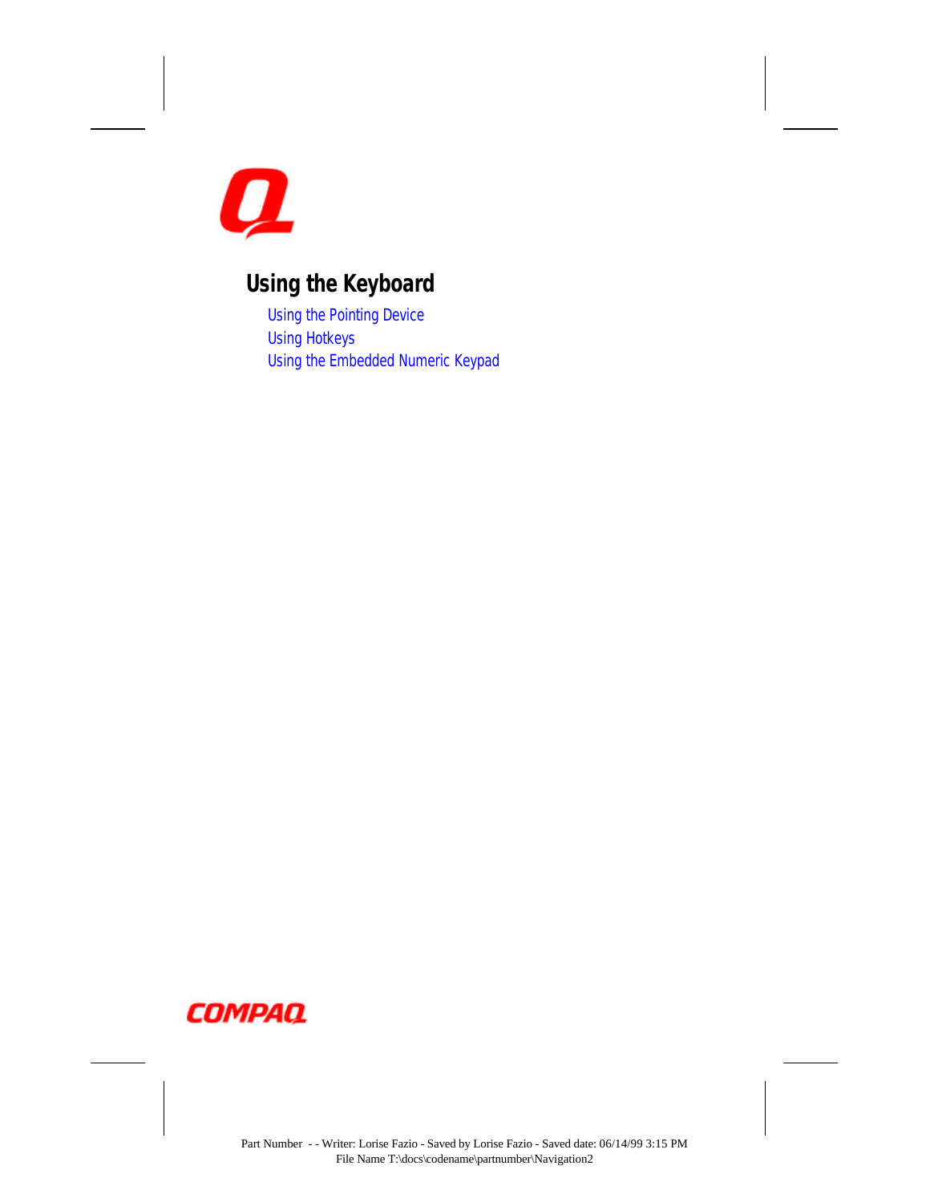# Using the Keyboard

- Using the Pointing Device
- Using Hotkeys
- Using the Embedded Numeric Keypad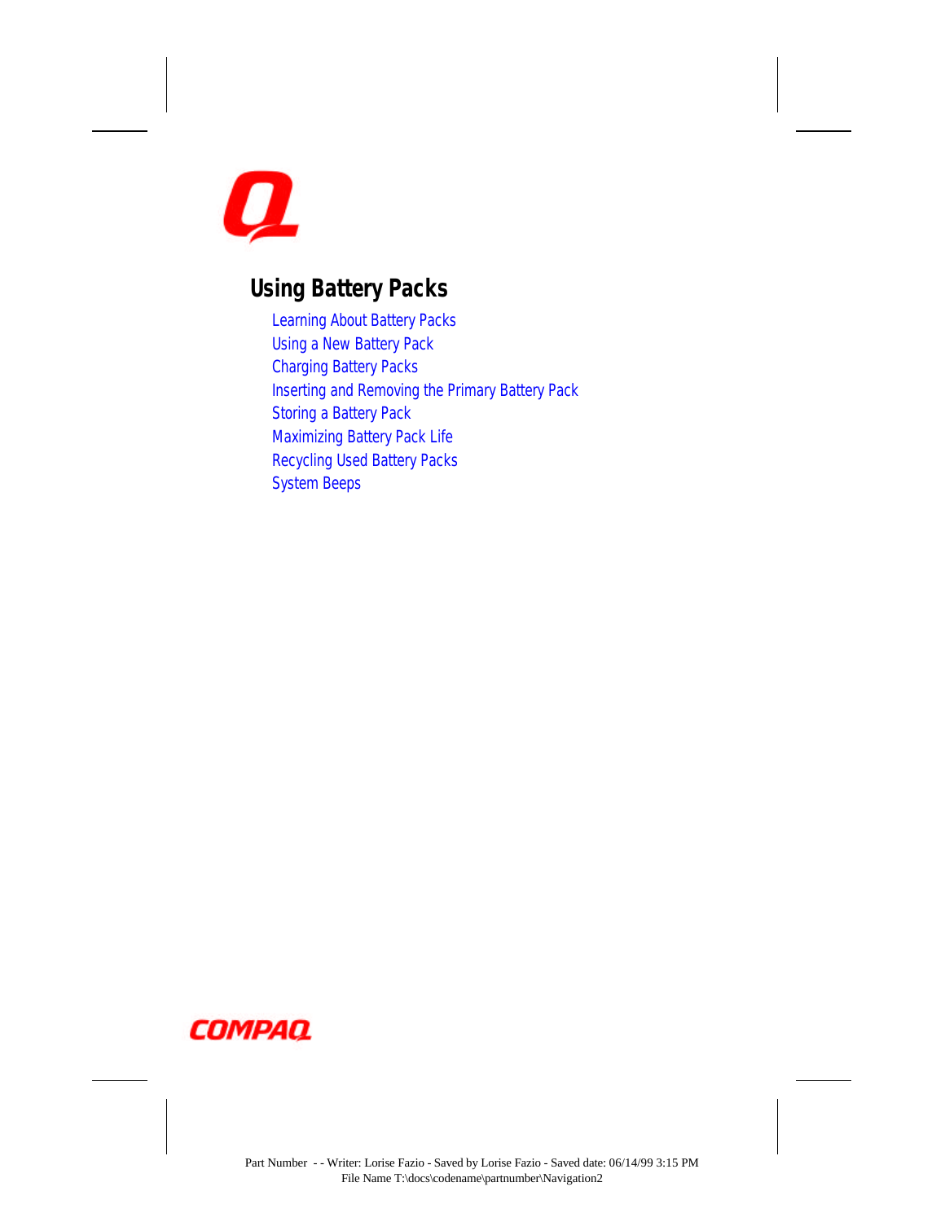## Using Battery Packs

- Learning About Battery Packs
- Using a New Battery Pack
- Charging Battery Packs
- Inserting and Removing the Primary Battery Pack
- Storing a Battery Pack
- Maximizing Battery Pack Life
- Recycling Used Battery Packs
- System Beeps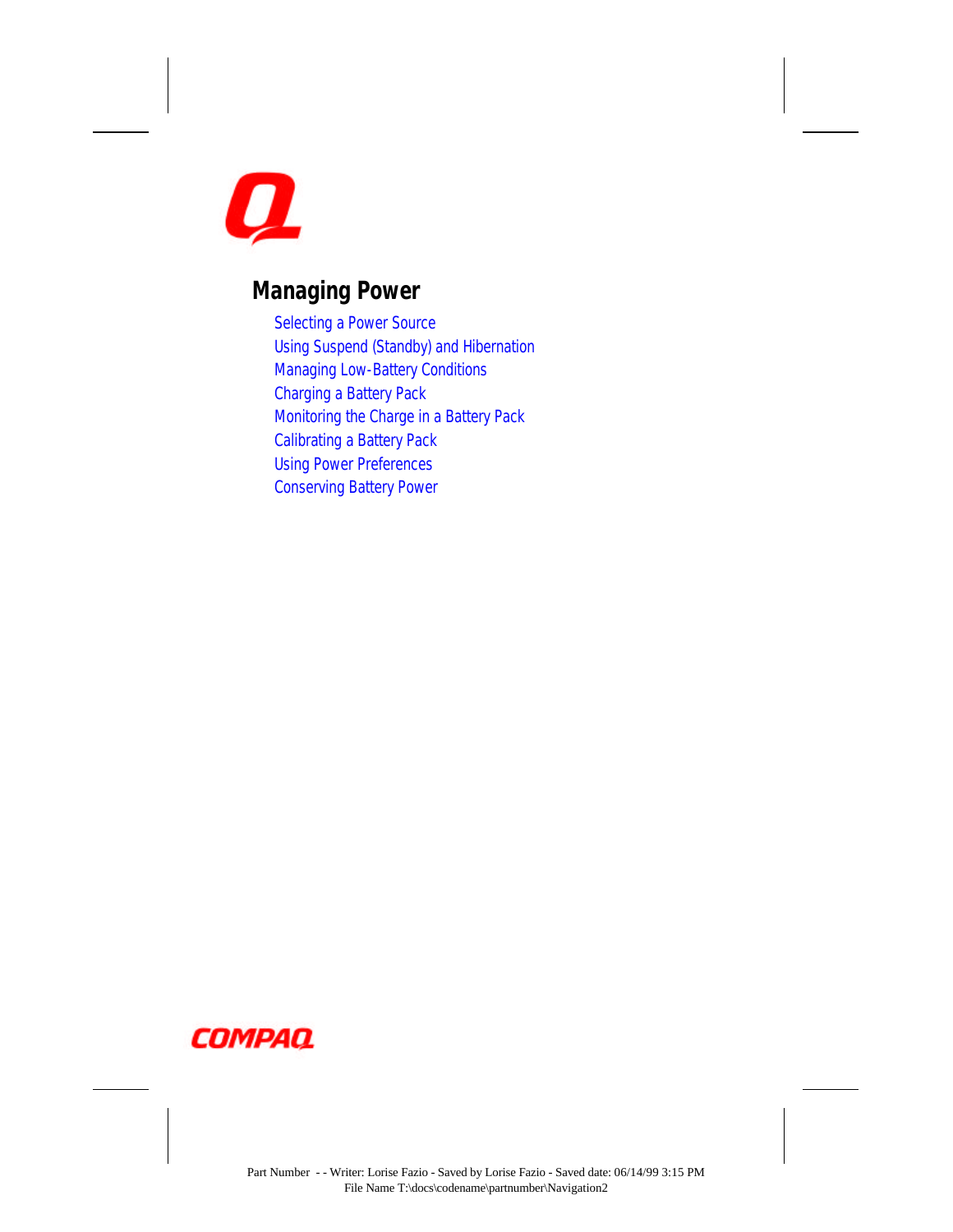# Managing Power

- Selecting a Power Source
- Using Suspend (Standby) and Hibernation
- Managing Low-Battery Conditions
- Charging a Battery Pack
- Monitoring the Charge in a Battery Pack
- Calibrating a Battery Pack
- Using Power Preferences
- Conserving Battery Power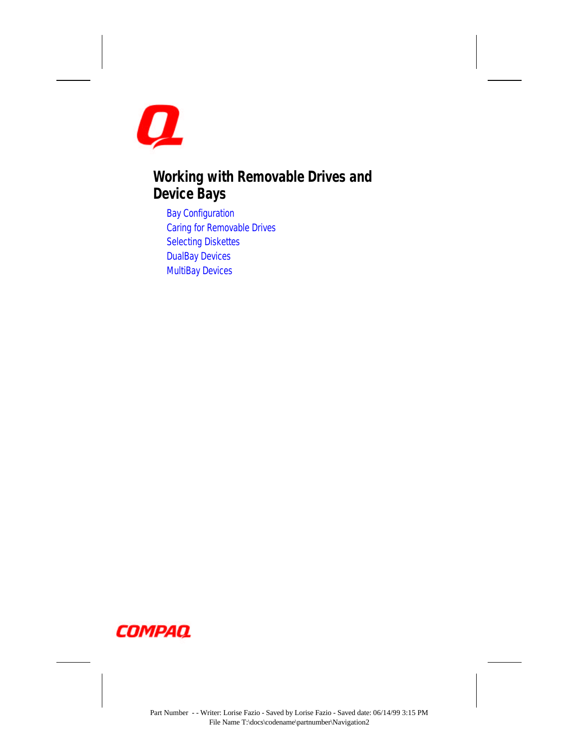# Working with Removable Drives and Device Bays

- Bay Configuration
- Caring for Removable Drives
- Selecting Diskettes
- DualBay Devices
- MultiBay Devices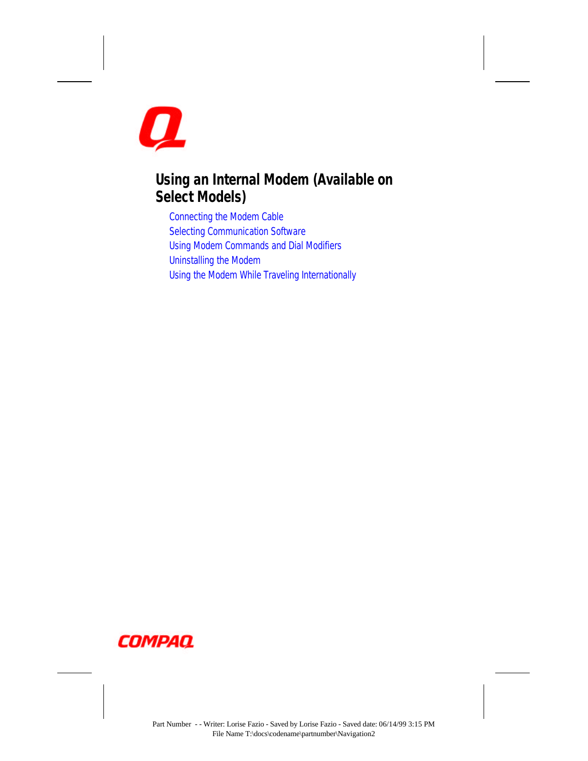# Using an Internal Modem (Available on Select Models)

- Connecting the Modem Cable
- Selecting Communication Software
- Using Modem Commands and Dial Modifiers
- Uninstalling the Modem
- Using the Modem While Traveling Internationally

Part Number - - Writer: Lorise Fazio - Saved by Lorise Fazio - Saved date: 06/14/99 3:15 PM
File Name T:\docs\codename\partnumber\Navigation2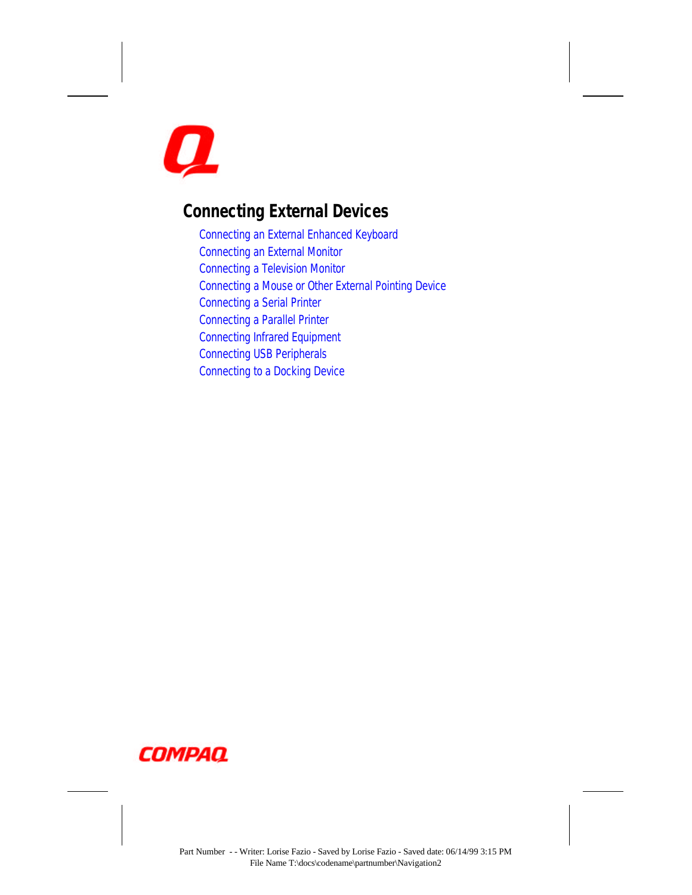## Connecting External Devices

- Connecting an External Enhanced Keyboard
- Connecting an External Monitor
- Connecting a Television Monitor
- Connecting a Mouse or Other External Pointing Device
- Connecting a Serial Printer
- Connecting a Parallel Printer
- Connecting Infrared Equipment
- Connecting USB Peripherals
- Connecting to a Docking Device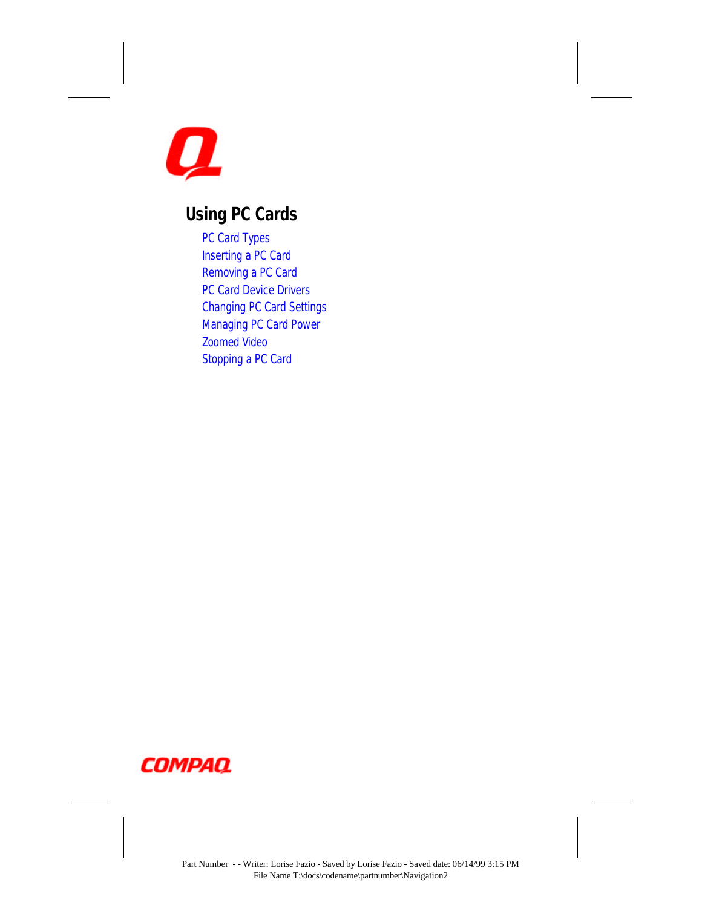# Using PC Cards

- PC Card Types
- Inserting a PC Card
- Removing a PC Card
- PC Card Device Drivers
- Changing PC Card Settings
- Managing PC Card Power
- Zoomed Video
- Stopping a PC Card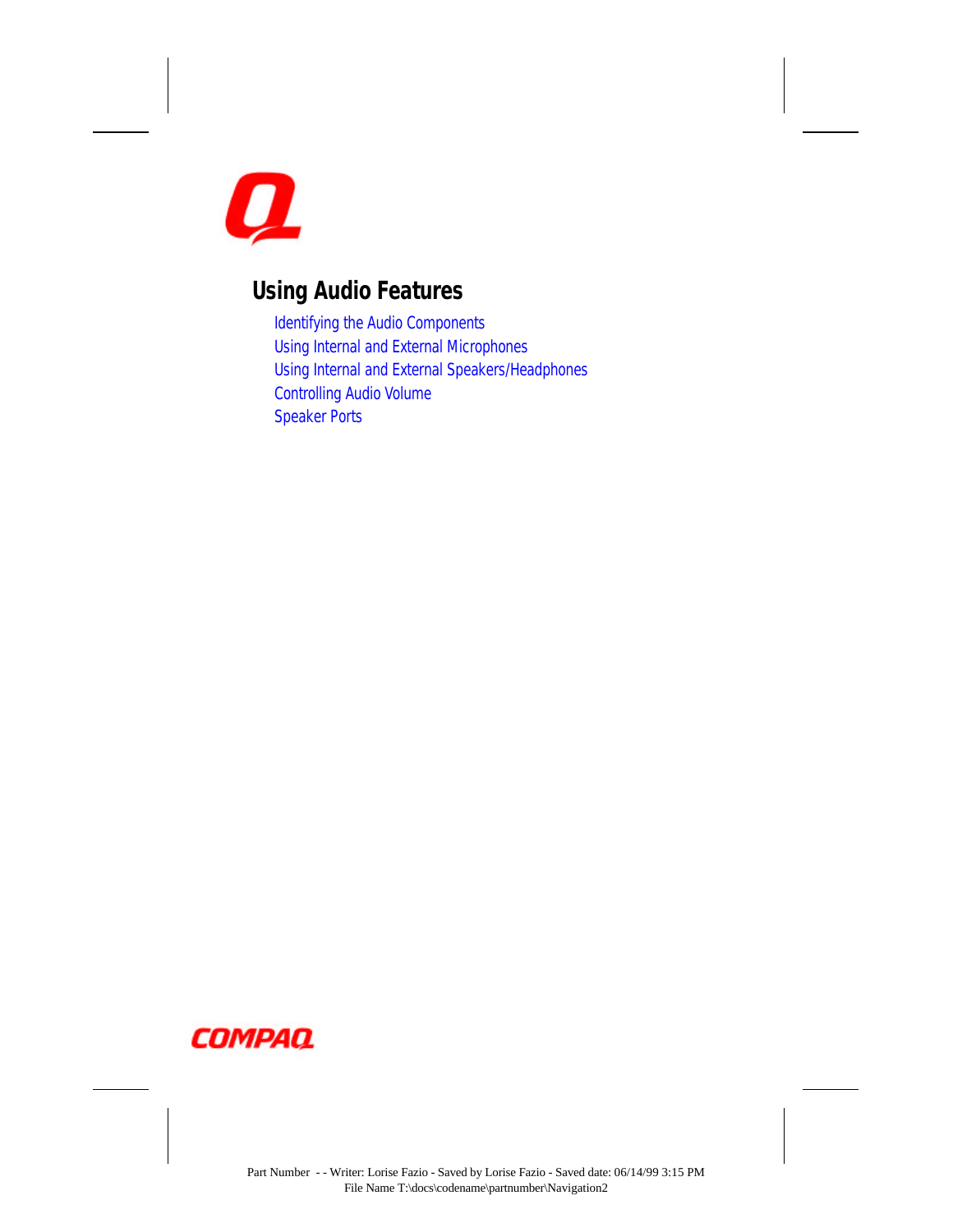# Using Audio Features

- Identifying the Audio Components
- Using Internal and External Microphones
- Using Internal and External Speakers/Headphones
- Controlling Audio Volume
- Speaker Ports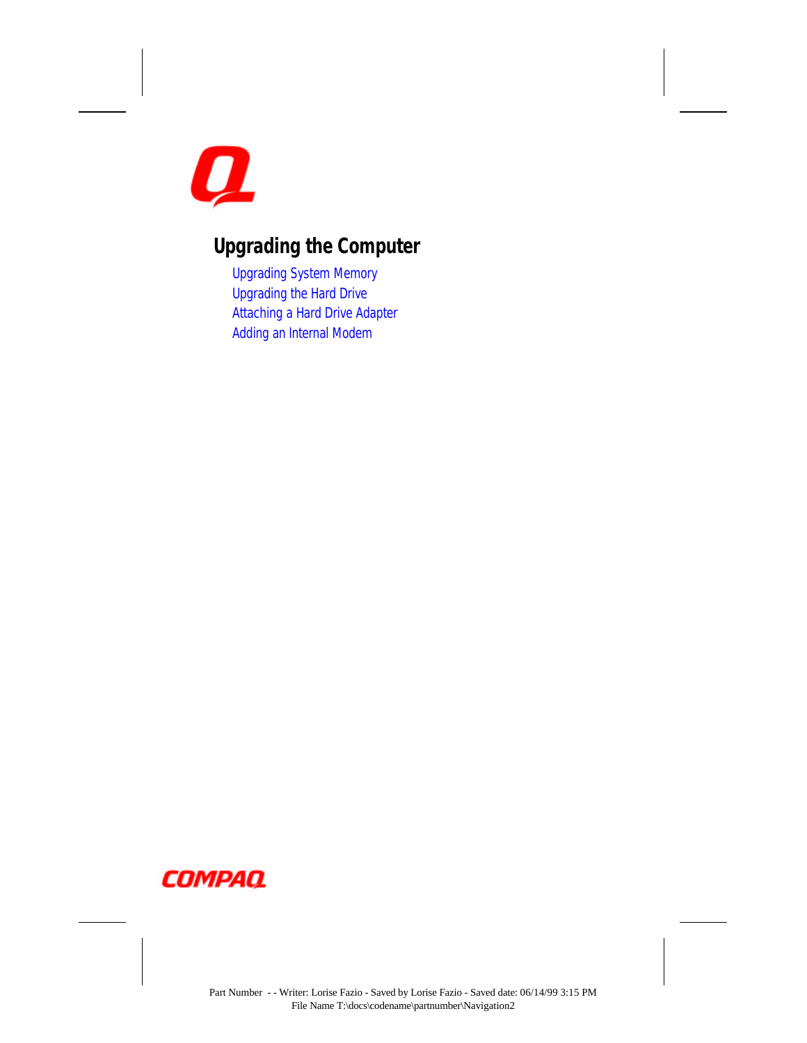# Upgrading the Computer

- Upgrading System Memory
- Upgrading the Hard Drive
- Attaching a Hard Drive Adapter
- Adding an Internal Modem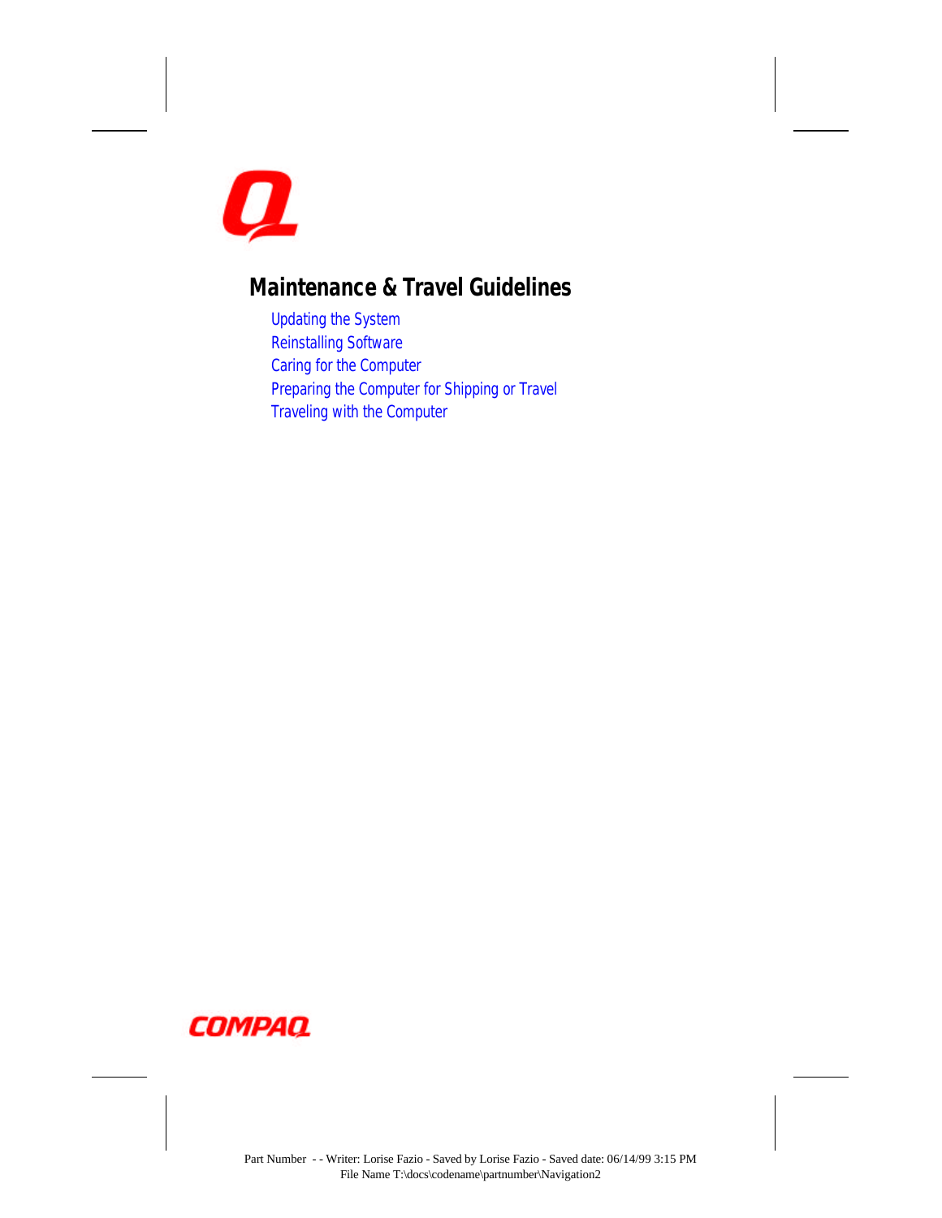# Maintenance & Travel Guidelines

- Updating the System
- Reinstalling Software
- Caring for the Computer
- Preparing the Computer for Shipping or Travel
- Traveling with the Computer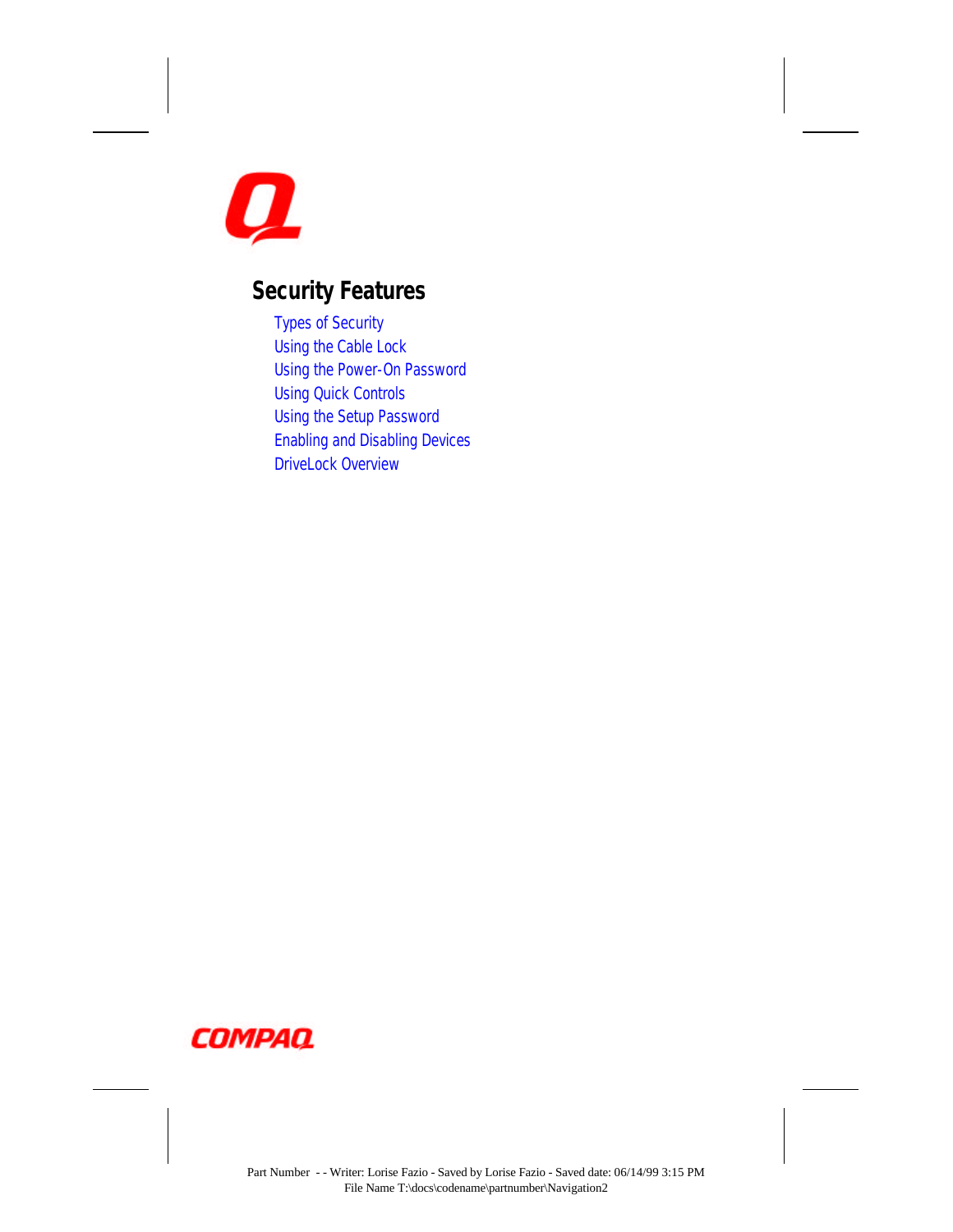# Security Features

- Types of Security
- Using the Cable Lock
- Using the Power-On Password
- Using Quick Controls
- Using the Setup Password
- Enabling and Disabling Devices
- DriveLock Overview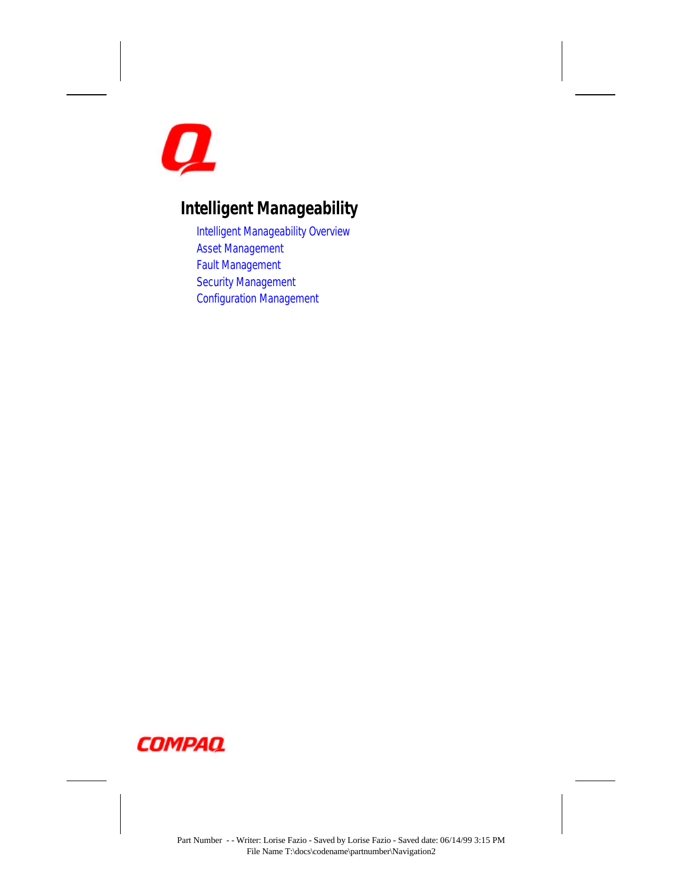# Intelligent Manageability

- Intelligent Manageability Overview
- Asset Management
- Fault Management
- Security Management
- Configuration Management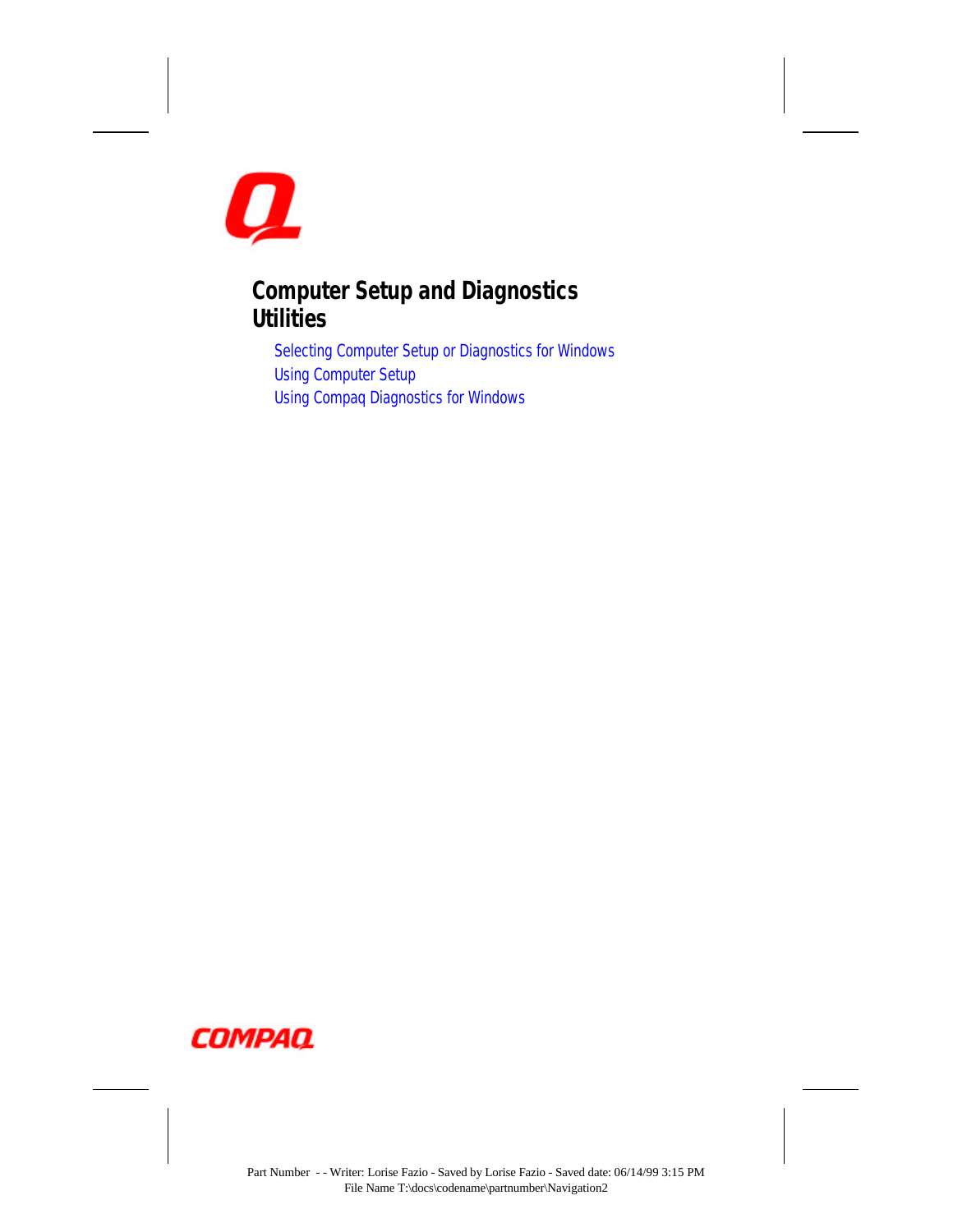# Computer Setup and Diagnostics Utilities

Selecting Computer Setup or Diagnostics for Windows
Using Computer Setup
Using Compaq Diagnostics for Windows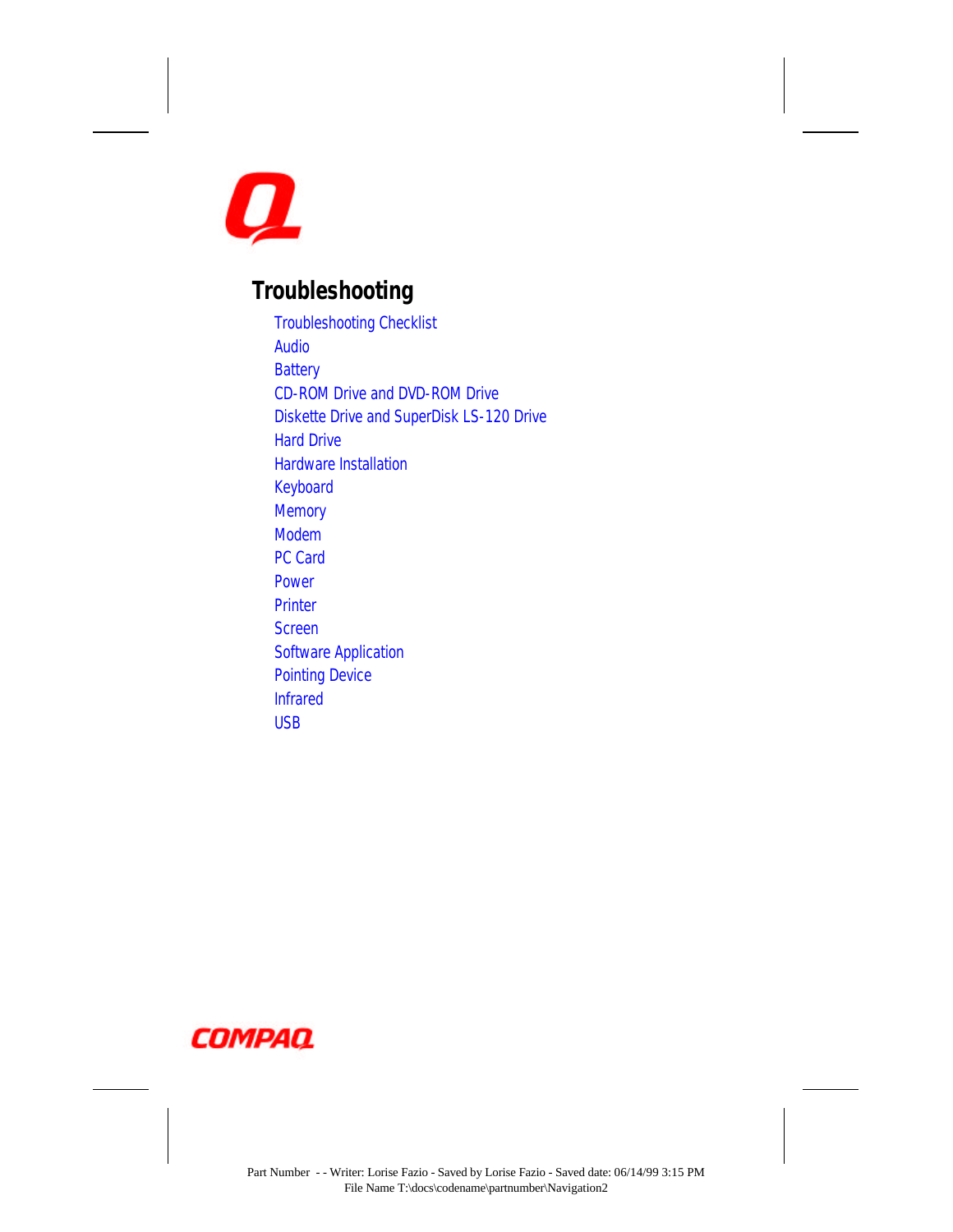# Troubleshooting

- Troubleshooting Checklist
- Audio
- Battery
- CD-ROM Drive and DVD-ROM Drive
- Diskette Drive and SuperDisk LS-120 Drive
- Hard Drive
- Hardware Installation
- Keyboard
- Memory
- Modem
- PC Card
- Power
- Printer
- Screen
- Software Application
- Pointing Device
- Infrared
- USB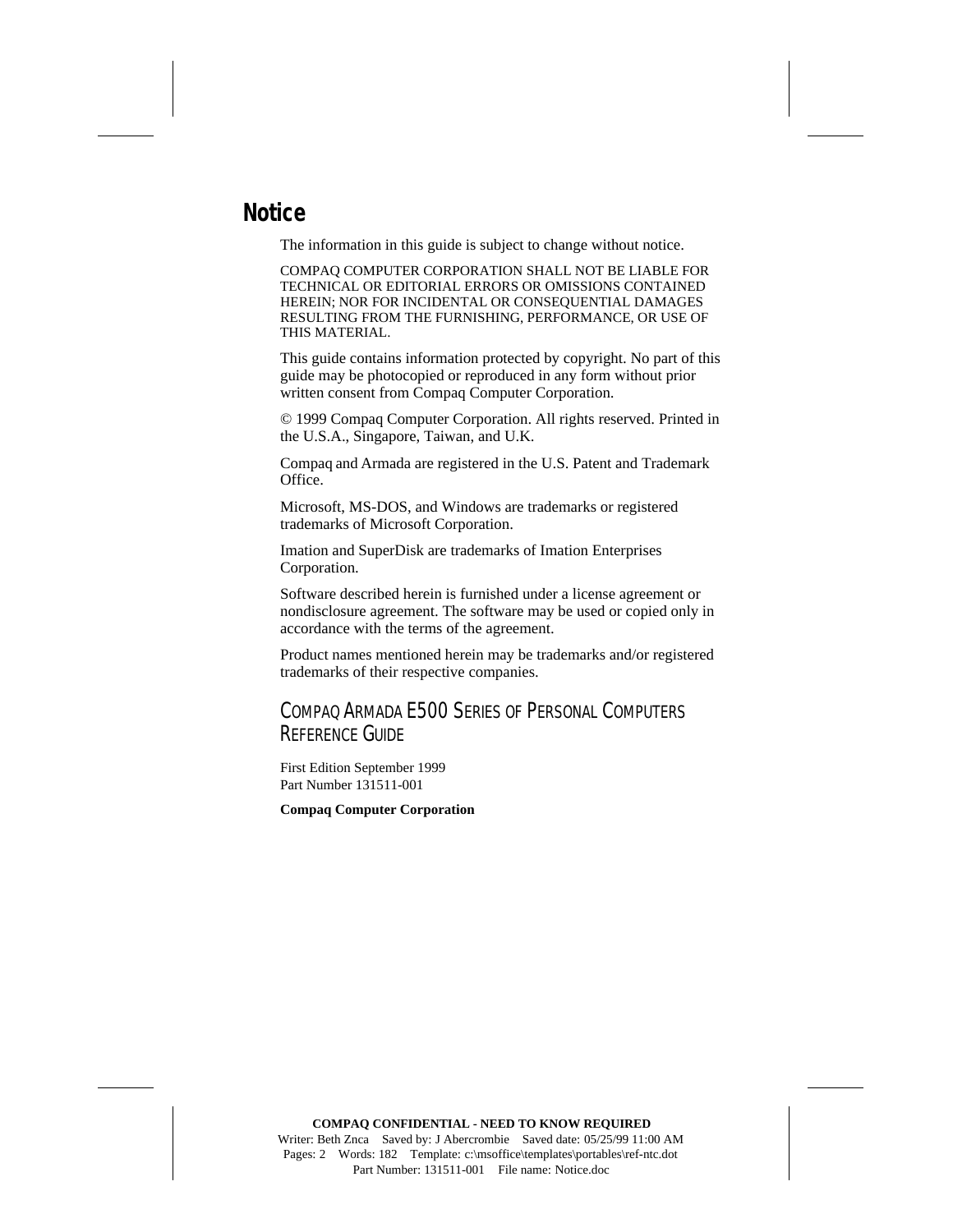# Notice

The information in this guide is subject to change without notice.

COMPAQ COMPUTER CORPORATION SHALL NOT BE LIABLE FOR TECHNICAL OR EDITORIAL ERRORS OR OMISSIONS CONTAINED HEREIN; NOR FOR INCIDENTAL OR CONSEQUENTIAL DAMAGES RESULTING FROM THE FURNISHING, PERFORMANCE, OR USE OF THIS MATERIAL.

This guide contains information protected by copyright. No part of this guide may be photocopied or reproduced in any form without prior written consent from Compaq Computer Corporation.

© 1999 Compaq Computer Corporation. All rights reserved. Printed in the U.S.A., Singapore, Taiwan, and U.K.

Compaq and Armada are registered in the U.S. Patent and Trademark Office.

Microsoft, MS-DOS, and Windows are trademarks or registered trademarks of Microsoft Corporation.

Imation and SuperDisk are trademarks of Imation Enterprises Corporation.

Software described herein is furnished under a license agreement or nondisclosure agreement. The software may be used or copied only in accordance with the terms of the agreement.

Product names mentioned herein may be trademarks and/or registered trademarks of their respective companies.

## COMPAQ ARMADA E500 SERIES OF PERSONAL COMPUTERS REFERENCE GUIDE

First Edition September 1999
Part Number 131511-001

**Compaq Computer Corporation**

**COMPAQ CONFIDENTIAL - NEED TO KNOW REQUIRED**
Writer: Beth Znca Saved by: J Abercrombie Saved date: 05/25/99 11:00 AM
Pages: 2 Words: 182 Template: c:\msoffice\templates\portables\ref-ntc.dot
Part Number: 131511-001 File name: Notice.doc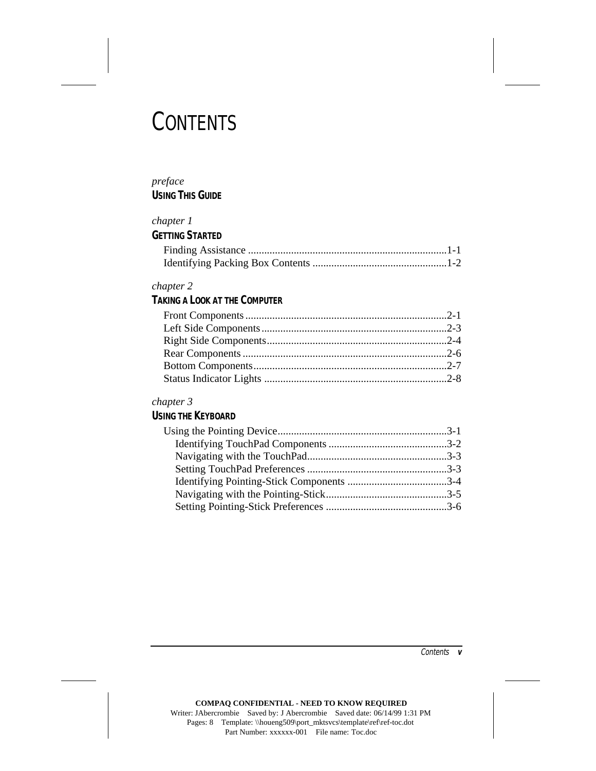# CONTENTS

*preface*
**USING THIS GUIDE**

*chapter 1*
**GETTING STARTED**

Finding Assistance ....................................................................1-1
Identifying Packing Box Contents ...............................................1-2

*chapter 2*
**TAKING A LOOK AT THE COMPUTER**

Front Components.....................................................................2-1
Left Side Components................................................................2-3
Right Side Components..............................................................2-4
Rear Components......................................................................2-6
Bottom Components...................................................................2-7
Status Indicator Lights ...............................................................2-8

*chapter 3*
**USING THE KEYBOARD**

Using the Pointing Device..........................................................3-1
    Identifying TouchPad Components ........................................3-2
    Navigating with the TouchPad................................................3-3
    Setting TouchPad Preferences ................................................3-3
    Identifying Pointing-Stick Components ..................................3-4
    Navigating with the Pointing-Stick.........................................3-5
    Setting Pointing-Stick Preferences .........................................3-6

**COMPAQ CONFIDENTIAL - NEED TO KNOW REQUIRED**
Writer: JAbercrombie   Saved by: J Abercrombie   Saved date: 06/14/99 1:31 PM
Pages: 8   Template: \\houeng509\port_mktsvcs\template\ref\ref-toc.dot
Part Number: xxxxxx-001   File name: Toc.doc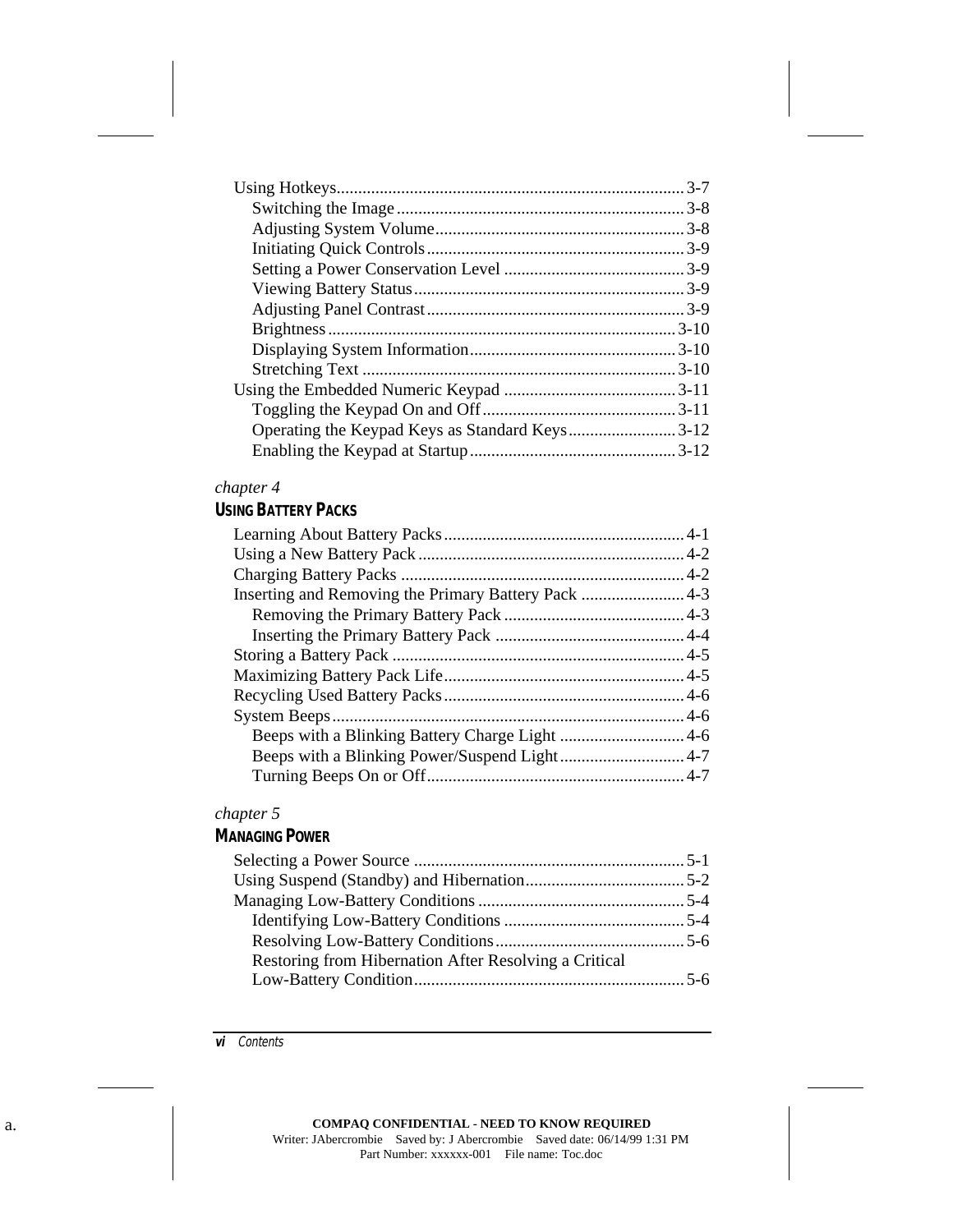Using Hotkeys.................................................................................3-7
- Switching the Image...................................................................3-8
- Adjusting System Volume...........................................................3-8
- Initiating Quick Controls............................................................3-9
- Setting a Power Conservation Level ...........................................3-9
- Viewing Battery Status...............................................................3-9
- Adjusting Panel Contrast............................................................3-9
- Brightness..................................................................................3-10
- Displaying System Information.................................................3-10
- Stretching Text .........................................................................3-10

Using the Embedded Numeric Keypad ........................................3-11
- Toggling the Keypad On and Off.............................................3-11
- Operating the Keypad Keys as Standard Keys.........................3-12
- Enabling the Keypad at Startup................................................3-12

*chapter 4*

## USING BATTERY PACKS

Learning About Battery Packs........................................................4-1

Using a New Battery Pack..............................................................4-2

Charging Battery Packs .................................................................4-2

Inserting and Removing the Primary Battery Pack ........................4-3
- Removing the Primary Battery Pack ..........................................4-3
- Inserting the Primary Battery Pack ............................................4-4

Storing a Battery Pack ...................................................................4-5

Maximizing Battery Pack Life........................................................4-5

Recycling Used Battery Packs........................................................4-6

System Beeps.................................................................................4-6
- Beeps with a Blinking Battery Charge Light .............................4-6
- Beeps with a Blinking Power/Suspend Light.............................4-7
- Turning Beeps On or Off............................................................4-7

*chapter 5*

## MANAGING POWER

Selecting a Power Source ..............................................................5-1

Using Suspend (Standby) and Hibernation.....................................5-2

Managing Low-Battery Conditions ................................................5-4
- Identifying Low-Battery Conditions ..........................................5-4
- Resolving Low-Battery Conditions............................................5-6
- Restoring from Hibernation After Resolving a Critical Low-Battery Condition...............................................................5-6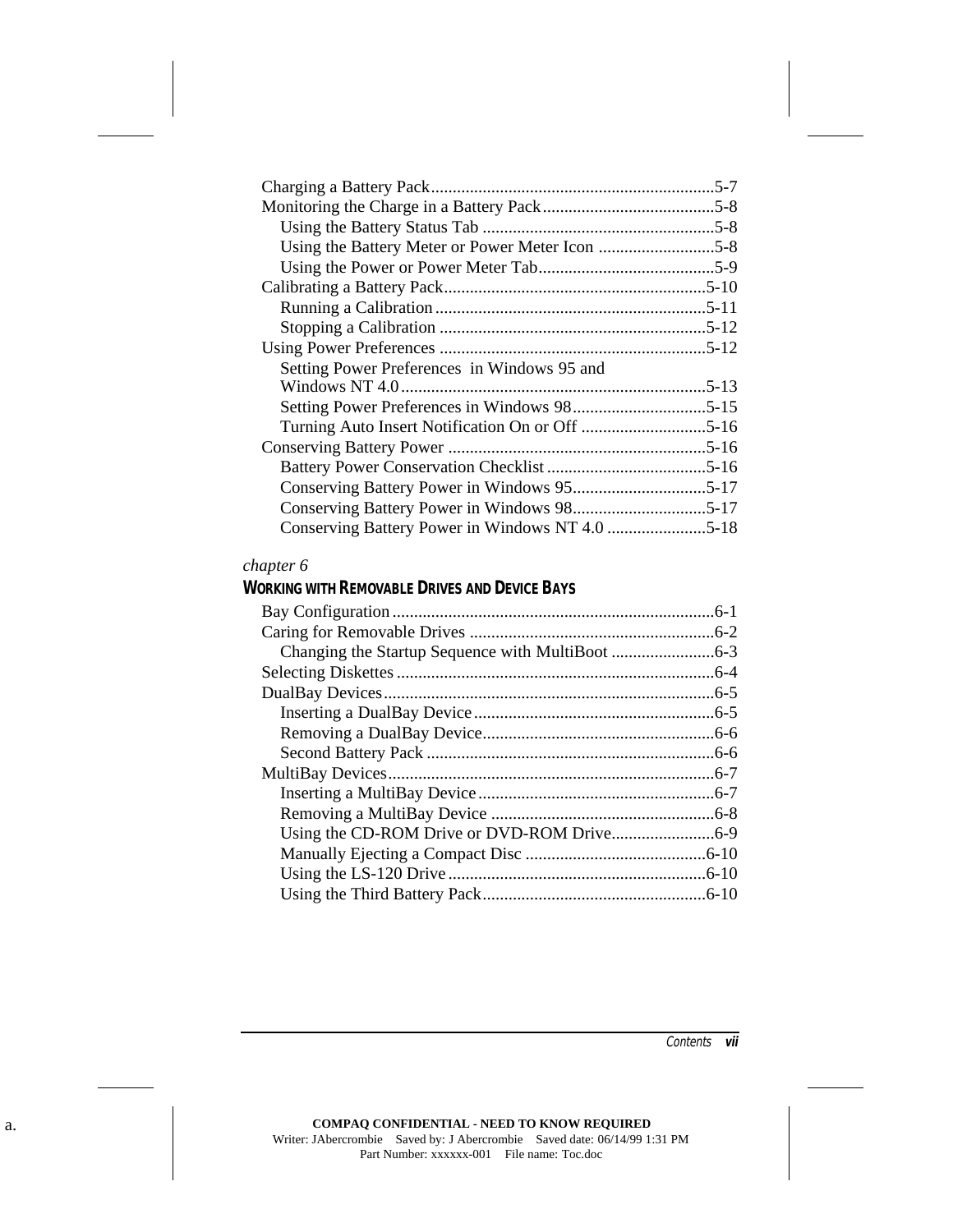- Charging a Battery Pack ............ 5-7
- Monitoring the Charge in a Battery Pack ............ 5-8
  - Using the Battery Status Tab ............ 5-8
  - Using the Battery Meter or Power Meter Icon ............ 5-8
  - Using the Power or Power Meter Tab ............ 5-9
- Calibrating a Battery Pack ............ 5-10
  - Running a Calibration ............ 5-11
  - Stopping a Calibration ............ 5-12
- Using Power Preferences ............ 5-12
  - Setting Power Preferences in Windows 95 and Windows NT 4.0 ............ 5-13
  - Setting Power Preferences in Windows 98 ............ 5-15
  - Turning Auto Insert Notification On or Off ............ 5-16
- Conserving Battery Power ............ 5-16
  - Battery Power Conservation Checklist ............ 5-16
  - Conserving Battery Power in Windows 95 ............ 5-17
  - Conserving Battery Power in Windows 98 ............ 5-17
  - Conserving Battery Power in Windows NT 4.0 ............ 5-18

*chapter 6*

**WORKING WITH REMOVABLE DRIVES AND DEVICE BAYS**

- Bay Configuration ............ 6-1
- Caring for Removable Drives ............ 6-2
  - Changing the Startup Sequence with MultiBoot ............ 6-3
- Selecting Diskettes ............ 6-4
- DualBay Devices ............ 6-5
  - Inserting a DualBay Device ............ 6-5
  - Removing a DualBay Device ............ 6-6
  - Second Battery Pack ............ 6-6
- MultiBay Devices ............ 6-7
  - Inserting a MultiBay Device ............ 6-7
  - Removing a MultiBay Device ............ 6-8
  - Using the CD-ROM Drive or DVD-ROM Drive ............ 6-9
  - Manually Ejecting a Compact Disc ............ 6-10
  - Using the LS-120 Drive ............ 6-10
  - Using the Third Battery Pack ............ 6-10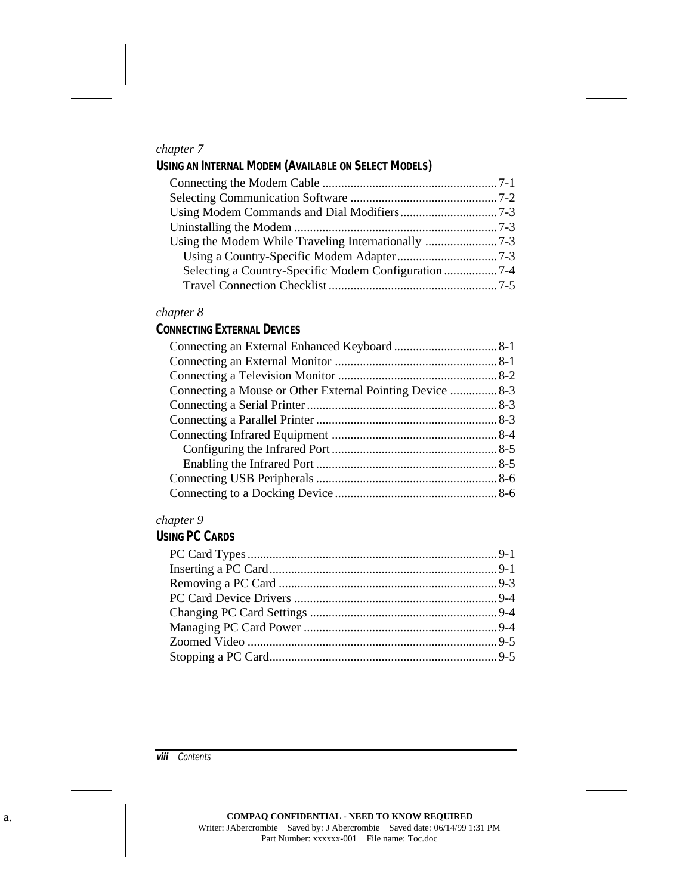*chapter 7*

## USING AN INTERNAL MODEM (AVAILABLE ON SELECT MODELS)

- Connecting the Modem Cable ........................................................ 7-1
- Selecting Communication Software ............................................... 7-2
- Using Modem Commands and Dial Modifiers............................... 7-3
- Uninstalling the Modem ................................................................. 7-3
- Using the Modem While Traveling Internationally ....................... 7-3
  - Using a Country-Specific Modem Adapter................................ 7-3
  - Selecting a Country-Specific Modem Configuration................. 7-4
  - Travel Connection Checklist...................................................... 7-5

*chapter 8*

## CONNECTING EXTERNAL DEVICES

- Connecting an External Enhanced Keyboard................................. 8-1
- Connecting an External Monitor .................................................... 8-1
- Connecting a Television Monitor ................................................... 8-2
- Connecting a Mouse or Other External Pointing Device ............... 8-3
- Connecting a Serial Printer............................................................. 8-3
- Connecting a Parallel Printer .......................................................... 8-3
- Connecting Infrared Equipment ..................................................... 8-4
  - Configuring the Infrared Port..................................................... 8-5
  - Enabling the Infrared Port .......................................................... 8-5
- Connecting USB Peripherals .......................................................... 8-6
- Connecting to a Docking Device.................................................... 8-6

*chapter 9*

## USING PC CARDS

- PC Card Types................................................................................ 9-1
- Inserting a PC Card......................................................................... 9-1
- Removing a PC Card ...................................................................... 9-3
- PC Card Device Drivers ................................................................. 9-4
- Changing PC Card Settings ............................................................ 9-4
- Managing PC Card Power .............................................................. 9-4
- Zoomed Video ................................................................................ 9-5
- Stopping a PC Card......................................................................... 9-5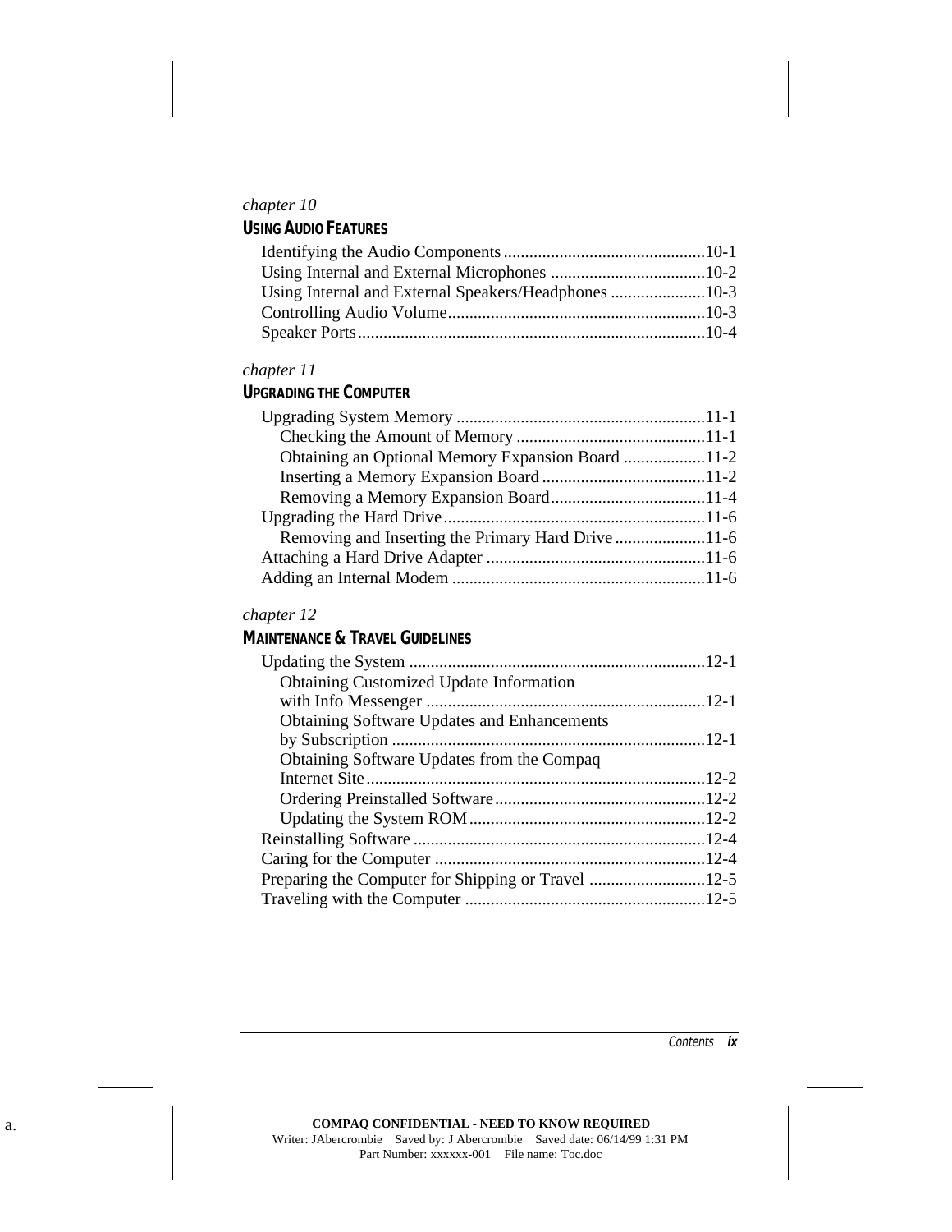*chapter 10*

## USING AUDIO FEATURES

Identifying the Audio Components ..............................................10-1
Using Internal and External Microphones ....................................10-2
Using Internal and External Speakers/Headphones ......................10-3
Controlling Audio Volume...........................................................10-3
Speaker Ports................................................................................10-4

*chapter 11*

## UPGRADING THE COMPUTER

Upgrading System Memory .........................................................11-1
  Checking the Amount of Memory ...........................................11-1
  Obtaining an Optional Memory Expansion Board ...................11-2
  Inserting a Memory Expansion Board ......................................11-2
  Removing a Memory Expansion Board....................................11-4
Upgrading the Hard Drive............................................................11-6
  Removing and Inserting the Primary Hard Drive .....................11-6
Attaching a Hard Drive Adapter ..................................................11-6
Adding an Internal Modem ..........................................................11-6

*chapter 12*

## MAINTENANCE & TRAVEL GUIDELINES

Updating the System ....................................................................12-1
  Obtaining Customized Update Information
  with Info Messenger ................................................................12-1
  Obtaining Software Updates and Enhancements
  by Subscription ........................................................................12-1
  Obtaining Software Updates from the Compaq
  Internet Site..............................................................................12-2
  Ordering Preinstalled Software.................................................12-2
  Updating the System ROM.......................................................12-2
Reinstalling Software ...................................................................12-4
Caring for the Computer ..............................................................12-4
Preparing the Computer for Shipping or Travel ...........................12-5
Traveling with the Computer .......................................................12-5

a.

**COMPAQ CONFIDENTIAL - NEED TO KNOW REQUIRED**
Writer: JAbercrombie Saved by: J Abercrombie Saved date: 06/14/99 1:31 PM
Part Number: xxxxxx-001 File name: Toc.doc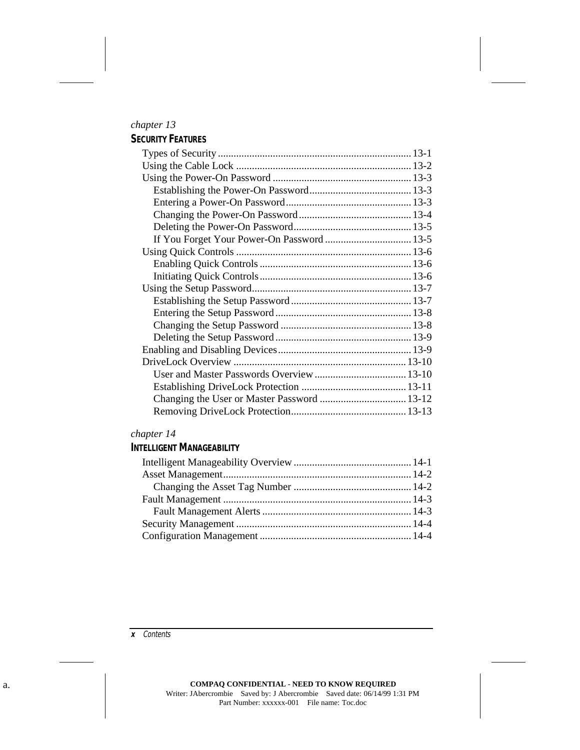*chapter 13*

## SECURITY FEATURES

- Types of Security ........ 13-1
- Using the Cable Lock ........ 13-2
- Using the Power-On Password ........ 13-3
  - Establishing the Power-On Password ........ 13-3
  - Entering a Power-On Password ........ 13-3
  - Changing the Power-On Password ........ 13-4
  - Deleting the Power-On Password ........ 13-5
  - If You Forget Your Power-On Password ........ 13-5
- Using Quick Controls ........ 13-6
  - Enabling Quick Controls ........ 13-6
  - Initiating Quick Controls ........ 13-6
- Using the Setup Password ........ 13-7
  - Establishing the Setup Password ........ 13-7
  - Entering the Setup Password ........ 13-8
  - Changing the Setup Password ........ 13-8
  - Deleting the Setup Password ........ 13-9
- Enabling and Disabling Devices ........ 13-9
- DriveLock Overview ........ 13-10
  - User and Master Passwords Overview ........ 13-10
  - Establishing DriveLock Protection ........ 13-11
  - Changing the User or Master Password ........ 13-12
  - Removing DriveLock Protection ........ 13-13

*chapter 14*

## INTELLIGENT MANAGEABILITY

- Intelligent Manageability Overview ........ 14-1
- Asset Management ........ 14-2
  - Changing the Asset Tag Number ........ 14-2
- Fault Management ........ 14-3
  - Fault Management Alerts ........ 14-3
- Security Management ........ 14-4
- Configuration Management ........ 14-4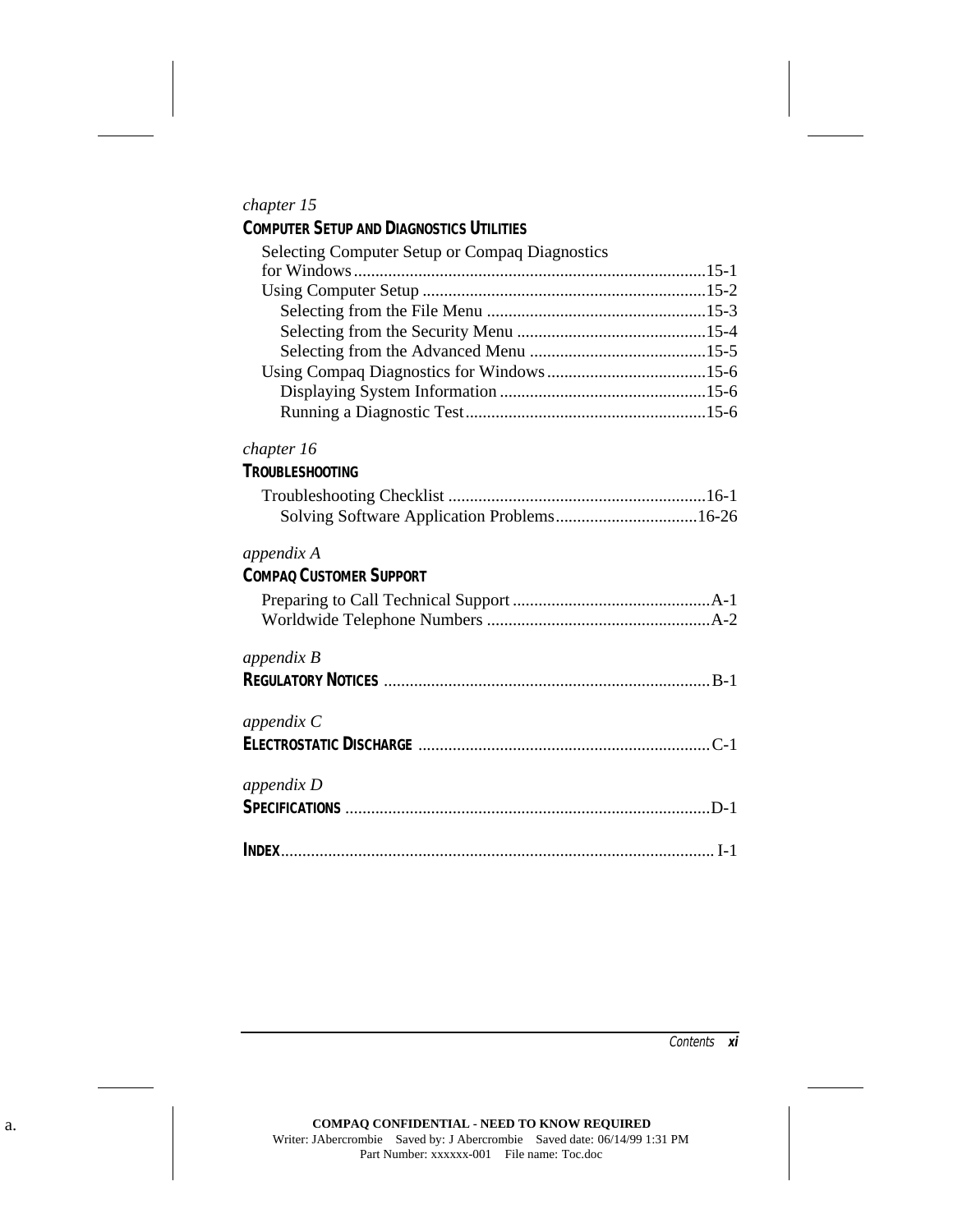*chapter 15*

**COMPUTER SETUP AND DIAGNOSTICS UTILITIES**

- Selecting Computer Setup or Compaq Diagnostics for Windows ....................15-1
- Using Computer Setup ....................15-2
  - Selecting from the File Menu ....................15-3
  - Selecting from the Security Menu ....................15-4
  - Selecting from the Advanced Menu ....................15-5
- Using Compaq Diagnostics for Windows ....................15-6
  - Displaying System Information ....................15-6
  - Running a Diagnostic Test ....................15-6

*chapter 16*

**TROUBLESHOOTING**

- Troubleshooting Checklist ....................16-1
  - Solving Software Application Problems ....................16-26

*appendix A*

**COMPAQ CUSTOMER SUPPORT**

- Preparing to Call Technical Support ....................A-1
- Worldwide Telephone Numbers ....................A-2

*appendix B*

**REGULATORY NOTICES** ....................B-1

*appendix C*

**ELECTROSTATIC DISCHARGE** ....................C-1

*appendix D*

**SPECIFICATIONS** ....................D-1

**INDEX** ....................I-1

**COMPAQ CONFIDENTIAL - NEED TO KNOW REQUIRED**
Writer: JAbercrombie Saved by: J Abercrombie Saved date: 06/14/99 1:31 PM
Part Number: xxxxxx-001 File name: Toc.doc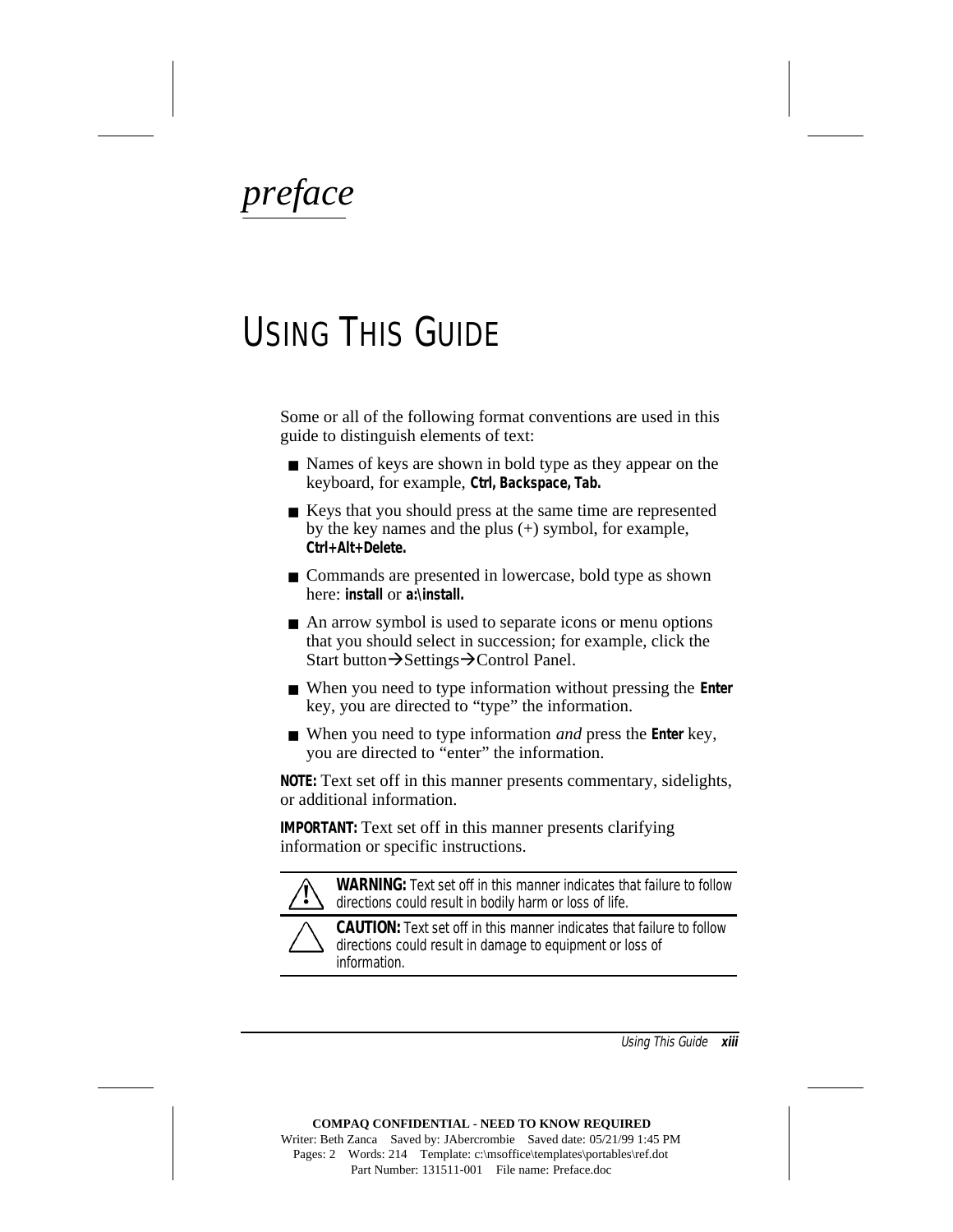*preface*

# USING THIS GUIDE

Some or all of the following format conventions are used in this guide to distinguish elements of text:

- Names of keys are shown in bold type as they appear on the keyboard, for example, **Ctrl, Backspace, Tab.**
- Keys that you should press at the same time are represented by the key names and the plus (+) symbol, for example, **Ctrl+Alt+Delete.**
- Commands are presented in lowercase, bold type as shown here: **install** or **a:\install.**
- An arrow symbol is used to separate icons or menu options that you should select in succession; for example, click the Start button→Settings→Control Panel.
- When you need to type information without pressing the **Enter** key, you are directed to “type” the information.
- When you need to type information *and* press the **Enter** key, you are directed to “enter” the information.

**NOTE:** Text set off in this manner presents commentary, sidelights, or additional information.

**IMPORTANT:** Text set off in this manner presents clarifying information or specific instructions.

**WARNING:** Text set off in this manner indicates that failure to follow directions could result in bodily harm or loss of life.

**CAUTION:** Text set off in this manner indicates that failure to follow directions could result in damage to equipment or loss of information.

**COMPAQ CONFIDENTIAL - NEED TO KNOW REQUIRED**
Writer: Beth Zanca Saved by: JAbercrombie Saved date: 05/21/99 1:45 PM
Pages: 2 Words: 214 Template: c:\msoffice\templates\portables\ref.dot
Part Number: 131511-001 File name: Preface.doc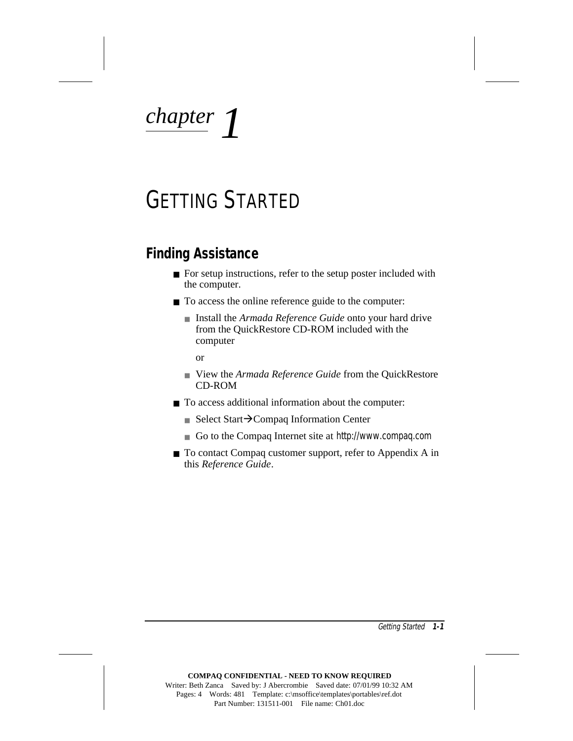# chapter 1

# GETTING STARTED

## Finding Assistance

- For setup instructions, refer to the setup poster included with the computer.
- To access the online reference guide to the computer:
  - Install the *Armada Reference Guide* onto your hard drive from the QuickRestore CD-ROM included with the computer

    or
  - View the *Armada Reference Guide* from the QuickRestore CD-ROM
- To access additional information about the computer:
  - Select Start→Compaq Information Center
  - Go to the Compaq Internet site at http://www.compaq.com
- To contact Compaq customer support, refer to Appendix A in this *Reference Guide*.

**COMPAQ CONFIDENTIAL - NEED TO KNOW REQUIRED**
Writer: Beth Zanca Saved by: J Abercrombie Saved date: 07/01/99 10:32 AM
Pages: 4 Words: 481 Template: c:\msoffice\templates\portables\ref.dot
Part Number: 131511-001 File name: Ch01.doc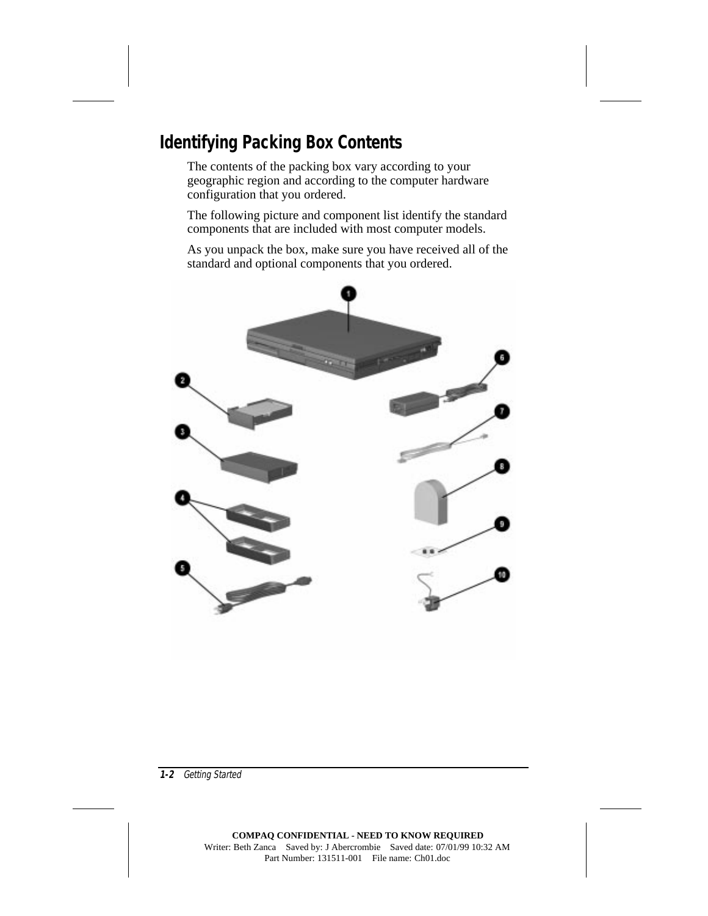## Identifying Packing Box Contents

The contents of the packing box vary according to your geographic region and according to the computer hardware configuration that you ordered.

The following picture and component list identify the standard components that are included with most computer models.

As you unpack the box, make sure you have received all of the standard and optional components that you ordered.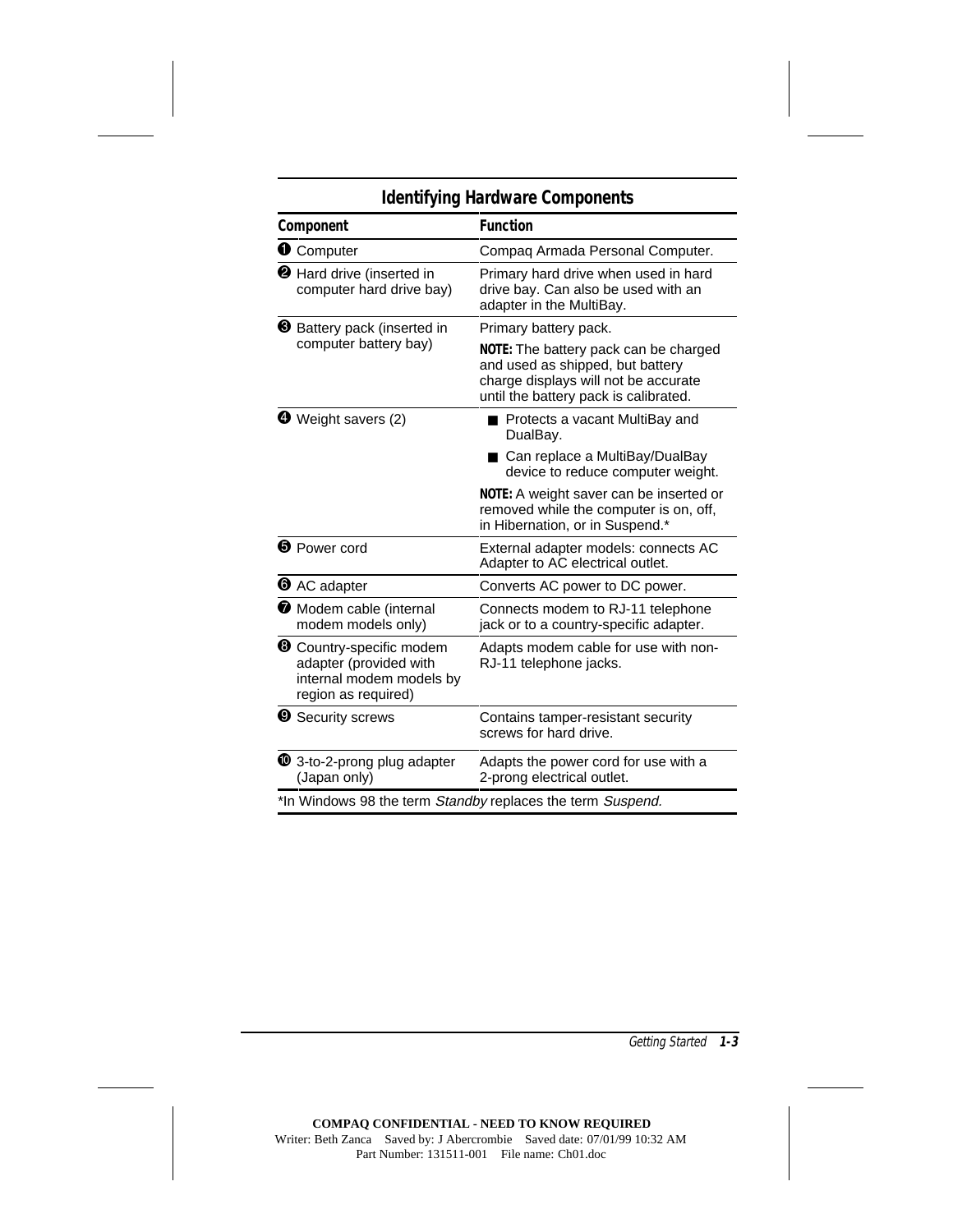**Identifying Hardware Components**

| Component | Function |
|---|---|
| ❶ Computer | Compaq Armada Personal Computer. |
| ❷ Hard drive (inserted in computer hard drive bay) | Primary hard drive when used in hard drive bay. Can also be used with an adapter in the MultiBay. |
| ❸ Battery pack (inserted in computer battery bay) | Primary battery pack.<br><br>**NOTE:** The battery pack can be charged and used as shipped, but battery charge displays will not be accurate until the battery pack is calibrated. |
| ❹ Weight savers (2) | ■ Protects a vacant MultiBay and DualBay.<br>■ Can replace a MultiBay/DualBay device to reduce computer weight.<br><br>**NOTE:** A weight saver can be inserted or removed while the computer is on, off, in Hibernation, or in Suspend.* |
| ❺ Power cord | External adapter models: connects AC Adapter to AC electrical outlet. |
| ❻ AC adapter | Converts AC power to DC power. |
| ❼ Modem cable (internal modem models only) | Connects modem to RJ-11 telephone jack or to a country-specific adapter. |
| ❽ Country-specific modem adapter (provided with internal modem models by region as required) | Adapts modem cable for use with non-RJ-11 telephone jacks. |
| ❾ Security screws | Contains tamper-resistant security screws for hard drive. |
| ❿ 3-to-2-prong plug adapter (Japan only) | Adapts the power cord for use with a 2-prong electrical outlet. |

*In Windows 98 the term *Standby* replaces the term *Suspend.*

**COMPAQ CONFIDENTIAL - NEED TO KNOW REQUIRED**
Writer: Beth Zanca Saved by: J Abercrombie Saved date: 07/01/99 10:32 AM
Part Number: 131511-001 File name: Ch01.doc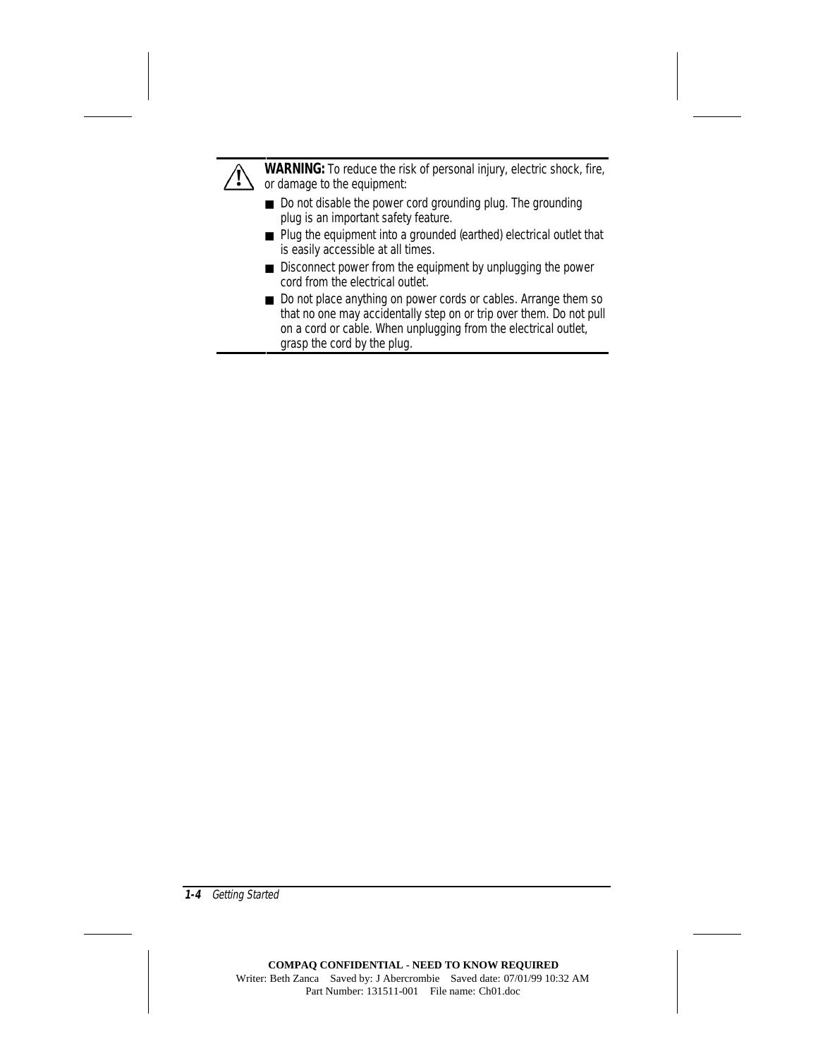**WARNING:** To reduce the risk of personal injury, electric shock, fire, or damage to the equipment:

- Do not disable the power cord grounding plug. The grounding plug is an important safety feature.
- Plug the equipment into a grounded (earthed) electrical outlet that is easily accessible at all times.
- Disconnect power from the equipment by unplugging the power cord from the electrical outlet.
- Do not place anything on power cords or cables. Arrange them so that no one may accidentally step on or trip over them. Do not pull on a cord or cable. When unplugging from the electrical outlet, grasp the cord by the plug.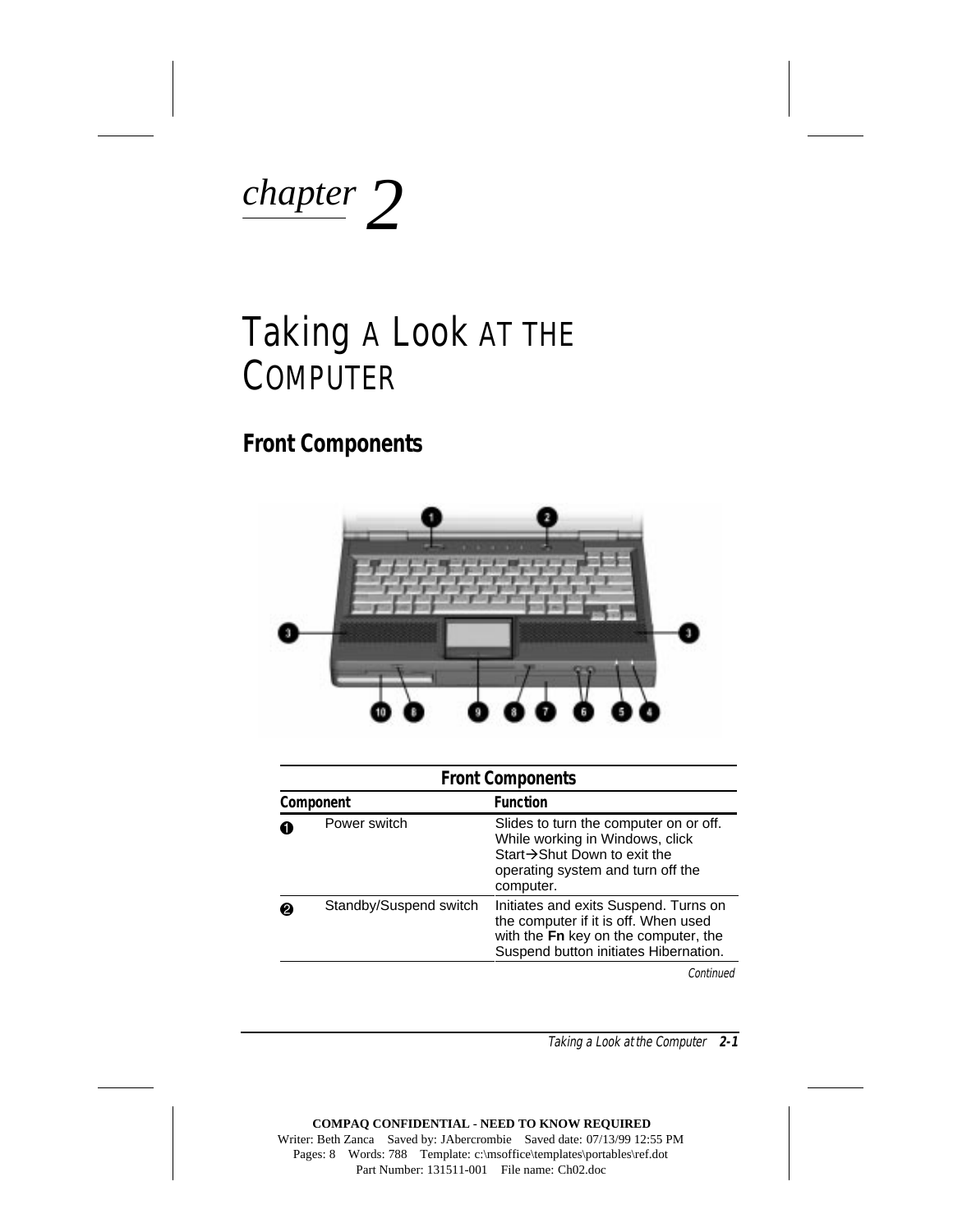# chapter 2

# Taking A Look AT THE COMPUTER

## Front Components

| Front Components | | |
|---|---|---|
| **Component** | | **Function** |
| ❶ | Power switch | Slides to turn the computer on or off. While working in Windows, click Start→Shut Down to exit the operating system and turn off the computer. |
| ❷ | Standby/Suspend switch | Initiates and exits Suspend. Turns on the computer if it is off. When used with the **Fn** key on the computer, the Suspend button initiates Hibernation. |

*Continued*

COMPAQ CONFIDENTIAL - NEED TO KNOW REQUIRED
Writer: Beth Zanca Saved by: JAbercrombie Saved date: 07/13/99 12:55 PM
Pages: 8 Words: 788 Template: c:\msoffice\templates\portables\ref.dot
Part Number: 131511-001 File name: Ch02.doc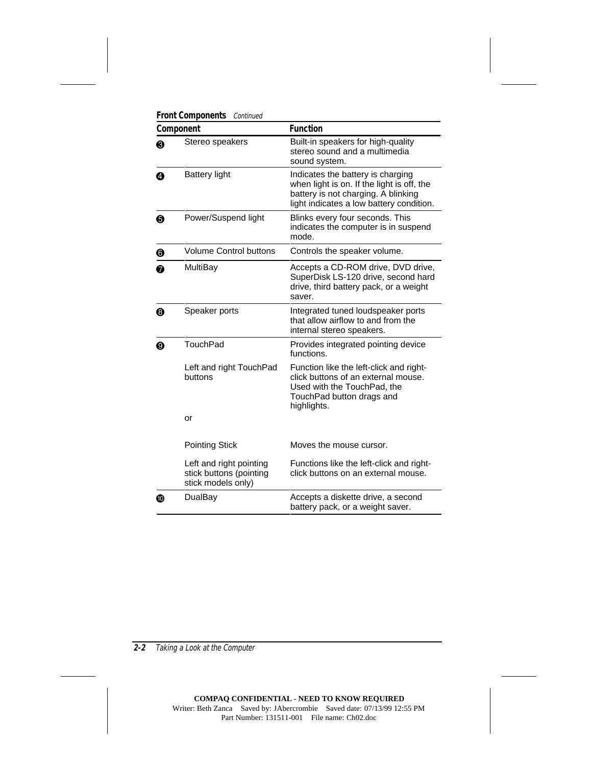**Front Components** *Continued*

| | Component | Function |
|---|---|---|
| ❸ | Stereo speakers | Built-in speakers for high-quality stereo sound and a multimedia sound system. |
| ❹ | Battery light | Indicates the battery is charging when light is on. If the light is off, the battery is not charging. A blinking light indicates a low battery condition. |
| ❺ | Power/Suspend light | Blinks every four seconds. This indicates the computer is in suspend mode. |
| ❻ | Volume Control buttons | Controls the speaker volume. |
| ❼ | MultiBay | Accepts a CD-ROM drive, DVD drive, SuperDisk LS-120 drive, second hard drive, third battery pack, or a weight saver. |
| ❽ | Speaker ports | Integrated tuned loudspeaker ports that allow airflow to and from the internal stereo speakers. |
| ❾ | TouchPad | Provides integrated pointing device functions. |
| | Left and right TouchPad buttons | Function like the left-click and right-click buttons of an external mouse. Used with the TouchPad, the TouchPad button drags and highlights. |
| | or | |
| | Pointing Stick | Moves the mouse cursor. |
| | Left and right pointing stick buttons (pointing stick models only) | Functions like the left-click and right-click buttons on an external mouse. |
| ❿ | DualBay | Accepts a diskette drive, a second battery pack, or a weight saver. |

**COMPAQ CONFIDENTIAL - NEED TO KNOW REQUIRED**
Writer: Beth Zanca Saved by: JAbercrombie Saved date: 07/13/99 12:55 PM
Part Number: 131511-001 File name: Ch02.doc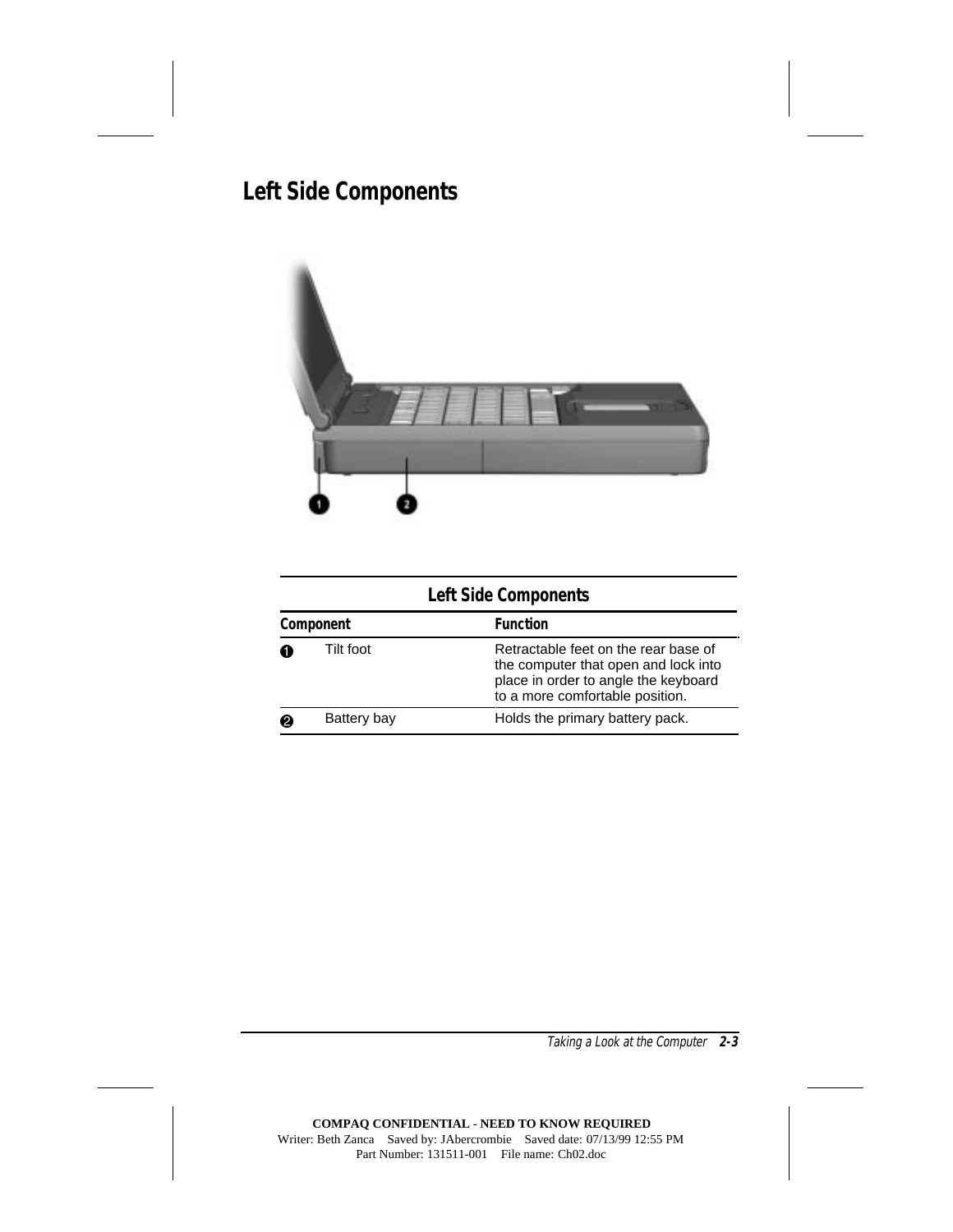## Left Side Components

| Left Side Components | | |
|---|---|---|
| **Component** | | **Function** |
| 1 | Tilt foot | Retractable feet on the rear base of the computer that open and lock into place in order to angle the keyboard to a more comfortable position. |
| 2 | Battery bay | Holds the primary battery pack. |

COMPAQ CONFIDENTIAL - NEED TO KNOW REQUIRED
Writer: Beth Zanca Saved by: JAbercrombie Saved date: 07/13/99 12:55 PM
Part Number: 131511-001 File name: Ch02.doc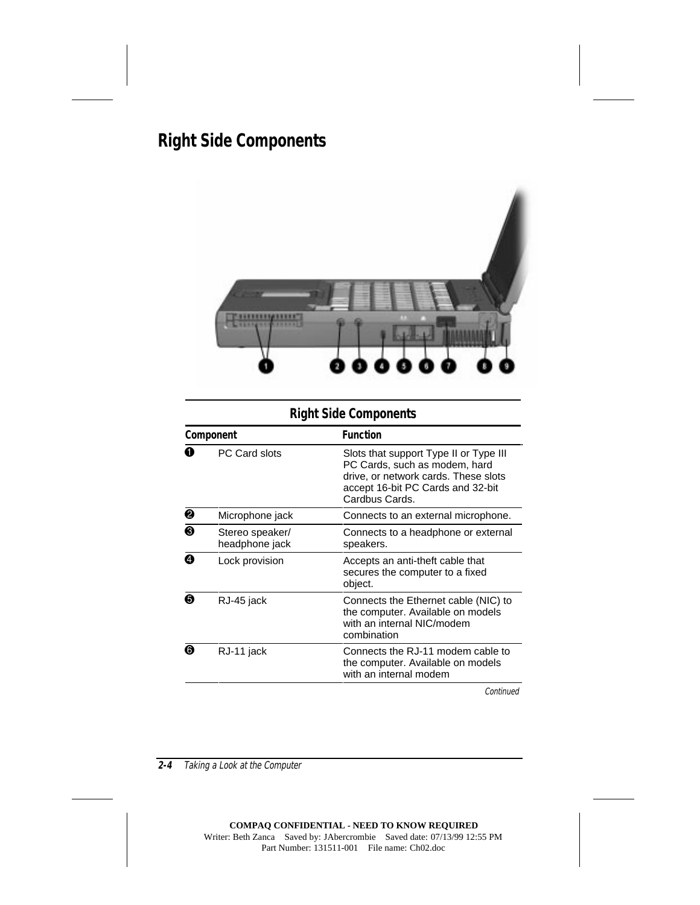## Right Side Components

**Right Side Components**

| Component | | Function |
|---|---|---|
| ❶ | PC Card slots | Slots that support Type II or Type III PC Cards, such as modem, hard drive, or network cards. These slots accept 16-bit PC Cards and 32-bit Cardbus Cards. |
| ❷ | Microphone jack | Connects to an external microphone. |
| ❸ | Stereo speaker/ headphone jack | Connects to a headphone or external speakers. |
| ❹ | Lock provision | Accepts an anti-theft cable that secures the computer to a fixed object. |
| ❺ | RJ-45 jack | Connects the Ethernet cable (NIC) to the computer. Available on models with an internal NIC/modem combination |
| ❻ | RJ-11 jack | Connects the RJ-11 modem cable to the computer. Available on models with an internal modem |

*Continued*

COMPAQ CONFIDENTIAL - NEED TO KNOW REQUIRED
Writer: Beth Zanca Saved by: JAbercrombie Saved date: 07/13/99 12:55 PM
Part Number: 131511-001 File name: Ch02.doc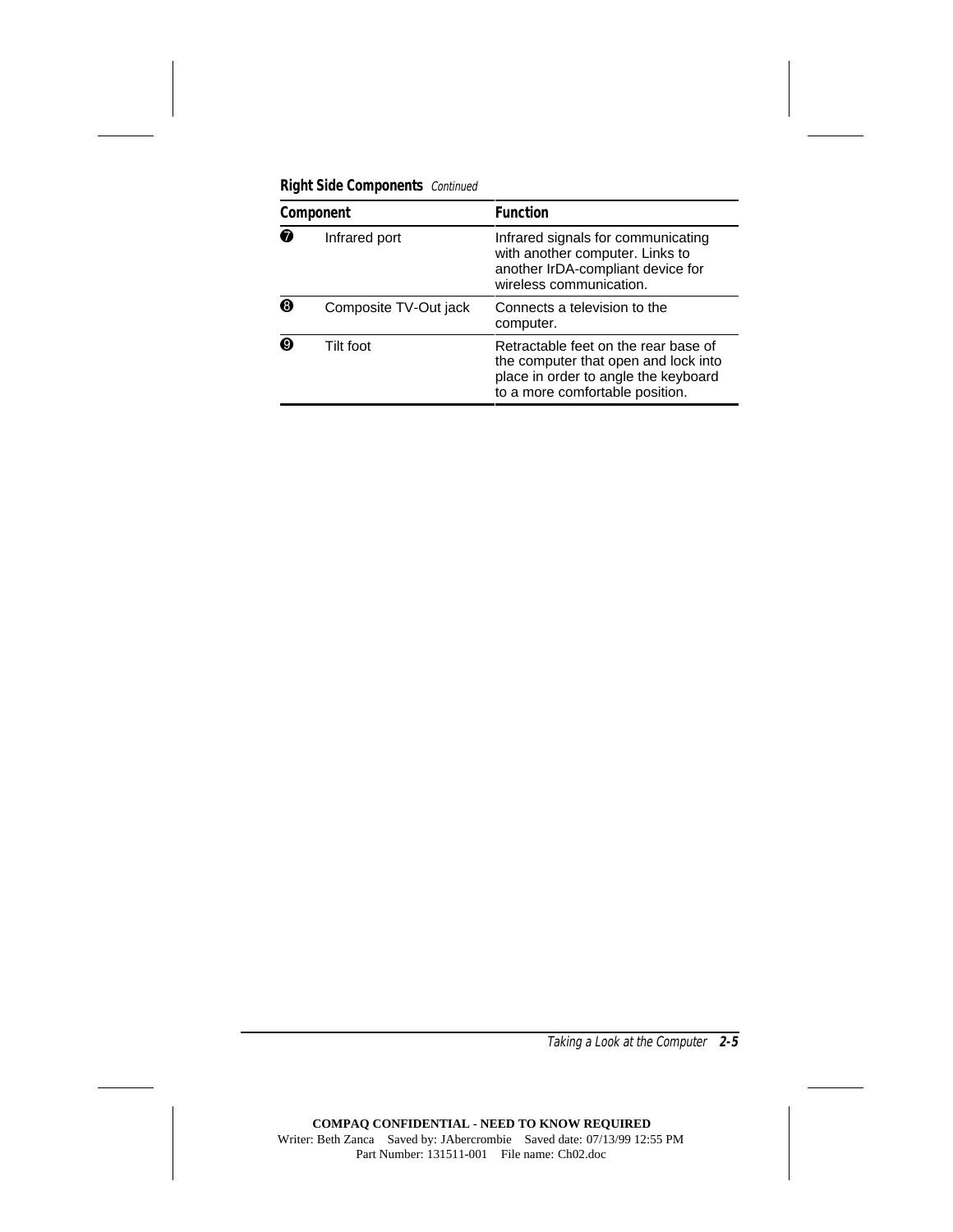**Right Side Components** *Continued*

| Component | | Function |
|---|---|---|
| ❼ | Infrared port | Infrared signals for communicating with another computer. Links to another IrDA-compliant device for wireless communication. |
| ❽ | Composite TV-Out jack | Connects a television to the computer. |
| ❾ | Tilt foot | Retractable feet on the rear base of the computer that open and lock into place in order to angle the keyboard to a more comfortable position. |

**COMPAQ CONFIDENTIAL - NEED TO KNOW REQUIRED**
Writer: Beth Zanca Saved by: JAbercrombie Saved date: 07/13/99 12:55 PM
Part Number: 131511-001 File name: Ch02.doc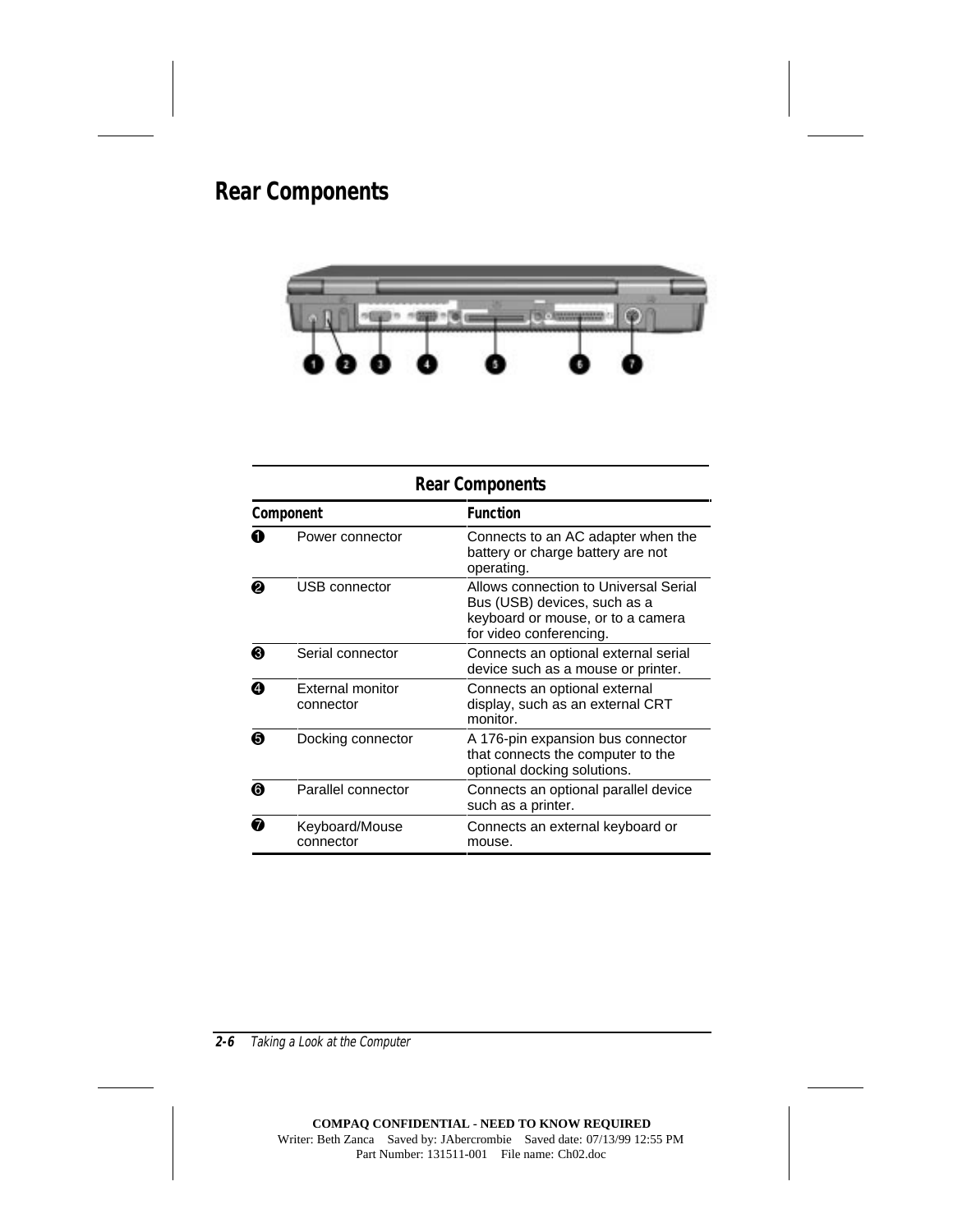## Rear Components

| Rear Components | | |
|---|---|---|
| **Component** | | **Function** |
| ❶ | Power connector | Connects to an AC adapter when the battery or charge battery are not operating. |
| ❷ | USB connector | Allows connection to Universal Serial Bus (USB) devices, such as a keyboard or mouse, or to a camera for video conferencing. |
| ❸ | Serial connector | Connects an optional external serial device such as a mouse or printer. |
| ❹ | External monitor connector | Connects an optional external display, such as an external CRT monitor. |
| ❺ | Docking connector | A 176-pin expansion bus connector that connects the computer to the optional docking solutions. |
| ❻ | Parallel connector | Connects an optional parallel device such as a printer. |
| ❼ | Keyboard/Mouse connector | Connects an external keyboard or mouse. |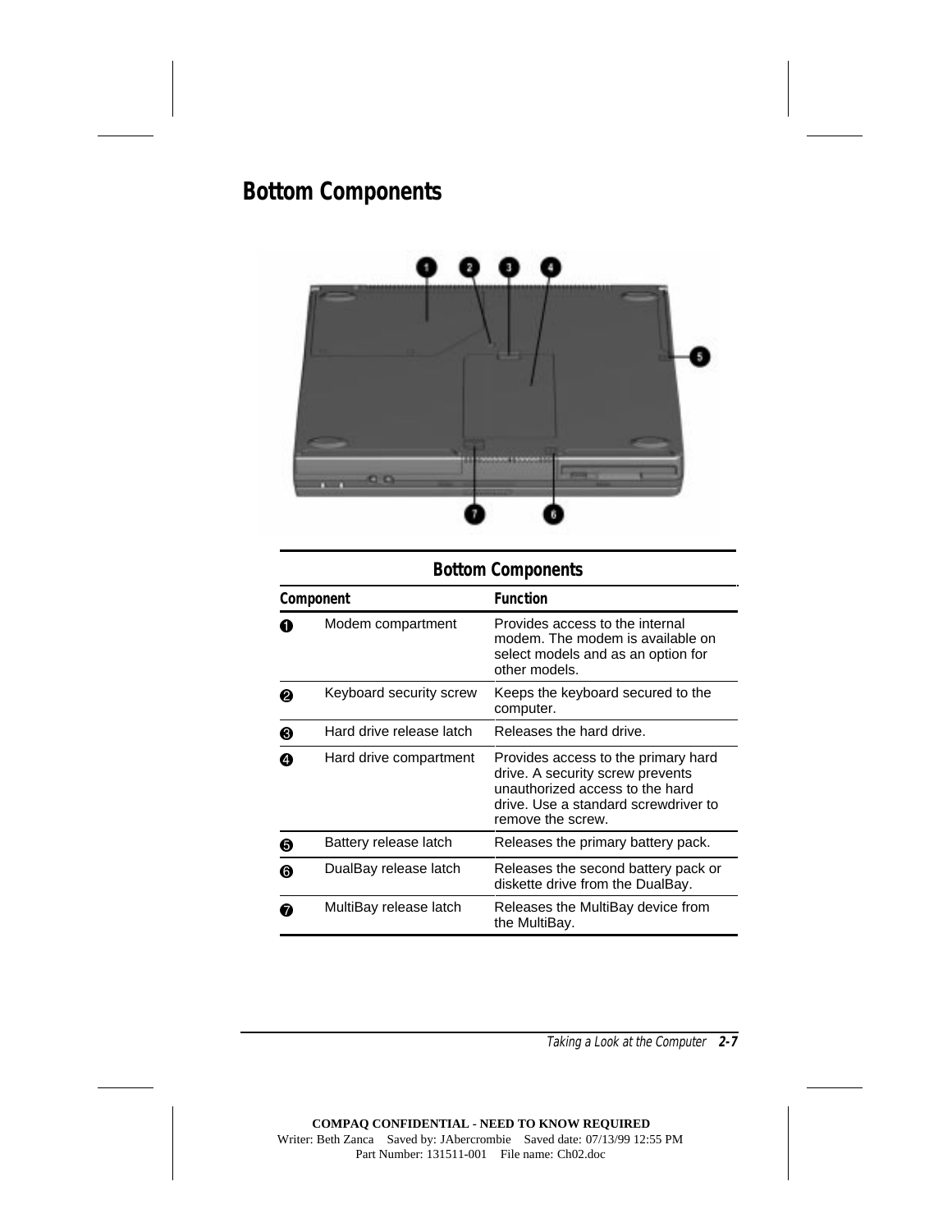## Bottom Components

**Bottom Components**

| Component | | Function |
|---|---|---|
| ❶ | Modem compartment | Provides access to the internal modem. The modem is available on select models and as an option for other models. |
| ❷ | Keyboard security screw | Keeps the keyboard secured to the computer. |
| ❸ | Hard drive release latch | Releases the hard drive. |
| ❹ | Hard drive compartment | Provides access to the primary hard drive. A security screw prevents unauthorized access to the hard drive. Use a standard screwdriver to remove the screw. |
| ❺ | Battery release latch | Releases the primary battery pack. |
| ❻ | DualBay release latch | Releases the second battery pack or diskette drive from the DualBay. |
| ❼ | MultiBay release latch | Releases the MultiBay device from the MultiBay. |

COMPAQ CONFIDENTIAL - NEED TO KNOW REQUIRED
Writer: Beth Zanca Saved by: JAbercrombie Saved date: 07/13/99 12:55 PM
Part Number: 131511-001 File name: Ch02.doc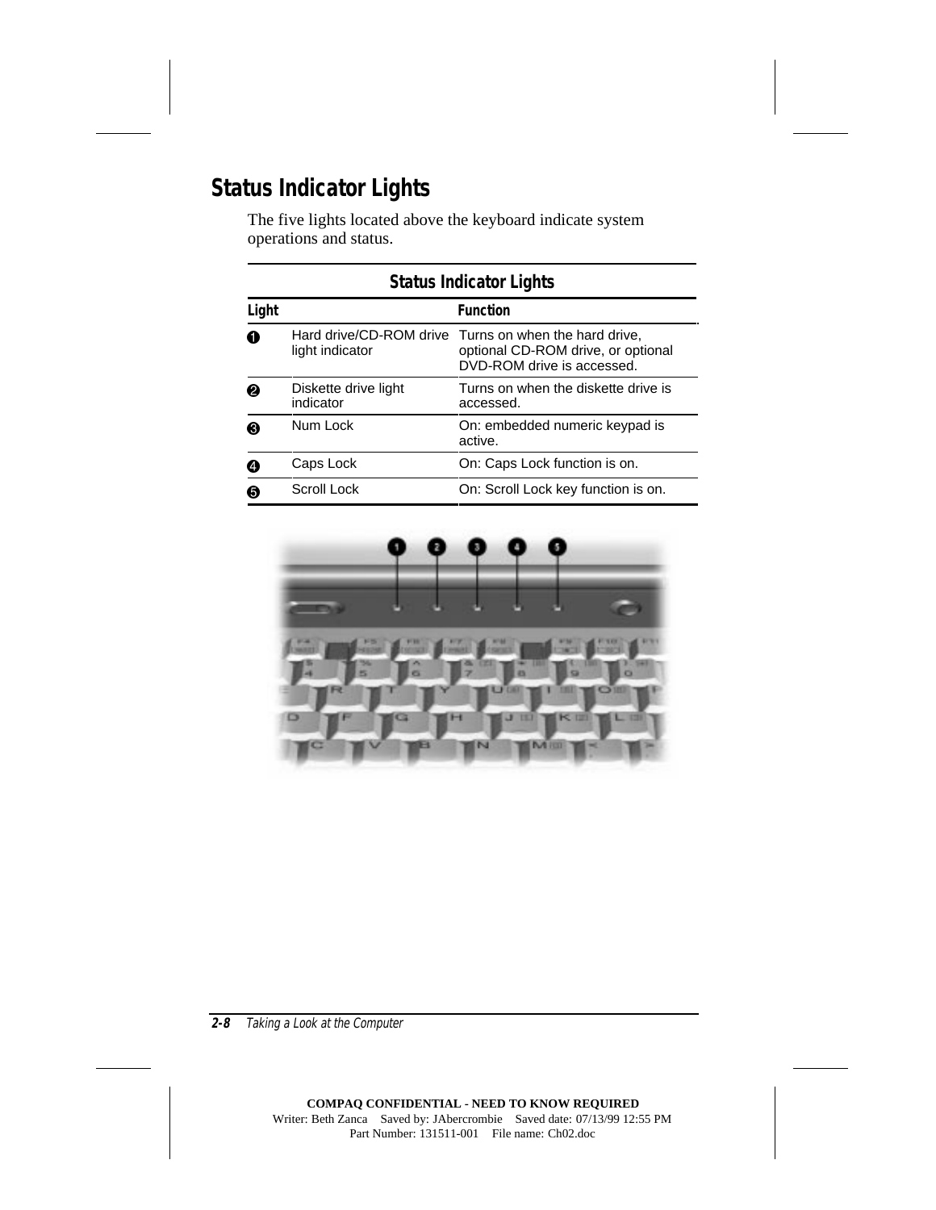## Status Indicator Lights

The five lights located above the keyboard indicate system operations and status.

**Status Indicator Lights**

| Light | | Function |
|---|---|---|
| ❶ | Hard drive/CD-ROM drive light indicator | Turns on when the hard drive, optional CD-ROM drive, or optional DVD-ROM drive is accessed. |
| ❷ | Diskette drive light indicator | Turns on when the diskette drive is accessed. |
| ❸ | Num Lock | On: embedded numeric keypad is active. |
| ❹ | Caps Lock | On: Caps Lock function is on. |
| ❺ | Scroll Lock | On: Scroll Lock key function is on. |

COMPAQ CONFIDENTIAL - NEED TO KNOW REQUIRED
Writer: Beth Zanca Saved by: JAbercrombie Saved date: 07/13/99 12:55 PM
Part Number: 131511-001 File name: Ch02.doc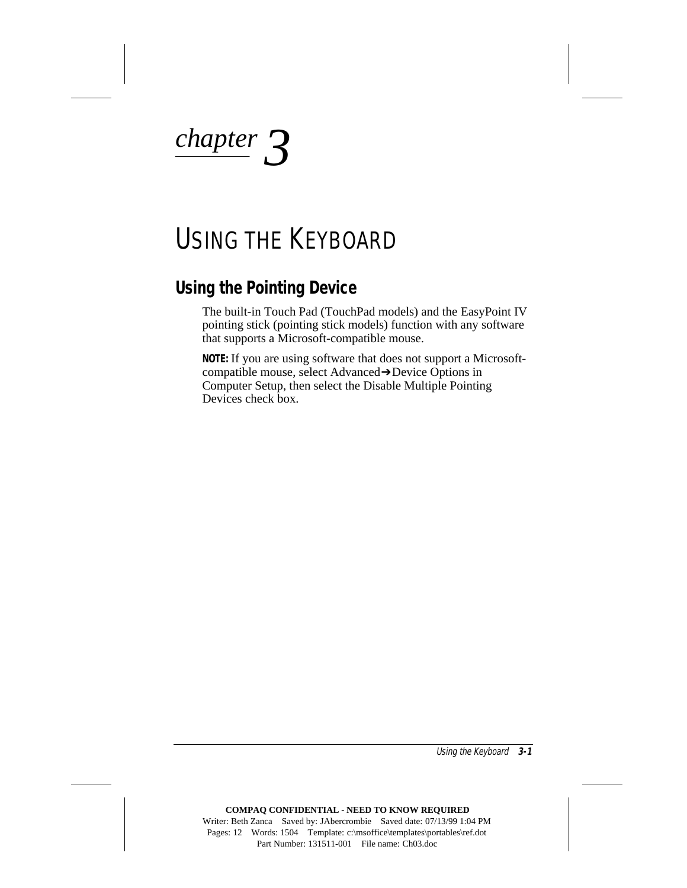*chapter 3*

# USING THE KEYBOARD

## Using the Pointing Device

The built-in Touch Pad (TouchPad models) and the EasyPoint IV pointing stick (pointing stick models) function with any software that supports a Microsoft-compatible mouse.

**NOTE:** If you are using software that does not support a Microsoft-compatible mouse, select Advanced➔Device Options in Computer Setup, then select the Disable Multiple Pointing Devices check box.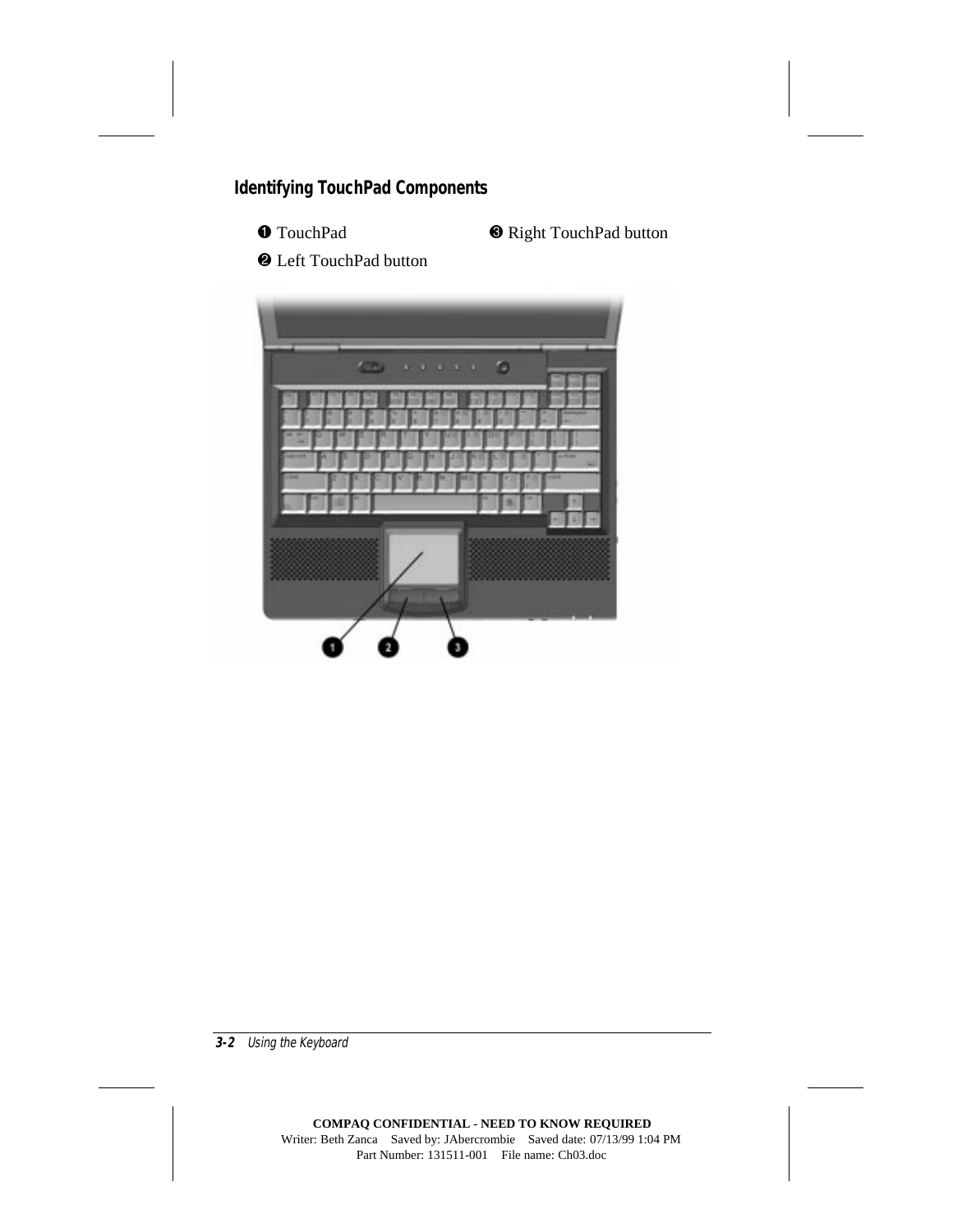## Identifying TouchPad Components

❶ TouchPad

❷ Left TouchPad button

❸ Right TouchPad button

COMPAQ CONFIDENTIAL - NEED TO KNOW REQUIRED
Writer: Beth Zanca   Saved by: JAbercrombie   Saved date: 07/13/99 1:04 PM
Part Number: 131511-001   File name: Ch03.doc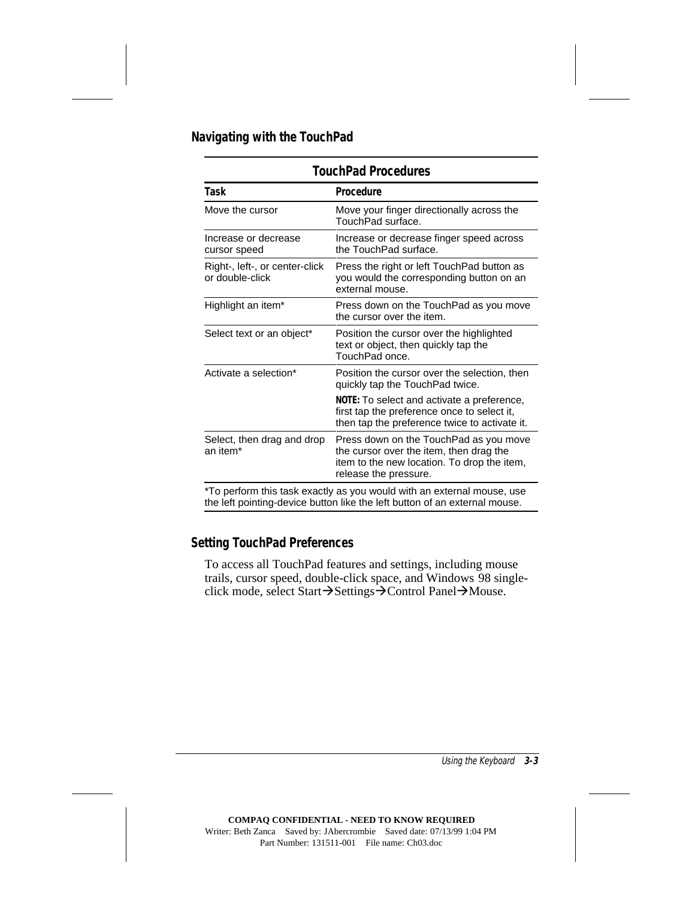## Navigating with the TouchPad

**TouchPad Procedures**

| Task | Procedure |
|---|---|
| Move the cursor | Move your finger directionally across the TouchPad surface. |
| Increase or decrease cursor speed | Increase or decrease finger speed across the TouchPad surface. |
| Right-, left-, or center-click or double-click | Press the right or left TouchPad button as you would the corresponding button on an external mouse. |
| Highlight an item* | Press down on the TouchPad as you move the cursor over the item. |
| Select text or an object* | Position the cursor over the highlighted text or object, then quickly tap the TouchPad once. |
| Activate a selection* | Position the cursor over the selection, then quickly tap the TouchPad twice. **NOTE:** To select and activate a preference, first tap the preference once to select it, then tap the preference twice to activate it. |
| Select, then drag and drop an item* | Press down on the TouchPad as you move the cursor over the item, then drag the item to the new location. To drop the item, release the pressure. |

*To perform this task exactly as you would with an external mouse, use the left pointing-device button like the left button of an external mouse.

## Setting TouchPad Preferences

To access all TouchPad features and settings, including mouse trails, cursor speed, double-click space, and Windows 98 single-click mode, select Start→Settings→Control Panel→Mouse.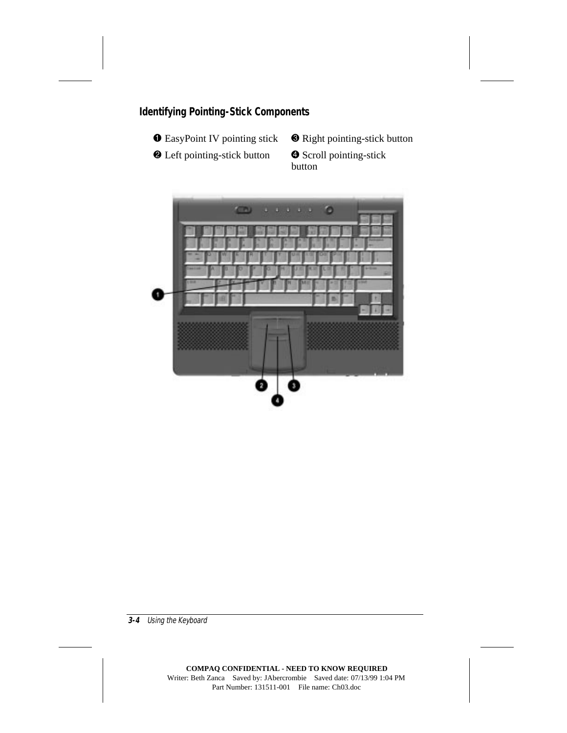## Identifying Pointing-Stick Components

1. EasyPoint IV pointing stick
2. Left pointing-stick button
3. Right pointing-stick button
4. Scroll pointing-stick button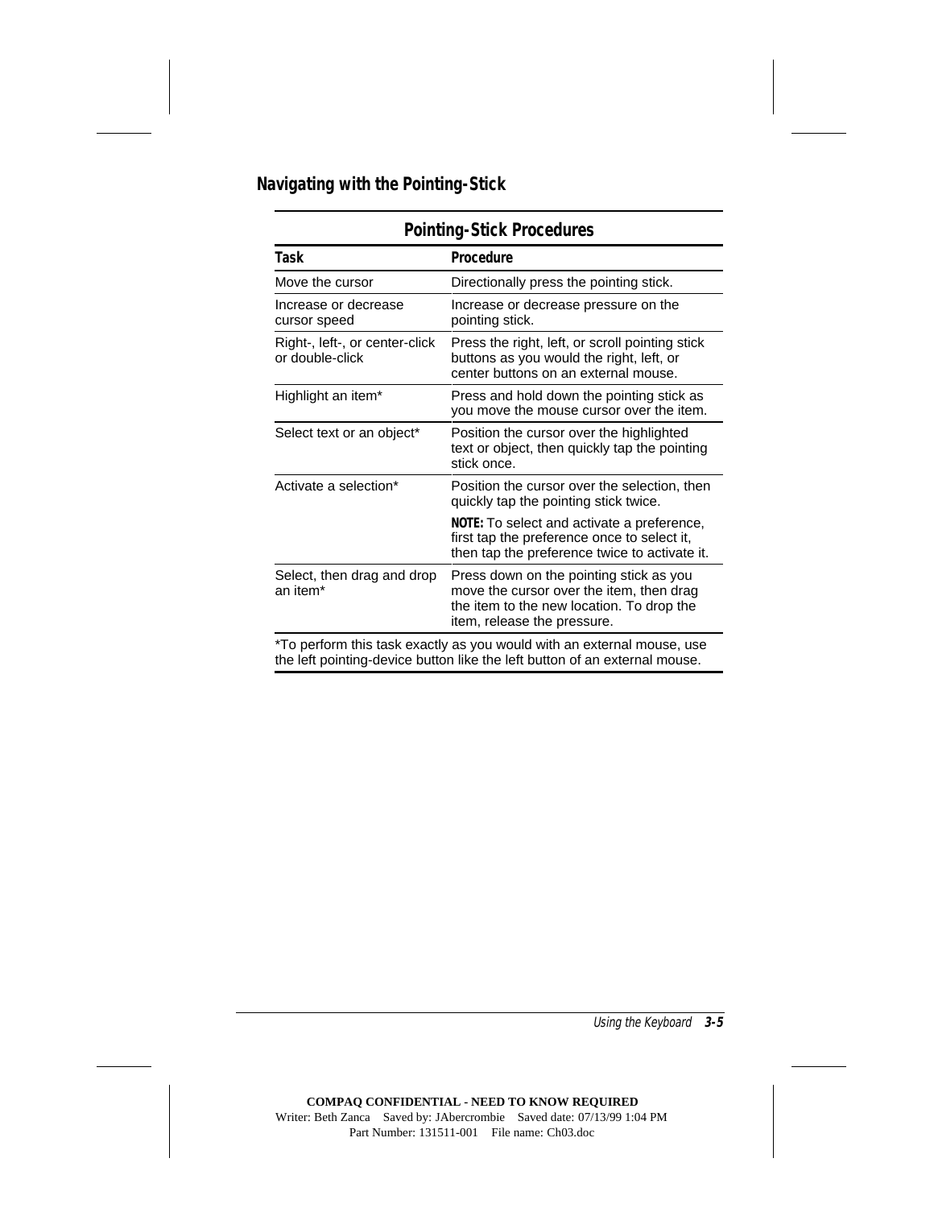## Navigating with the Pointing-Stick

**Pointing-Stick Procedures**

| **Task** | **Procedure** |
|---|---|
| Move the cursor | Directionally press the pointing stick. |
| Increase or decrease cursor speed | Increase or decrease pressure on the pointing stick. |
| Right-, left-, or center-click or double-click | Press the right, left, or scroll pointing stick buttons as you would the right, left, or center buttons on an external mouse. |
| Highlight an item* | Press and hold down the pointing stick as you move the mouse cursor over the item. |
| Select text or an object* | Position the cursor over the highlighted text or object, then quickly tap the pointing stick once. |
| Activate a selection* | Position the cursor over the selection, then quickly tap the pointing stick twice.<br><br>**NOTE:** To select and activate a preference, first tap the preference once to select it, then tap the preference twice to activate it. |
| Select, then drag and drop an item* | Press down on the pointing stick as you move the cursor over the item, then drag the item to the new location. To drop the item, release the pressure. |

*To perform this task exactly as you would with an external mouse, use the left pointing-device button like the left button of an external mouse.

**COMPAQ CONFIDENTIAL - NEED TO KNOW REQUIRED**
Writer: Beth Zanca Saved by: JAbercrombie Saved date: 07/13/99 1:04 PM
Part Number: 131511-001 File name: Ch03.doc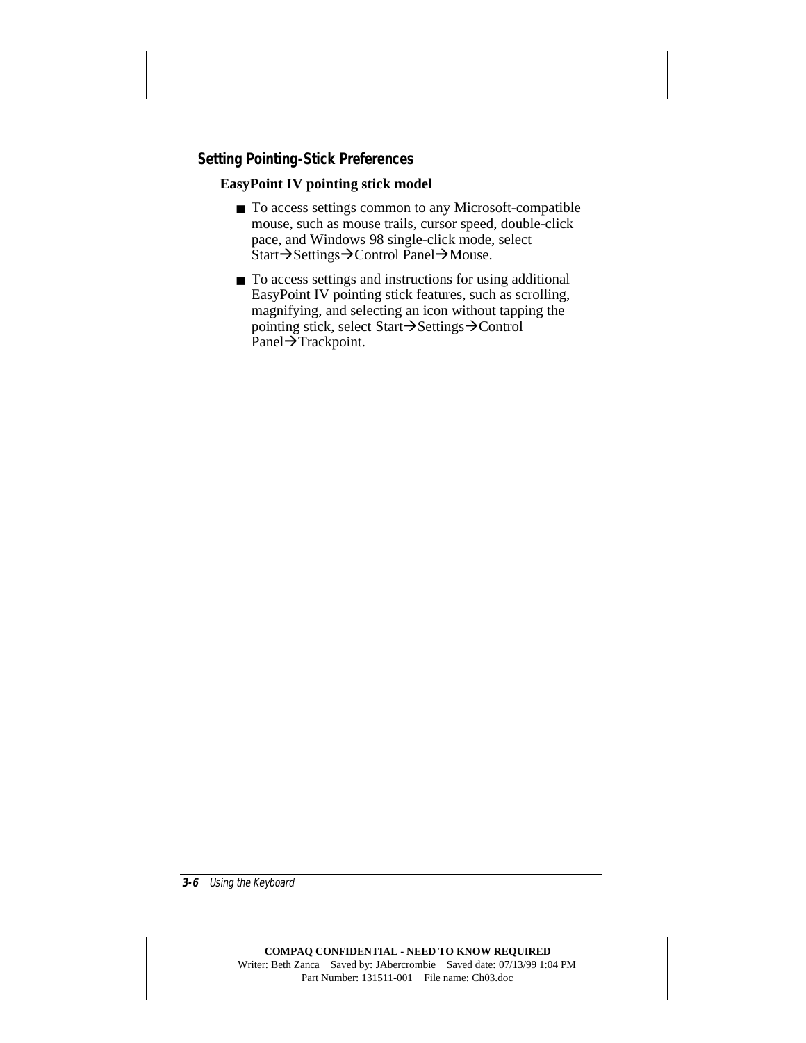## Setting Pointing-Stick Preferences

**EasyPoint IV pointing stick model**

- To access settings common to any Microsoft-compatible mouse, such as mouse trails, cursor speed, double-click pace, and Windows 98 single-click mode, select Start→Settings→Control Panel→Mouse.
- To access settings and instructions for using additional EasyPoint IV pointing stick features, such as scrolling, magnifying, and selecting an icon without tapping the pointing stick, select Start→Settings→Control Panel→Trackpoint.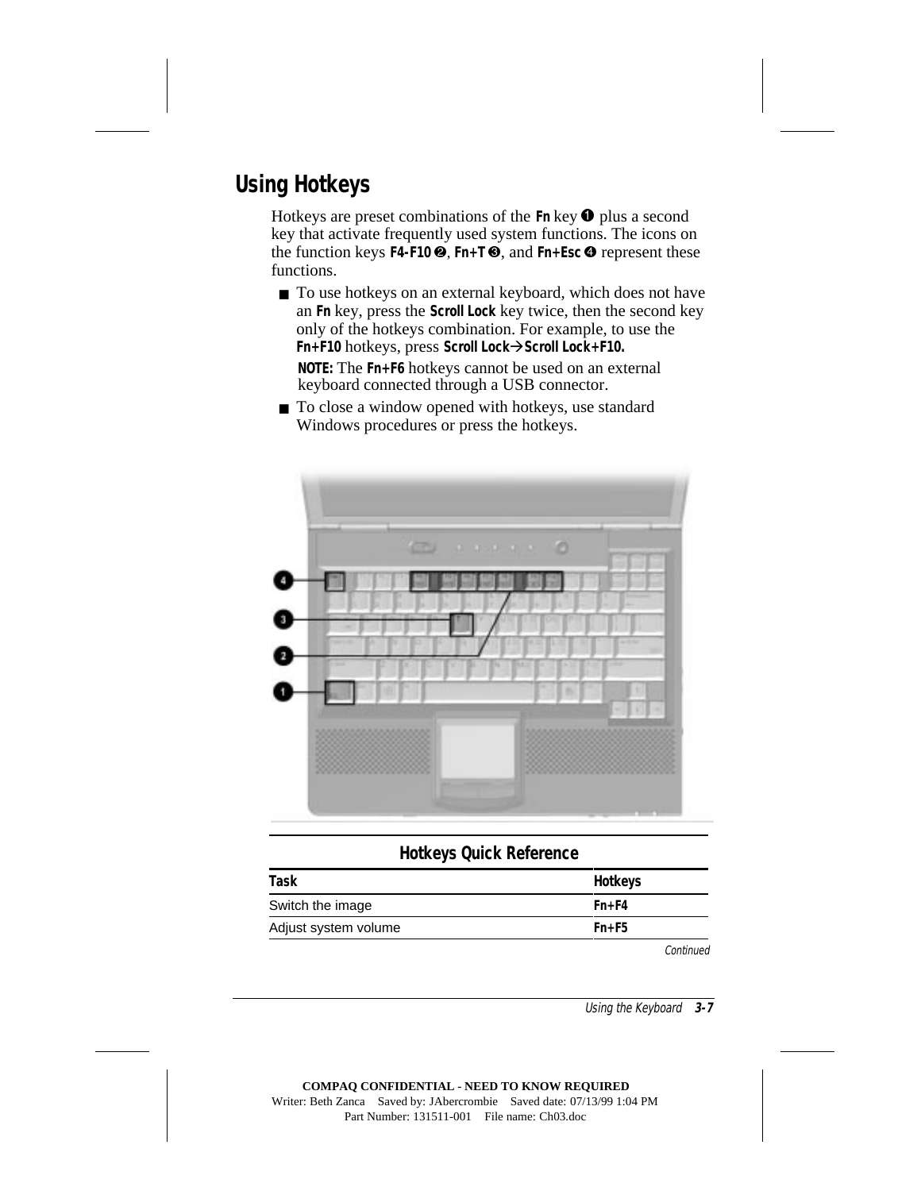## Using Hotkeys

Hotkeys are preset combinations of the **Fn** key ❶ plus a second key that activate frequently used system functions. The icons on the function keys **F4-F10** ❷, **Fn+T** ❸, and **Fn+Esc** ❹ represent these functions.

- To use hotkeys on an external keyboard, which does not have an **Fn** key, press the **Scroll Lock** key twice, then the second key only of the hotkeys combination. For example, to use the **Fn+F10** hotkeys, press **Scroll Lock→Scroll Lock+F10.**

  **NOTE:** The **Fn+F6** hotkeys cannot be used on an external keyboard connected through a USB connector.

- To close a window opened with hotkeys, use standard Windows procedures or press the hotkeys.

**Hotkeys Quick Reference**

| Task | Hotkeys |
|---|---|
| Switch the image | **Fn+F4** |
| Adjust system volume | **Fn+F5** |

*Continued*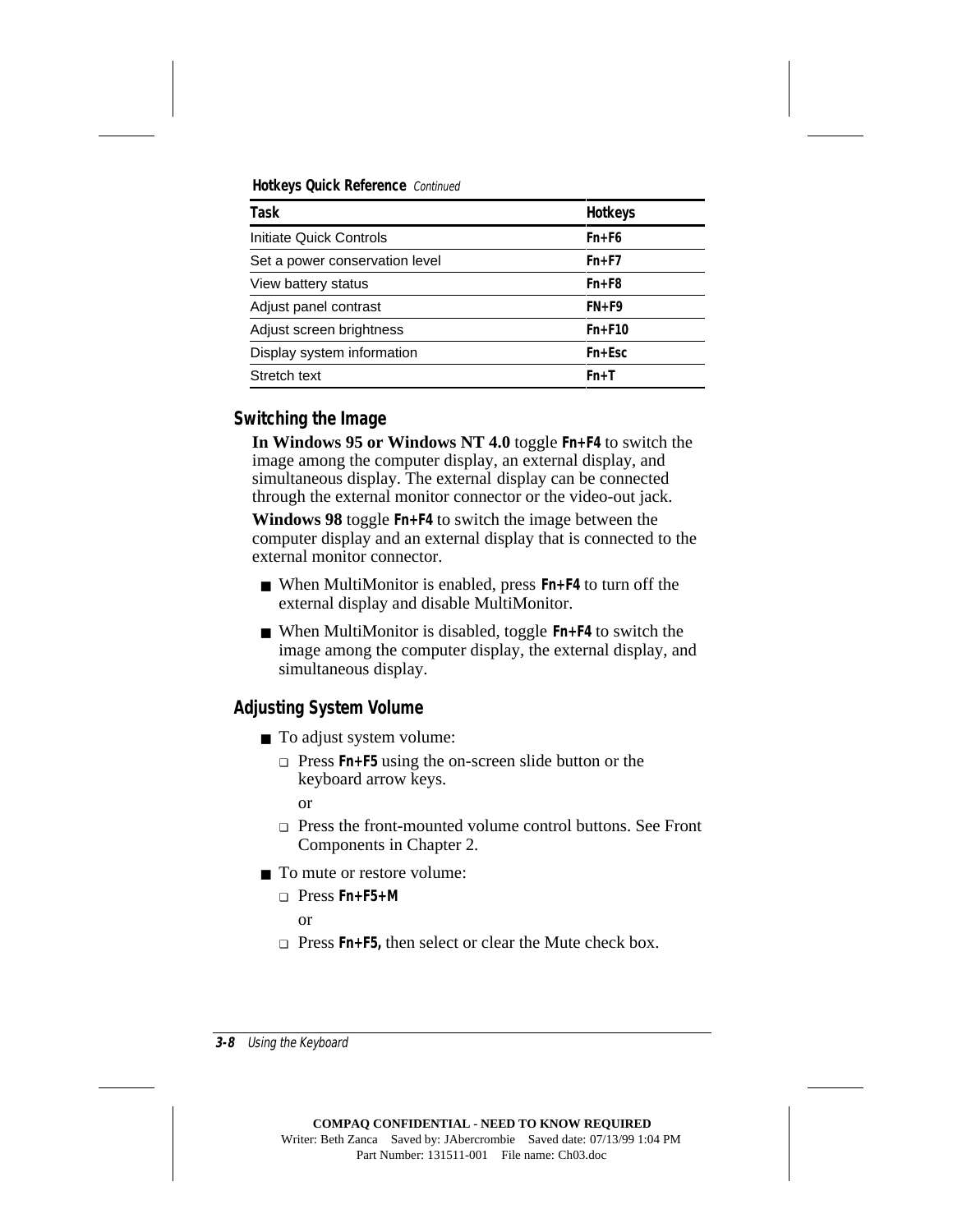**Hotkeys Quick Reference** *Continued*

| Task | Hotkeys |
|---|---|
| Initiate Quick Controls | **Fn+F6** |
| Set a power conservation level | **Fn+F7** |
| View battery status | **Fn+F8** |
| Adjust panel contrast | **FN+F9** |
| Adjust screen brightness | **Fn+F10** |
| Display system information | **Fn+Esc** |
| Stretch text | **Fn+T** |

## Switching the Image

**In Windows 95 or Windows NT 4.0** toggle **Fn+F4** to switch the image among the computer display, an external display, and simultaneous display. The external display can be connected through the external monitor connector or the video-out jack.

**Windows 98** toggle **Fn+F4** to switch the image between the computer display and an external display that is connected to the external monitor connector.

- When MultiMonitor is enabled, press **Fn+F4** to turn off the external display and disable MultiMonitor.
- When MultiMonitor is disabled, toggle **Fn+F4** to switch the image among the computer display, the external display, and simultaneous display.

## Adjusting System Volume

- To adjust system volume:
  - Press **Fn+F5** using the on-screen slide button or the keyboard arrow keys.

    or
  - Press the front-mounted volume control buttons. See Front Components in Chapter 2.
- To mute or restore volume:
  - Press **Fn+F5+M**

    or
  - Press **Fn+F5,** then select or clear the Mute check box.

COMPAQ CONFIDENTIAL - NEED TO KNOW REQUIRED
Writer: Beth Zanca Saved by: JAbercrombie Saved date: 07/13/99 1:04 PM
Part Number: 131511-001 File name: Ch03.doc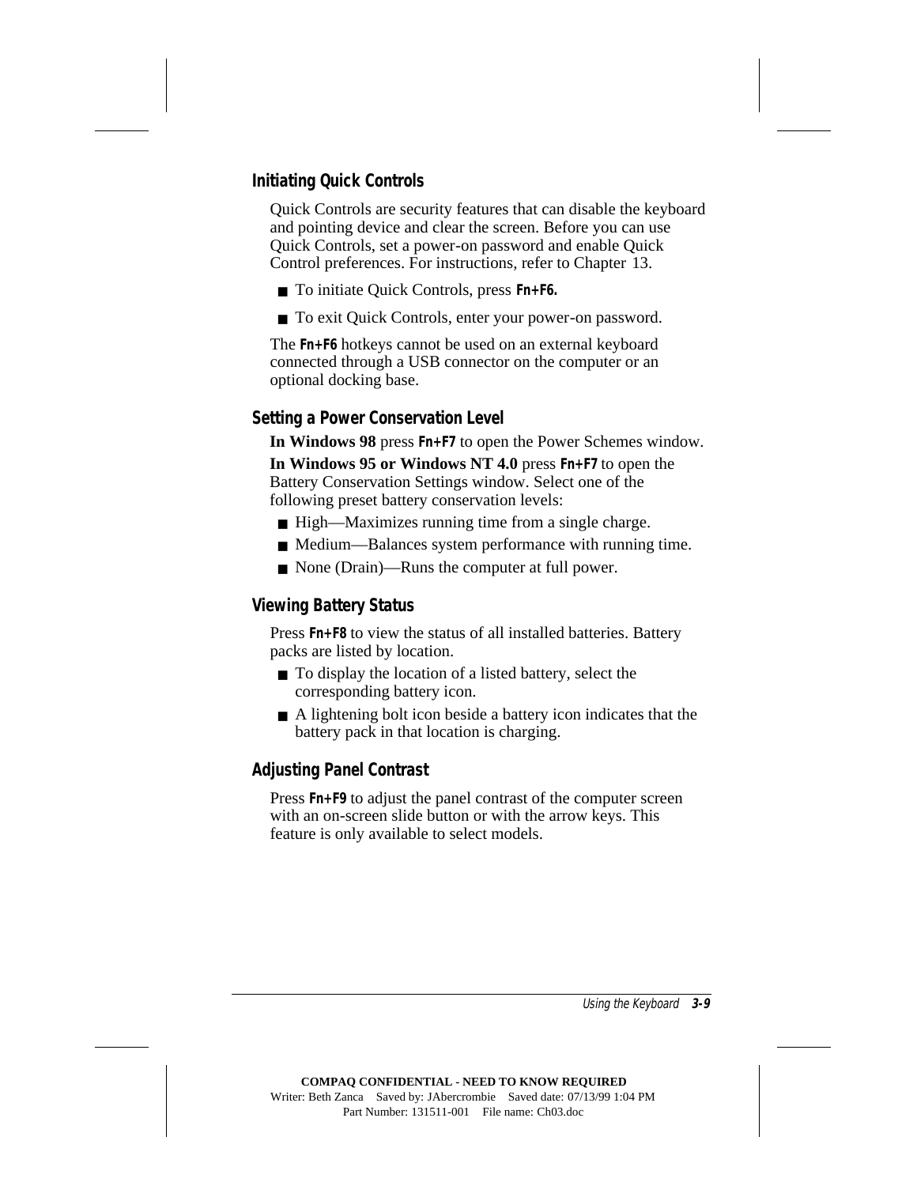### Initiating Quick Controls

Quick Controls are security features that can disable the keyboard and pointing device and clear the screen. Before you can use Quick Controls, set a power-on password and enable Quick Control preferences. For instructions, refer to Chapter 13.

- To initiate Quick Controls, press **Fn+F6.**
- To exit Quick Controls, enter your power-on password.

The **Fn+F6** hotkeys cannot be used on an external keyboard connected through a USB connector on the computer or an optional docking base.

### Setting a Power Conservation Level

**In Windows 98** press **Fn+F7** to open the Power Schemes window.

**In Windows 95 or Windows NT 4.0** press **Fn+F7** to open the Battery Conservation Settings window. Select one of the following preset battery conservation levels:

- High—Maximizes running time from a single charge.
- Medium—Balances system performance with running time.
- None (Drain)—Runs the computer at full power.

### Viewing Battery Status

Press **Fn+F8** to view the status of all installed batteries. Battery packs are listed by location.

- To display the location of a listed battery, select the corresponding battery icon.
- A lightening bolt icon beside a battery icon indicates that the battery pack in that location is charging.

### Adjusting Panel Contrast

Press **Fn+F9** to adjust the panel contrast of the computer screen with an on-screen slide button or with the arrow keys. This feature is only available to select models.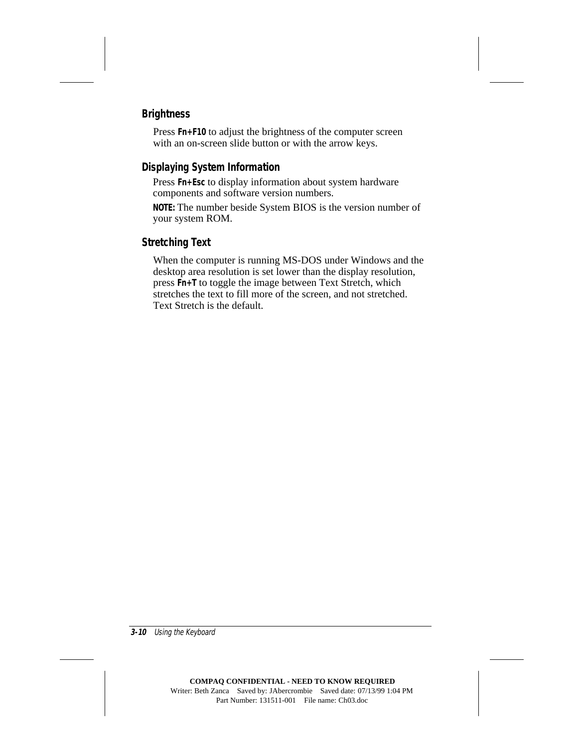### Brightness

Press **Fn+F10** to adjust the brightness of the computer screen with an on-screen slide button or with the arrow keys.

### Displaying System Information

Press **Fn+Esc** to display information about system hardware components and software version numbers.

**NOTE:** The number beside System BIOS is the version number of your system ROM.

### Stretching Text

When the computer is running MS-DOS under Windows and the desktop area resolution is set lower than the display resolution, press **Fn+T** to toggle the image between Text Stretch, which stretches the text to fill more of the screen, and not stretched. Text Stretch is the default.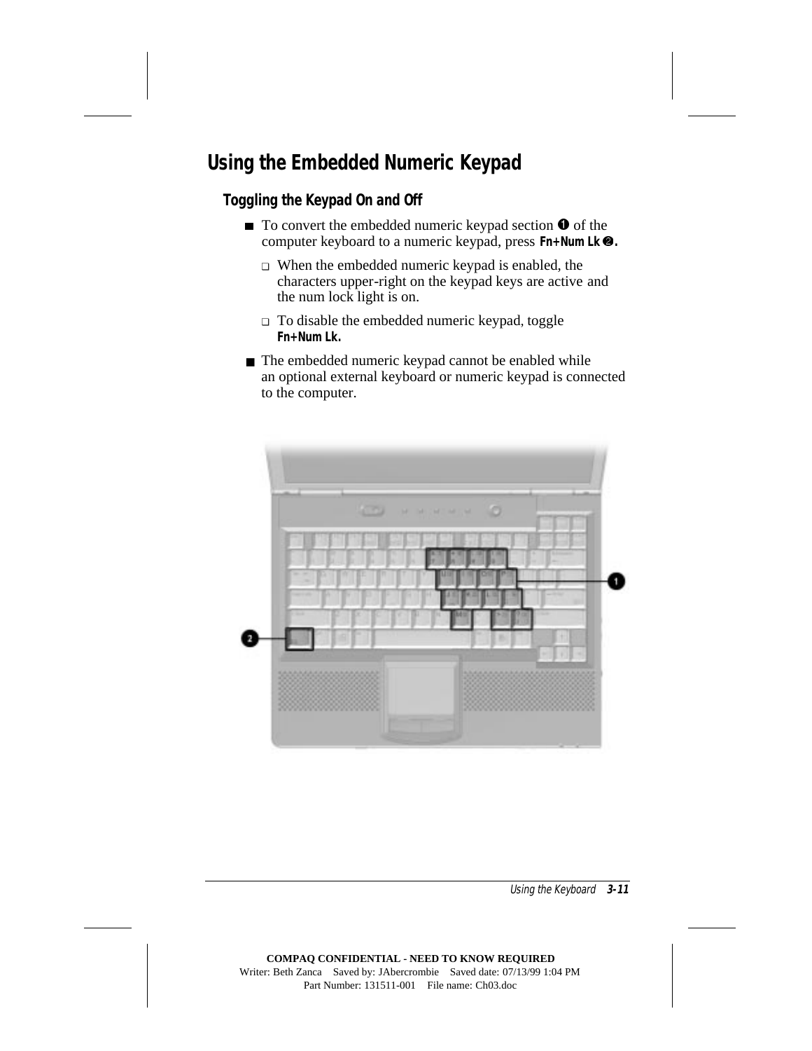## Using the Embedded Numeric Keypad

### Toggling the Keypad On and Off

- To convert the embedded numeric keypad section ❶ of the computer keyboard to a numeric keypad, press **Fn+Num Lk** ❷.
  - ❑ When the embedded numeric keypad is enabled, the characters upper-right on the keypad keys are active and the num lock light is on.
  - ❑ To disable the embedded numeric keypad, toggle **Fn+Num Lk.**
- The embedded numeric keypad cannot be enabled while an optional external keyboard or numeric keypad is connected to the computer.

COMPAQ CONFIDENTIAL - NEED TO KNOW REQUIRED
Writer: Beth Zanca Saved by: JAbercrombie Saved date: 07/13/99 1:04 PM
Part Number: 131511-001 File name: Ch03.doc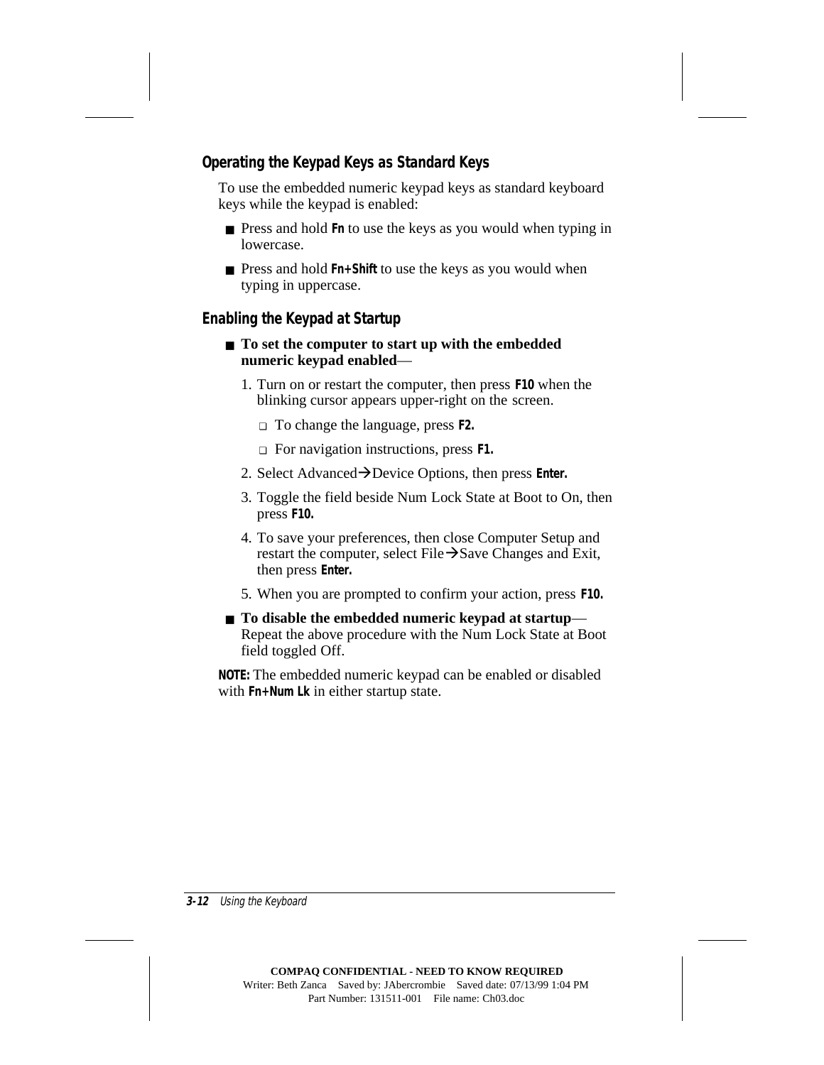### Operating the Keypad Keys as Standard Keys

To use the embedded numeric keypad keys as standard keyboard keys while the keypad is enabled:

- Press and hold **Fn** to use the keys as you would when typing in lowercase.
- Press and hold **Fn+Shift** to use the keys as you would when typing in uppercase.

### Enabling the Keypad at Startup

- **To set the computer to start up with the embedded numeric keypad enabled**—
  1. Turn on or restart the computer, then press **F10** when the blinking cursor appears upper-right on the screen.
     - To change the language, press **F2.**
     - For navigation instructions, press **F1.**
  2. Select Advanced→Device Options, then press **Enter.**
  3. Toggle the field beside Num Lock State at Boot to On, then press **F10.**
  4. To save your preferences, then close Computer Setup and restart the computer, select File→Save Changes and Exit, then press **Enter.**
  5. When you are prompted to confirm your action, press **F10.**
- **To disable the embedded numeric keypad at startup**—Repeat the above procedure with the Num Lock State at Boot field toggled Off.

**NOTE:** The embedded numeric keypad can be enabled or disabled with **Fn+Num Lk** in either startup state.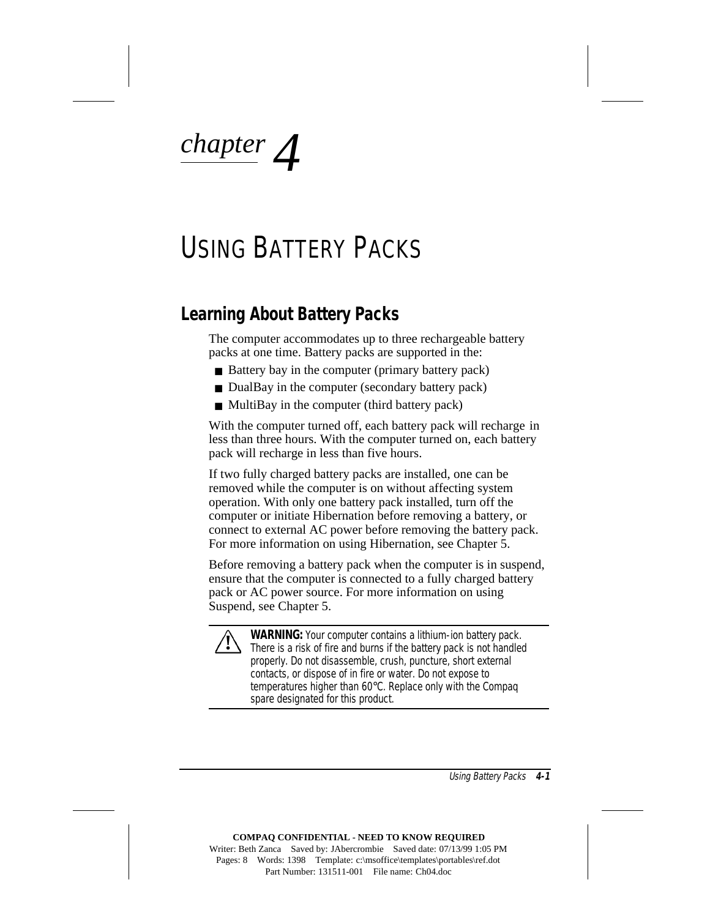# chapter 4

# USING BATTERY PACKS

## Learning About Battery Packs

The computer accommodates up to three rechargeable battery packs at one time. Battery packs are supported in the:

- Battery bay in the computer (primary battery pack)
- DualBay in the computer (secondary battery pack)
- MultiBay in the computer (third battery pack)

With the computer turned off, each battery pack will recharge in less than three hours. With the computer turned on, each battery pack will recharge in less than five hours.

If two fully charged battery packs are installed, one can be removed while the computer is on without affecting system operation. With only one battery pack installed, turn off the computer or initiate Hibernation before removing a battery, or connect to external AC power before removing the battery pack. For more information on using Hibernation, see Chapter 5.

Before removing a battery pack when the computer is in suspend, ensure that the computer is connected to a fully charged battery pack or AC power source. For more information on using Suspend, see Chapter 5.

**WARNING:** Your computer contains a lithium-ion battery pack. There is a risk of fire and burns if the battery pack is not handled properly. Do not disassemble, crush, puncture, short external contacts, or dispose of in fire or water. Do not expose to temperatures higher than 60°C. Replace only with the Compaq spare designated for this product.

**COMPAQ CONFIDENTIAL - NEED TO KNOW REQUIRED**
Writer: Beth Zanca Saved by: JAbercrombie Saved date: 07/13/99 1:05 PM
Pages: 8 Words: 1398 Template: c:\msoffice\templates\portables\ref.dot
Part Number: 131511-001 File name: Ch04.doc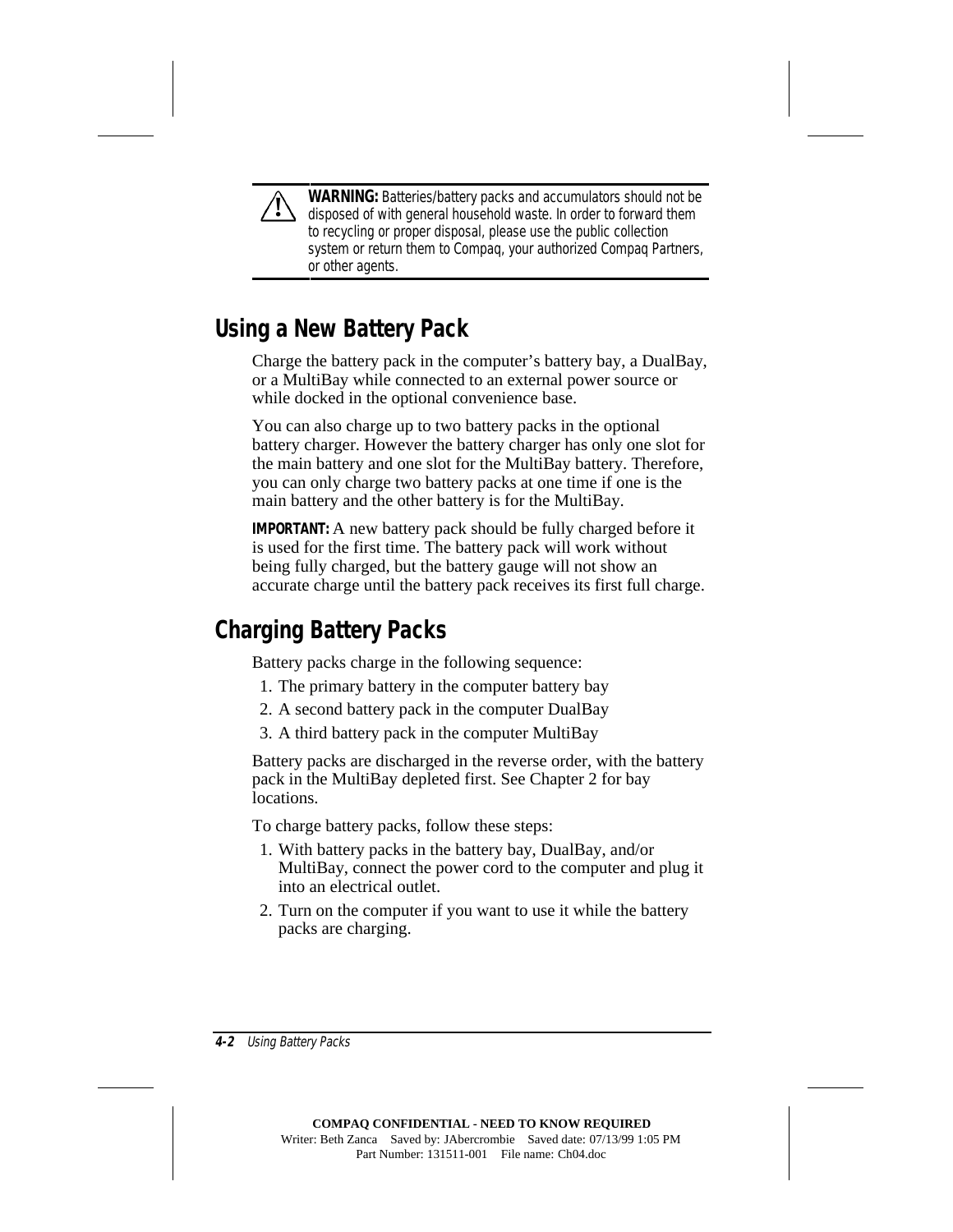> **WARNING:** Batteries/battery packs and accumulators should not be disposed of with general household waste. In order to forward them to recycling or proper disposal, please use the public collection system or return them to Compaq, your authorized Compaq Partners, or other agents.

## Using a New Battery Pack

Charge the battery pack in the computer's battery bay, a DualBay, or a MultiBay while connected to an external power source or while docked in the optional convenience base.

You can also charge up to two battery packs in the optional battery charger. However the battery charger has only one slot for the main battery and one slot for the MultiBay battery. Therefore, you can only charge two battery packs at one time if one is the main battery and the other battery is for the MultiBay.

**IMPORTANT:** A new battery pack should be fully charged before it is used for the first time. The battery pack will work without being fully charged, but the battery gauge will not show an accurate charge until the battery pack receives its first full charge.

## Charging Battery Packs

Battery packs charge in the following sequence:

1. The primary battery in the computer battery bay
2. A second battery pack in the computer DualBay
3. A third battery pack in the computer MultiBay

Battery packs are discharged in the reverse order, with the battery pack in the MultiBay depleted first. See Chapter 2 for bay locations.

To charge battery packs, follow these steps:

1. With battery packs in the battery bay, DualBay, and/or MultiBay, connect the power cord to the computer and plug it into an electrical outlet.
2. Turn on the computer if you want to use it while the battery packs are charging.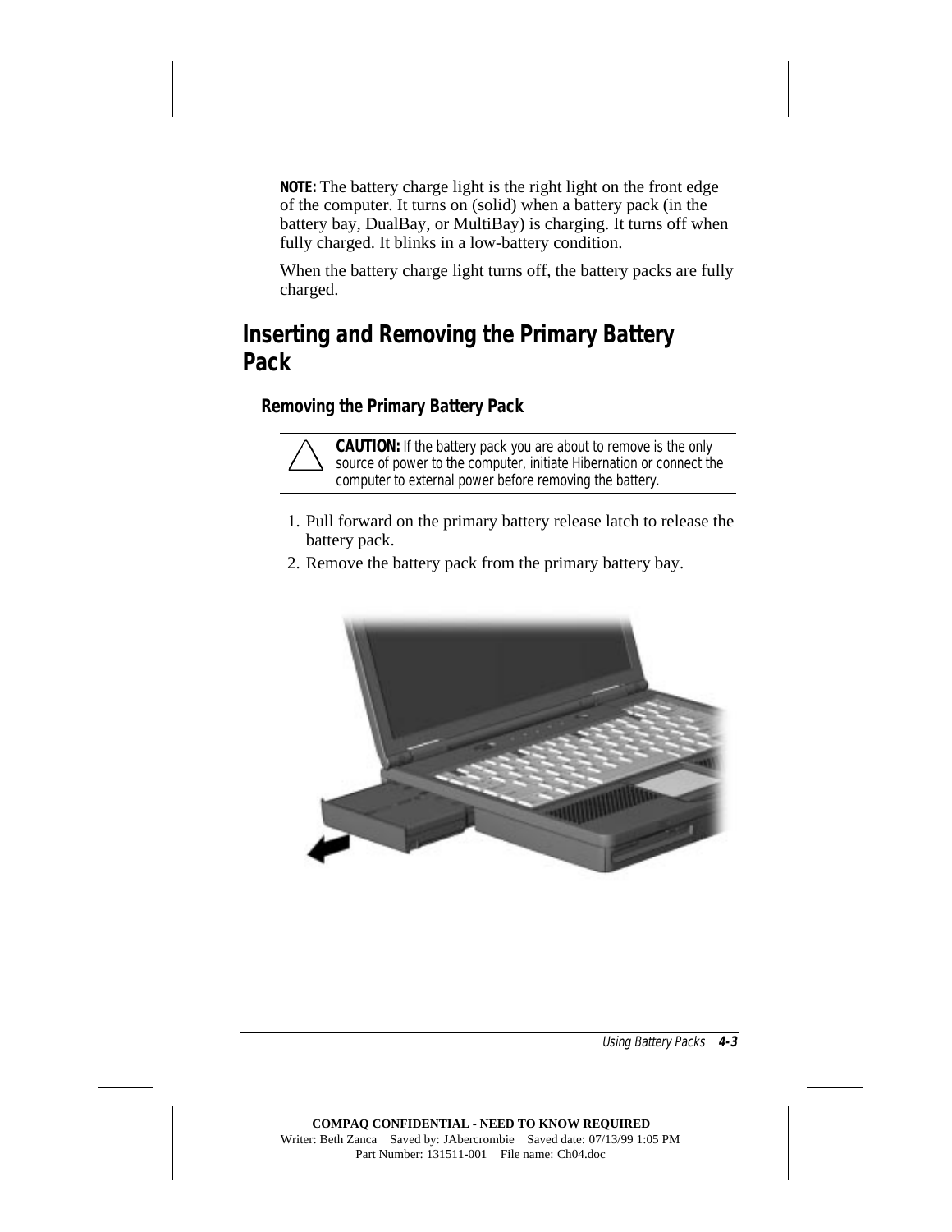**NOTE:** The battery charge light is the right light on the front edge of the computer. It turns on (solid) when a battery pack (in the battery bay, DualBay, or MultiBay) is charging. It turns off when fully charged. It blinks in a low-battery condition.

When the battery charge light turns off, the battery packs are fully charged.

## Inserting and Removing the Primary Battery Pack

### Removing the Primary Battery Pack

**CAUTION:** If the battery pack you are about to remove is the only source of power to the computer, initiate Hibernation or connect the computer to external power before removing the battery.

1. Pull forward on the primary battery release latch to release the battery pack.
2. Remove the battery pack from the primary battery bay.

COMPAQ CONFIDENTIAL - NEED TO KNOW REQUIRED
Writer: Beth Zanca Saved by: JAbercrombie Saved date: 07/13/99 1:05 PM
Part Number: 131511-001 File name: Ch04.doc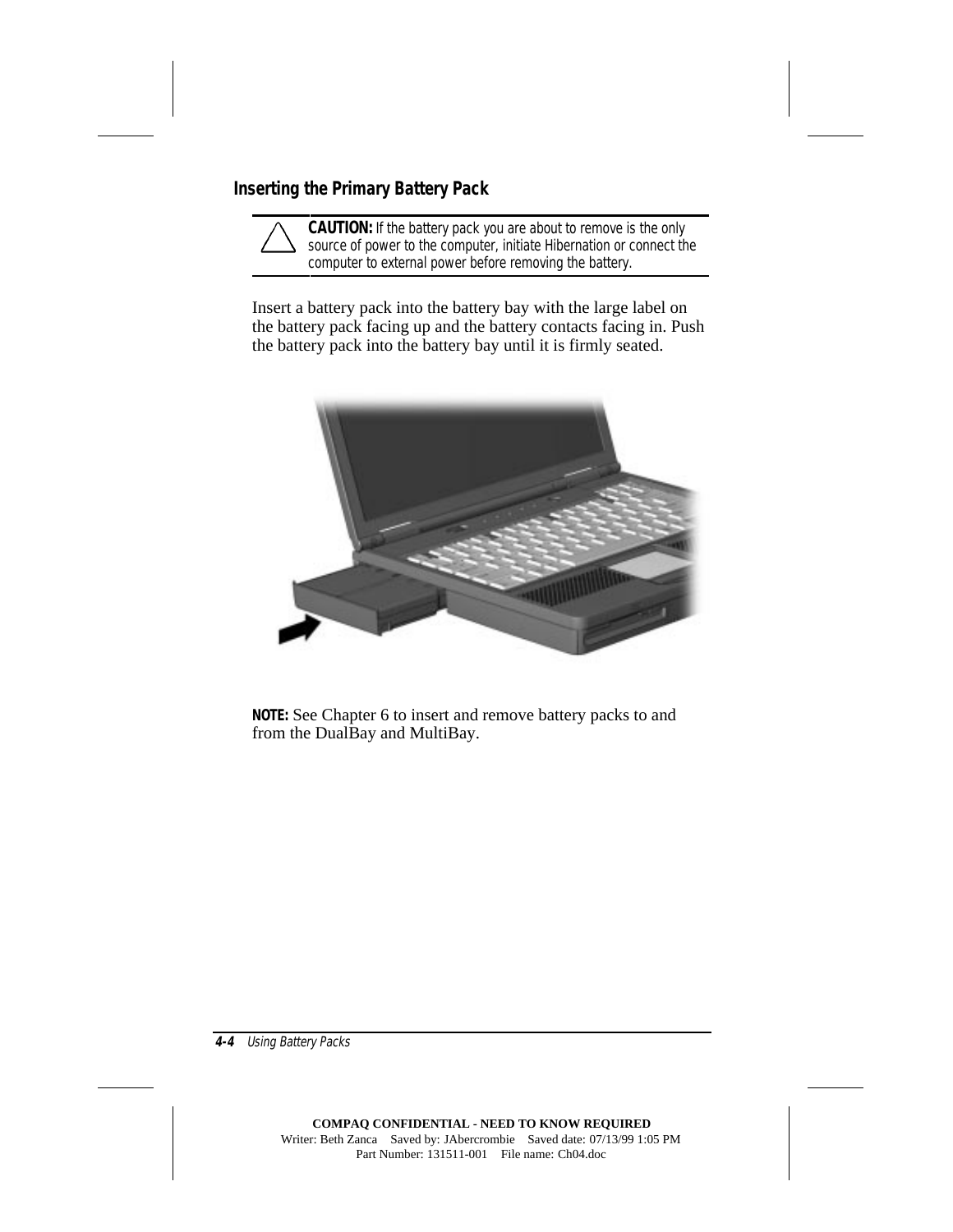## Inserting the Primary Battery Pack

> **CAUTION:** If the battery pack you are about to remove is the only source of power to the computer, initiate Hibernation or connect the computer to external power before removing the battery.

Insert a battery pack into the battery bay with the large label on the battery pack facing up and the battery contacts facing in. Push the battery pack into the battery bay until it is firmly seated.

**NOTE:** See Chapter 6 to insert and remove battery packs to and from the DualBay and MultiBay.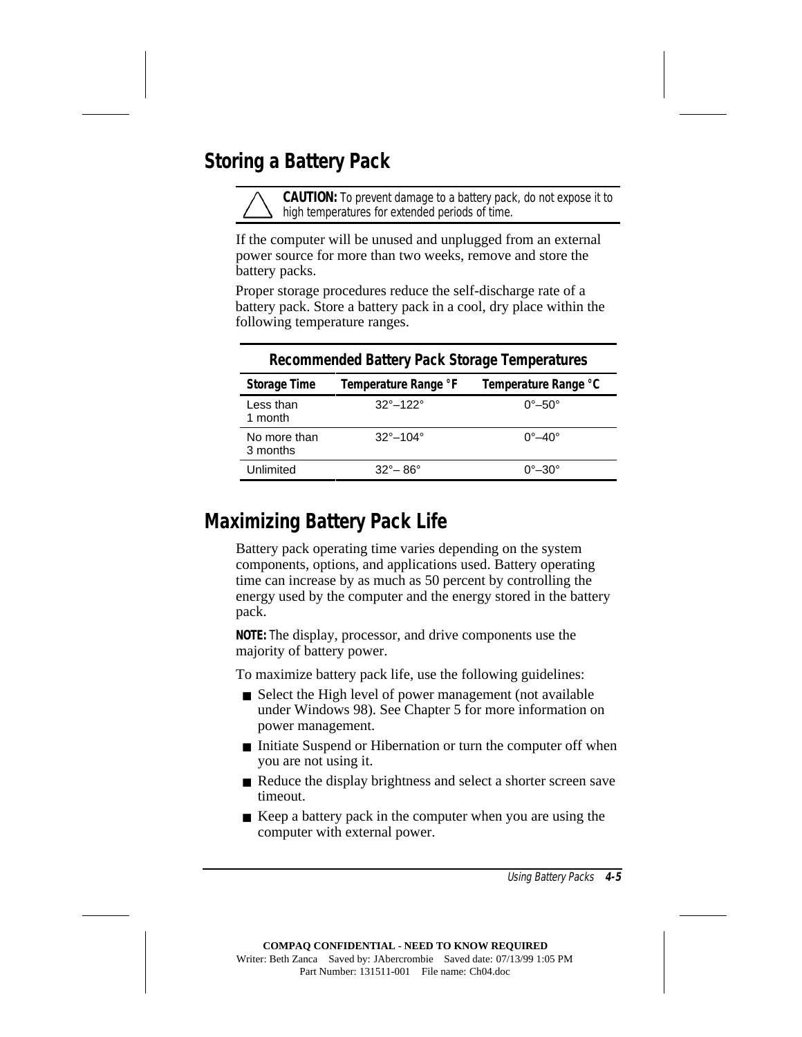## Storing a Battery Pack

**CAUTION:** To prevent damage to a battery pack, do not expose it to high temperatures for extended periods of time.

If the computer will be unused and unplugged from an external power source for more than two weeks, remove and store the battery packs.

Proper storage procedures reduce the self-discharge rate of a battery pack. Store a battery pack in a cool, dry place within the following temperature ranges.

**Recommended Battery Pack Storage Temperatures**

| Storage Time | Temperature Range °F | Temperature Range °C |
|---|---|---|
| Less than 1 month | 32°–122° | 0°–50° |
| No more than 3 months | 32°–104° | 0°–40° |
| Unlimited | 32°– 86° | 0°–30° |

## Maximizing Battery Pack Life

Battery pack operating time varies depending on the system components, options, and applications used. Battery operating time can increase by as much as 50 percent by controlling the energy used by the computer and the energy stored in the battery pack.

**NOTE:** The display, processor, and drive components use the majority of battery power.

To maximize battery pack life, use the following guidelines:

- Select the High level of power management (not available under Windows 98). See Chapter 5 for more information on power management.
- Initiate Suspend or Hibernation or turn the computer off when you are not using it.
- Reduce the display brightness and select a shorter screen save timeout.
- Keep a battery pack in the computer when you are using the computer with external power.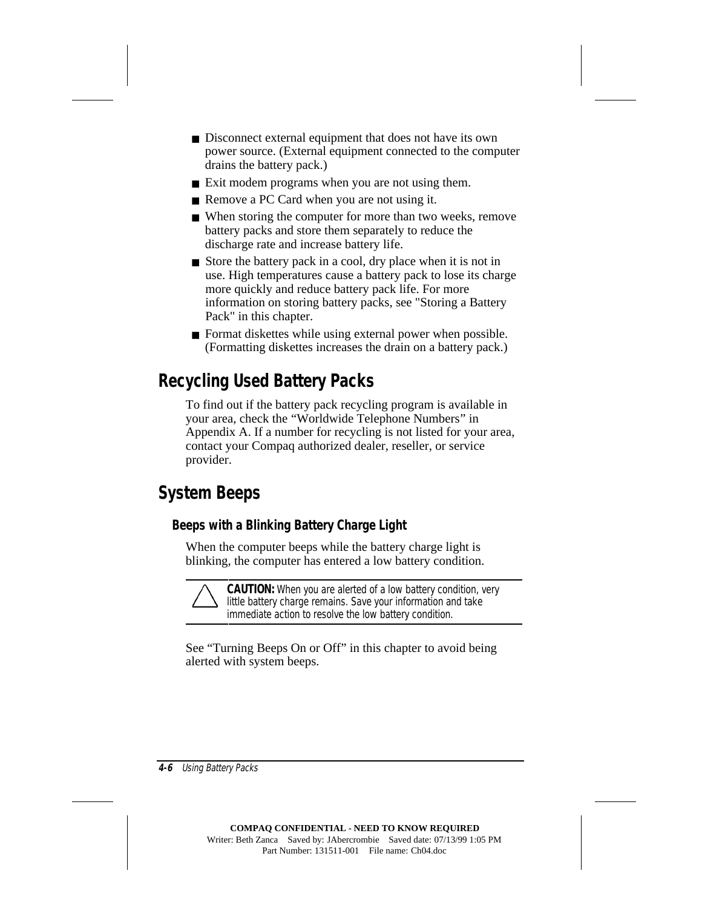- Disconnect external equipment that does not have its own power source. (External equipment connected to the computer drains the battery pack.)
- Exit modem programs when you are not using them.
- Remove a PC Card when you are not using it.
- When storing the computer for more than two weeks, remove battery packs and store them separately to reduce the discharge rate and increase battery life.
- Store the battery pack in a cool, dry place when it is not in use. High temperatures cause a battery pack to lose its charge more quickly and reduce battery pack life. For more information on storing battery packs, see "Storing a Battery Pack" in this chapter.
- Format diskettes while using external power when possible. (Formatting diskettes increases the drain on a battery pack.)

## Recycling Used Battery Packs

To find out if the battery pack recycling program is available in your area, check the "Worldwide Telephone Numbers" in Appendix A. If a number for recycling is not listed for your area, contact your Compaq authorized dealer, reseller, or service provider.

## System Beeps

### Beeps with a Blinking Battery Charge Light

When the computer beeps while the battery charge light is blinking, the computer has entered a low battery condition.

> **CAUTION:** When you are alerted of a low battery condition, very little battery charge remains. Save your information and take immediate action to resolve the low battery condition.

See "Turning Beeps On or Off" in this chapter to avoid being alerted with system beeps.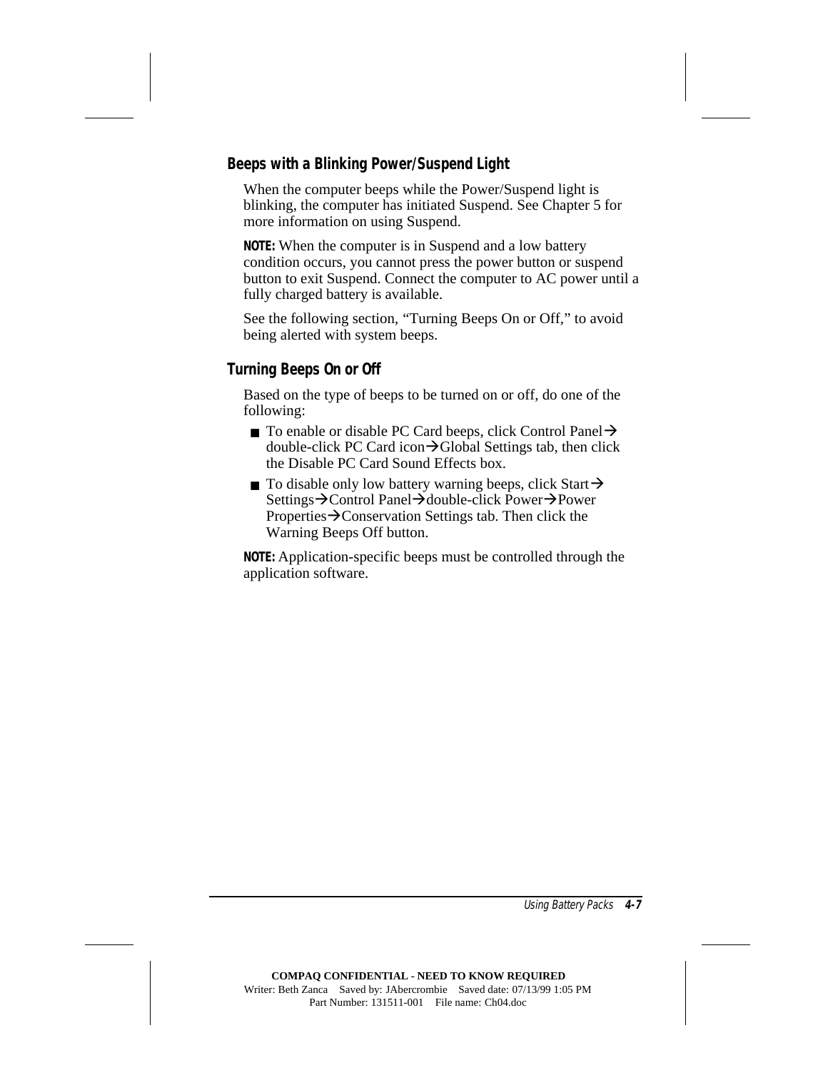### Beeps with a Blinking Power/Suspend Light

When the computer beeps while the Power/Suspend light is blinking, the computer has initiated Suspend. See Chapter 5 for more information on using Suspend.

**NOTE:** When the computer is in Suspend and a low battery condition occurs, you cannot press the power button or suspend button to exit Suspend. Connect the computer to AC power until a fully charged battery is available.

See the following section, "Turning Beeps On or Off," to avoid being alerted with system beeps.

### Turning Beeps On or Off

Based on the type of beeps to be turned on or off, do one of the following:

- To enable or disable PC Card beeps, click Control Panel→ double-click PC Card icon→Global Settings tab, then click the Disable PC Card Sound Effects box.
- To disable only low battery warning beeps, click Start→ Settings→Control Panel→double-click Power→Power Properties→Conservation Settings tab. Then click the Warning Beeps Off button.

**NOTE:** Application-specific beeps must be controlled through the application software.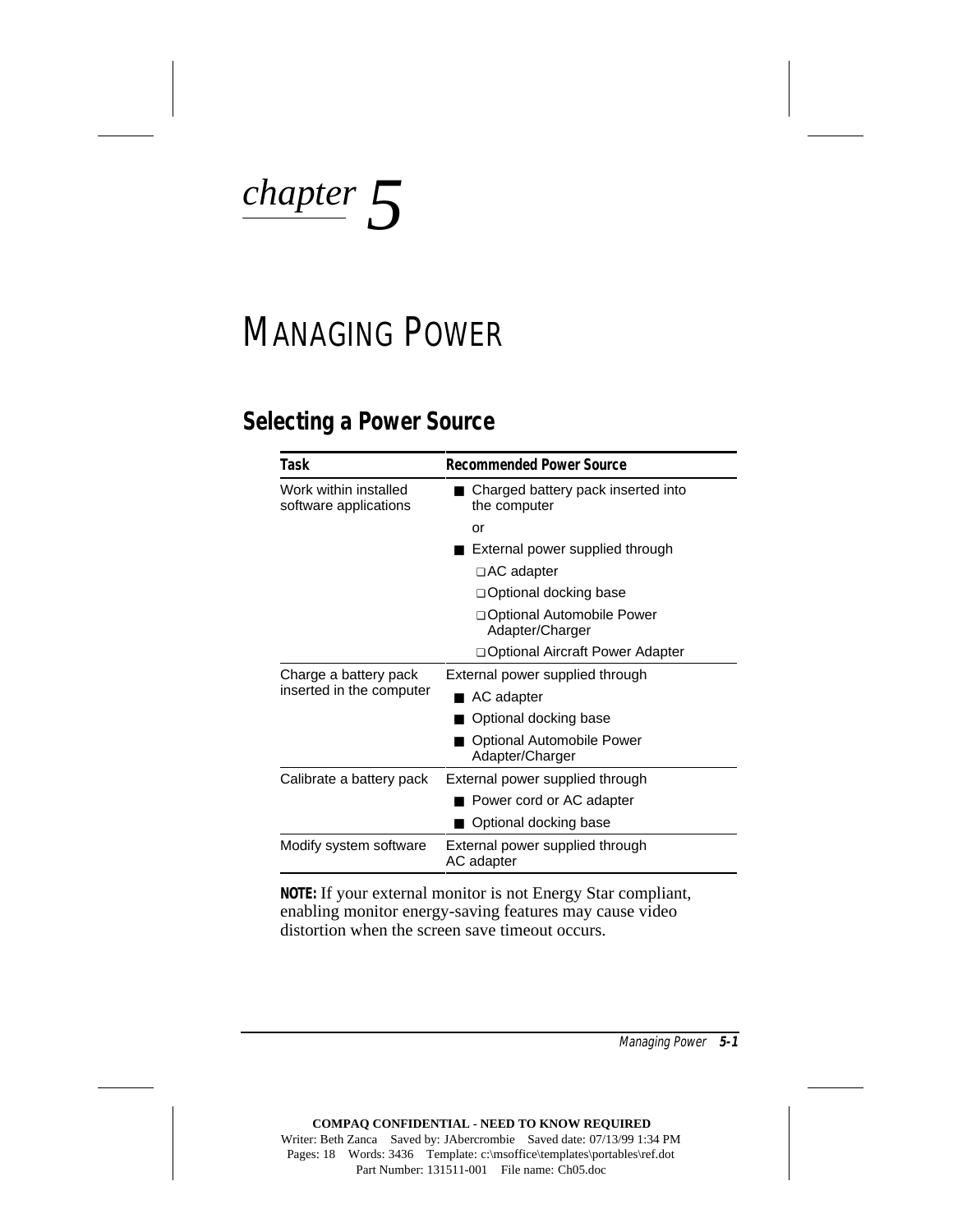*chapter 5*

# MANAGING POWER

## Selecting a Power Source

| Task | Recommended Power Source |
|---|---|
| Work within installed software applications | ■ Charged battery pack inserted into the computer<br>or<br>■ External power supplied through<br>❑ AC adapter<br>❑ Optional docking base<br>❑ Optional Automobile Power Adapter/Charger<br>❑ Optional Aircraft Power Adapter |
| Charge a battery pack inserted in the computer | External power supplied through<br>■ AC adapter<br>■ Optional docking base<br>■ Optional Automobile Power Adapter/Charger |
| Calibrate a battery pack | External power supplied through<br>■ Power cord or AC adapter<br>■ Optional docking base |
| Modify system software | External power supplied through AC adapter |

**NOTE:** If your external monitor is not Energy Star compliant, enabling monitor energy-saving features may cause video distortion when the screen save timeout occurs.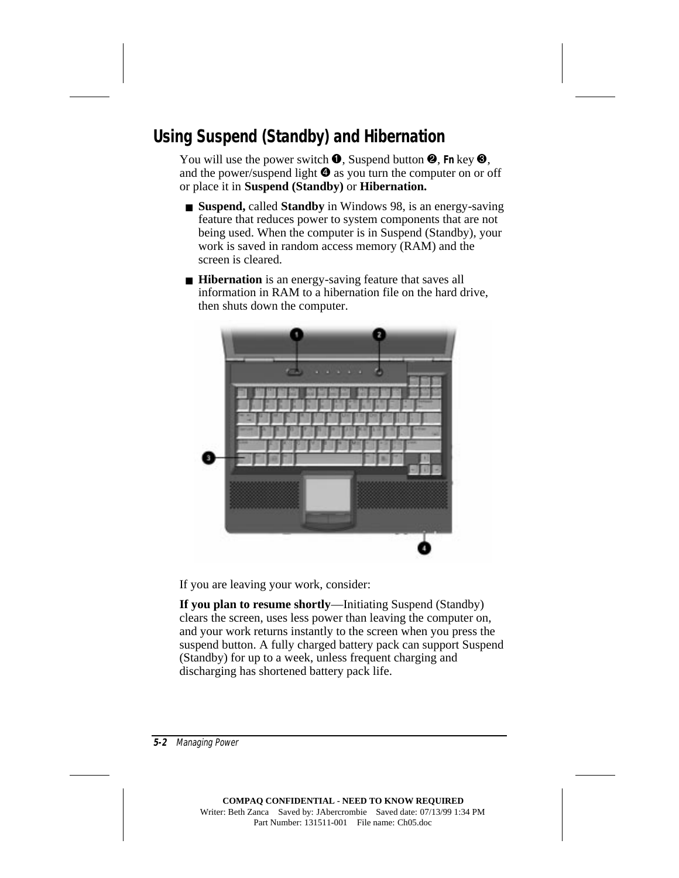## Using Suspend (Standby) and Hibernation

You will use the power switch ❶, Suspend button ❷, **Fn** key ❸, and the power/suspend light ❹ as you turn the computer on or off or place it in **Suspend (Standby)** or **Hibernation.**

- **Suspend,** called **Standby** in Windows 98, is an energy-saving feature that reduces power to system components that are not being used. When the computer is in Suspend (Standby), your work is saved in random access memory (RAM) and the screen is cleared.
- **Hibernation** is an energy-saving feature that saves all information in RAM to a hibernation file on the hard drive, then shuts down the computer.

If you are leaving your work, consider:

**If you plan to resume shortly**—Initiating Suspend (Standby) clears the screen, uses less power than leaving the computer on, and your work returns instantly to the screen when you press the suspend button. A fully charged battery pack can support Suspend (Standby) for up to a week, unless frequent charging and discharging has shortened battery pack life.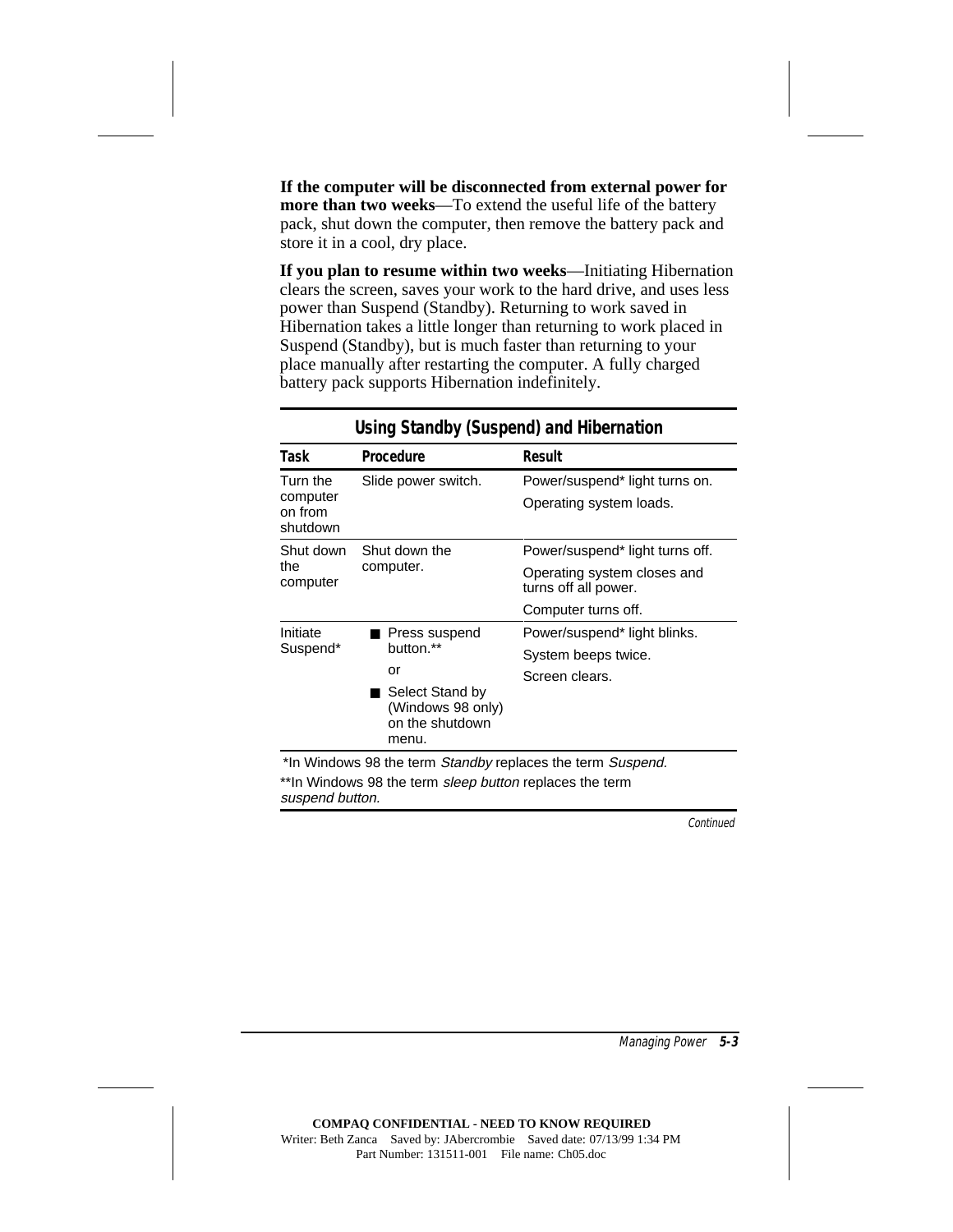**If the computer will be disconnected from external power for more than two weeks**—To extend the useful life of the battery pack, shut down the computer, then remove the battery pack and store it in a cool, dry place.

**If you plan to resume within two weeks**—Initiating Hibernation clears the screen, saves your work to the hard drive, and uses less power than Suspend (Standby). Returning to work saved in Hibernation takes a little longer than returning to work placed in Suspend (Standby), but is much faster than returning to your place manually after restarting the computer. A fully charged battery pack supports Hibernation indefinitely.

**Using Standby (Suspend) and Hibernation**

| Task | Procedure | Result |
|---|---|---|
| Turn the computer on from shutdown | Slide power switch. | Power/suspend* light turns on.<br>Operating system loads. |
| Shut down the computer | Shut down the computer. | Power/suspend* light turns off.<br>Operating system closes and turns off all power.<br>Computer turns off. |
| Initiate Suspend* | ■ Press suspend button.**<br>or<br>■ Select Stand by (Windows 98 only) on the shutdown menu. | Power/suspend* light blinks.<br>System beeps twice.<br>Screen clears. |

*In Windows 98 the term *Standby* replaces the term *Suspend.*

**In Windows 98 the term *sleep button* replaces the term *suspend button.*

*Continued*

COMPAQ CONFIDENTIAL - NEED TO KNOW REQUIRED
Writer: Beth Zanca Saved by: JAbercrombie Saved date: 07/13/99 1:34 PM
Part Number: 131511-001 File name: Ch05.doc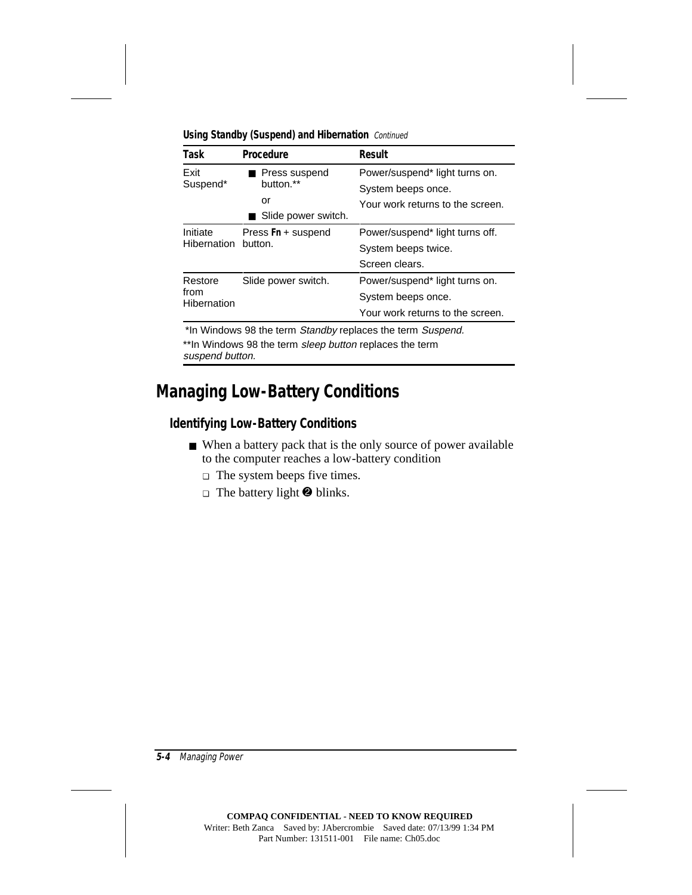**Using Standby (Suspend) and Hibernation** *Continued*

| Task | Procedure | Result |
|---|---|---|
| Exit Suspend* | ■ Press suspend button.** or ■ Slide power switch. | Power/suspend* light turns on. System beeps once. Your work returns to the screen. |
| Initiate Hibernation | Press **Fn** + suspend button. | Power/suspend* light turns off. System beeps twice. Screen clears. |
| Restore from Hibernation | Slide power switch. | Power/suspend* light turns on. System beeps once. Your work returns to the screen. |

*In Windows 98 the term *Standby* replaces the term *Suspend.*

**In Windows 98 the term *sleep button* replaces the term *suspend button.*

## Managing Low-Battery Conditions

### Identifying Low-Battery Conditions

- When a battery pack that is the only source of power available to the computer reaches a low-battery condition
  - The system beeps five times.
  - The battery light ❷ blinks.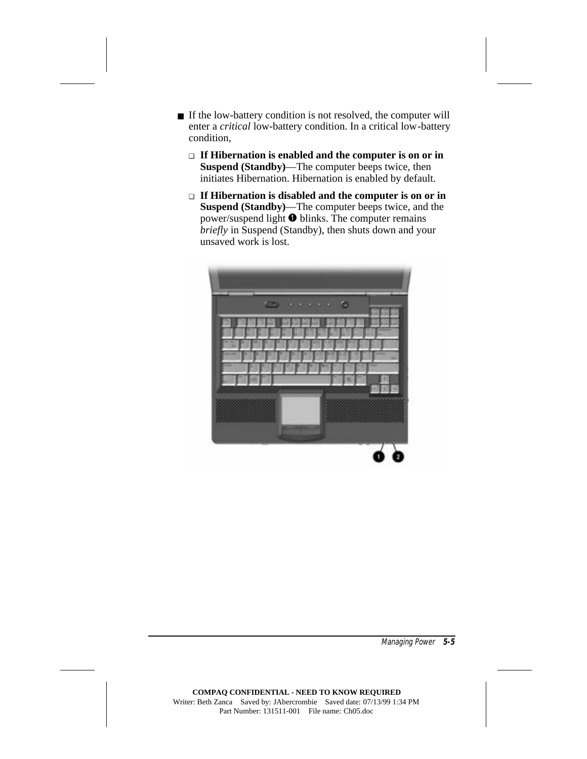- If the low-battery condition is not resolved, the computer will enter a *critical* low-battery condition. In a critical low-battery condition,
  - **If Hibernation is enabled and the computer is on or in Suspend (Standby)**—The computer beeps twice, then initiates Hibernation. Hibernation is enabled by default.
  - **If Hibernation is disabled and the computer is on or in Suspend (Standby)**—The computer beeps twice, and the power/suspend light ❶ blinks. The computer remains *briefly* in Suspend (Standby), then shuts down and your unsaved work is lost.

COMPAQ CONFIDENTIAL - NEED TO KNOW REQUIRED
Writer: Beth Zanca Saved by: JAbercrombie Saved date: 07/13/99 1:34 PM
Part Number: 131511-001 File name: Ch05.doc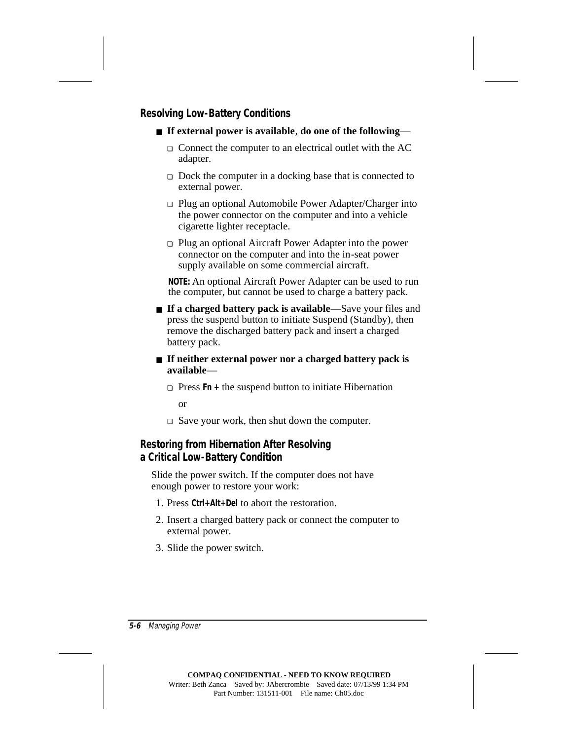### Resolving Low-Battery Conditions

- **If external power is available**, **do one of the following**—
  - Connect the computer to an electrical outlet with the AC adapter.
  - Dock the computer in a docking base that is connected to external power.
  - Plug an optional Automobile Power Adapter/Charger into the power connector on the computer and into a vehicle cigarette lighter receptacle.
  - Plug an optional Aircraft Power Adapter into the power connector on the computer and into the in-seat power supply available on some commercial aircraft.

  **NOTE:** An optional Aircraft Power Adapter can be used to run the computer, but cannot be used to charge a battery pack.

- **If a charged battery pack is available**—Save your files and press the suspend button to initiate Suspend (Standby), then remove the discharged battery pack and insert a charged battery pack.
- **If neither external power nor a charged battery pack is available**—
  - Press **Fn +** the suspend button to initiate Hibernation

    or

  - Save your work, then shut down the computer.

### Restoring from Hibernation After Resolving a Critical Low-Battery Condition

Slide the power switch. If the computer does not have enough power to restore your work:

1. Press **Ctrl+Alt+Del** to abort the restoration.
2. Insert a charged battery pack or connect the computer to external power.
3. Slide the power switch.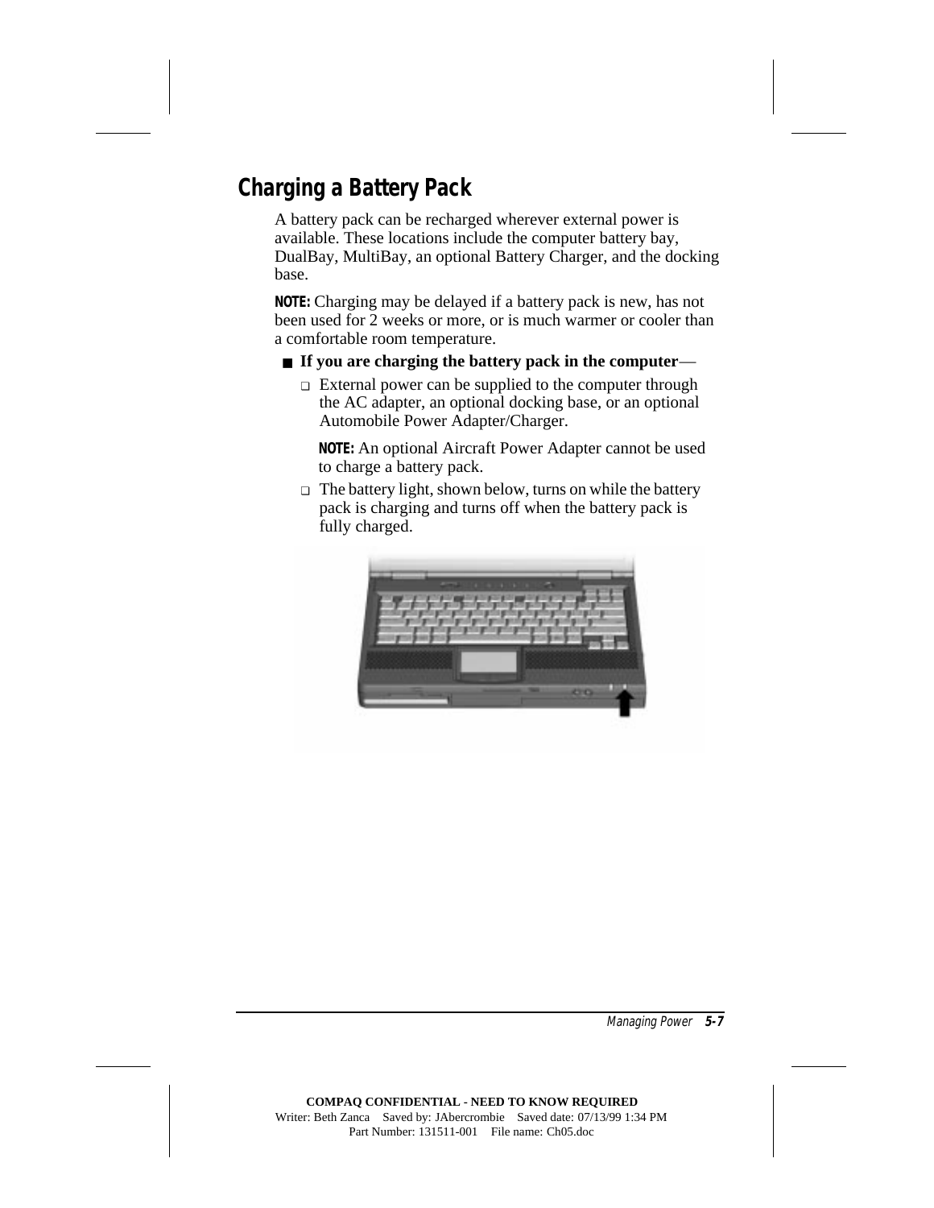## Charging a Battery Pack

A battery pack can be recharged wherever external power is available. These locations include the computer battery bay, DualBay, MultiBay, an optional Battery Charger, and the docking base.

**NOTE:** Charging may be delayed if a battery pack is new, has not been used for 2 weeks or more, or is much warmer or cooler than a comfortable room temperature.

- **If you are charging the battery pack in the computer**—
  - External power can be supplied to the computer through the AC adapter, an optional docking base, or an optional Automobile Power Adapter/Charger.

    **NOTE:** An optional Aircraft Power Adapter cannot be used to charge a battery pack.
  - The battery light, shown below, turns on while the battery pack is charging and turns off when the battery pack is fully charged.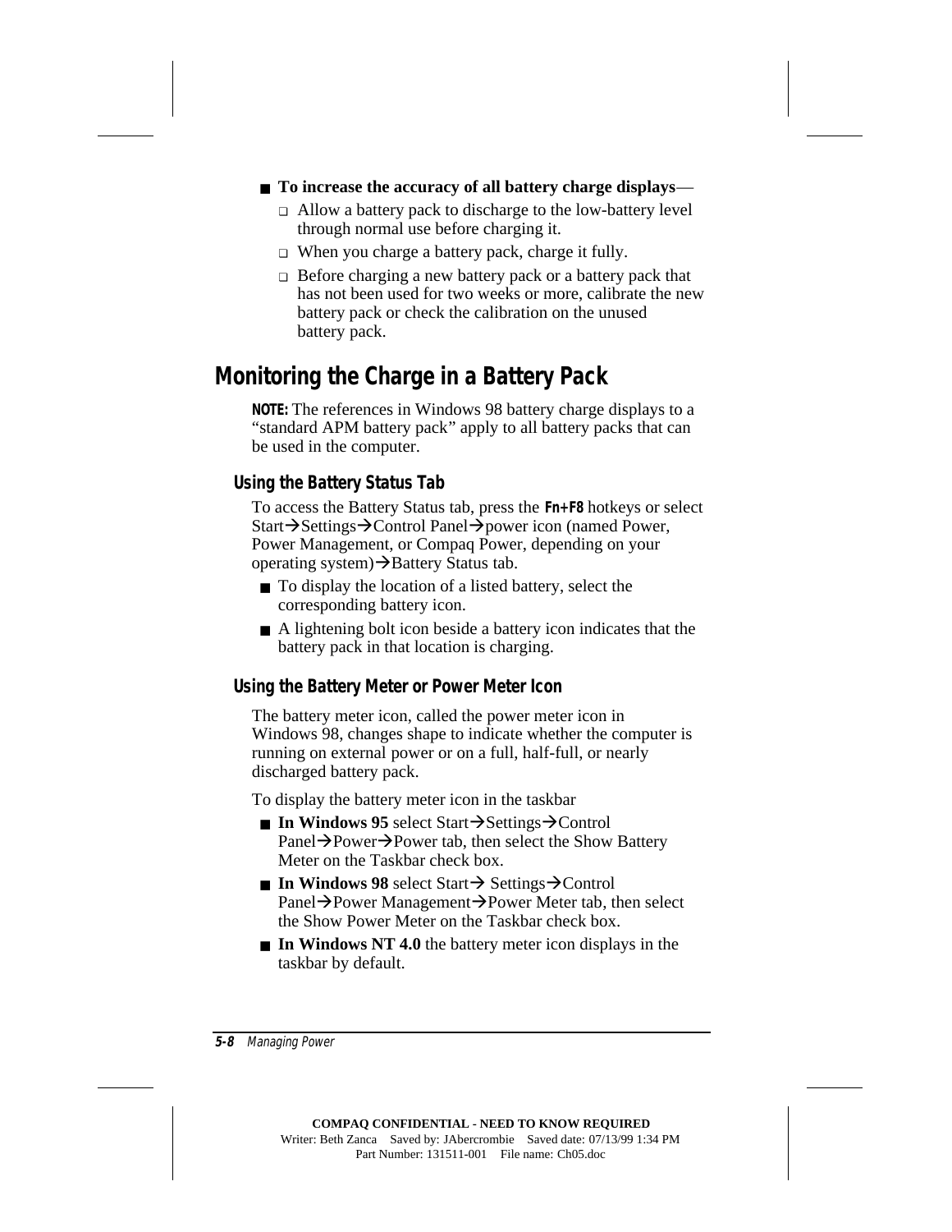- **To increase the accuracy of all battery charge displays**—
  - Allow a battery pack to discharge to the low-battery level through normal use before charging it.
  - When you charge a battery pack, charge it fully.
  - Before charging a new battery pack or a battery pack that has not been used for two weeks or more, calibrate the new battery pack or check the calibration on the unused battery pack.

## Monitoring the Charge in a Battery Pack

**NOTE:** The references in Windows 98 battery charge displays to a "standard APM battery pack" apply to all battery packs that can be used in the computer.

### Using the Battery Status Tab

To access the Battery Status tab, press the **Fn+F8** hotkeys or select Start→Settings→Control Panel→power icon (named Power, Power Management, or Compaq Power, depending on your operating system)→Battery Status tab.

- To display the location of a listed battery, select the corresponding battery icon.
- A lightening bolt icon beside a battery icon indicates that the battery pack in that location is charging.

### Using the Battery Meter or Power Meter Icon

The battery meter icon, called the power meter icon in Windows 98, changes shape to indicate whether the computer is running on external power or on a full, half-full, or nearly discharged battery pack.

To display the battery meter icon in the taskbar

- **In Windows 95** select Start→Settings→Control Panel→Power→Power tab, then select the Show Battery Meter on the Taskbar check box.
- **In Windows 98** select Start→ Settings→Control Panel→Power Management→Power Meter tab, then select the Show Power Meter on the Taskbar check box.
- **In Windows NT 4.0** the battery meter icon displays in the taskbar by default.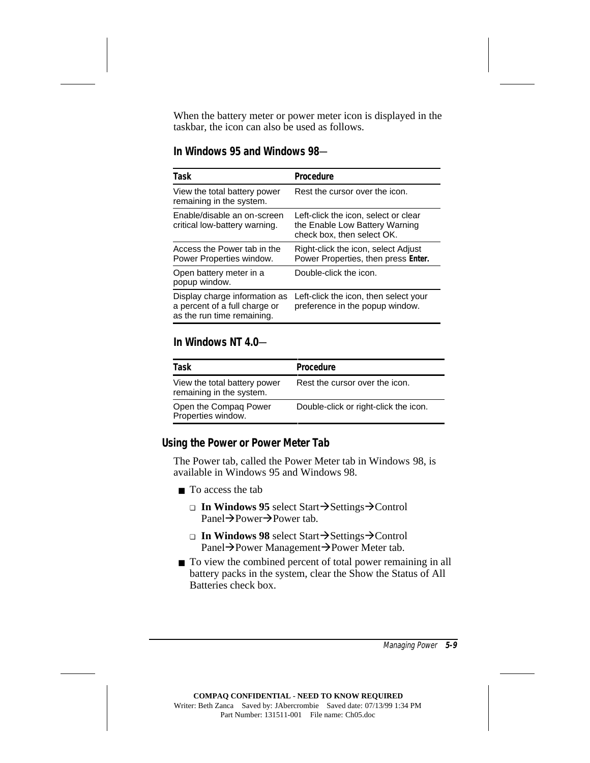When the battery meter or power meter icon is displayed in the taskbar, the icon can also be used as follows.

**In Windows 95 and Windows 98**—

| Task | Procedure |
| --- | --- |
| View the total battery power remaining in the system. | Rest the cursor over the icon. |
| Enable/disable an on-screen critical low-battery warning. | Left-click the icon, select or clear the Enable Low Battery Warning check box, then select OK. |
| Access the Power tab in the Power Properties window. | Right-click the icon, select Adjust Power Properties, then press **Enter.** |
| Open battery meter in a popup window. | Double-click the icon. |
| Display charge information as a percent of a full charge or as the run time remaining. | Left-click the icon, then select your preference in the popup window. |

**In Windows NT 4.0**—

| Task | Procedure |
| --- | --- |
| View the total battery power remaining in the system. | Rest the cursor over the icon. |
| Open the Compaq Power Properties window. | Double-click or right-click the icon. |

### Using the Power or Power Meter Tab

The Power tab, called the Power Meter tab in Windows 98, is available in Windows 95 and Windows 98.

- To access the tab
  - **In Windows 95** select Start→Settings→Control Panel→Power→Power tab.
  - **In Windows 98** select Start→Settings→Control Panel→Power Management→Power Meter tab.
- To view the combined percent of total power remaining in all battery packs in the system, clear the Show the Status of All Batteries check box.

**COMPAQ CONFIDENTIAL - NEED TO KNOW REQUIRED**
Writer: Beth Zanca Saved by: JAbercrombie Saved date: 07/13/99 1:34 PM
Part Number: 131511-001 File name: Ch05.doc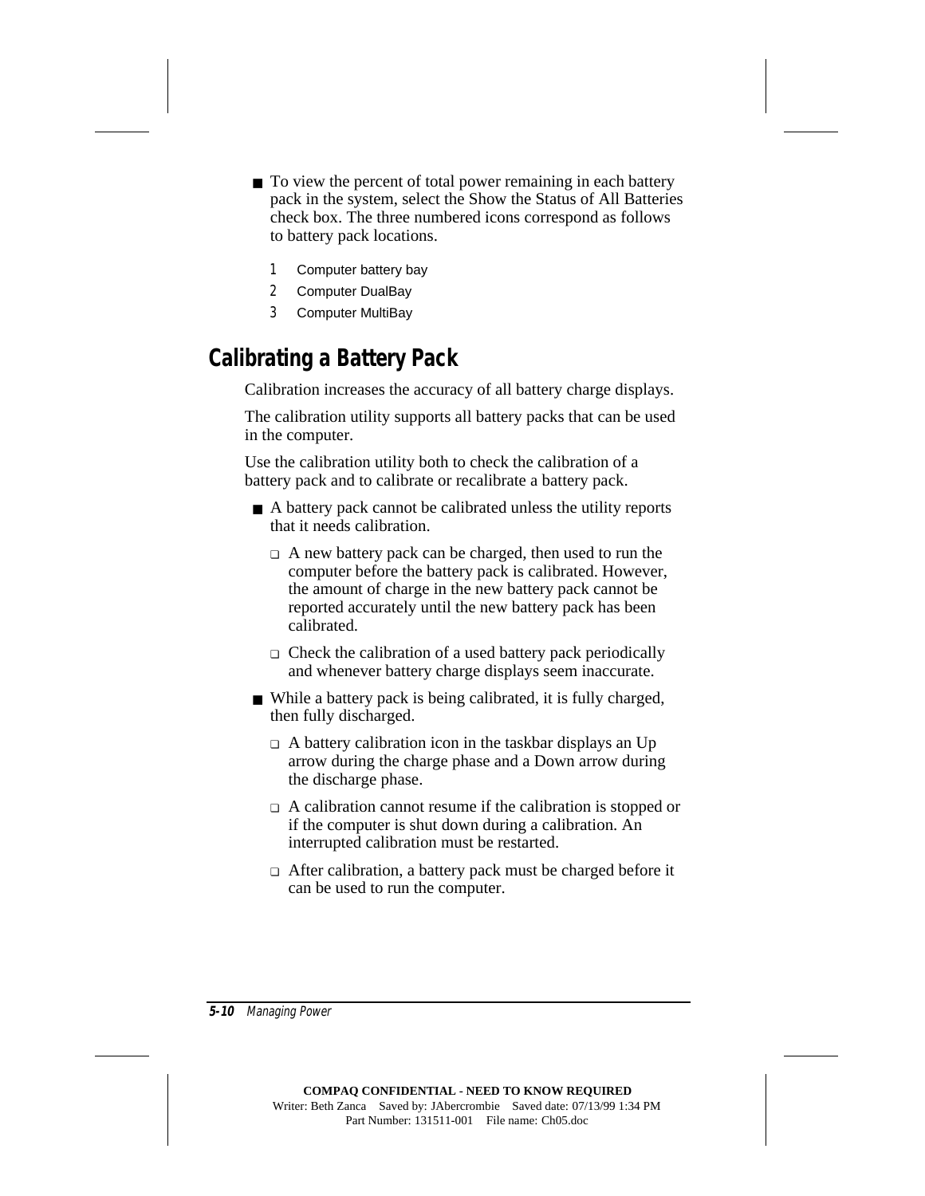- To view the percent of total power remaining in each battery pack in the system, select the Show the Status of All Batteries check box. The three numbered icons correspond as follows to battery pack locations.

  1 Computer battery bay

  2 Computer DualBay

  3 Computer MultiBay

## Calibrating a Battery Pack

Calibration increases the accuracy of all battery charge displays.

The calibration utility supports all battery packs that can be used in the computer.

Use the calibration utility both to check the calibration of a battery pack and to calibrate or recalibrate a battery pack.

- A battery pack cannot be calibrated unless the utility reports that it needs calibration.
  - A new battery pack can be charged, then used to run the computer before the battery pack is calibrated. However, the amount of charge in the new battery pack cannot be reported accurately until the new battery pack has been calibrated.
  - Check the calibration of a used battery pack periodically and whenever battery charge displays seem inaccurate.
- While a battery pack is being calibrated, it is fully charged, then fully discharged.
  - A battery calibration icon in the taskbar displays an Up arrow during the charge phase and a Down arrow during the discharge phase.
  - A calibration cannot resume if the calibration is stopped or if the computer is shut down during a calibration. An interrupted calibration must be restarted.
  - After calibration, a battery pack must be charged before it can be used to run the computer.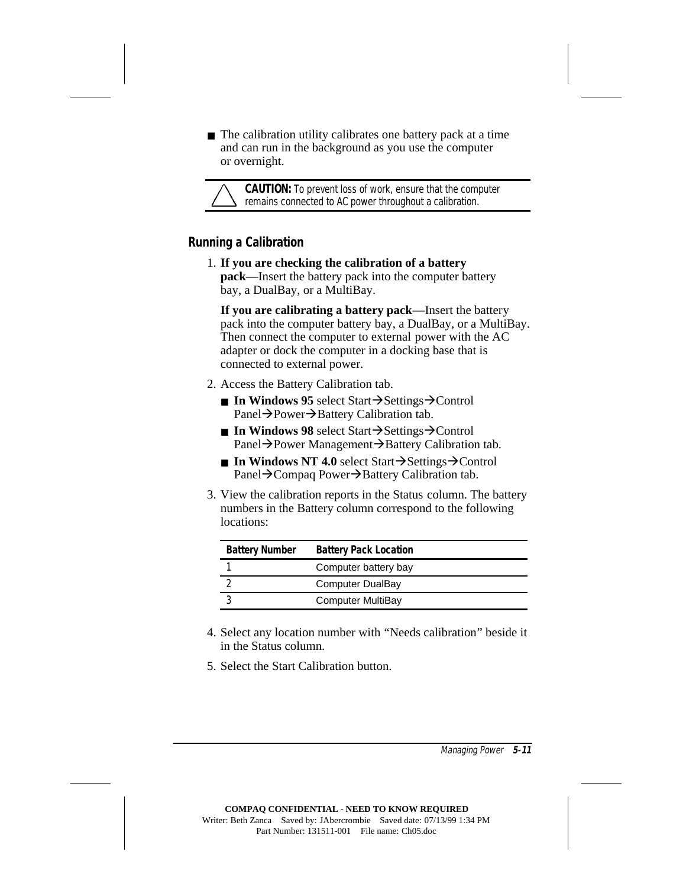- The calibration utility calibrates one battery pack at a time and can run in the background as you use the computer or overnight.

> **CAUTION:** To prevent loss of work, ensure that the computer remains connected to AC power throughout a calibration.

### Running a Calibration

1. **If you are checking the calibration of a battery pack**—Insert the battery pack into the computer battery bay, a DualBay, or a MultiBay.

   **If you are calibrating a battery pack**—Insert the battery pack into the computer battery bay, a DualBay, or a MultiBay. Then connect the computer to external power with the AC adapter or dock the computer in a docking base that is connected to external power.

2. Access the Battery Calibration tab.
   - **In Windows 95** select Start→Settings→Control Panel→Power→Battery Calibration tab.
   - **In Windows 98** select Start→Settings→Control Panel→Power Management→Battery Calibration tab.
   - **In Windows NT 4.0** select Start→Settings→Control Panel→Compaq Power→Battery Calibration tab.

3. View the calibration reports in the Status column. The battery numbers in the Battery column correspond to the following locations:

| Battery Number | Battery Pack Location |
|---|---|
| 1 | Computer battery bay |
| 2 | Computer DualBay |
| 3 | Computer MultiBay |

4. Select any location number with "Needs calibration" beside it in the Status column.

5. Select the Start Calibration button.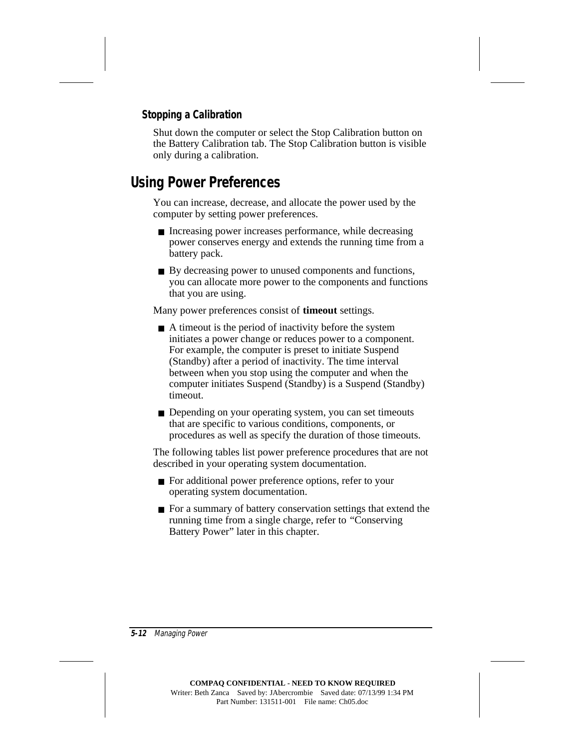### Stopping a Calibration

Shut down the computer or select the Stop Calibration button on the Battery Calibration tab. The Stop Calibration button is visible only during a calibration.

## Using Power Preferences

You can increase, decrease, and allocate the power used by the computer by setting power preferences.

- Increasing power increases performance, while decreasing power conserves energy and extends the running time from a battery pack.
- By decreasing power to unused components and functions, you can allocate more power to the components and functions that you are using.

Many power preferences consist of **timeout** settings.

- A timeout is the period of inactivity before the system initiates a power change or reduces power to a component. For example, the computer is preset to initiate Suspend (Standby) after a period of inactivity. The time interval between when you stop using the computer and when the computer initiates Suspend (Standby) is a Suspend (Standby) timeout.
- Depending on your operating system, you can set timeouts that are specific to various conditions, components, or procedures as well as specify the duration of those timeouts.

The following tables list power preference procedures that are not described in your operating system documentation.

- For additional power preference options, refer to your operating system documentation.
- For a summary of battery conservation settings that extend the running time from a single charge, refer to "Conserving Battery Power" later in this chapter.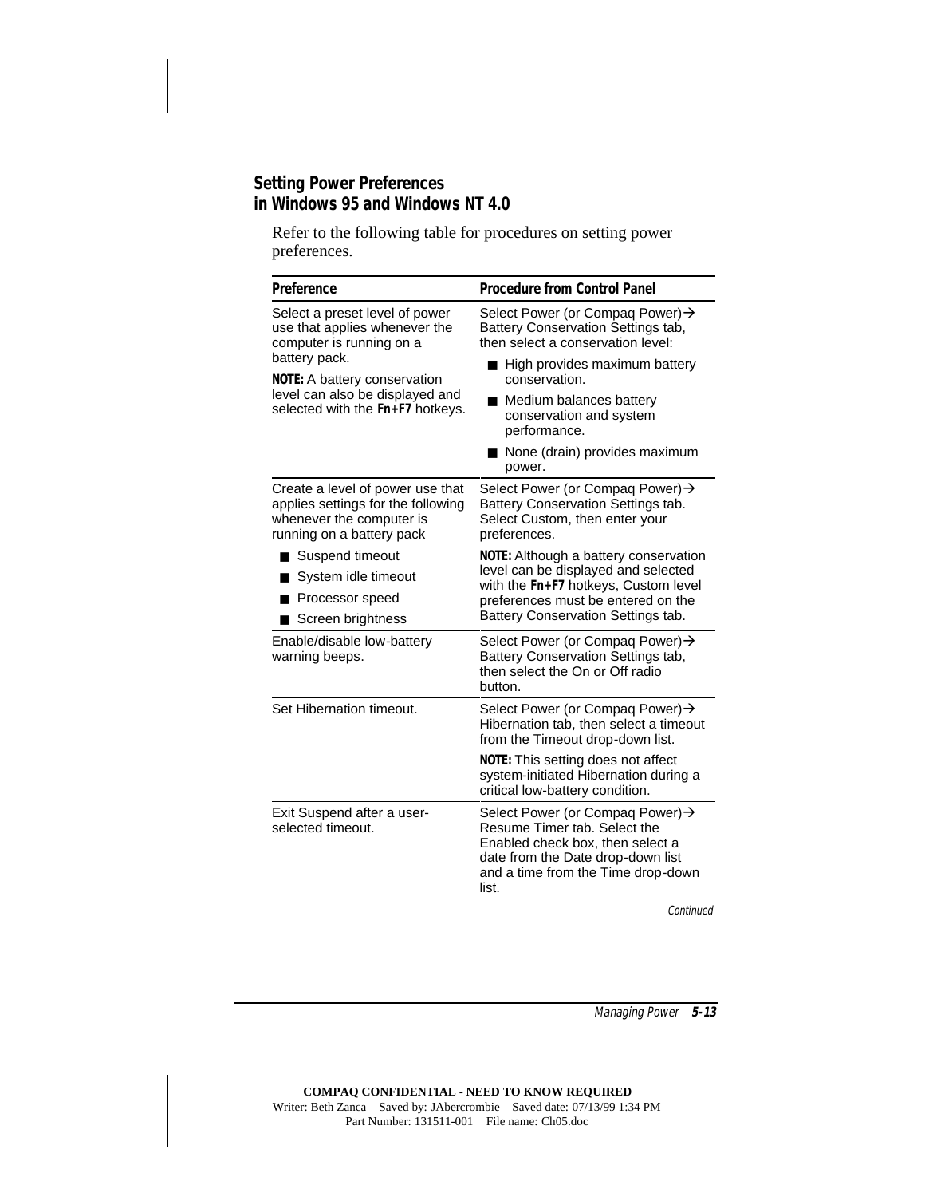## Setting Power Preferences in Windows 95 and Windows NT 4.0

Refer to the following table for procedures on setting power preferences.

| Preference | Procedure from Control Panel |
|---|---|
| Select a preset level of power use that applies whenever the computer is running on a battery pack.<br><br>**NOTE:** A battery conservation level can also be displayed and selected with the **Fn+F7** hotkeys. | Select Power (or Compaq Power)→ Battery Conservation Settings tab, then select a conservation level:<br>■ High provides maximum battery conservation.<br>■ Medium balances battery conservation and system performance.<br>■ None (drain) provides maximum power. |
| Create a level of power use that applies settings for the following whenever the computer is running on a battery pack<br>■ Suspend timeout<br>■ System idle timeout<br>■ Processor speed<br>■ Screen brightness | Select Power (or Compaq Power)→ Battery Conservation Settings tab. Select Custom, then enter your preferences.<br><br>**NOTE:** Although a battery conservation level can be displayed and selected with the **Fn+F7** hotkeys, Custom level preferences must be entered on the Battery Conservation Settings tab. |
| Enable/disable low-battery warning beeps. | Select Power (or Compaq Power)→ Battery Conservation Settings tab, then select the On or Off radio button. |
| Set Hibernation timeout. | Select Power (or Compaq Power)→ Hibernation tab, then select a timeout from the Timeout drop-down list.<br><br>**NOTE:** This setting does not affect system-initiated Hibernation during a critical low-battery condition. |
| Exit Suspend after a user-selected timeout. | Select Power (or Compaq Power)→ Resume Timer tab. Select the Enabled check box, then select a date from the Date drop-down list and a time from the Time drop-down list. |

*Continued*

**COMPAQ CONFIDENTIAL - NEED TO KNOW REQUIRED**
Writer: Beth Zanca Saved by: JAbercrombie Saved date: 07/13/99 1:34 PM
Part Number: 131511-001 File name: Ch05.doc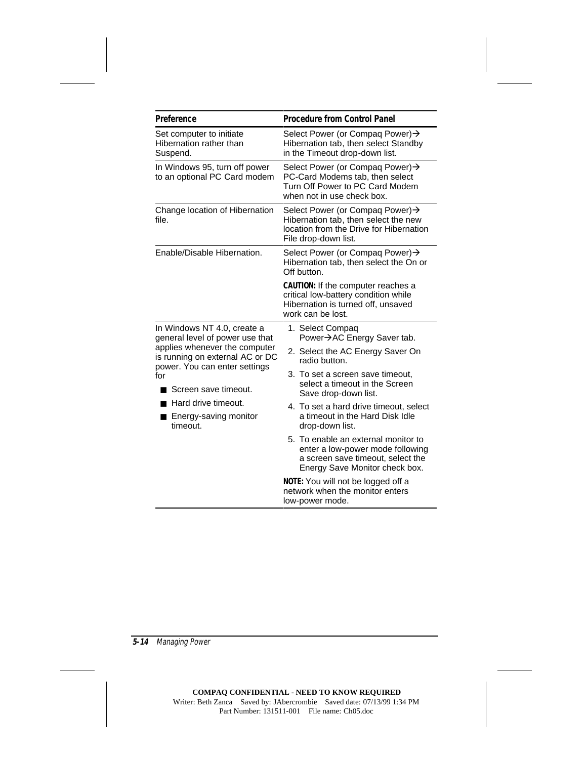| Preference | Procedure from Control Panel |
|---|---|
| Set computer to initiate Hibernation rather than Suspend. | Select Power (or Compaq Power)→ Hibernation tab, then select Standby in the Timeout drop-down list. |
| In Windows 95, turn off power to an optional PC Card modem | Select Power (or Compaq Power)→ PC-Card Modems tab, then select Turn Off Power to PC Card Modem when not in use check box. |
| Change location of Hibernation file. | Select Power (or Compaq Power)→ Hibernation tab, then select the new location from the Drive for Hibernation File drop-down list. |
| Enable/Disable Hibernation. | Select Power (or Compaq Power)→ Hibernation tab, then select the On or Off button.<br><br>**CAUTION:** If the computer reaches a critical low-battery condition while Hibernation is turned off, unsaved work can be lost. |
| In Windows NT 4.0, create a general level of power use that applies whenever the computer is running on external AC or DC power. You can enter settings for<br>■ Screen save timeout.<br>■ Hard drive timeout.<br>■ Energy-saving monitor timeout. | 1. Select Compaq Power→AC Energy Saver tab.<br>2. Select the AC Energy Saver On radio button.<br>3. To set a screen save timeout, select a timeout in the Screen Save drop-down list.<br>4. To set a hard drive timeout, select a timeout in the Hard Disk Idle drop-down list.<br>5. To enable an external monitor to enter a low-power mode following a screen save timeout, select the Energy Save Monitor check box.<br><br>**NOTE:** You will not be logged off a network when the monitor enters low-power mode. |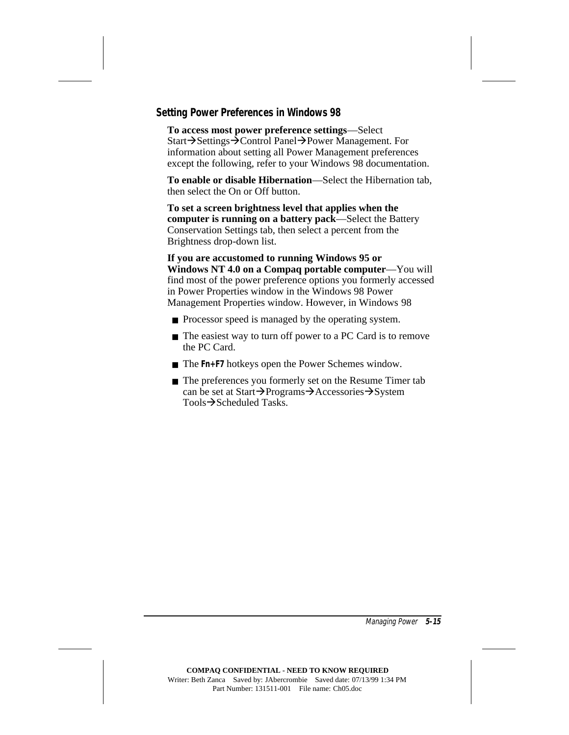### Setting Power Preferences in Windows 98

**To access most power preference settings**—Select Start→Settings→Control Panel→Power Management. For information about setting all Power Management preferences except the following, refer to your Windows 98 documentation.

**To enable or disable Hibernation**—Select the Hibernation tab, then select the On or Off button.

**To set a screen brightness level that applies when the computer is running on a battery pack**—Select the Battery Conservation Settings tab, then select a percent from the Brightness drop-down list.

**If you are accustomed to running Windows 95 or Windows NT 4.0 on a Compaq portable computer**—You will find most of the power preference options you formerly accessed in Power Properties window in the Windows 98 Power Management Properties window. However, in Windows 98

- Processor speed is managed by the operating system.
- The easiest way to turn off power to a PC Card is to remove the PC Card.
- The **Fn+F7** hotkeys open the Power Schemes window.
- The preferences you formerly set on the Resume Timer tab can be set at Start→Programs→Accessories→System Tools→Scheduled Tasks.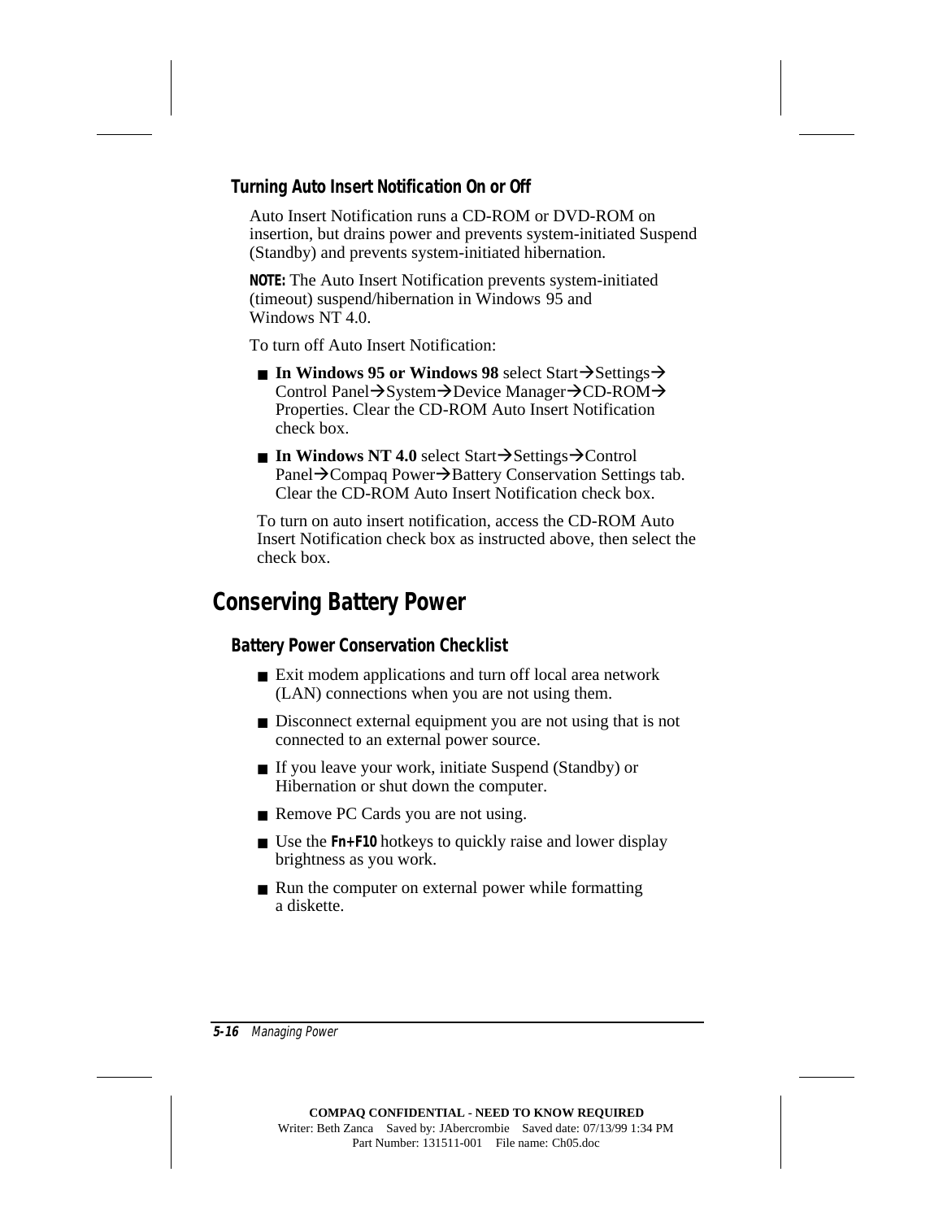### Turning Auto Insert Notification On or Off

Auto Insert Notification runs a CD-ROM or DVD-ROM on insertion, but drains power and prevents system-initiated Suspend (Standby) and prevents system-initiated hibernation.

**NOTE:** The Auto Insert Notification prevents system-initiated (timeout) suspend/hibernation in Windows 95 and Windows NT 4.0.

To turn off Auto Insert Notification:

- **In Windows 95 or Windows 98** select Start→Settings→ Control Panel→System→Device Manager→CD-ROM→ Properties. Clear the CD-ROM Auto Insert Notification check box.
- **In Windows NT 4.0** select Start→Settings→Control Panel→Compaq Power→Battery Conservation Settings tab. Clear the CD-ROM Auto Insert Notification check box.

To turn on auto insert notification, access the CD-ROM Auto Insert Notification check box as instructed above, then select the check box.

## Conserving Battery Power

### Battery Power Conservation Checklist

- Exit modem applications and turn off local area network (LAN) connections when you are not using them.
- Disconnect external equipment you are not using that is not connected to an external power source.
- If you leave your work, initiate Suspend (Standby) or Hibernation or shut down the computer.
- Remove PC Cards you are not using.
- Use the **Fn+F10** hotkeys to quickly raise and lower display brightness as you work.
- Run the computer on external power while formatting a diskette.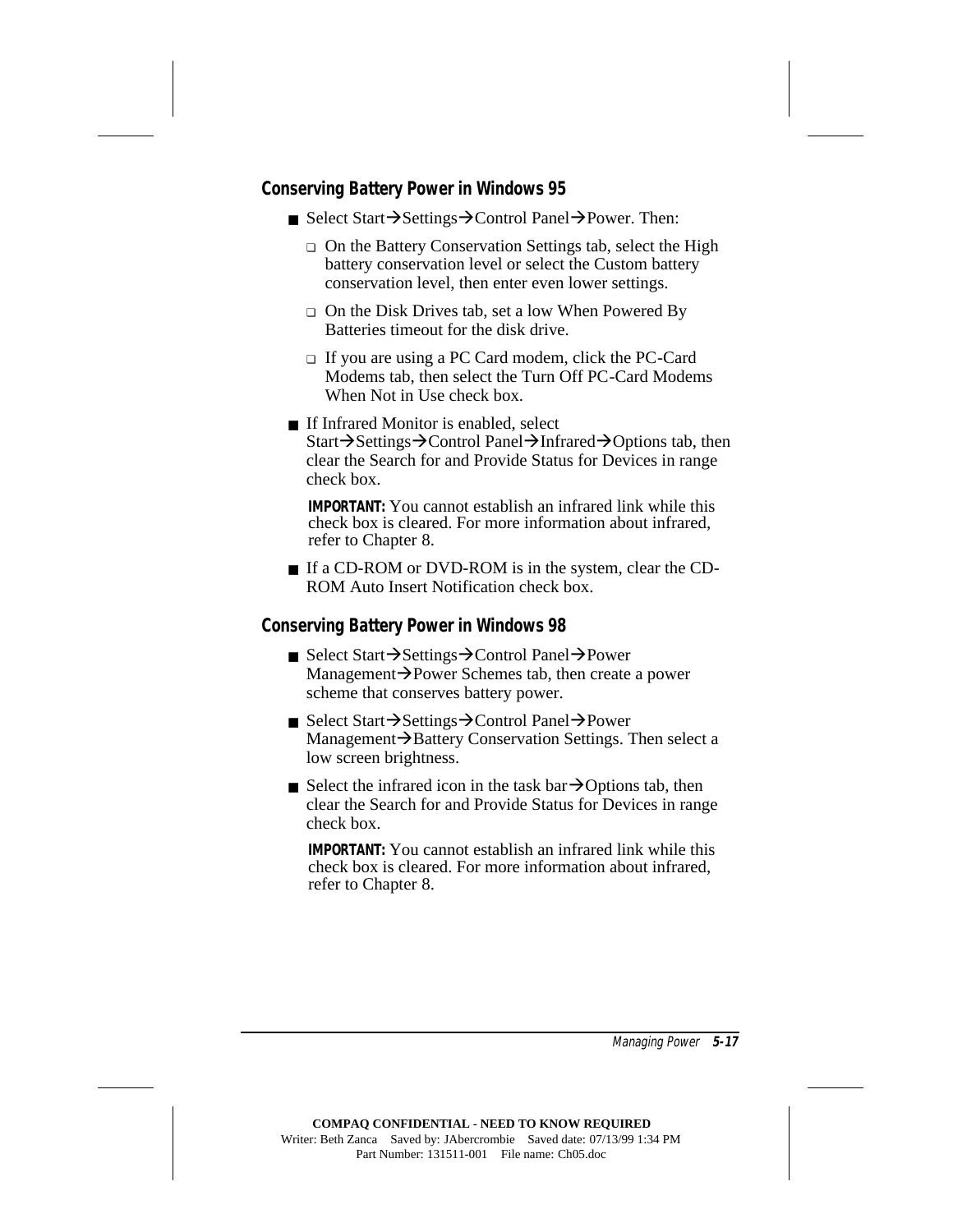### Conserving Battery Power in Windows 95

- Select Start→Settings→Control Panel→Power. Then:
  - On the Battery Conservation Settings tab, select the High battery conservation level or select the Custom battery conservation level, then enter even lower settings.
  - On the Disk Drives tab, set a low When Powered By Batteries timeout for the disk drive.
  - If you are using a PC Card modem, click the PC-Card Modems tab, then select the Turn Off PC-Card Modems When Not in Use check box.
- If Infrared Monitor is enabled, select Start→Settings→Control Panel→Infrared→Options tab, then clear the Search for and Provide Status for Devices in range check box.

  **IMPORTANT:** You cannot establish an infrared link while this check box is cleared. For more information about infrared, refer to Chapter 8.

- If a CD-ROM or DVD-ROM is in the system, clear the CD-ROM Auto Insert Notification check box.

### Conserving Battery Power in Windows 98

- Select Start→Settings→Control Panel→Power Management→Power Schemes tab, then create a power scheme that conserves battery power.
- Select Start→Settings→Control Panel→Power Management→Battery Conservation Settings. Then select a low screen brightness.
- Select the infrared icon in the task bar→Options tab, then clear the Search for and Provide Status for Devices in range check box.

  **IMPORTANT:** You cannot establish an infrared link while this check box is cleared. For more information about infrared, refer to Chapter 8.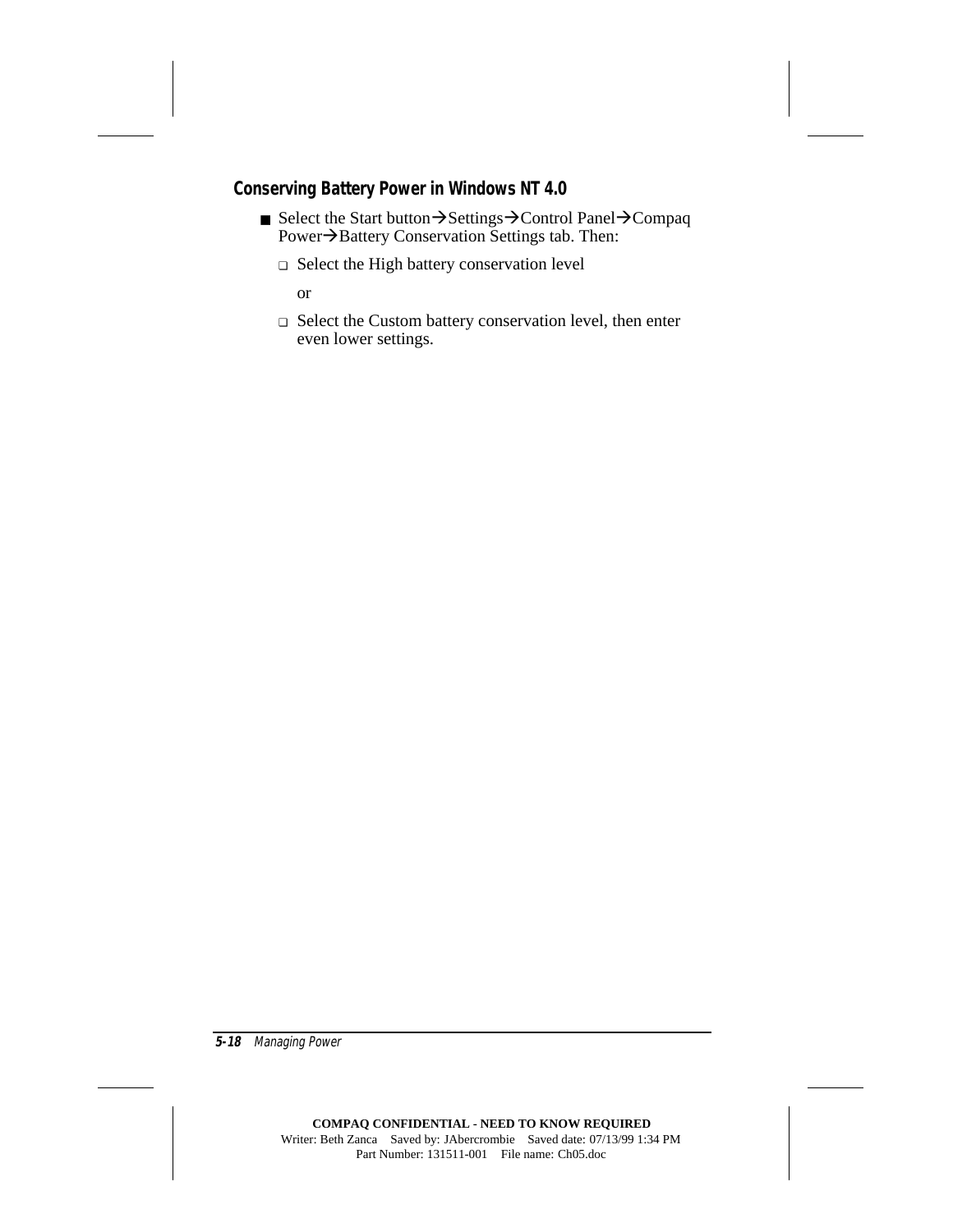### Conserving Battery Power in Windows NT 4.0

- Select the Start button→Settings→Control Panel→Compaq Power→Battery Conservation Settings tab. Then:
  - Select the High battery conservation level

    or

  - Select the Custom battery conservation level, then enter even lower settings.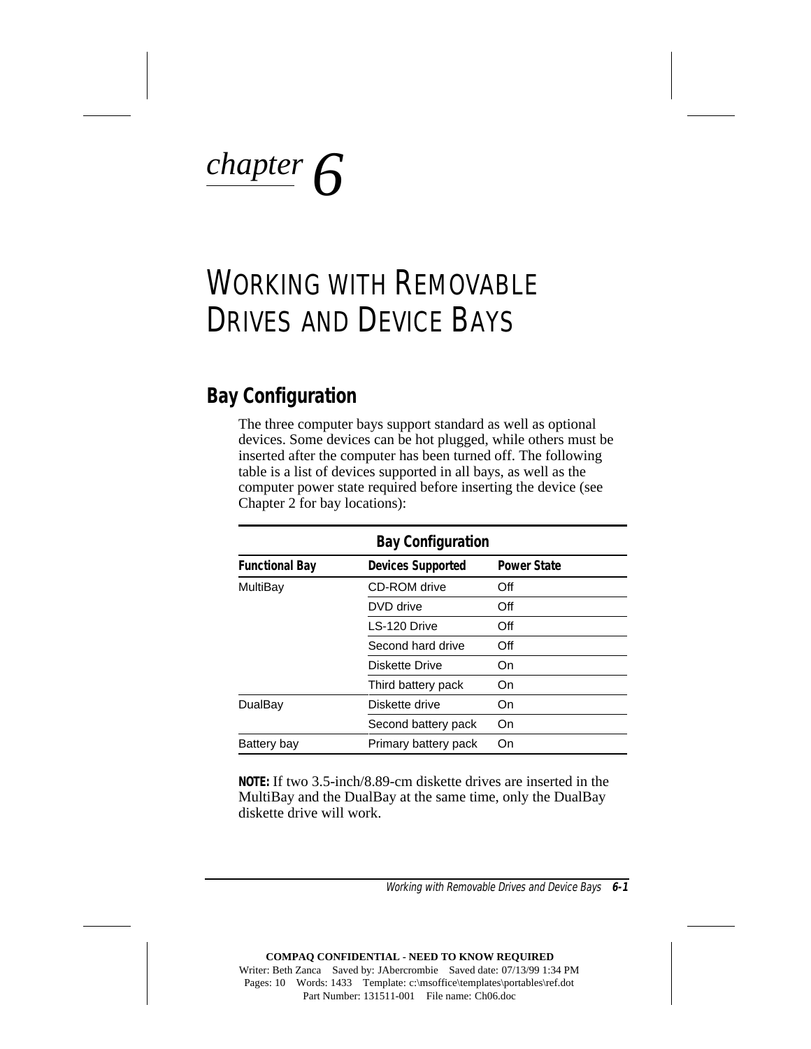*chapter 6*

# WORKING WITH REMOVABLE DRIVES AND DEVICE BAYS

## Bay Configuration

The three computer bays support standard as well as optional devices. Some devices can be hot plugged, while others must be inserted after the computer has been turned off. The following table is a list of devices supported in all bays, as well as the computer power state required before inserting the device (see Chapter 2 for bay locations):

**Bay Configuration**

| Functional Bay | Devices Supported | Power State |
|---|---|---|
| MultiBay | CD-ROM drive | Off |
| | DVD drive | Off |
| | LS-120 Drive | Off |
| | Second hard drive | Off |
| | Diskette Drive | On |
| | Third battery pack | On |
| DualBay | Diskette drive | On |
| | Second battery pack | On |
| Battery bay | Primary battery pack | On |

**NOTE:** If two 3.5-inch/8.89-cm diskette drives are inserted in the MultiBay and the DualBay at the same time, only the DualBay diskette drive will work.

COMPAQ CONFIDENTIAL - NEED TO KNOW REQUIRED
Writer: Beth Zanca Saved by: JAbercrombie Saved date: 07/13/99 1:34 PM
Pages: 10 Words: 1433 Template: c:\msoffice\templates\portables\ref.dot
Part Number: 131511-001 File name: Ch06.doc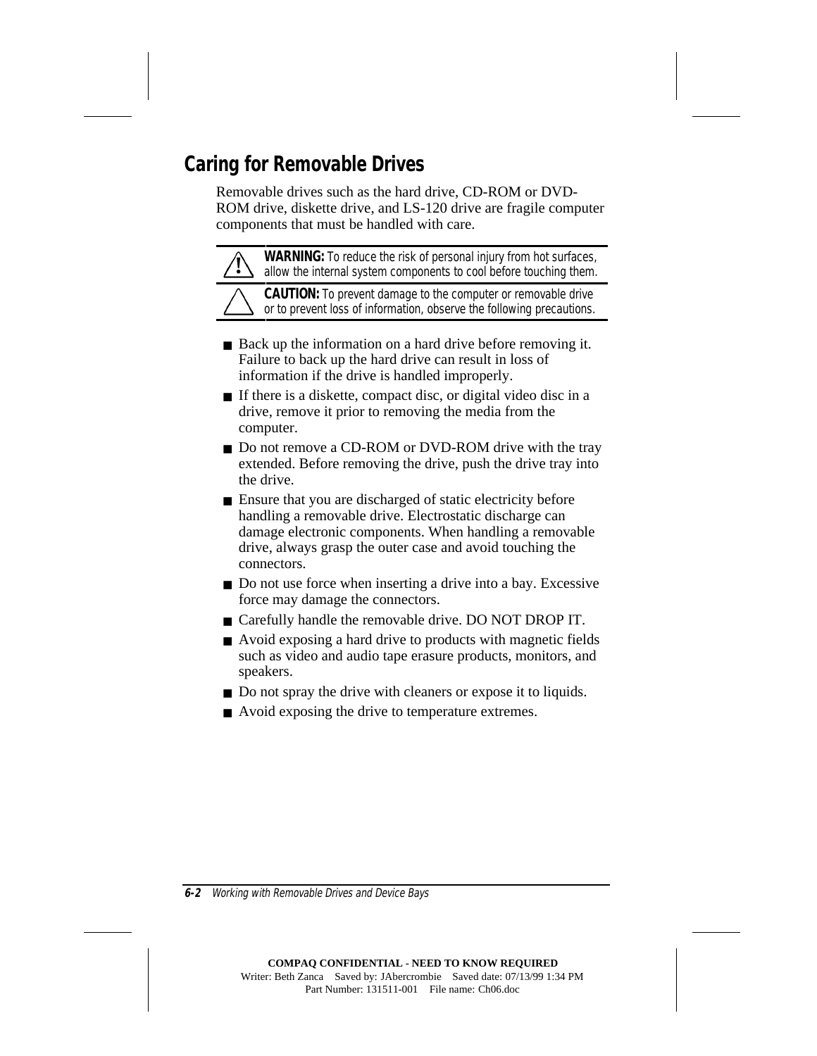## Caring for Removable Drives

Removable drives such as the hard drive, CD-ROM or DVD-ROM drive, diskette drive, and LS-120 drive are fragile computer components that must be handled with care.

**WARNING:** To reduce the risk of personal injury from hot surfaces, allow the internal system components to cool before touching them.

**CAUTION:** To prevent damage to the computer or removable drive or to prevent loss of information, observe the following precautions.

- Back up the information on a hard drive before removing it. Failure to back up the hard drive can result in loss of information if the drive is handled improperly.
- If there is a diskette, compact disc, or digital video disc in a drive, remove it prior to removing the media from the computer.
- Do not remove a CD-ROM or DVD-ROM drive with the tray extended. Before removing the drive, push the drive tray into the drive.
- Ensure that you are discharged of static electricity before handling a removable drive. Electrostatic discharge can damage electronic components. When handling a removable drive, always grasp the outer case and avoid touching the connectors.
- Do not use force when inserting a drive into a bay. Excessive force may damage the connectors.
- Carefully handle the removable drive. DO NOT DROP IT.
- Avoid exposing a hard drive to products with magnetic fields such as video and audio tape erasure products, monitors, and speakers.
- Do not spray the drive with cleaners or expose it to liquids.
- Avoid exposing the drive to temperature extremes.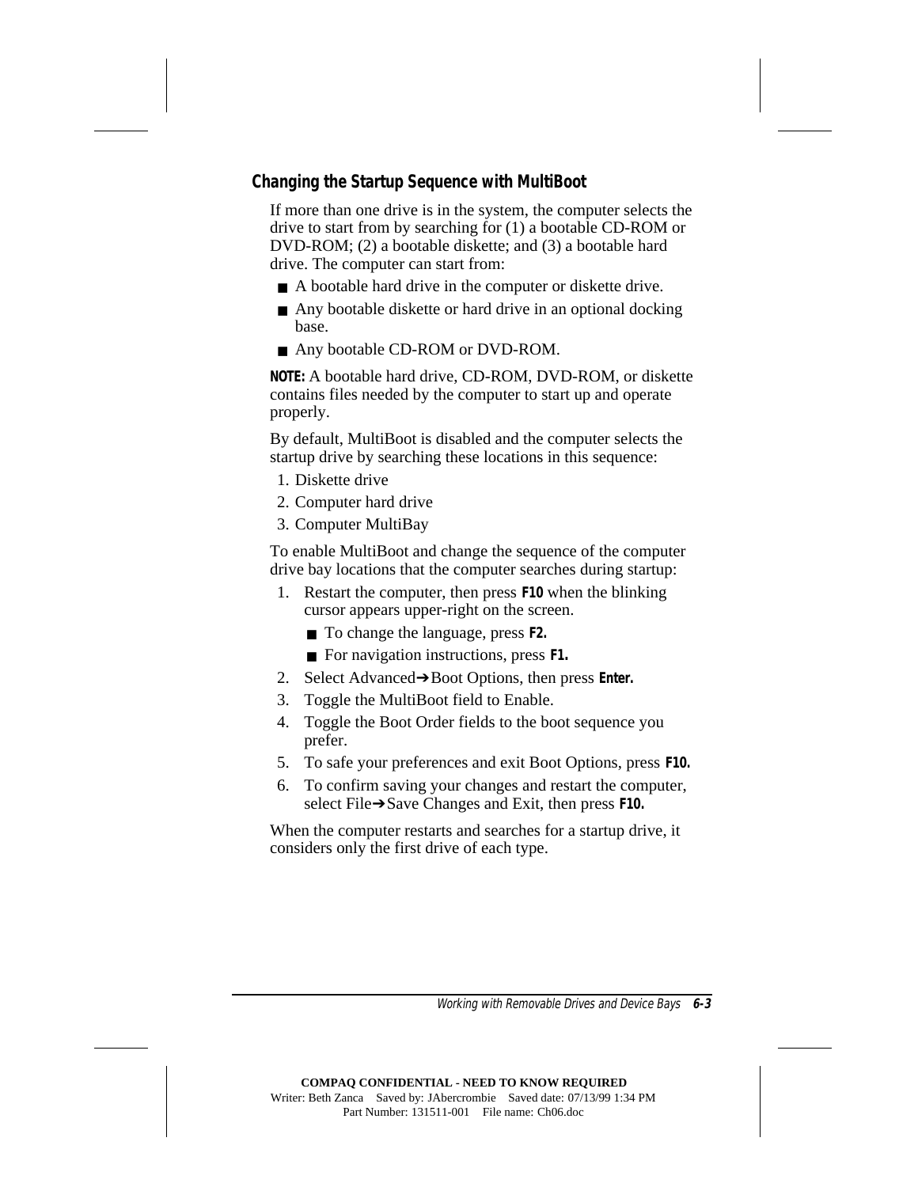### Changing the Startup Sequence with MultiBoot

If more than one drive is in the system, the computer selects the drive to start from by searching for (1) a bootable CD-ROM or DVD-ROM; (2) a bootable diskette; and (3) a bootable hard drive. The computer can start from:

- A bootable hard drive in the computer or diskette drive.
- Any bootable diskette or hard drive in an optional docking base.
- Any bootable CD-ROM or DVD-ROM.

**NOTE:** A bootable hard drive, CD-ROM, DVD-ROM, or diskette contains files needed by the computer to start up and operate properly.

By default, MultiBoot is disabled and the computer selects the startup drive by searching these locations in this sequence:

1. Diskette drive
2. Computer hard drive
3. Computer MultiBay

To enable MultiBoot and change the sequence of the computer drive bay locations that the computer searches during startup:

1. Restart the computer, then press **F10** when the blinking cursor appears upper-right on the screen.
   - To change the language, press **F2.**
   - For navigation instructions, press **F1.**
2. Select Advanced➔Boot Options, then press **Enter.**
3. Toggle the MultiBoot field to Enable.
4. Toggle the Boot Order fields to the boot sequence you prefer.
5. To safe your preferences and exit Boot Options, press **F10.**
6. To confirm saving your changes and restart the computer, select File➔Save Changes and Exit, then press **F10.**

When the computer restarts and searches for a startup drive, it considers only the first drive of each type.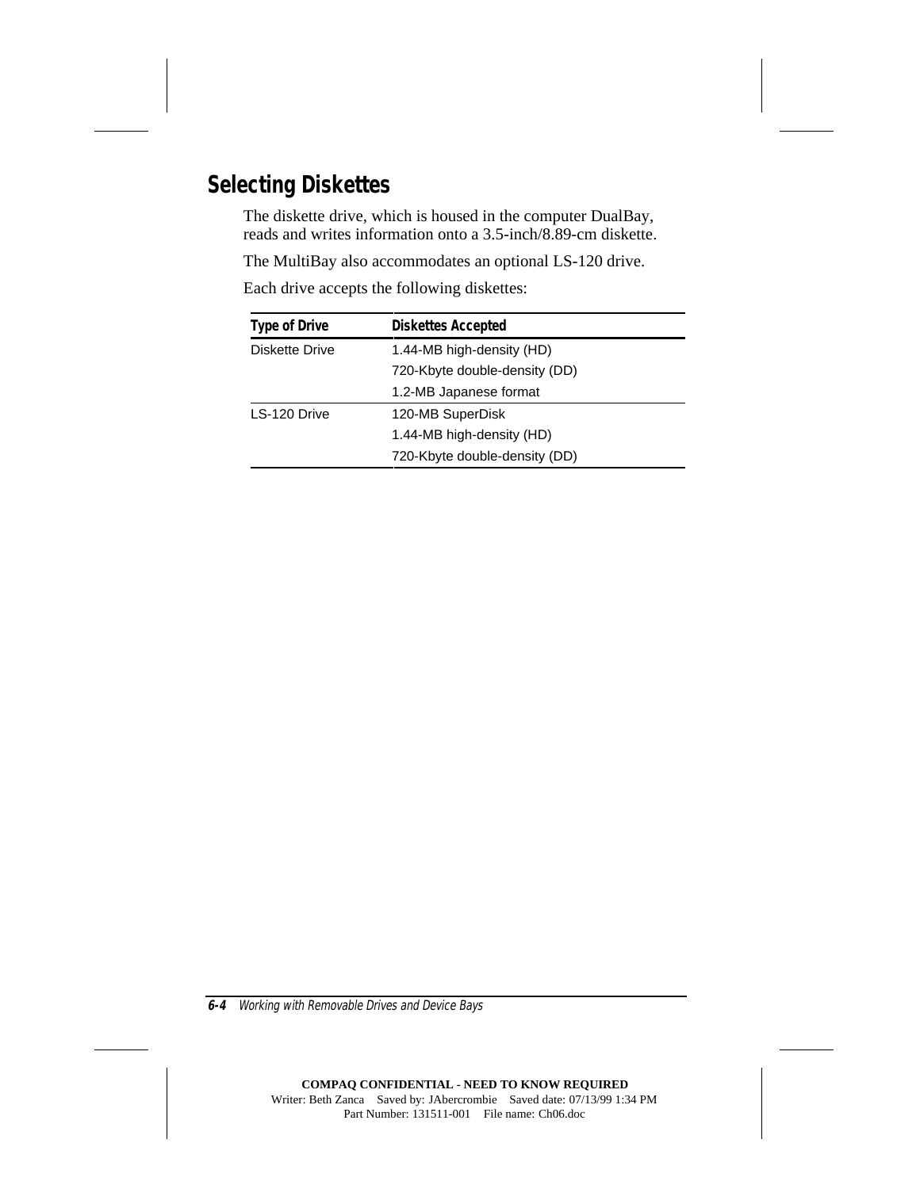## Selecting Diskettes

The diskette drive, which is housed in the computer DualBay, reads and writes information onto a 3.5-inch/8.89-cm diskette.

The MultiBay also accommodates an optional LS-120 drive.

Each drive accepts the following diskettes:

| Type of Drive | Diskettes Accepted |
|---|---|
| Diskette Drive | 1.44-MB high-density (HD) |
| | 720-Kbyte double-density (DD) |
| | 1.2-MB Japanese format |
| LS-120 Drive | 120-MB SuperDisk |
| | 1.44-MB high-density (HD) |
| | 720-Kbyte double-density (DD) |

**COMPAQ CONFIDENTIAL - NEED TO KNOW REQUIRED**
Writer: Beth Zanca Saved by: JAbercrombie Saved date: 07/13/99 1:34 PM
Part Number: 131511-001 File name: Ch06.doc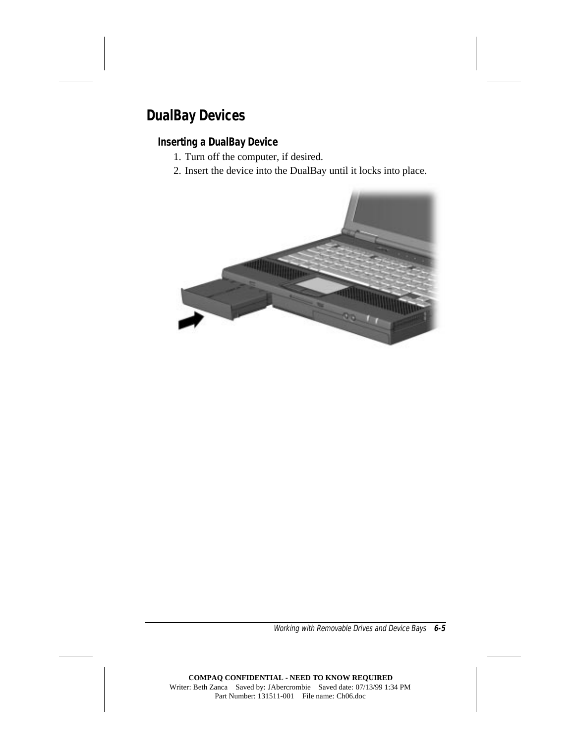## DualBay Devices

### Inserting a DualBay Device

1. Turn off the computer, if desired.
2. Insert the device into the DualBay until it locks into place.

COMPAQ CONFIDENTIAL - NEED TO KNOW REQUIRED
Writer: Beth Zanca Saved by: JAbercrombie Saved date: 07/13/99 1:34 PM
Part Number: 131511-001 File name: Ch06.doc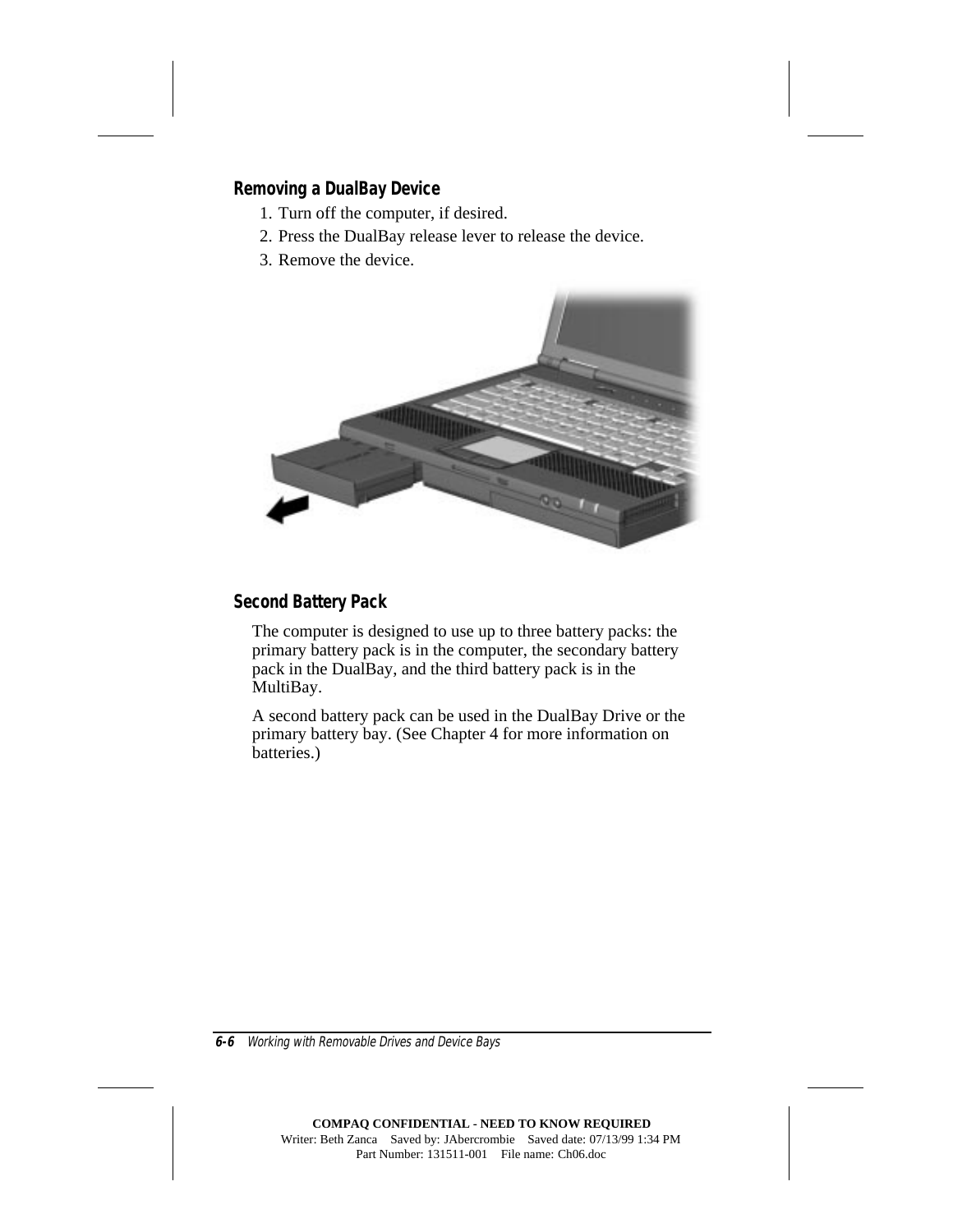### Removing a DualBay Device

1. Turn off the computer, if desired.
2. Press the DualBay release lever to release the device.
3. Remove the device.

### Second Battery Pack

The computer is designed to use up to three battery packs: the primary battery pack is in the computer, the secondary battery pack in the DualBay, and the third battery pack is in the MultiBay.

A second battery pack can be used in the DualBay Drive or the primary battery bay. (See Chapter 4 for more information on batteries.)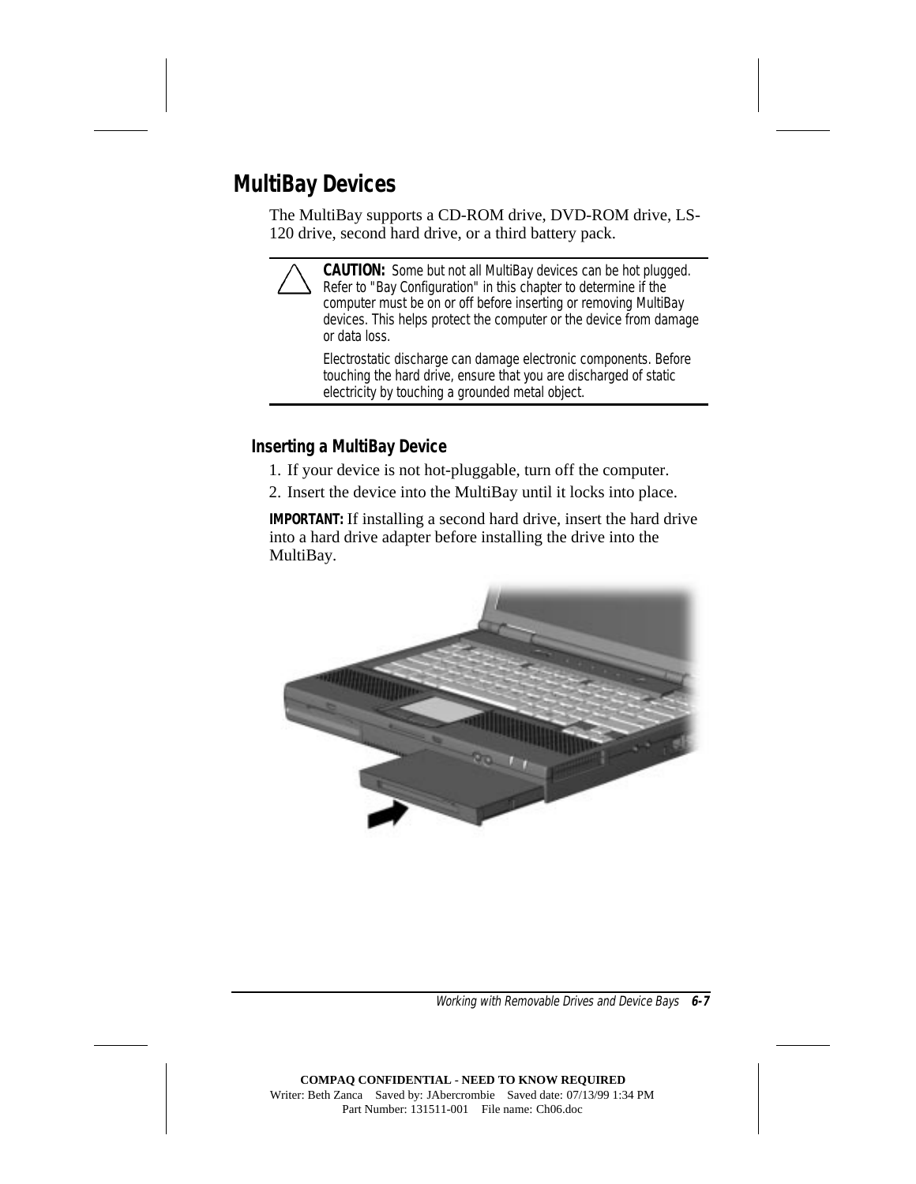## MultiBay Devices

The MultiBay supports a CD-ROM drive, DVD-ROM drive, LS-120 drive, second hard drive, or a third battery pack.

> **CAUTION:** Some but not all MultiBay devices can be hot plugged. Refer to "Bay Configuration" in this chapter to determine if the computer must be on or off before inserting or removing MultiBay devices. This helps protect the computer or the device from damage or data loss.
>
> Electrostatic discharge can damage electronic components. Before touching the hard drive, ensure that you are discharged of static electricity by touching a grounded metal object.

### Inserting a MultiBay Device

1. If your device is not hot-pluggable, turn off the computer.
2. Insert the device into the MultiBay until it locks into place.

**IMPORTANT:** If installing a second hard drive, insert the hard drive into a hard drive adapter before installing the drive into the MultiBay.

COMPAQ CONFIDENTIAL - NEED TO KNOW REQUIRED
Writer: Beth Zanca Saved by: JAbercrombie Saved date: 07/13/99 1:34 PM
Part Number: 131511-001 File name: Ch06.doc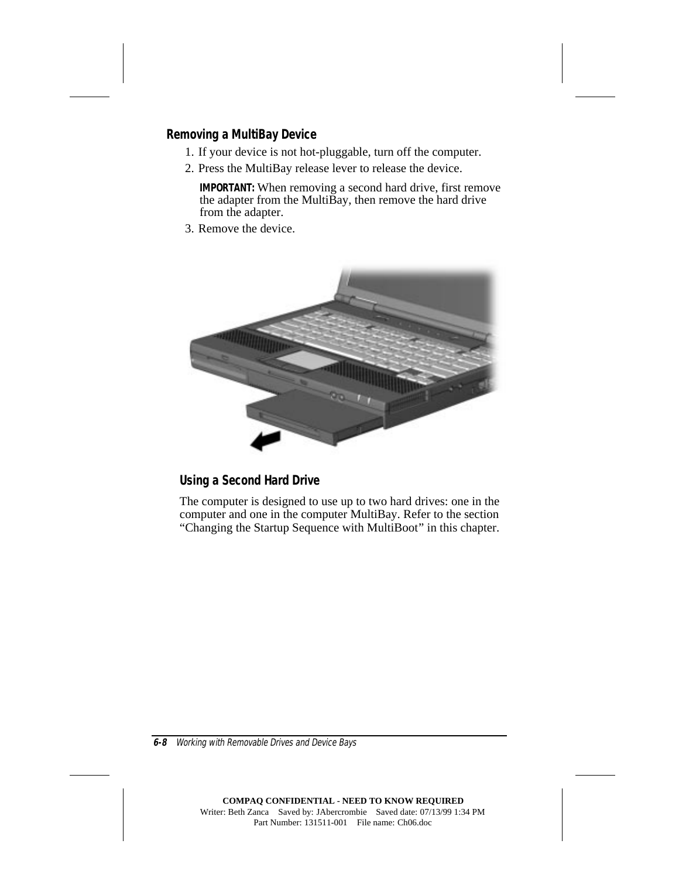### Removing a MultiBay Device

1. If your device is not hot-pluggable, turn off the computer.
2. Press the MultiBay release lever to release the device.

   **IMPORTANT:** When removing a second hard drive, first remove the adapter from the MultiBay, then remove the hard drive from the adapter.

3. Remove the device.

### Using a Second Hard Drive

The computer is designed to use up to two hard drives: one in the computer and one in the computer MultiBay. Refer to the section "Changing the Startup Sequence with MultiBoot" in this chapter.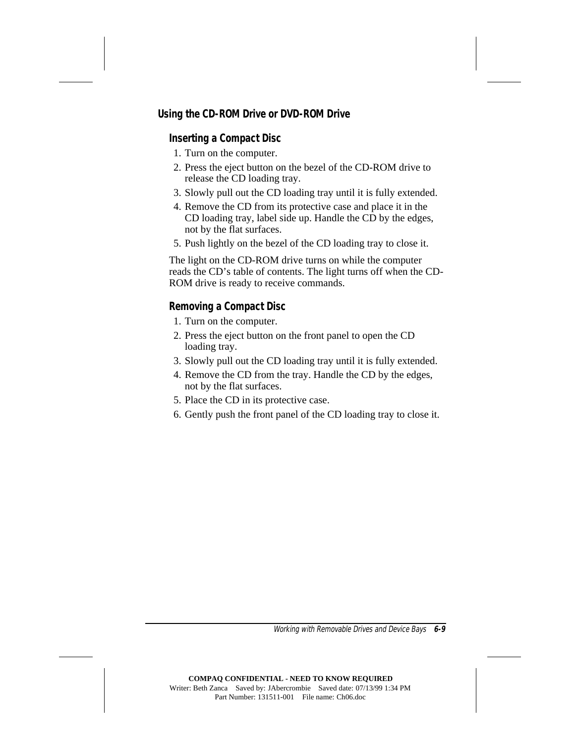## Using the CD-ROM Drive or DVD-ROM Drive

### Inserting a Compact Disc

1. Turn on the computer.
2. Press the eject button on the bezel of the CD-ROM drive to release the CD loading tray.
3. Slowly pull out the CD loading tray until it is fully extended.
4. Remove the CD from its protective case and place it in the CD loading tray, label side up. Handle the CD by the edges, not by the flat surfaces.
5. Push lightly on the bezel of the CD loading tray to close it.

The light on the CD-ROM drive turns on while the computer reads the CD's table of contents. The light turns off when the CD-ROM drive is ready to receive commands.

### Removing a Compact Disc

1. Turn on the computer.
2. Press the eject button on the front panel to open the CD loading tray.
3. Slowly pull out the CD loading tray until it is fully extended.
4. Remove the CD from the tray. Handle the CD by the edges, not by the flat surfaces.
5. Place the CD in its protective case.
6. Gently push the front panel of the CD loading tray to close it.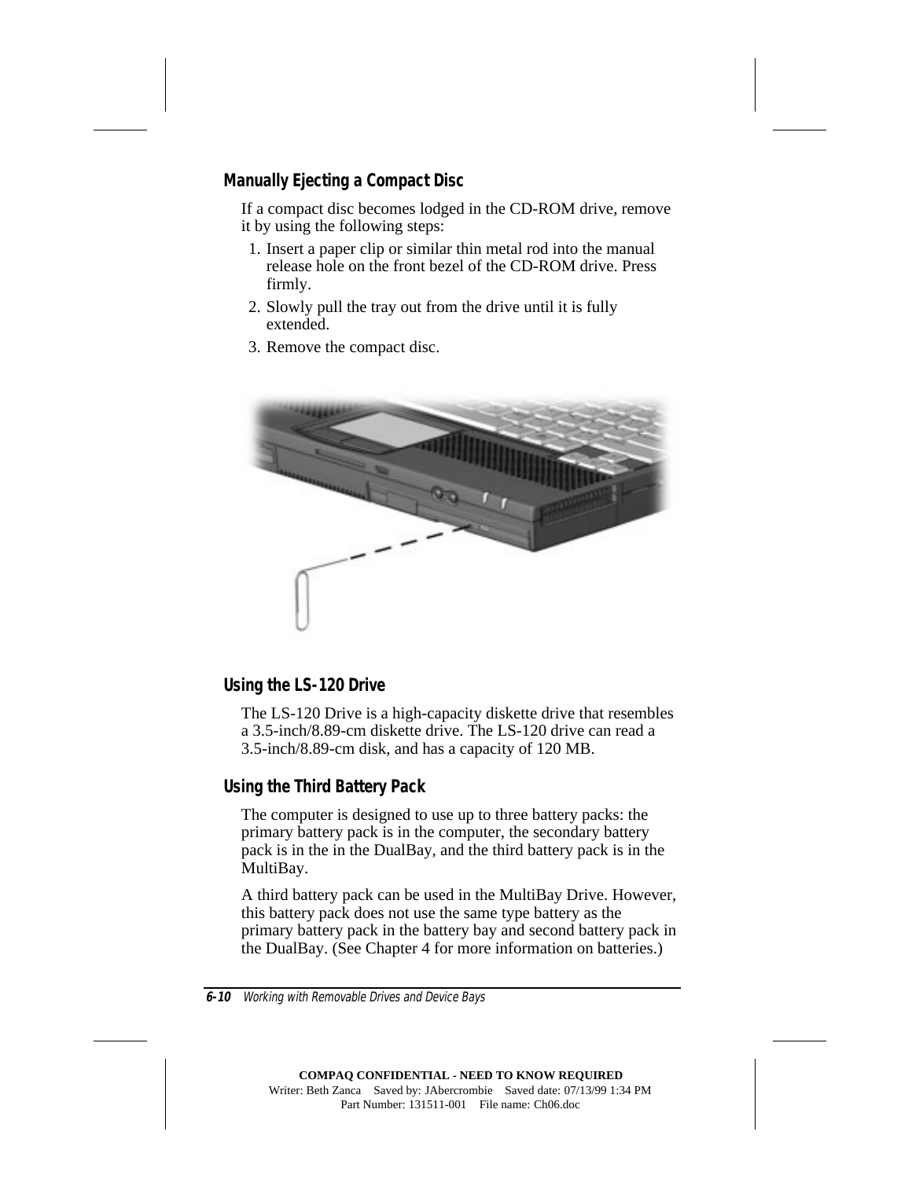### Manually Ejecting a Compact Disc

If a compact disc becomes lodged in the CD-ROM drive, remove it by using the following steps:

1. Insert a paper clip or similar thin metal rod into the manual release hole on the front bezel of the CD-ROM drive. Press firmly.
2. Slowly pull the tray out from the drive until it is fully extended.
3. Remove the compact disc.

### Using the LS-120 Drive

The LS-120 Drive is a high-capacity diskette drive that resembles a 3.5-inch/8.89-cm diskette drive. The LS-120 drive can read a 3.5-inch/8.89-cm disk, and has a capacity of 120 MB.

### Using the Third Battery Pack

The computer is designed to use up to three battery packs: the primary battery pack is in the computer, the secondary battery pack is in the in the DualBay, and the third battery pack is in the MultiBay.

A third battery pack can be used in the MultiBay Drive. However, this battery pack does not use the same type battery as the primary battery pack in the battery bay and second battery pack in the DualBay. (See Chapter 4 for more information on batteries.)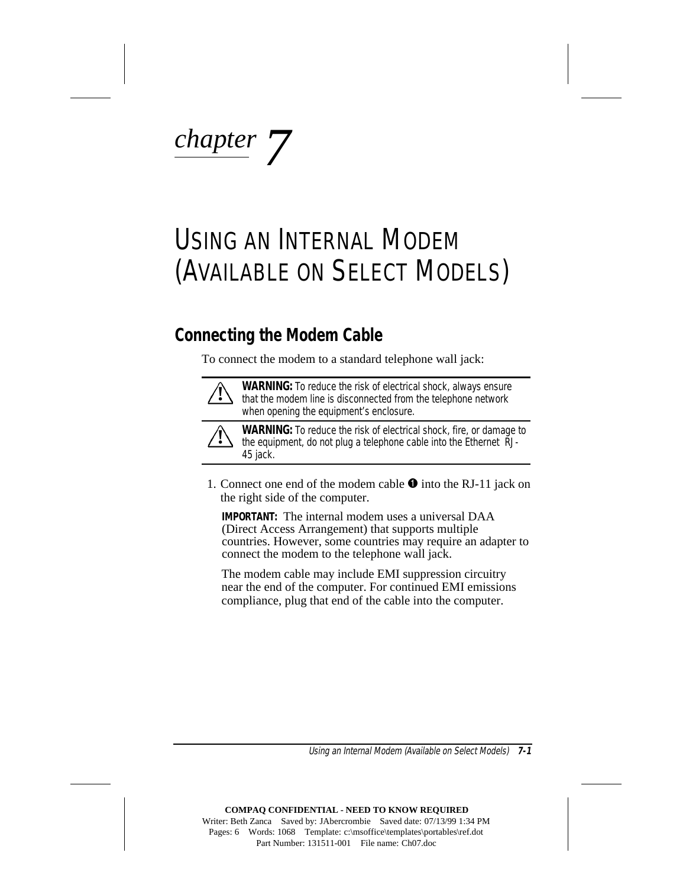*chapter* 7

# USING AN INTERNAL MODEM (AVAILABLE ON SELECT MODELS)

## Connecting the Modem Cable

To connect the modem to a standard telephone wall jack:

> ⚠ **WARNING:** To reduce the risk of electrical shock, always ensure that the modem line is disconnected from the telephone network when opening the equipment's enclosure.

> ⚠ **WARNING:** To reduce the risk of electrical shock, fire, or damage to the equipment, do not plug a telephone cable into the Ethernet RJ-45 jack.

1. Connect one end of the modem cable ❶ into the RJ-11 jack on the right side of the computer.

   **IMPORTANT:** The internal modem uses a universal DAA (Direct Access Arrangement) that supports multiple countries. However, some countries may require an adapter to connect the modem to the telephone wall jack.

   The modem cable may include EMI suppression circuitry near the end of the computer. For continued EMI emissions compliance, plug that end of the cable into the computer.

**COMPAQ CONFIDENTIAL - NEED TO KNOW REQUIRED**
Writer: Beth Zanca Saved by: JAbercrombie Saved date: 07/13/99 1:34 PM
Pages: 6 Words: 1068 Template: c:\msoffice\templates\portables\ref.dot
Part Number: 131511-001 File name: Ch07.doc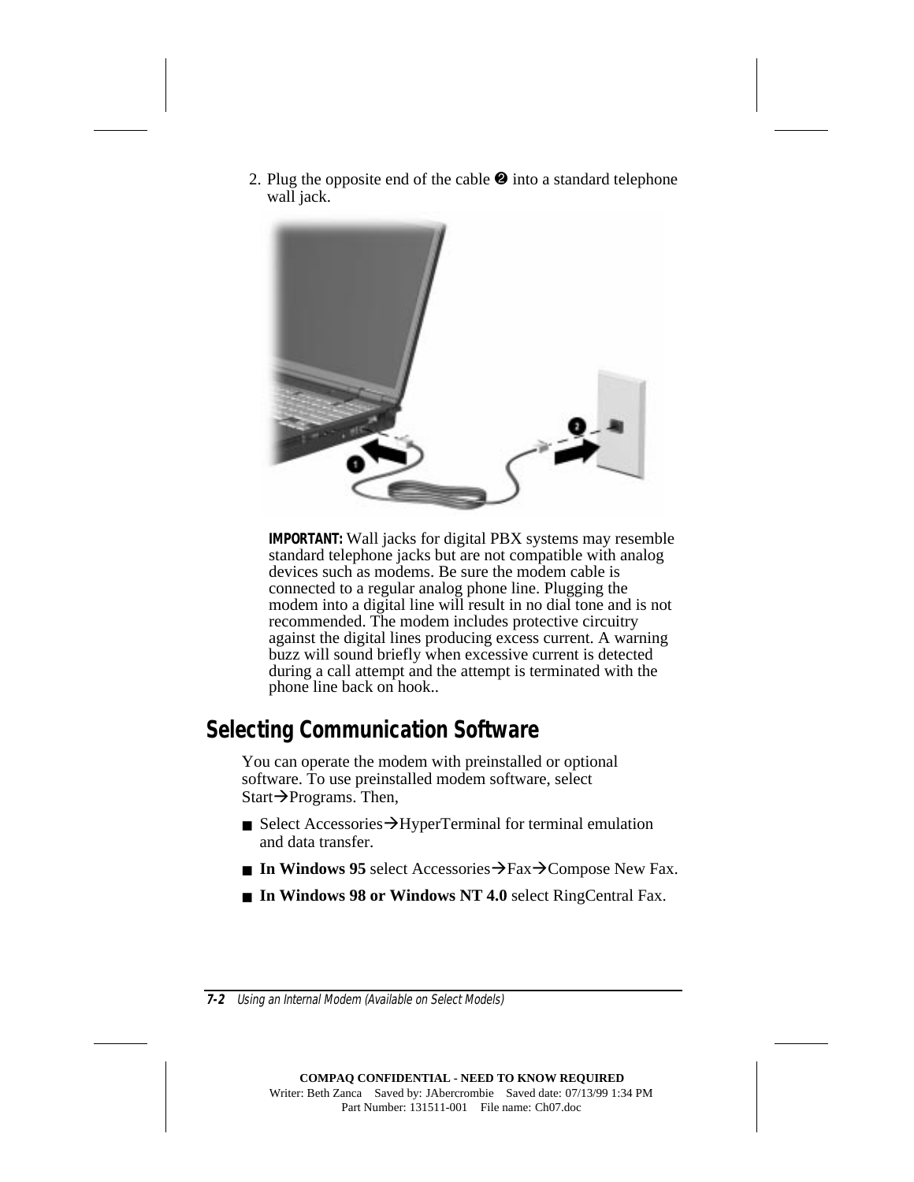2. Plug the opposite end of the cable ❷ into a standard telephone wall jack.

**IMPORTANT:** Wall jacks for digital PBX systems may resemble standard telephone jacks but are not compatible with analog devices such as modems. Be sure the modem cable is connected to a regular analog phone line. Plugging the modem into a digital line will result in no dial tone and is not recommended. The modem includes protective circuitry against the digital lines producing excess current. A warning buzz will sound briefly when excessive current is detected during a call attempt and the attempt is terminated with the phone line back on hook..

## Selecting Communication Software

You can operate the modem with preinstalled or optional software. To use preinstalled modem software, select Start→Programs. Then,

- Select Accessories→HyperTerminal for terminal emulation and data transfer.
- **In Windows 95** select Accessories→Fax→Compose New Fax.
- **In Windows 98 or Windows NT 4.0** select RingCentral Fax.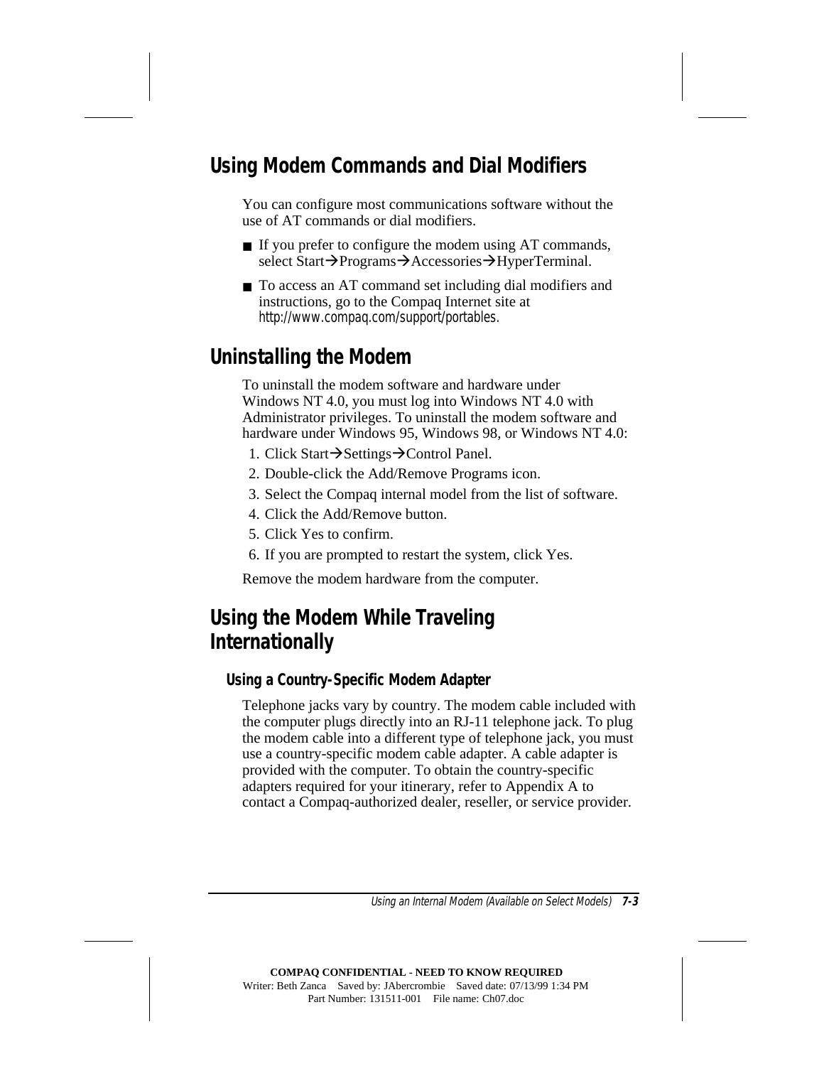## Using Modem Commands and Dial Modifiers

You can configure most communications software without the use of AT commands or dial modifiers.

- If you prefer to configure the modem using AT commands, select Start→Programs→Accessories→HyperTerminal.
- To access an AT command set including dial modifiers and instructions, go to the Compaq Internet site at http://www.compaq.com/support/portables.

## Uninstalling the Modem

To uninstall the modem software and hardware under Windows NT 4.0, you must log into Windows NT 4.0 with Administrator privileges. To uninstall the modem software and hardware under Windows 95, Windows 98, or Windows NT 4.0:

1. Click Start→Settings→Control Panel.
2. Double-click the Add/Remove Programs icon.
3. Select the Compaq internal model from the list of software.
4. Click the Add/Remove button.
5. Click Yes to confirm.
6. If you are prompted to restart the system, click Yes.

Remove the modem hardware from the computer.

## Using the Modem While Traveling Internationally

### Using a Country-Specific Modem Adapter

Telephone jacks vary by country. The modem cable included with the computer plugs directly into an RJ-11 telephone jack. To plug the modem cable into a different type of telephone jack, you must use a country-specific modem cable adapter. A cable adapter is provided with the computer. To obtain the country-specific adapters required for your itinerary, refer to Appendix A to contact a Compaq-authorized dealer, reseller, or service provider.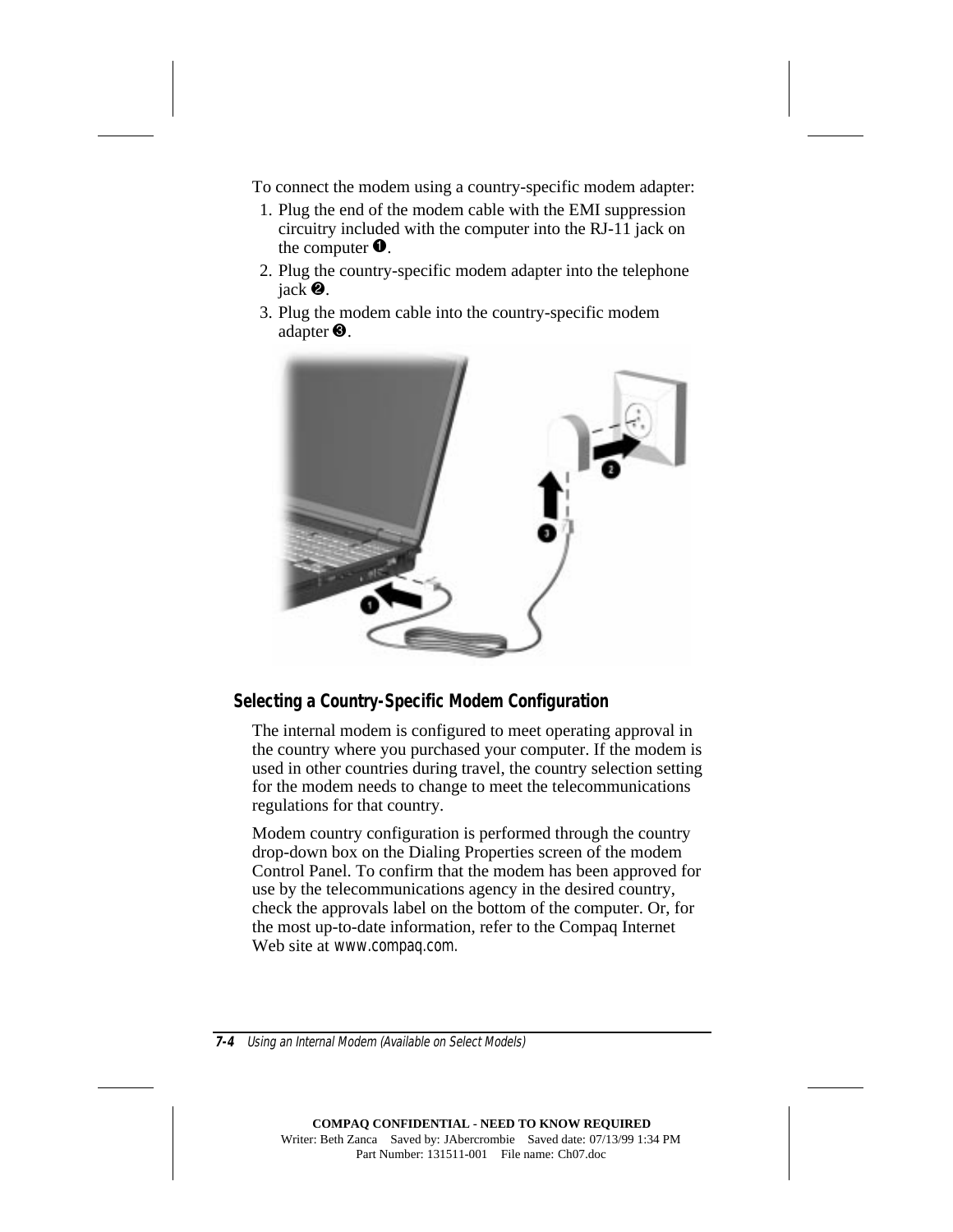To connect the modem using a country-specific modem adapter:

1. Plug the end of the modem cable with the EMI suppression circuitry included with the computer into the RJ-11 jack on the computer ❶.
2. Plug the country-specific modem adapter into the telephone jack ❷.
3. Plug the modem cable into the country-specific modem adapter ❸.

### Selecting a Country-Specific Modem Configuration

The internal modem is configured to meet operating approval in the country where you purchased your computer. If the modem is used in other countries during travel, the country selection setting for the modem needs to change to meet the telecommunications regulations for that country.

Modem country configuration is performed through the country drop-down box on the Dialing Properties screen of the modem Control Panel. To confirm that the modem has been approved for use by the telecommunications agency in the desired country, check the approvals label on the bottom of the computer. Or, for the most up-to-date information, refer to the Compaq Internet Web site at www.compaq.com.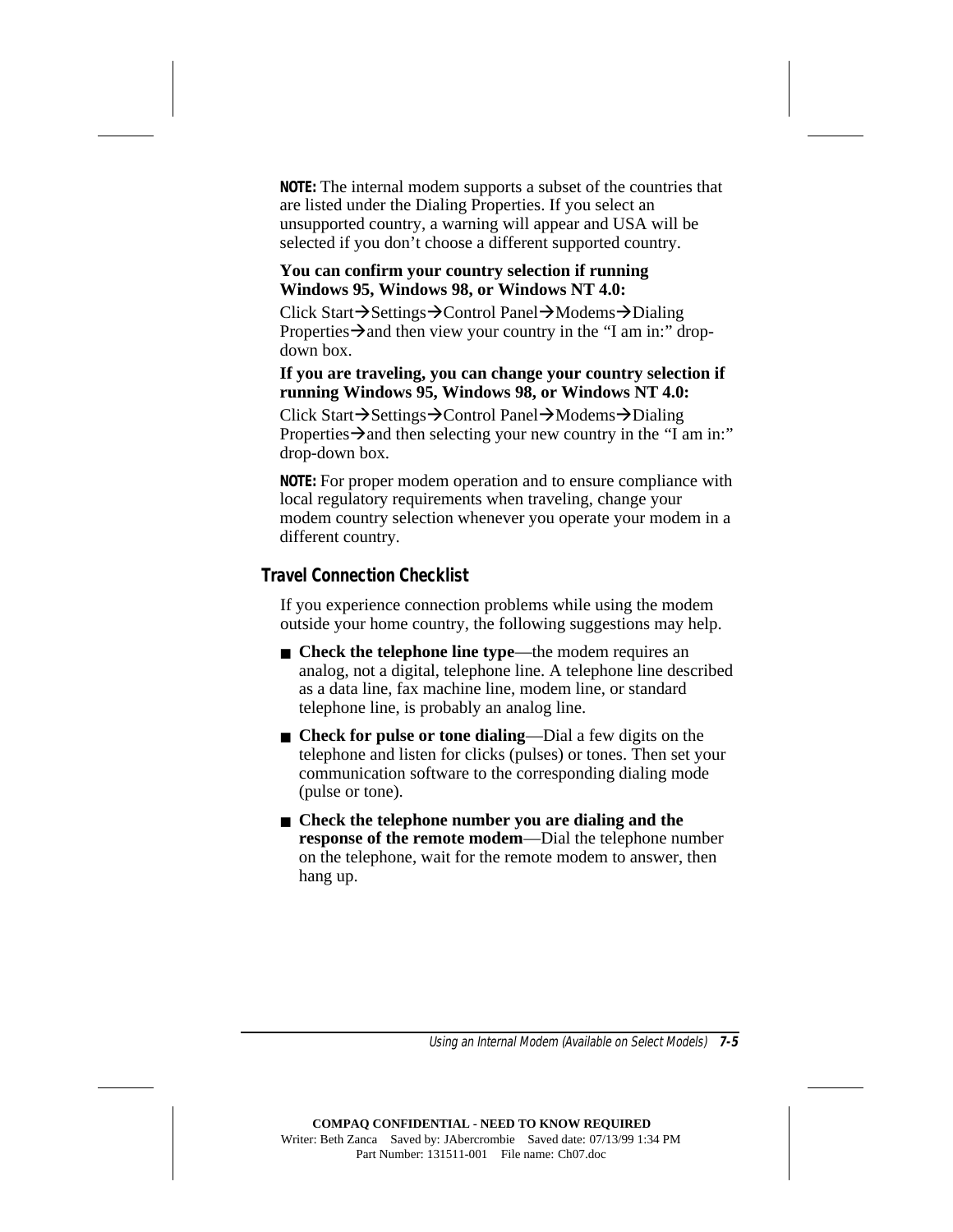**NOTE:** The internal modem supports a subset of the countries that are listed under the Dialing Properties. If you select an unsupported country, a warning will appear and USA will be selected if you don't choose a different supported country.

**You can confirm your country selection if running Windows 95, Windows 98, or Windows NT 4.0:**

Click Start→Settings→Control Panel→Modems→Dialing Properties→and then view your country in the "I am in:" drop-down box.

**If you are traveling, you can change your country selection if running Windows 95, Windows 98, or Windows NT 4.0:**

Click Start→Settings→Control Panel→Modems→Dialing Properties→and then selecting your new country in the "I am in:" drop-down box.

**NOTE:** For proper modem operation and to ensure compliance with local regulatory requirements when traveling, change your modem country selection whenever you operate your modem in a different country.

### Travel Connection Checklist

If you experience connection problems while using the modem outside your home country, the following suggestions may help.

- **Check the telephone line type**—the modem requires an analog, not a digital, telephone line. A telephone line described as a data line, fax machine line, modem line, or standard telephone line, is probably an analog line.
- **Check for pulse or tone dialing**—Dial a few digits on the telephone and listen for clicks (pulses) or tones. Then set your communication software to the corresponding dialing mode (pulse or tone).
- **Check the telephone number you are dialing and the response of the remote modem**—Dial the telephone number on the telephone, wait for the remote modem to answer, then hang up.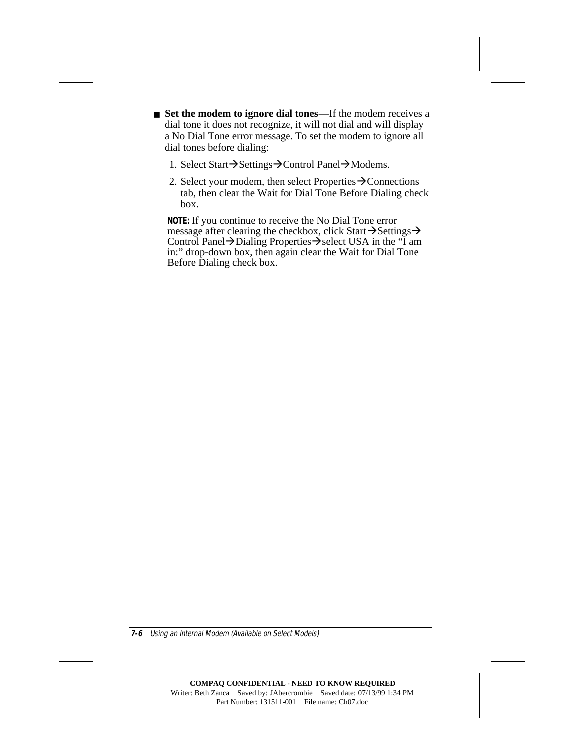- **Set the modem to ignore dial tones**—If the modem receives a dial tone it does not recognize, it will not dial and will display a No Dial Tone error message. To set the modem to ignore all dial tones before dialing:

  1. Select Start→Settings→Control Panel→Modems.
  2. Select your modem, then select Properties→Connections tab, then clear the Wait for Dial Tone Before Dialing check box.

  **NOTE:** If you continue to receive the No Dial Tone error message after clearing the checkbox, click Start→Settings→Control Panel→Dialing Properties→select USA in the "I am in:" drop-down box, then again clear the Wait for Dial Tone Before Dialing check box.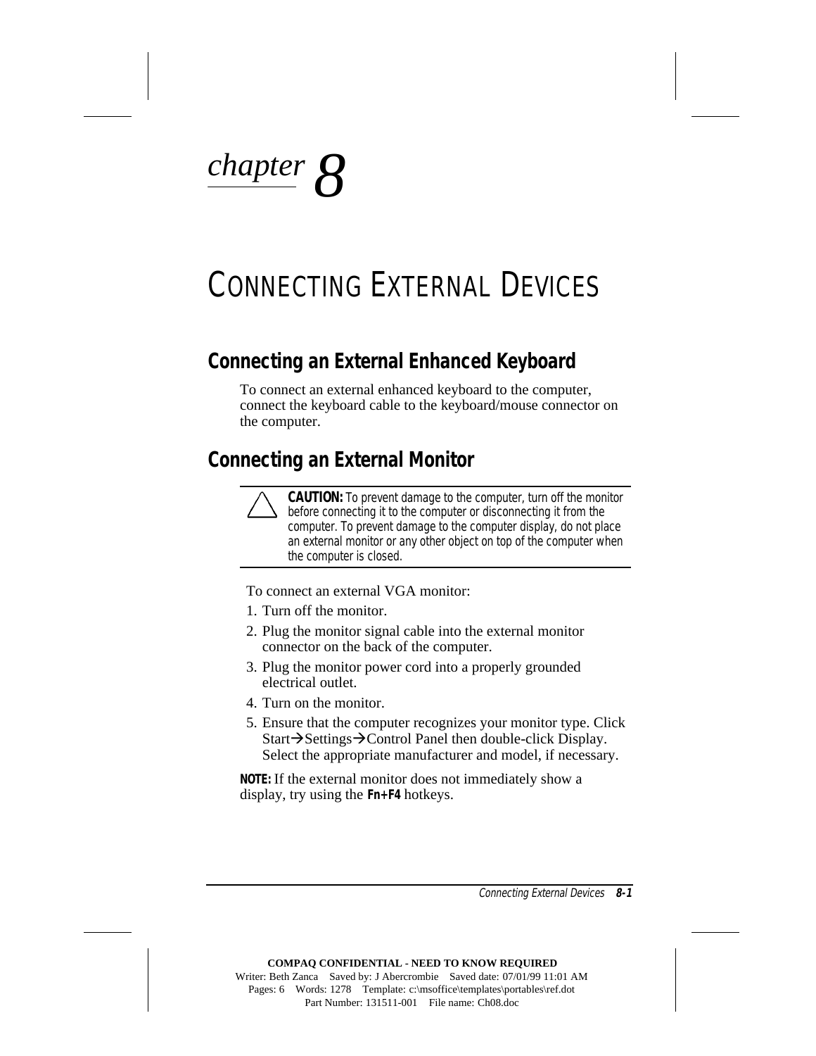*chapter* 8

# CONNECTING EXTERNAL DEVICES

## Connecting an External Enhanced Keyboard

To connect an external enhanced keyboard to the computer, connect the keyboard cable to the keyboard/mouse connector on the computer.

## Connecting an External Monitor

**CAUTION:** To prevent damage to the computer, turn off the monitor before connecting it to the computer or disconnecting it from the computer. To prevent damage to the computer display, do not place an external monitor or any other object on top of the computer when the computer is closed.

To connect an external VGA monitor:

1. Turn off the monitor.
2. Plug the monitor signal cable into the external monitor connector on the back of the computer.
3. Plug the monitor power cord into a properly grounded electrical outlet.
4. Turn on the monitor.
5. Ensure that the computer recognizes your monitor type. Click Start→Settings→Control Panel then double-click Display. Select the appropriate manufacturer and model, if necessary.

**NOTE:** If the external monitor does not immediately show a display, try using the **Fn+F4** hotkeys.

COMPAQ CONFIDENTIAL - NEED TO KNOW REQUIRED
Writer: Beth Zanca Saved by: J Abercrombie Saved date: 07/01/99 11:01 AM
Pages: 6 Words: 1278 Template: c:\msoffice\templates\portables\ref.dot
Part Number: 131511-001 File name: Ch08.doc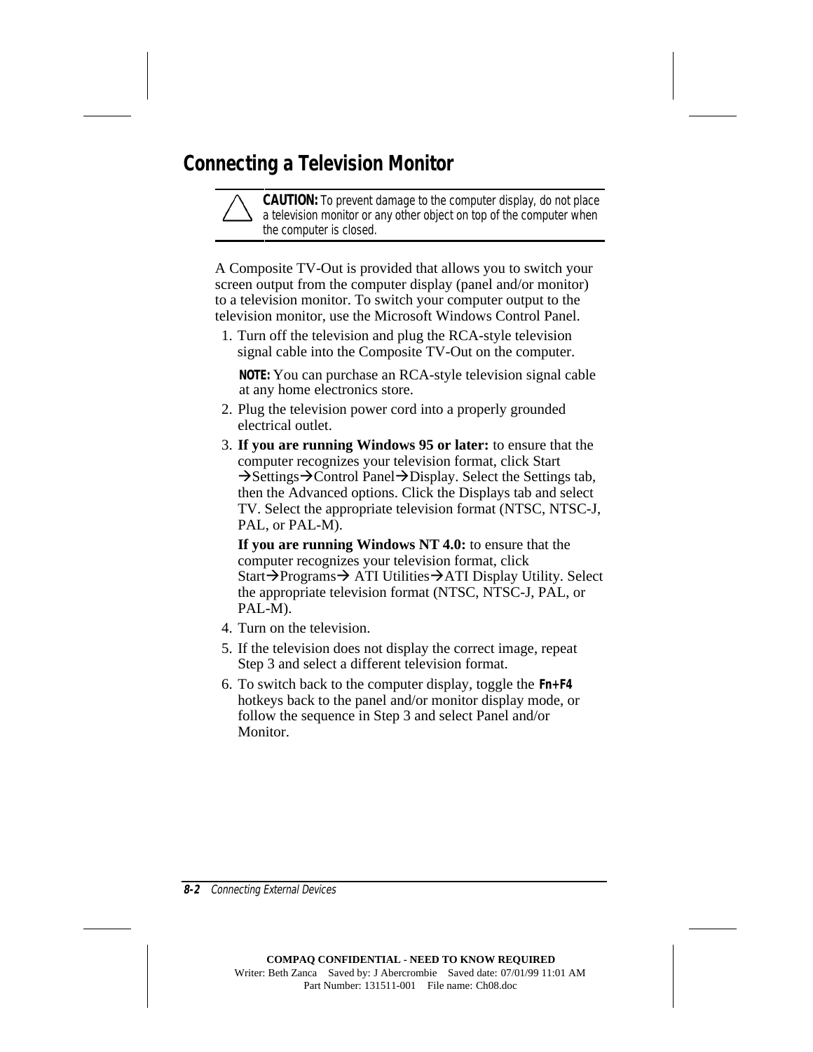## Connecting a Television Monitor

> **CAUTION:** To prevent damage to the computer display, do not place a television monitor or any other object on top of the computer when the computer is closed.

A Composite TV-Out is provided that allows you to switch your screen output from the computer display (panel and/or monitor) to a television monitor. To switch your computer output to the television monitor, use the Microsoft Windows Control Panel.

1. Turn off the television and plug the RCA-style television signal cable into the Composite TV-Out on the computer.

   **NOTE:** You can purchase an RCA-style television signal cable at any home electronics store.

2. Plug the television power cord into a properly grounded electrical outlet.
3. **If you are running Windows 95 or later:** to ensure that the computer recognizes your television format, click Start →Settings→Control Panel→Display. Select the Settings tab, then the Advanced options. Click the Displays tab and select TV. Select the appropriate television format (NTSC, NTSC-J, PAL, or PAL-M).

   **If you are running Windows NT 4.0:** to ensure that the computer recognizes your television format, click Start→Programs→ ATI Utilities→ATI Display Utility. Select the appropriate television format (NTSC, NTSC-J, PAL, or PAL-M).

4. Turn on the television.
5. If the television does not display the correct image, repeat Step 3 and select a different television format.
6. To switch back to the computer display, toggle the **Fn+F4** hotkeys back to the panel and/or monitor display mode, or follow the sequence in Step 3 and select Panel and/or Monitor.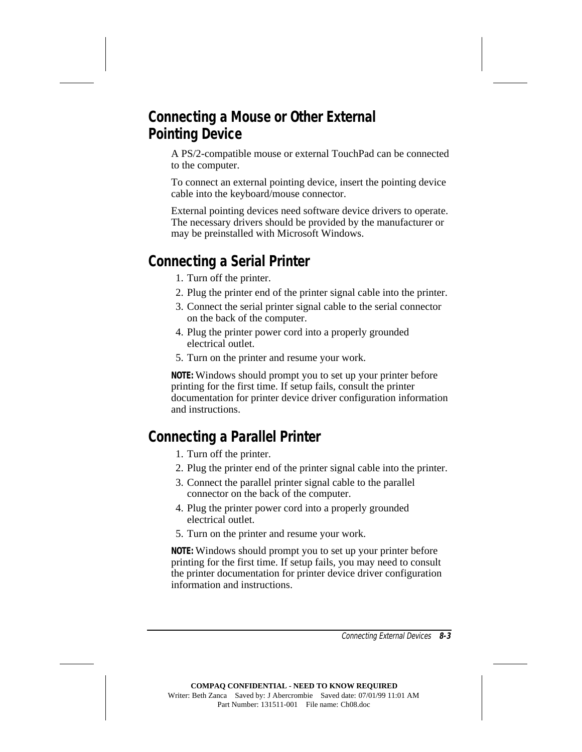## Connecting a Mouse or Other External Pointing Device

A PS/2-compatible mouse or external TouchPad can be connected to the computer.

To connect an external pointing device, insert the pointing device cable into the keyboard/mouse connector.

External pointing devices need software device drivers to operate. The necessary drivers should be provided by the manufacturer or may be preinstalled with Microsoft Windows.

## Connecting a Serial Printer

1. Turn off the printer.
2. Plug the printer end of the printer signal cable into the printer.
3. Connect the serial printer signal cable to the serial connector on the back of the computer.
4. Plug the printer power cord into a properly grounded electrical outlet.
5. Turn on the printer and resume your work.

**NOTE:** Windows should prompt you to set up your printer before printing for the first time. If setup fails, consult the printer documentation for printer device driver configuration information and instructions.

## Connecting a Parallel Printer

1. Turn off the printer.
2. Plug the printer end of the printer signal cable into the printer.
3. Connect the parallel printer signal cable to the parallel connector on the back of the computer.
4. Plug the printer power cord into a properly grounded electrical outlet.
5. Turn on the printer and resume your work.

**NOTE:** Windows should prompt you to set up your printer before printing for the first time. If setup fails, you may need to consult the printer documentation for printer device driver configuration information and instructions.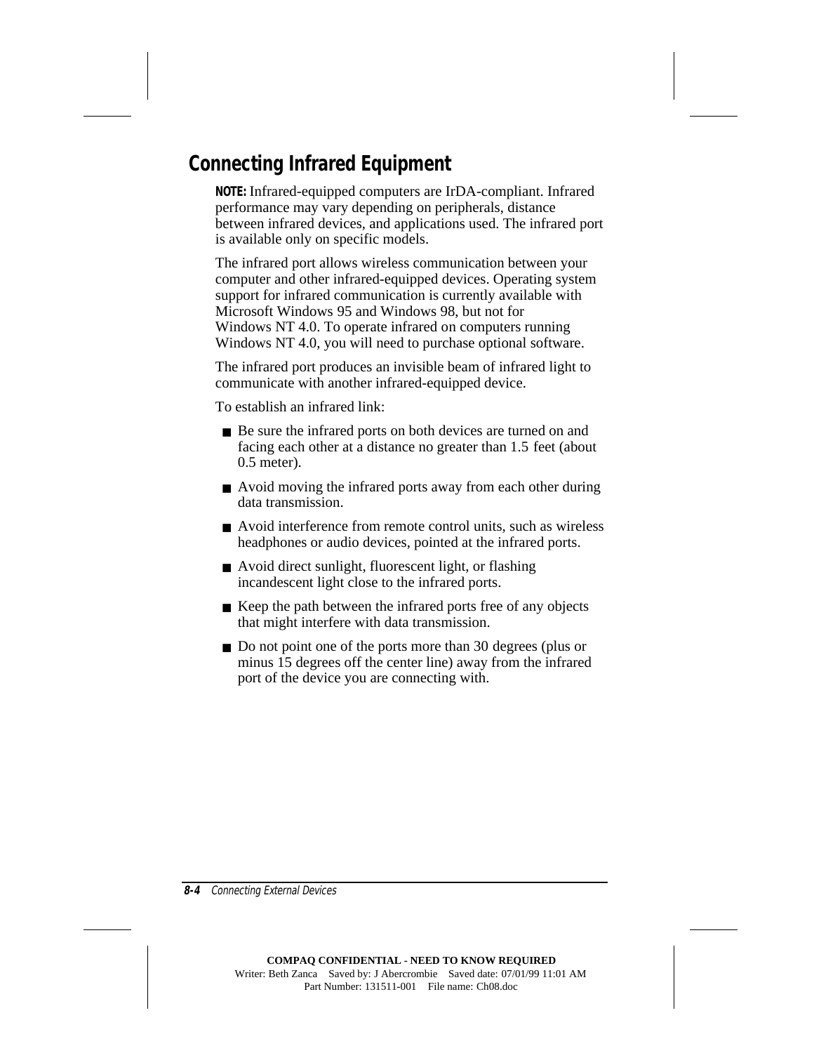## Connecting Infrared Equipment

**NOTE:** Infrared-equipped computers are IrDA-compliant. Infrared performance may vary depending on peripherals, distance between infrared devices, and applications used. The infrared port is available only on specific models.

The infrared port allows wireless communication between your computer and other infrared-equipped devices. Operating system support for infrared communication is currently available with Microsoft Windows 95 and Windows 98, but not for Windows NT 4.0. To operate infrared on computers running Windows NT 4.0, you will need to purchase optional software.

The infrared port produces an invisible beam of infrared light to communicate with another infrared-equipped device.

To establish an infrared link:

- Be sure the infrared ports on both devices are turned on and facing each other at a distance no greater than 1.5 feet (about 0.5 meter).
- Avoid moving the infrared ports away from each other during data transmission.
- Avoid interference from remote control units, such as wireless headphones or audio devices, pointed at the infrared ports.
- Avoid direct sunlight, fluorescent light, or flashing incandescent light close to the infrared ports.
- Keep the path between the infrared ports free of any objects that might interfere with data transmission.
- Do not point one of the ports more than 30 degrees (plus or minus 15 degrees off the center line) away from the infrared port of the device you are connecting with.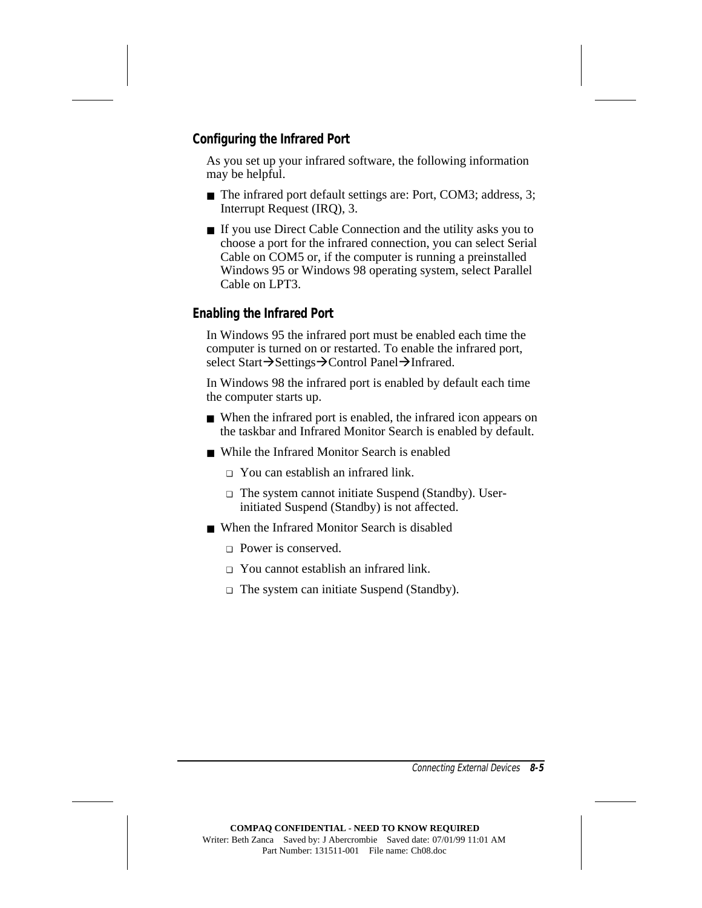### Configuring the Infrared Port

As you set up your infrared software, the following information may be helpful.

- The infrared port default settings are: Port, COM3; address, 3; Interrupt Request (IRQ), 3.
- If you use Direct Cable Connection and the utility asks you to choose a port for the infrared connection, you can select Serial Cable on COM5 or, if the computer is running a preinstalled Windows 95 or Windows 98 operating system, select Parallel Cable on LPT3.

### Enabling the Infrared Port

In Windows 95 the infrared port must be enabled each time the computer is turned on or restarted. To enable the infrared port, select Start→Settings→Control Panel→Infrared.

In Windows 98 the infrared port is enabled by default each time the computer starts up.

- When the infrared port is enabled, the infrared icon appears on the taskbar and Infrared Monitor Search is enabled by default.
- While the Infrared Monitor Search is enabled
  - You can establish an infrared link.
  - The system cannot initiate Suspend (Standby). User-initiated Suspend (Standby) is not affected.
- When the Infrared Monitor Search is disabled
  - Power is conserved.
  - You cannot establish an infrared link.
  - The system can initiate Suspend (Standby).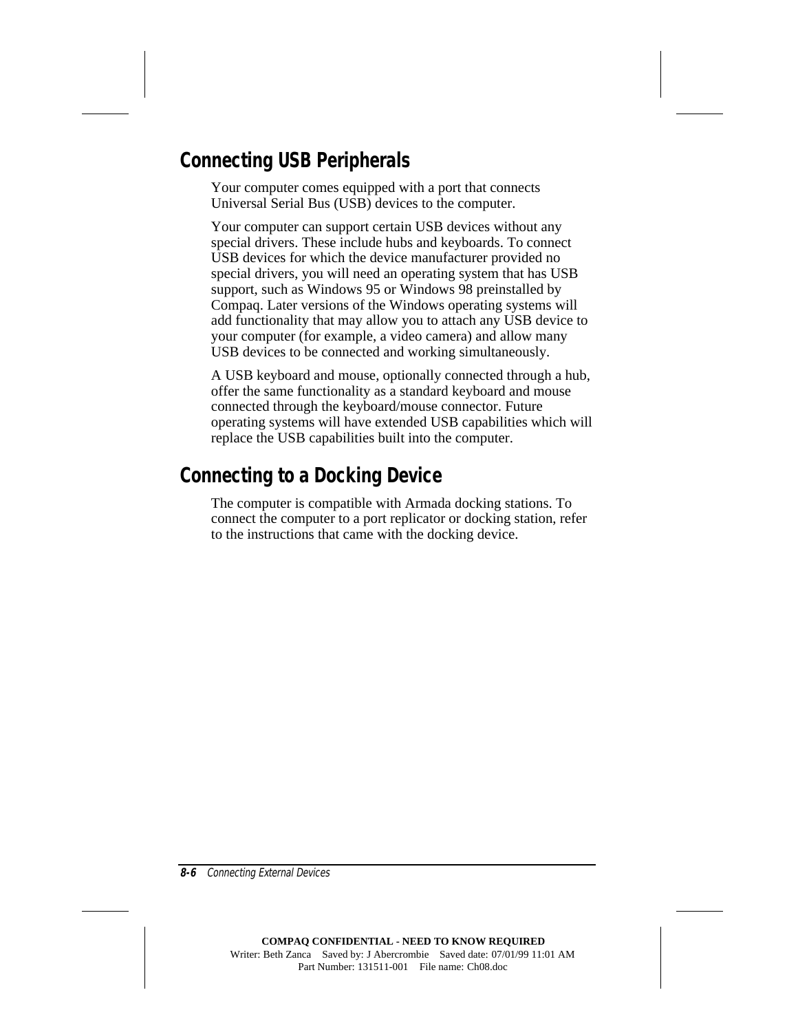## Connecting USB Peripherals

Your computer comes equipped with a port that connects Universal Serial Bus (USB) devices to the computer.

Your computer can support certain USB devices without any special drivers. These include hubs and keyboards. To connect USB devices for which the device manufacturer provided no special drivers, you will need an operating system that has USB support, such as Windows 95 or Windows 98 preinstalled by Compaq. Later versions of the Windows operating systems will add functionality that may allow you to attach any USB device to your computer (for example, a video camera) and allow many USB devices to be connected and working simultaneously.

A USB keyboard and mouse, optionally connected through a hub, offer the same functionality as a standard keyboard and mouse connected through the keyboard/mouse connector. Future operating systems will have extended USB capabilities which will replace the USB capabilities built into the computer.

## Connecting to a Docking Device

The computer is compatible with Armada docking stations. To connect the computer to a port replicator or docking station, refer to the instructions that came with the docking device.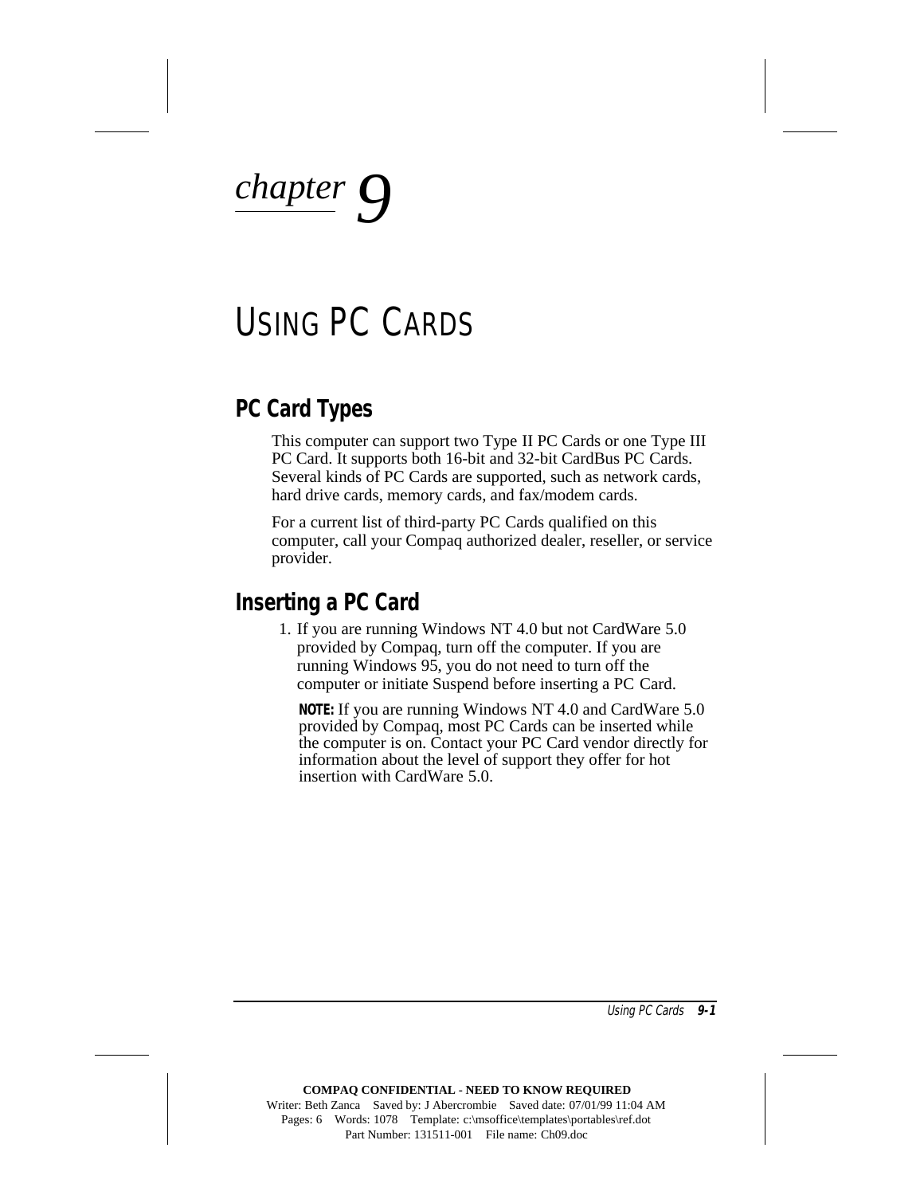# chapter 9

# USING PC CARDS

## PC Card Types

This computer can support two Type II PC Cards or one Type III PC Card. It supports both 16-bit and 32-bit CardBus PC Cards. Several kinds of PC Cards are supported, such as network cards, hard drive cards, memory cards, and fax/modem cards.

For a current list of third-party PC Cards qualified on this computer, call your Compaq authorized dealer, reseller, or service provider.

## Inserting a PC Card

1. If you are running Windows NT 4.0 but not CardWare 5.0 provided by Compaq, turn off the computer. If you are running Windows 95, you do not need to turn off the computer or initiate Suspend before inserting a PC Card.

   **NOTE:** If you are running Windows NT 4.0 and CardWare 5.0 provided by Compaq, most PC Cards can be inserted while the computer is on. Contact your PC Card vendor directly for information about the level of support they offer for hot insertion with CardWare 5.0.

**COMPAQ CONFIDENTIAL - NEED TO KNOW REQUIRED**
Writer: Beth Zanca Saved by: J Abercrombie Saved date: 07/01/99 11:04 AM
Pages: 6 Words: 1078 Template: c:\msoffice\templates\portables\ref.dot
Part Number: 131511-001 File name: Ch09.doc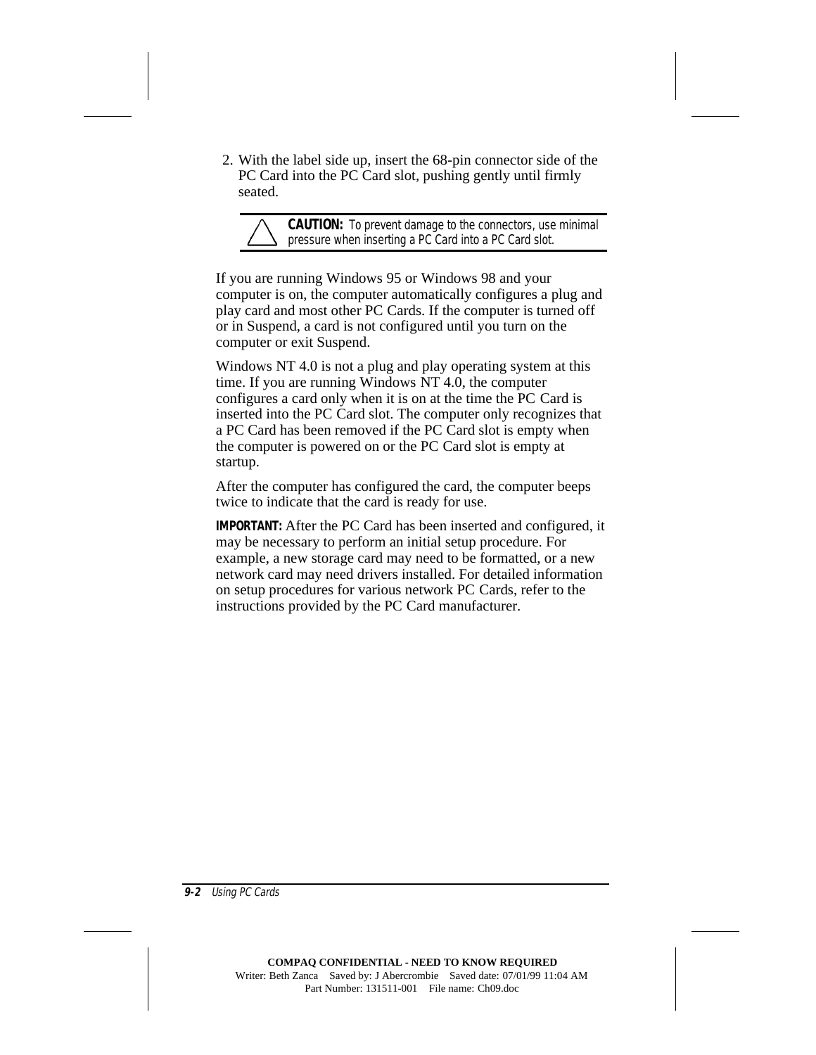2. With the label side up, insert the 68-pin connector side of the PC Card into the PC Card slot, pushing gently until firmly seated.

> **CAUTION:** To prevent damage to the connectors, use minimal pressure when inserting a PC Card into a PC Card slot.

If you are running Windows 95 or Windows 98 and your computer is on, the computer automatically configures a plug and play card and most other PC Cards. If the computer is turned off or in Suspend, a card is not configured until you turn on the computer or exit Suspend.

Windows NT 4.0 is not a plug and play operating system at this time. If you are running Windows NT 4.0, the computer configures a card only when it is on at the time the PC Card is inserted into the PC Card slot. The computer only recognizes that a PC Card has been removed if the PC Card slot is empty when the computer is powered on or the PC Card slot is empty at startup.

After the computer has configured the card, the computer beeps twice to indicate that the card is ready for use.

**IMPORTANT:** After the PC Card has been inserted and configured, it may be necessary to perform an initial setup procedure. For example, a new storage card may need to be formatted, or a new network card may need drivers installed. For detailed information on setup procedures for various network PC Cards, refer to the instructions provided by the PC Card manufacturer.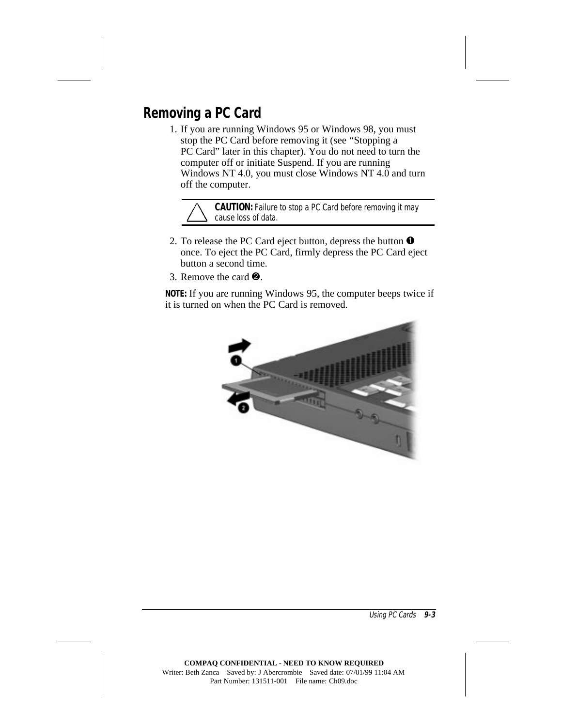## Removing a PC Card

1. If you are running Windows 95 or Windows 98, you must stop the PC Card before removing it (see "Stopping a PC Card" later in this chapter). You do not need to turn the computer off or initiate Suspend. If you are running Windows NT 4.0, you must close Windows NT 4.0 and turn off the computer.

> **CAUTION:** Failure to stop a PC Card before removing it may cause loss of data.

2. To release the PC Card eject button, depress the button ➊ once. To eject the PC Card, firmly depress the PC Card eject button a second time.
3. Remove the card ➋.

**NOTE:** If you are running Windows 95, the computer beeps twice if it is turned on when the PC Card is removed.

COMPAQ CONFIDENTIAL - NEED TO KNOW REQUIRED
Writer: Beth Zanca Saved by: J Abercrombie Saved date: 07/01/99 11:04 AM
Part Number: 131511-001 File name: Ch09.doc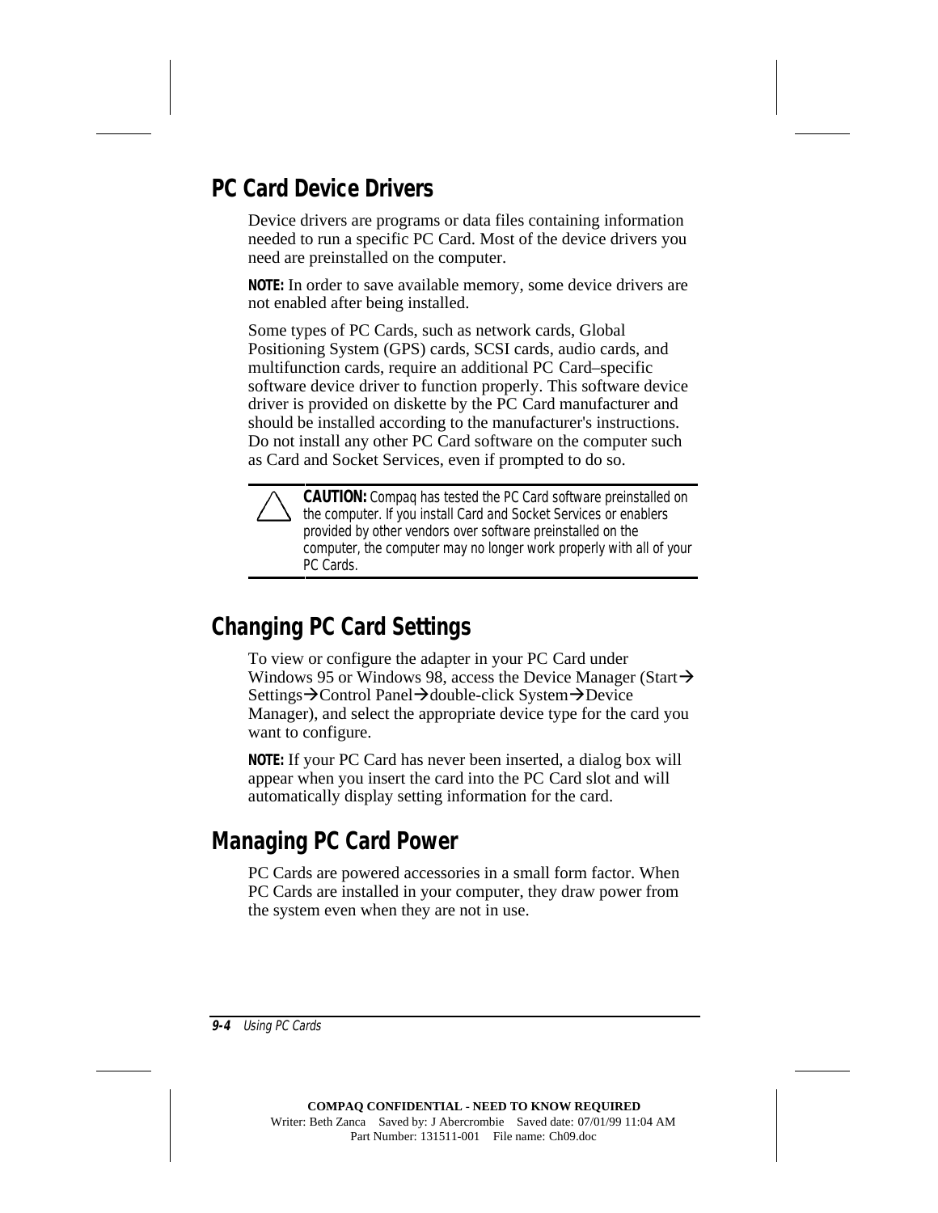## PC Card Device Drivers

Device drivers are programs or data files containing information needed to run a specific PC Card. Most of the device drivers you need are preinstalled on the computer.

**NOTE:** In order to save available memory, some device drivers are not enabled after being installed.

Some types of PC Cards, such as network cards, Global Positioning System (GPS) cards, SCSI cards, audio cards, and multifunction cards, require an additional PC Card–specific software device driver to function properly. This software device driver is provided on diskette by the PC Card manufacturer and should be installed according to the manufacturer's instructions. Do not install any other PC Card software on the computer such as Card and Socket Services, even if prompted to do so.

**CAUTION:** Compaq has tested the PC Card software preinstalled on the computer. If you install Card and Socket Services or enablers provided by other vendors over software preinstalled on the computer, the computer may no longer work properly with all of your PC Cards.

## Changing PC Card Settings

To view or configure the adapter in your PC Card under Windows 95 or Windows 98, access the Device Manager (Start→ Settings→Control Panel→double-click System→Device Manager), and select the appropriate device type for the card you want to configure.

**NOTE:** If your PC Card has never been inserted, a dialog box will appear when you insert the card into the PC Card slot and will automatically display setting information for the card.

## Managing PC Card Power

PC Cards are powered accessories in a small form factor. When PC Cards are installed in your computer, they draw power from the system even when they are not in use.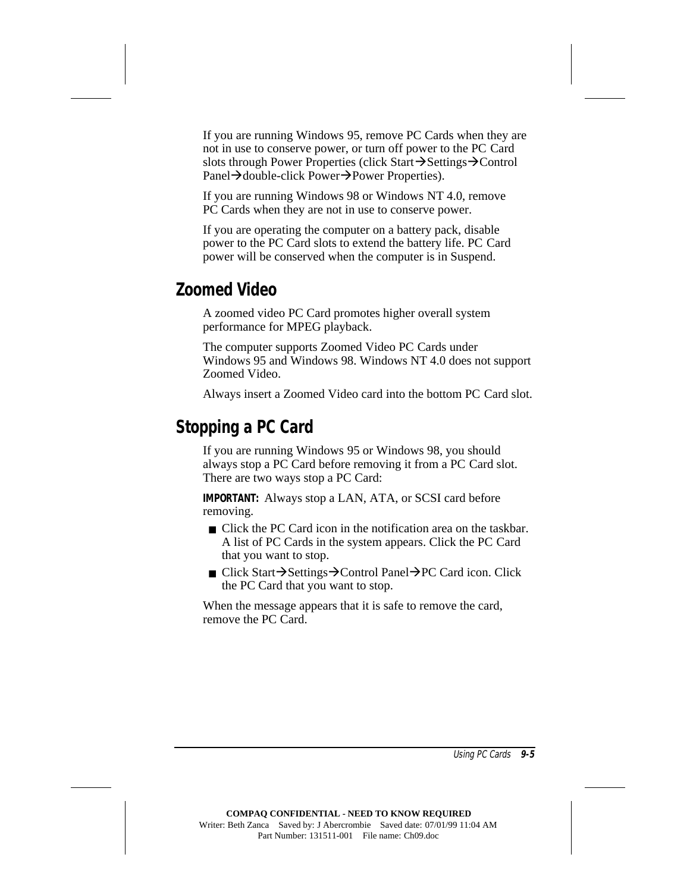If you are running Windows 95, remove PC Cards when they are not in use to conserve power, or turn off power to the PC Card slots through Power Properties (click Start→Settings→Control Panel→double-click Power→Power Properties).

If you are running Windows 98 or Windows NT 4.0, remove PC Cards when they are not in use to conserve power.

If you are operating the computer on a battery pack, disable power to the PC Card slots to extend the battery life. PC Card power will be conserved when the computer is in Suspend.

## Zoomed Video

A zoomed video PC Card promotes higher overall system performance for MPEG playback.

The computer supports Zoomed Video PC Cards under Windows 95 and Windows 98. Windows NT 4.0 does not support Zoomed Video.

Always insert a Zoomed Video card into the bottom PC Card slot.

## Stopping a PC Card

If you are running Windows 95 or Windows 98, you should always stop a PC Card before removing it from a PC Card slot. There are two ways stop a PC Card:

**IMPORTANT:** Always stop a LAN, ATA, or SCSI card before removing.

- Click the PC Card icon in the notification area on the taskbar. A list of PC Cards in the system appears. Click the PC Card that you want to stop.
- Click Start→Settings→Control Panel→PC Card icon. Click the PC Card that you want to stop.

When the message appears that it is safe to remove the card, remove the PC Card.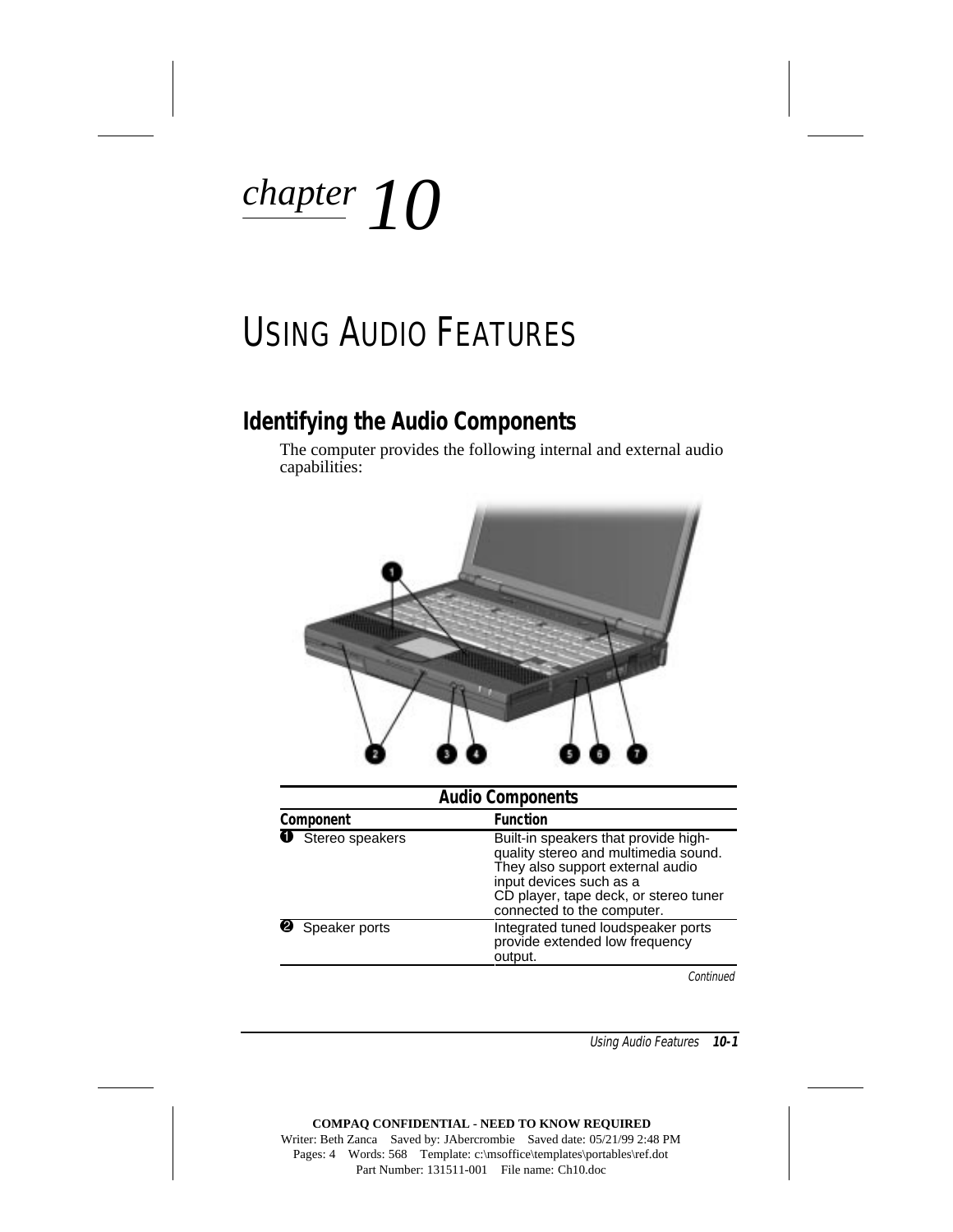# chapter 10

# USING AUDIO FEATURES

## Identifying the Audio Components

The computer provides the following internal and external audio capabilities:

| Audio Components | |
|---|---|
| **Component** | **Function** |
| ❶ Stereo speakers | Built-in speakers that provide high-quality stereo and multimedia sound. They also support external audio input devices such as a CD player, tape deck, or stereo tuner connected to the computer. |
| ❷ Speaker ports | Integrated tuned loudspeaker ports provide extended low frequency output. |

*Continued*

COMPAQ CONFIDENTIAL - NEED TO KNOW REQUIRED
Writer: Beth Zanca Saved by: JAbercrombie Saved date: 05/21/99 2:48 PM
Pages: 4 Words: 568 Template: c:\msoffice\templates\portables\ref.dot
Part Number: 131511-001 File name: Ch10.doc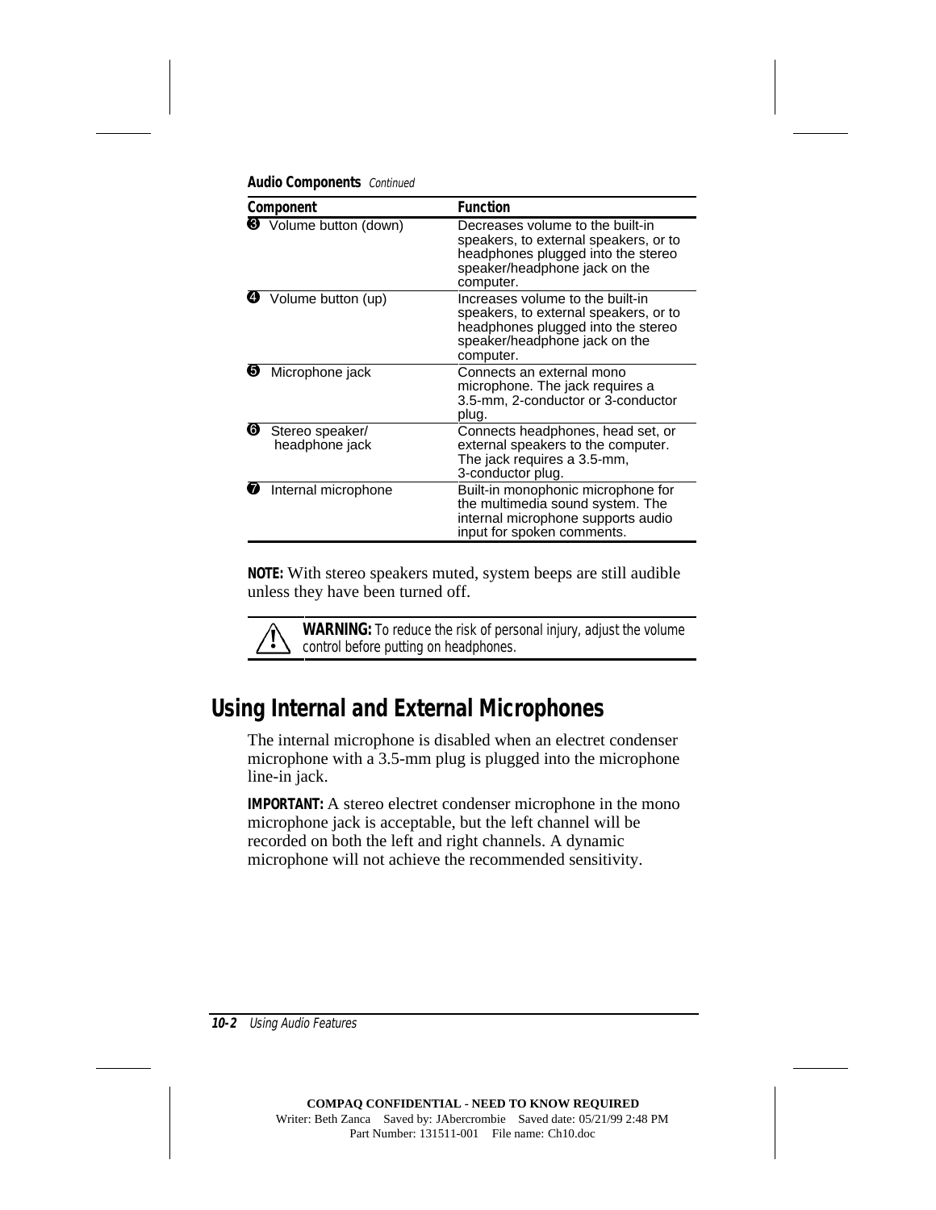**Audio Components** *Continued*

| Component | Function |
|---|---|
| ❸ Volume button (down) | Decreases volume to the built-in speakers, to external speakers, or to headphones plugged into the stereo speaker/headphone jack on the computer. |
| ❹ Volume button (up) | Increases volume to the built-in speakers, to external speakers, or to headphones plugged into the stereo speaker/headphone jack on the computer. |
| ❺ Microphone jack | Connects an external mono microphone. The jack requires a 3.5-mm, 2-conductor or 3-conductor plug. |
| ❻ Stereo speaker/ headphone jack | Connects headphones, head set, or external speakers to the computer. The jack requires a 3.5-mm, 3-conductor plug. |
| ❼ Internal microphone | Built-in monophonic microphone for the multimedia sound system. The internal microphone supports audio input for spoken comments. |

**NOTE:** With stereo speakers muted, system beeps are still audible unless they have been turned off.

> **WARNING:** *To reduce the risk of personal injury, adjust the volume control before putting on headphones.*

## Using Internal and External Microphones

The internal microphone is disabled when an electret condenser microphone with a 3.5-mm plug is plugged into the microphone line-in jack.

**IMPORTANT:** A stereo electret condenser microphone in the mono microphone jack is acceptable, but the left channel will be recorded on both the left and right channels. A dynamic microphone will not achieve the recommended sensitivity.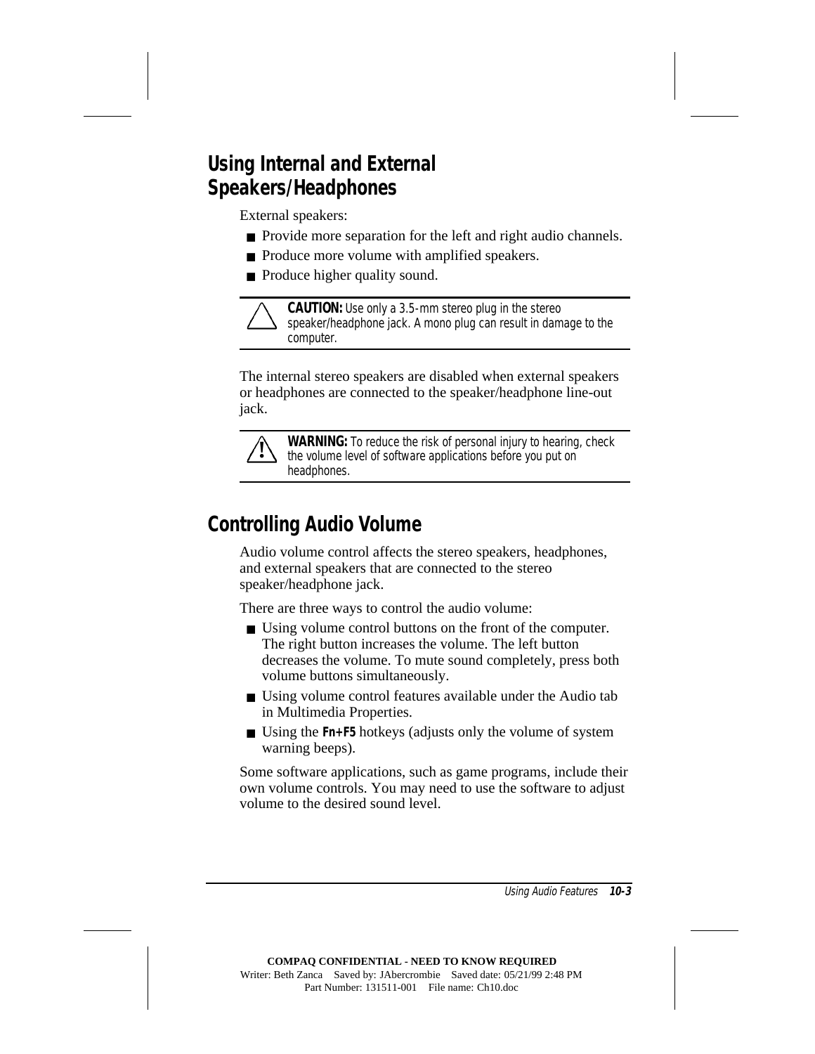## Using Internal and External Speakers/Headphones

External speakers:

- Provide more separation for the left and right audio channels.
- Produce more volume with amplified speakers.
- Produce higher quality sound.

> **CAUTION:** Use only a 3.5-mm stereo plug in the stereo speaker/headphone jack. A mono plug can result in damage to the computer.

The internal stereo speakers are disabled when external speakers or headphones are connected to the speaker/headphone line-out jack.

> **WARNING:** To reduce the risk of personal injury to hearing, check the volume level of software applications before you put on headphones.

## Controlling Audio Volume

Audio volume control affects the stereo speakers, headphones, and external speakers that are connected to the stereo speaker/headphone jack.

There are three ways to control the audio volume:

- Using volume control buttons on the front of the computer. The right button increases the volume. The left button decreases the volume. To mute sound completely, press both volume buttons simultaneously.
- Using volume control features available under the Audio tab in Multimedia Properties.
- Using the **Fn+F5** hotkeys (adjusts only the volume of system warning beeps).

Some software applications, such as game programs, include their own volume controls. You may need to use the software to adjust volume to the desired sound level.

COMPAQ CONFIDENTIAL - NEED TO KNOW REQUIRED
Writer: Beth Zanca Saved by: JAbercrombie Saved date: 05/21/99 2:48 PM
Part Number: 131511-001 File name: Ch10.doc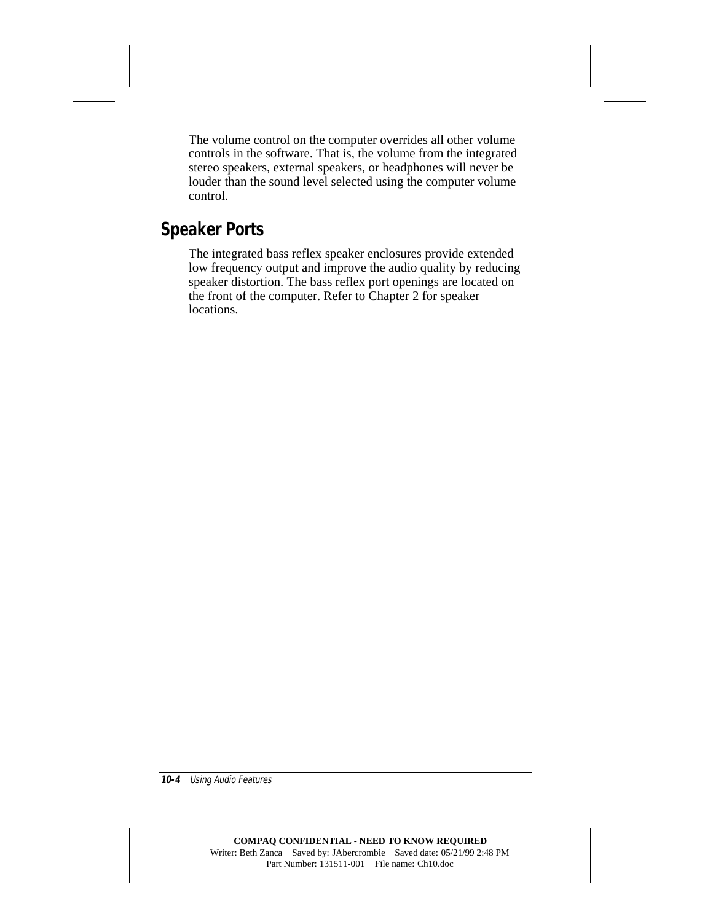The volume control on the computer overrides all other volume controls in the software. That is, the volume from the integrated stereo speakers, external speakers, or headphones will never be louder than the sound level selected using the computer volume control.

## Speaker Ports

The integrated bass reflex speaker enclosures provide extended low frequency output and improve the audio quality by reducing speaker distortion. The bass reflex port openings are located on the front of the computer. Refer to Chapter 2 for speaker locations.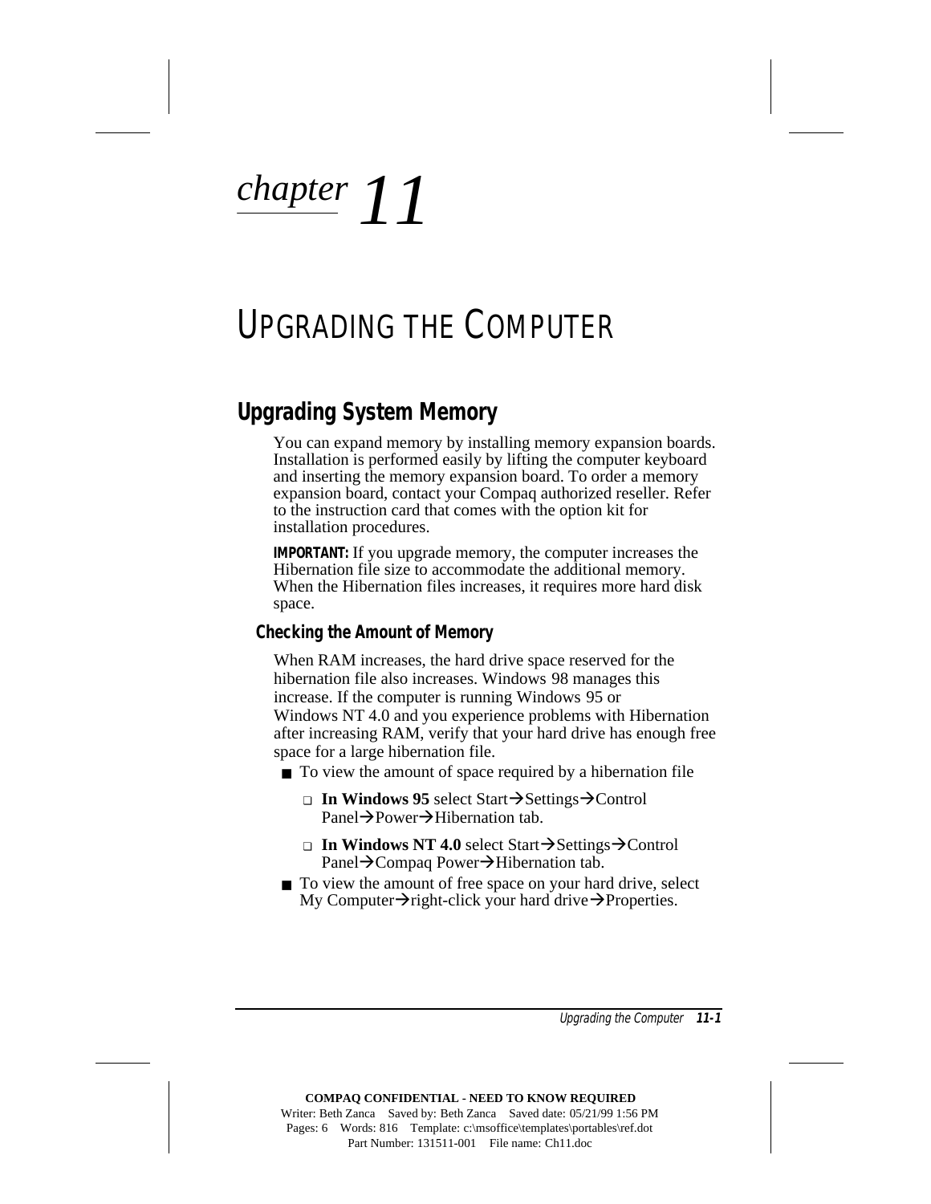# chapter 11

# UPGRADING THE COMPUTER

## Upgrading System Memory

You can expand memory by installing memory expansion boards. Installation is performed easily by lifting the computer keyboard and inserting the memory expansion board. To order a memory expansion board, contact your Compaq authorized reseller. Refer to the instruction card that comes with the option kit for installation procedures.

**IMPORTANT:** If you upgrade memory, the computer increases the Hibernation file size to accommodate the additional memory. When the Hibernation files increases, it requires more hard disk space.

### Checking the Amount of Memory

When RAM increases, the hard drive space reserved for the hibernation file also increases. Windows 98 manages this increase. If the computer is running Windows 95 or Windows NT 4.0 and you experience problems with Hibernation after increasing RAM, verify that your hard drive has enough free space for a large hibernation file.

- To view the amount of space required by a hibernation file
  - **In Windows 95** select Start→Settings→Control Panel→Power→Hibernation tab.
  - **In Windows NT 4.0** select Start→Settings→Control Panel→Compaq Power→Hibernation tab.
- To view the amount of free space on your hard drive, select My Computer→right-click your hard drive→Properties.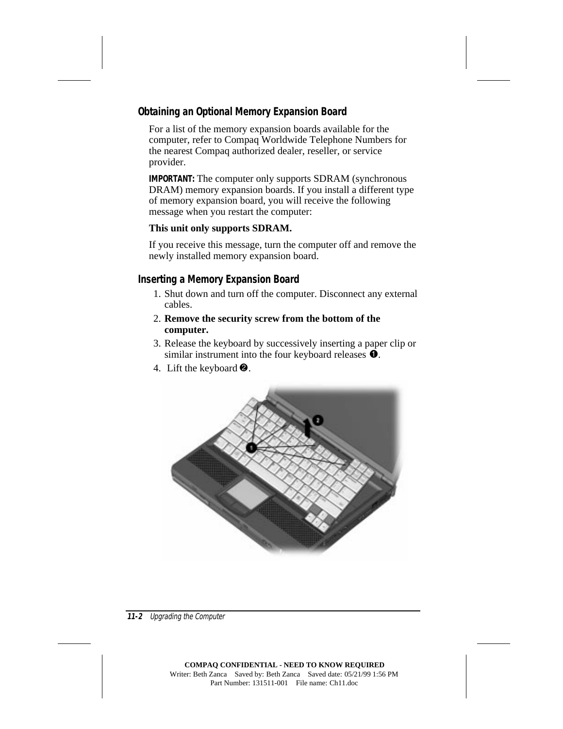### Obtaining an Optional Memory Expansion Board

For a list of the memory expansion boards available for the computer, refer to Compaq Worldwide Telephone Numbers for the nearest Compaq authorized dealer, reseller, or service provider.

**IMPORTANT:** The computer only supports SDRAM (synchronous DRAM) memory expansion boards. If you install a different type of memory expansion board, you will receive the following message when you restart the computer:

**This unit only supports SDRAM.**

If you receive this message, turn the computer off and remove the newly installed memory expansion board.

### Inserting a Memory Expansion Board

1. Shut down and turn off the computer. Disconnect any external cables.
2. **Remove the security screw from the bottom of the computer.**
3. Release the keyboard by successively inserting a paper clip or similar instrument into the four keyboard releases ❶.
4. Lift the keyboard ❷.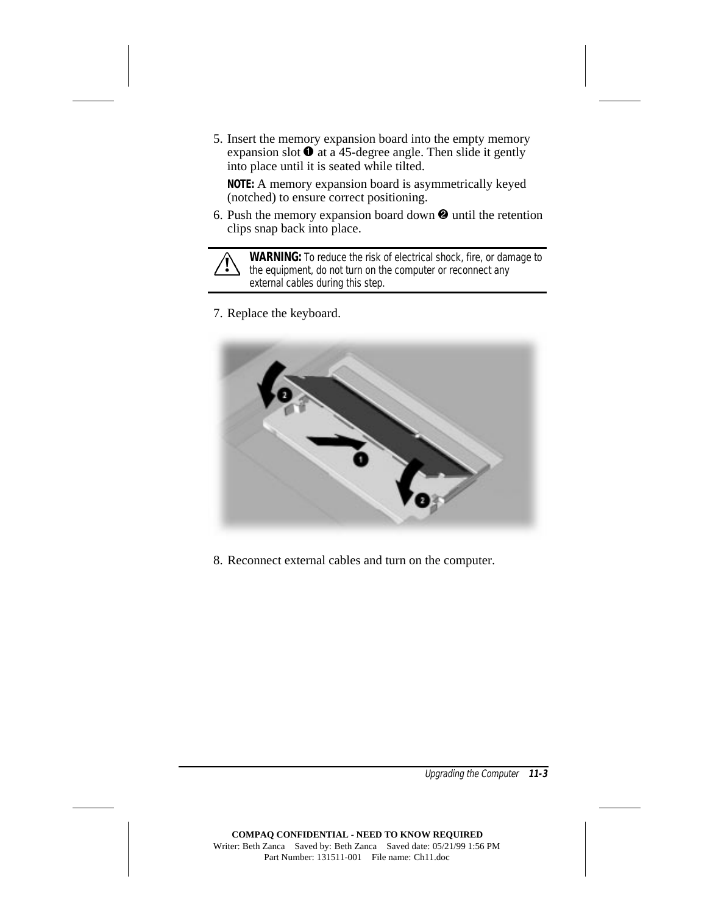5. Insert the memory expansion board into the empty memory expansion slot ❶ at a 45-degree angle. Then slide it gently into place until it is seated while tilted.

   **NOTE:** A memory expansion board is asymmetrically keyed (notched) to ensure correct positioning.

6. Push the memory expansion board down ❷ until the retention clips snap back into place.

> **WARNING:** To reduce the risk of electrical shock, fire, or damage to the equipment, do not turn on the computer or reconnect any external cables during this step.

7. Replace the keyboard.

8. Reconnect external cables and turn on the computer.

COMPAQ CONFIDENTIAL - NEED TO KNOW REQUIRED
Writer: Beth Zanca Saved by: Beth Zanca Saved date: 05/21/99 1:56 PM
Part Number: 131511-001 File name: Ch11.doc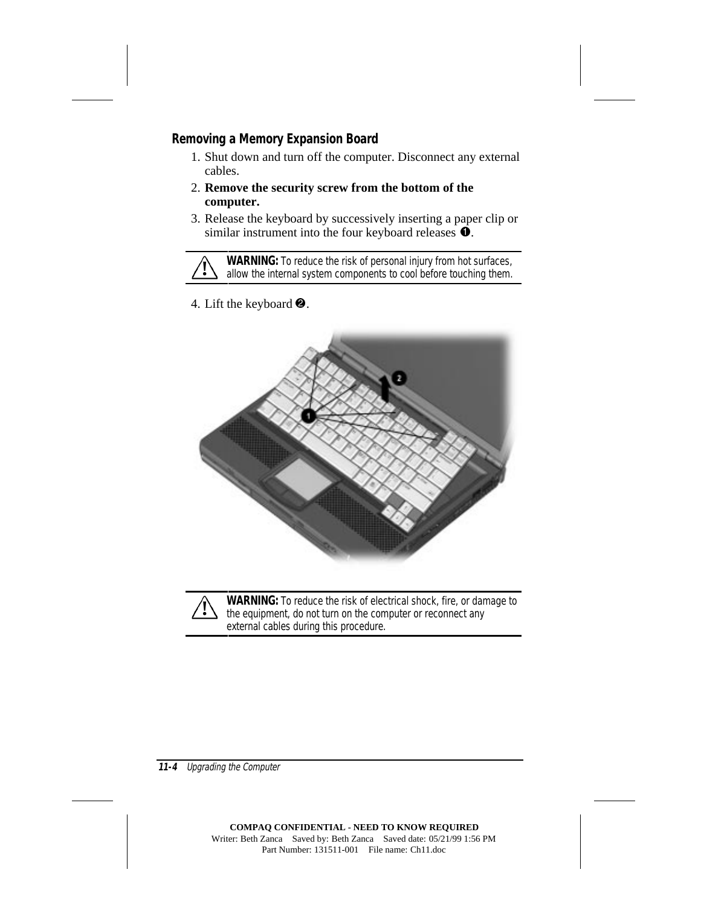### Removing a Memory Expansion Board

1. Shut down and turn off the computer. Disconnect any external cables.
2. **Remove the security screw from the bottom of the computer.**
3. Release the keyboard by successively inserting a paper clip or similar instrument into the four keyboard releases ❶.

> **WARNING:** To reduce the risk of personal injury from hot surfaces, allow the internal system components to cool before touching them.

4. Lift the keyboard ❷.

> **WARNING:** To reduce the risk of electrical shock, fire, or damage to the equipment, do not turn on the computer or reconnect any external cables during this procedure.

COMPAQ CONFIDENTIAL - NEED TO KNOW REQUIRED
Writer: Beth Zanca Saved by: Beth Zanca Saved date: 05/21/99 1:56 PM
Part Number: 131511-001 File name: Ch11.doc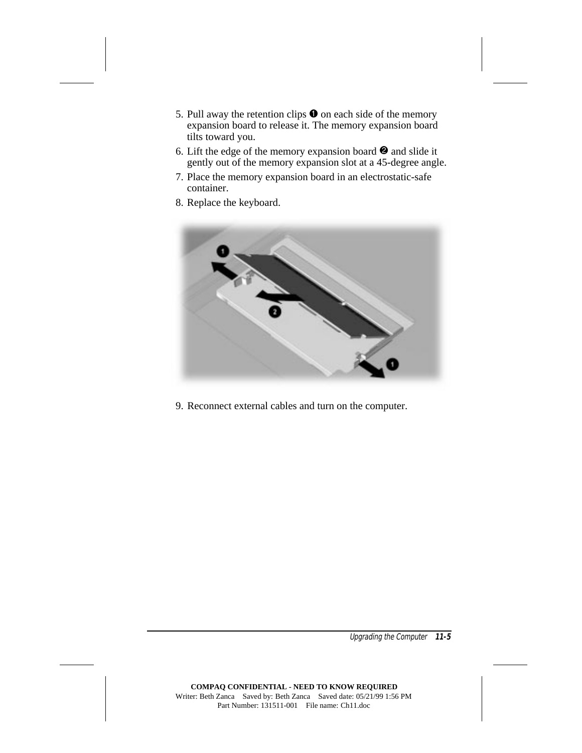5. Pull away the retention clips ❶ on each side of the memory expansion board to release it. The memory expansion board tilts toward you.
6. Lift the edge of the memory expansion board ❷ and slide it gently out of the memory expansion slot at a 45-degree angle.
7. Place the memory expansion board in an electrostatic-safe container.
8. Replace the keyboard.

9. Reconnect external cables and turn on the computer.

**COMPAQ CONFIDENTIAL - NEED TO KNOW REQUIRED**
Writer: Beth Zanca Saved by: Beth Zanca Saved date: 05/21/99 1:56 PM
Part Number: 131511-001 File name: Ch11.doc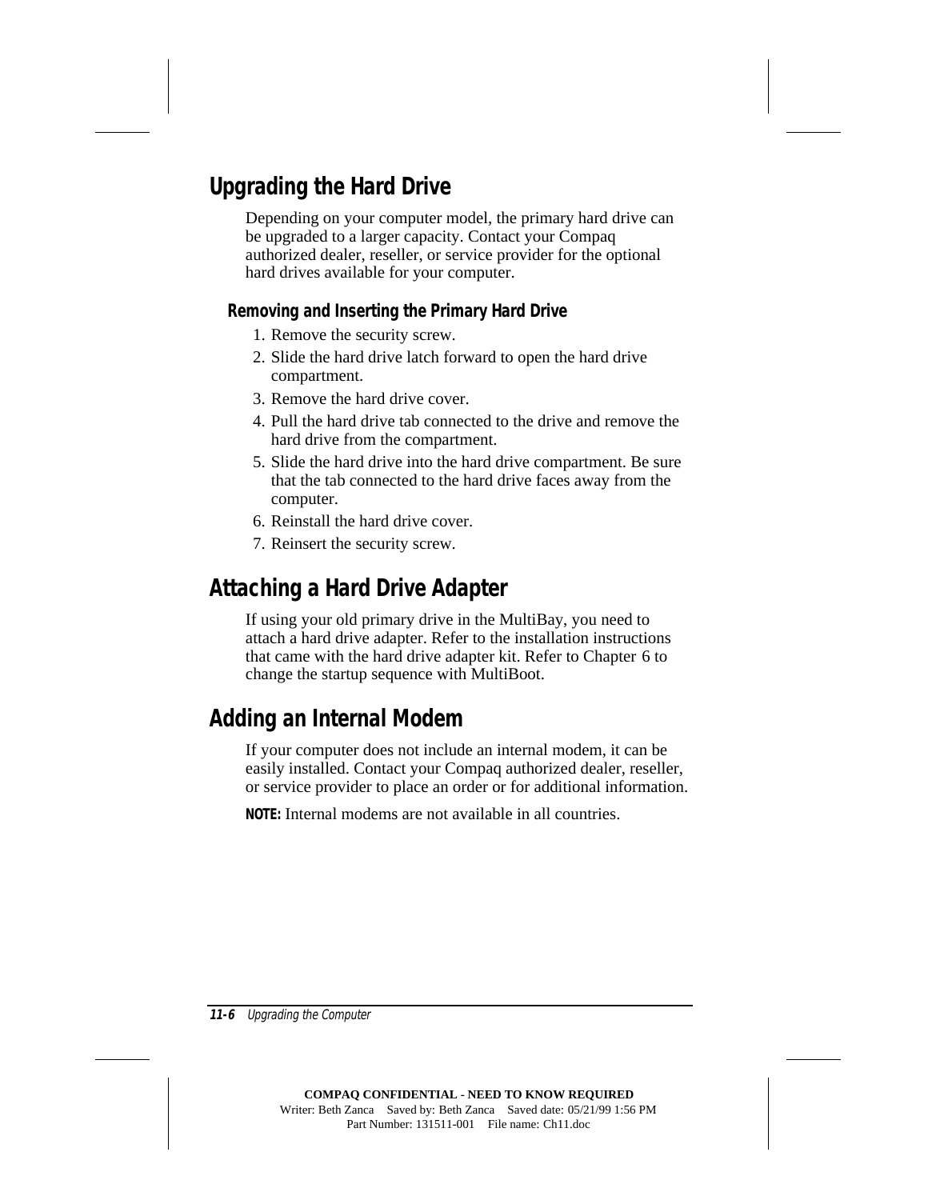## Upgrading the Hard Drive

Depending on your computer model, the primary hard drive can be upgraded to a larger capacity. Contact your Compaq authorized dealer, reseller, or service provider for the optional hard drives available for your computer.

### Removing and Inserting the Primary Hard Drive

1. Remove the security screw.
2. Slide the hard drive latch forward to open the hard drive compartment.
3. Remove the hard drive cover.
4. Pull the hard drive tab connected to the drive and remove the hard drive from the compartment.
5. Slide the hard drive into the hard drive compartment. Be sure that the tab connected to the hard drive faces away from the computer.
6. Reinstall the hard drive cover.
7. Reinsert the security screw.

## Attaching a Hard Drive Adapter

If using your old primary drive in the MultiBay, you need to attach a hard drive adapter. Refer to the installation instructions that came with the hard drive adapter kit. Refer to Chapter 6 to change the startup sequence with MultiBoot.

## Adding an Internal Modem

If your computer does not include an internal modem, it can be easily installed. Contact your Compaq authorized dealer, reseller, or service provider to place an order or for additional information.

**NOTE:** Internal modems are not available in all countries.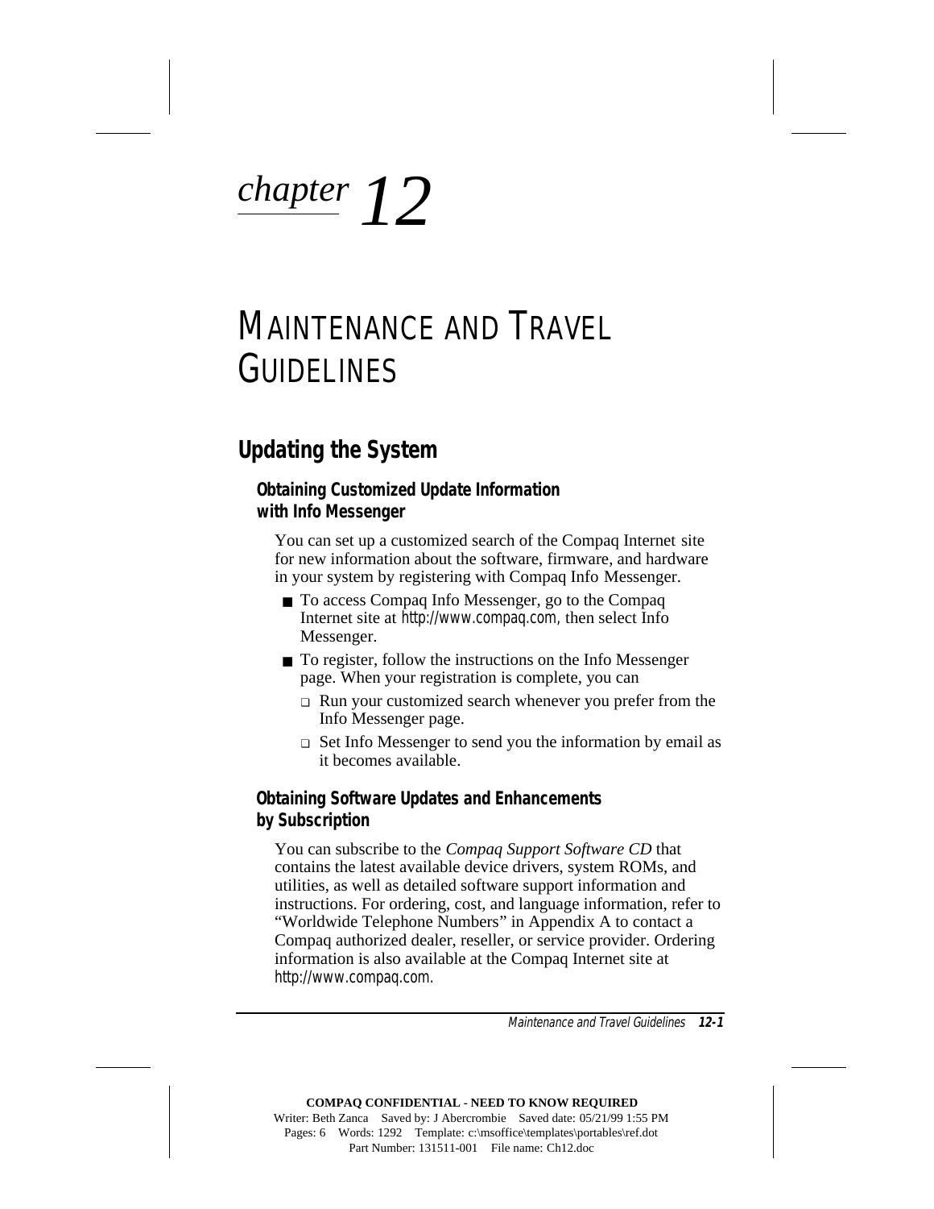# chapter 12

# MAINTENANCE AND TRAVEL GUIDELINES

## Updating the System

### Obtaining Customized Update Information with Info Messenger

You can set up a customized search of the Compaq Internet site for new information about the software, firmware, and hardware in your system by registering with Compaq Info Messenger.

- To access Compaq Info Messenger, go to the Compaq Internet site at http://www.compaq.com, then select Info Messenger.
- To register, follow the instructions on the Info Messenger page. When your registration is complete, you can
  - Run your customized search whenever you prefer from the Info Messenger page.
  - Set Info Messenger to send you the information by email as it becomes available.

### Obtaining Software Updates and Enhancements by Subscription

You can subscribe to the *Compaq Support Software CD* that contains the latest available device drivers, system ROMs, and utilities, as well as detailed software support information and instructions. For ordering, cost, and language information, refer to "Worldwide Telephone Numbers" in Appendix A to contact a Compaq authorized dealer, reseller, or service provider. Ordering information is also available at the Compaq Internet site at http://www.compaq.com.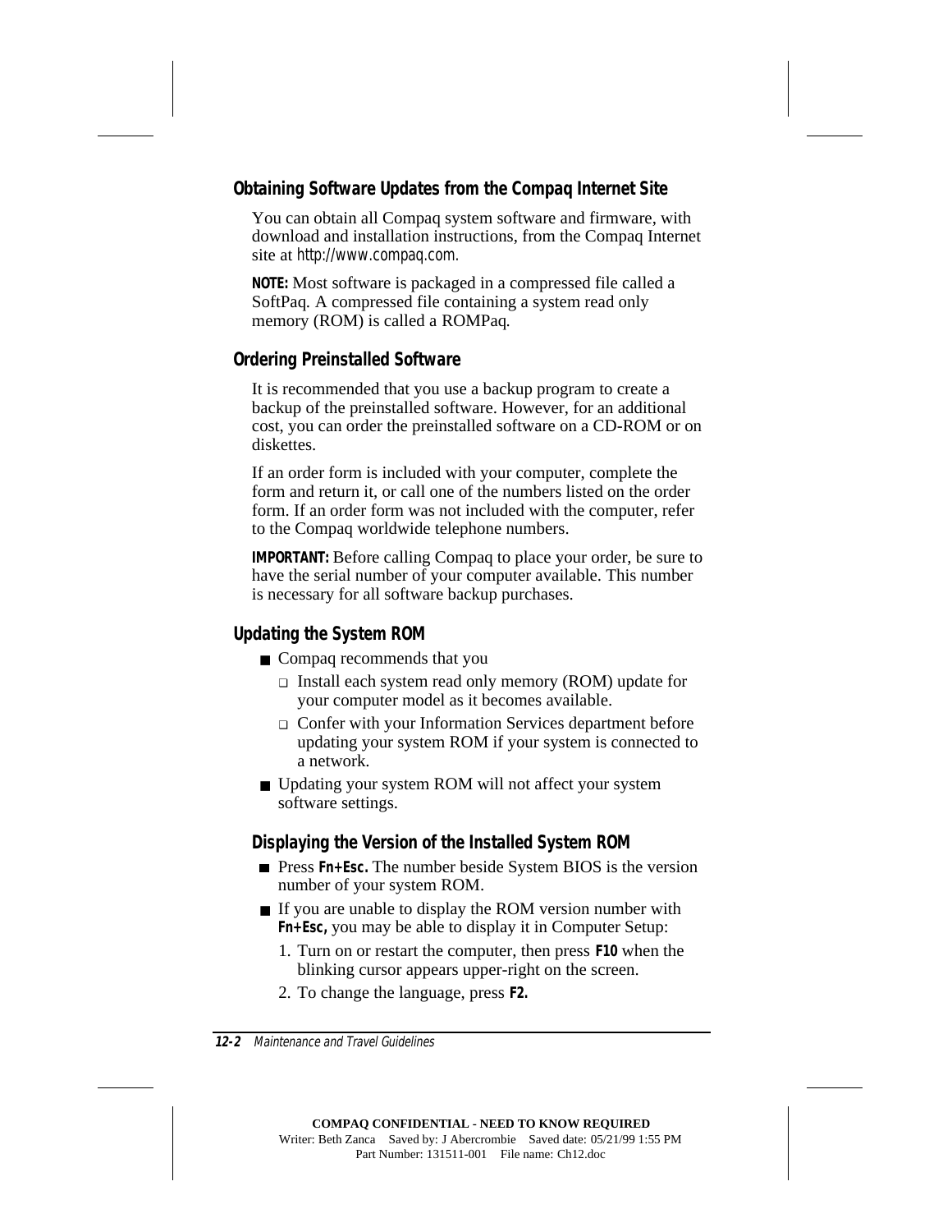### Obtaining Software Updates from the Compaq Internet Site

You can obtain all Compaq system software and firmware, with download and installation instructions, from the Compaq Internet site at *http://www.compaq.com.*

**NOTE:** Most software is packaged in a compressed file called a SoftPaq. A compressed file containing a system read only memory (ROM) is called a ROMPaq.

### Ordering Preinstalled Software

It is recommended that you use a backup program to create a backup of the preinstalled software. However, for an additional cost, you can order the preinstalled software on a CD-ROM or on diskettes.

If an order form is included with your computer, complete the form and return it, or call one of the numbers listed on the order form. If an order form was not included with the computer, refer to the Compaq worldwide telephone numbers.

**IMPORTANT:** Before calling Compaq to place your order, be sure to have the serial number of your computer available. This number is necessary for all software backup purchases.

### Updating the System ROM

- Compaq recommends that you
  - Install each system read only memory (ROM) update for your computer model as it becomes available.
  - Confer with your Information Services department before updating your system ROM if your system is connected to a network.
- Updating your system ROM will not affect your system software settings.

#### Displaying the Version of the Installed System ROM

- Press **Fn+Esc.** The number beside System BIOS is the version number of your system ROM.
- If you are unable to display the ROM version number with **Fn+Esc,** you may be able to display it in Computer Setup:
  1. Turn on or restart the computer, then press **F10** when the blinking cursor appears upper-right on the screen.
  2. To change the language, press **F2.**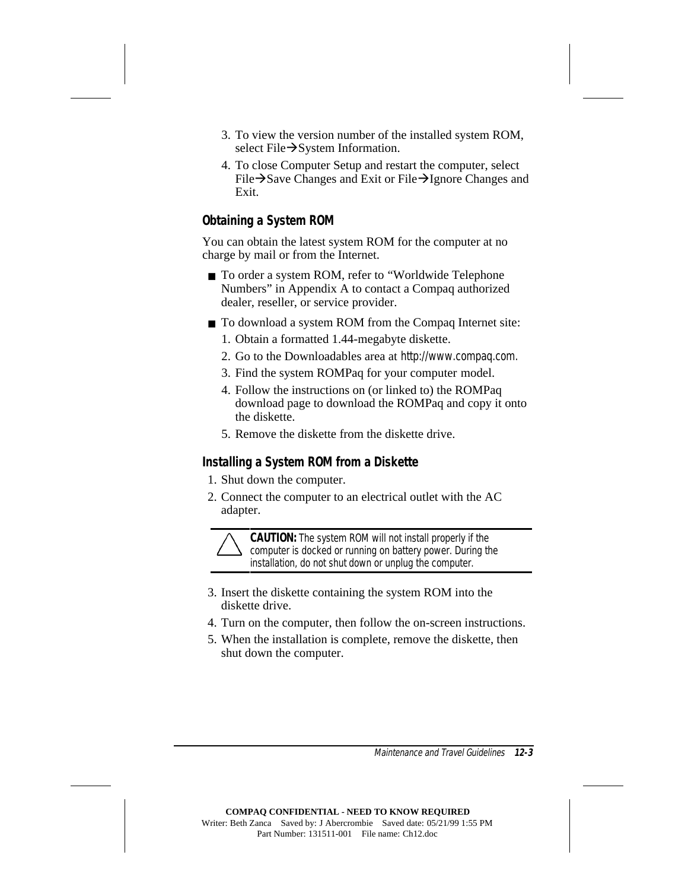3. To view the version number of the installed system ROM, select File→System Information.
4. To close Computer Setup and restart the computer, select File→Save Changes and Exit or File→Ignore Changes and Exit.

### Obtaining a System ROM

You can obtain the latest system ROM for the computer at no charge by mail or from the Internet.

- To order a system ROM, refer to "Worldwide Telephone Numbers" in Appendix A to contact a Compaq authorized dealer, reseller, or service provider.
- To download a system ROM from the Compaq Internet site:
  1. Obtain a formatted 1.44-megabyte diskette.
  2. Go to the Downloadables area at http://www.compaq.com.
  3. Find the system ROMPaq for your computer model.
  4. Follow the instructions on (or linked to) the ROMPaq download page to download the ROMPaq and copy it onto the diskette.
  5. Remove the diskette from the diskette drive.

### Installing a System ROM from a Diskette

1. Shut down the computer.
2. Connect the computer to an electrical outlet with the AC adapter.

> **CAUTION:** The system ROM will not install properly if the computer is docked or running on battery power. During the installation, do not shut down or unplug the computer.

3. Insert the diskette containing the system ROM into the diskette drive.
4. Turn on the computer, then follow the on-screen instructions.
5. When the installation is complete, remove the diskette, then shut down the computer.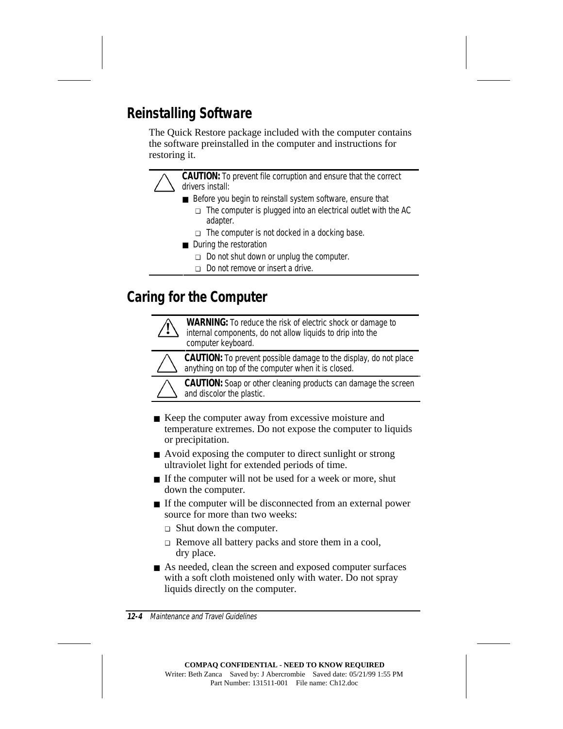## Reinstalling Software

The Quick Restore package included with the computer contains the software preinstalled in the computer and instructions for restoring it.

> **CAUTION:** To prevent file corruption and ensure that the correct drivers install:
>
> - Before you begin to reinstall system software, ensure that
>   - The computer is plugged into an electrical outlet with the AC adapter.
>   - The computer is not docked in a docking base.
> - During the restoration
>   - Do not shut down or unplug the computer.
>   - Do not remove or insert a drive.

## Caring for the Computer

> **WARNING:** To reduce the risk of electric shock or damage to internal components, do not allow liquids to drip into the computer keyboard.

> **CAUTION:** To prevent possible damage to the display, do not place anything on top of the computer when it is closed.

> **CAUTION:** Soap or other cleaning products can damage the screen and discolor the plastic.

- Keep the computer away from excessive moisture and temperature extremes. Do not expose the computer to liquids or precipitation.
- Avoid exposing the computer to direct sunlight or strong ultraviolet light for extended periods of time.
- If the computer will not be used for a week or more, shut down the computer.
- If the computer will be disconnected from an external power source for more than two weeks:
  - Shut down the computer.
  - Remove all battery packs and store them in a cool, dry place.
- As needed, clean the screen and exposed computer surfaces with a soft cloth moistened only with water. Do not spray liquids directly on the computer.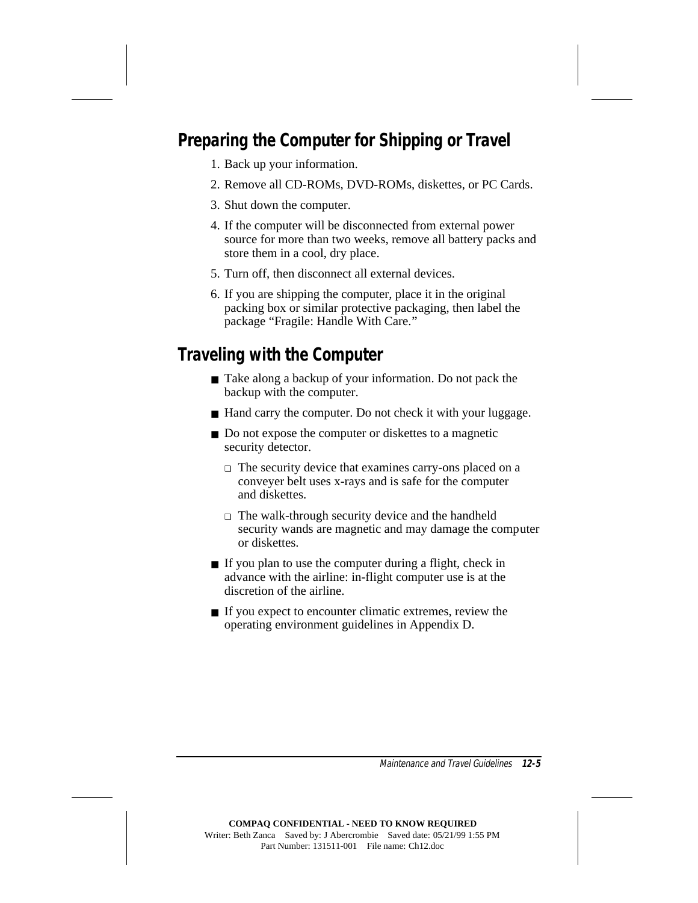## Preparing the Computer for Shipping or Travel

1. Back up your information.
2. Remove all CD-ROMs, DVD-ROMs, diskettes, or PC Cards.
3. Shut down the computer.
4. If the computer will be disconnected from external power source for more than two weeks, remove all battery packs and store them in a cool, dry place.
5. Turn off, then disconnect all external devices.
6. If you are shipping the computer, place it in the original packing box or similar protective packaging, then label the package "Fragile: Handle With Care."

## Traveling with the Computer

- Take along a backup of your information. Do not pack the backup with the computer.
- Hand carry the computer. Do not check it with your luggage.
- Do not expose the computer or diskettes to a magnetic security detector.
  - The security device that examines carry-ons placed on a conveyer belt uses x-rays and is safe for the computer and diskettes.
  - The walk-through security device and the handheld security wands are magnetic and may damage the computer or diskettes.
- If you plan to use the computer during a flight, check in advance with the airline: in-flight computer use is at the discretion of the airline.
- If you expect to encounter climatic extremes, review the operating environment guidelines in Appendix D.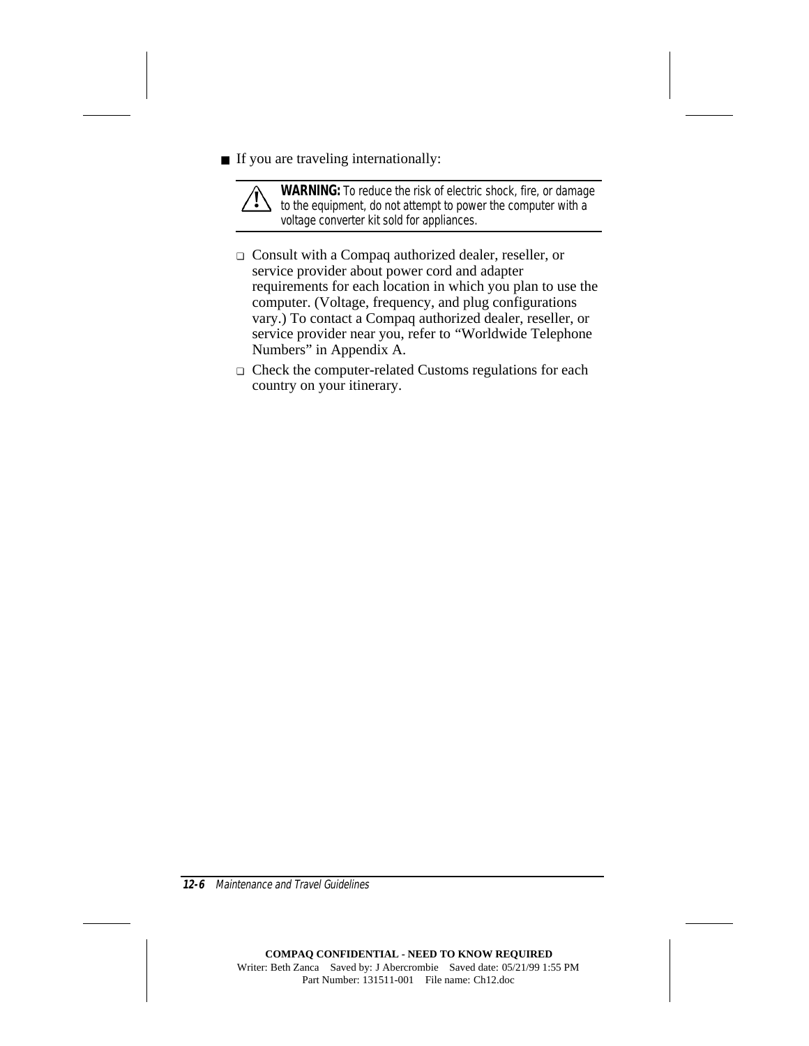- If you are traveling internationally:

> **WARNING:** To reduce the risk of electric shock, fire, or damage to the equipment, do not attempt to power the computer with a voltage converter kit sold for appliances.

  - Consult with a Compaq authorized dealer, reseller, or service provider about power cord and adapter requirements for each location in which you plan to use the computer. (Voltage, frequency, and plug configurations vary.) To contact a Compaq authorized dealer, reseller, or service provider near you, refer to "Worldwide Telephone Numbers" in Appendix A.
  - Check the computer-related Customs regulations for each country on your itinerary.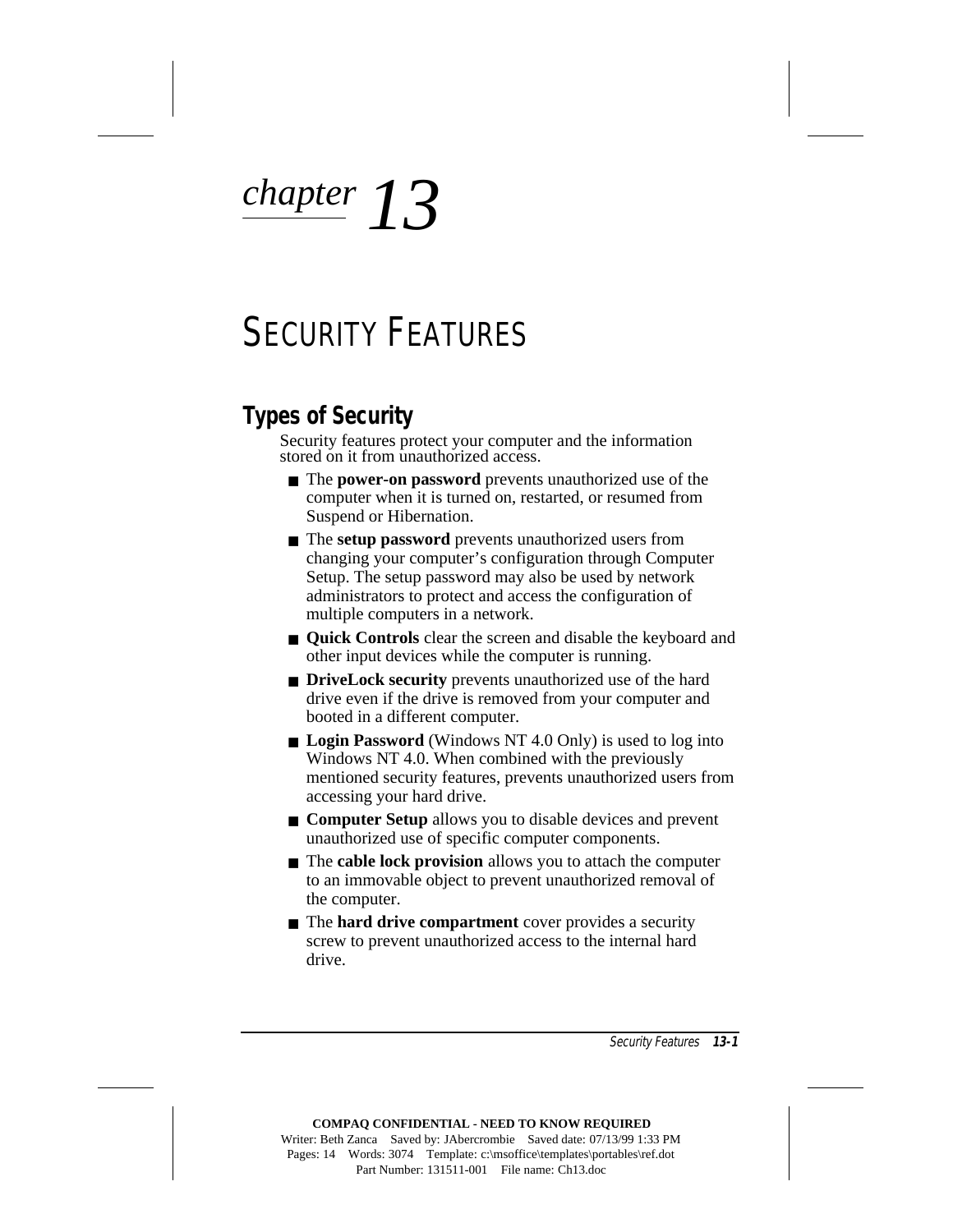# chapter 13

# SECURITY FEATURES

## Types of Security

Security features protect your computer and the information stored on it from unauthorized access.

- The **power-on password** prevents unauthorized use of the computer when it is turned on, restarted, or resumed from Suspend or Hibernation.
- The **setup password** prevents unauthorized users from changing your computer's configuration through Computer Setup. The setup password may also be used by network administrators to protect and access the configuration of multiple computers in a network.
- **Quick Controls** clear the screen and disable the keyboard and other input devices while the computer is running.
- **DriveLock security** prevents unauthorized use of the hard drive even if the drive is removed from your computer and booted in a different computer.
- **Login Password** (Windows NT 4.0 Only) is used to log into Windows NT 4.0. When combined with the previously mentioned security features, prevents unauthorized users from accessing your hard drive.
- **Computer Setup** allows you to disable devices and prevent unauthorized use of specific computer components.
- The **cable lock provision** allows you to attach the computer to an immovable object to prevent unauthorized removal of the computer.
- The **hard drive compartment** cover provides a security screw to prevent unauthorized access to the internal hard drive.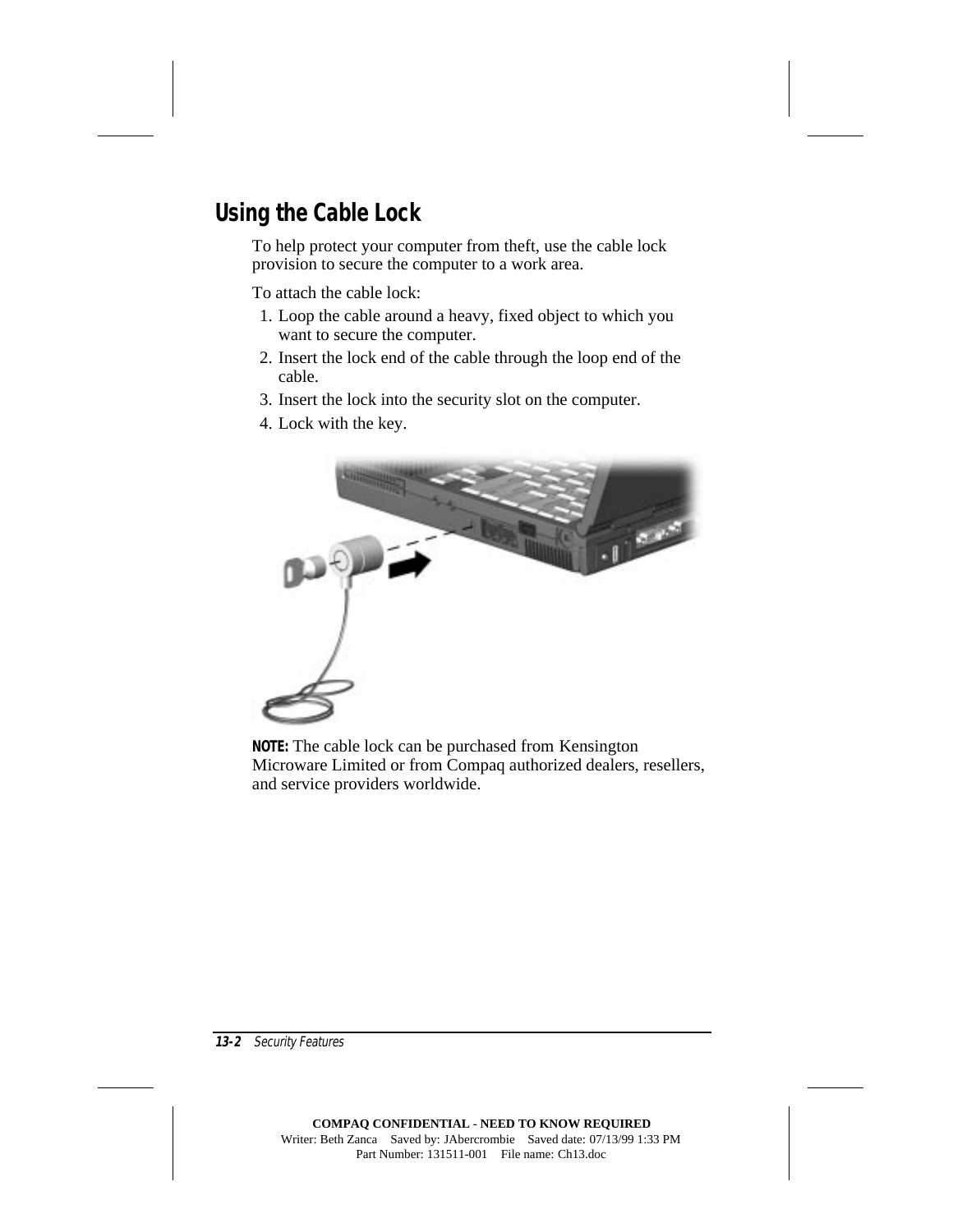## Using the Cable Lock

To help protect your computer from theft, use the cable lock provision to secure the computer to a work area.

To attach the cable lock:

1. Loop the cable around a heavy, fixed object to which you want to secure the computer.
2. Insert the lock end of the cable through the loop end of the cable.
3. Insert the lock into the security slot on the computer.
4. Lock with the key.

**NOTE:** The cable lock can be purchased from Kensington Microware Limited or from Compaq authorized dealers, resellers, and service providers worldwide.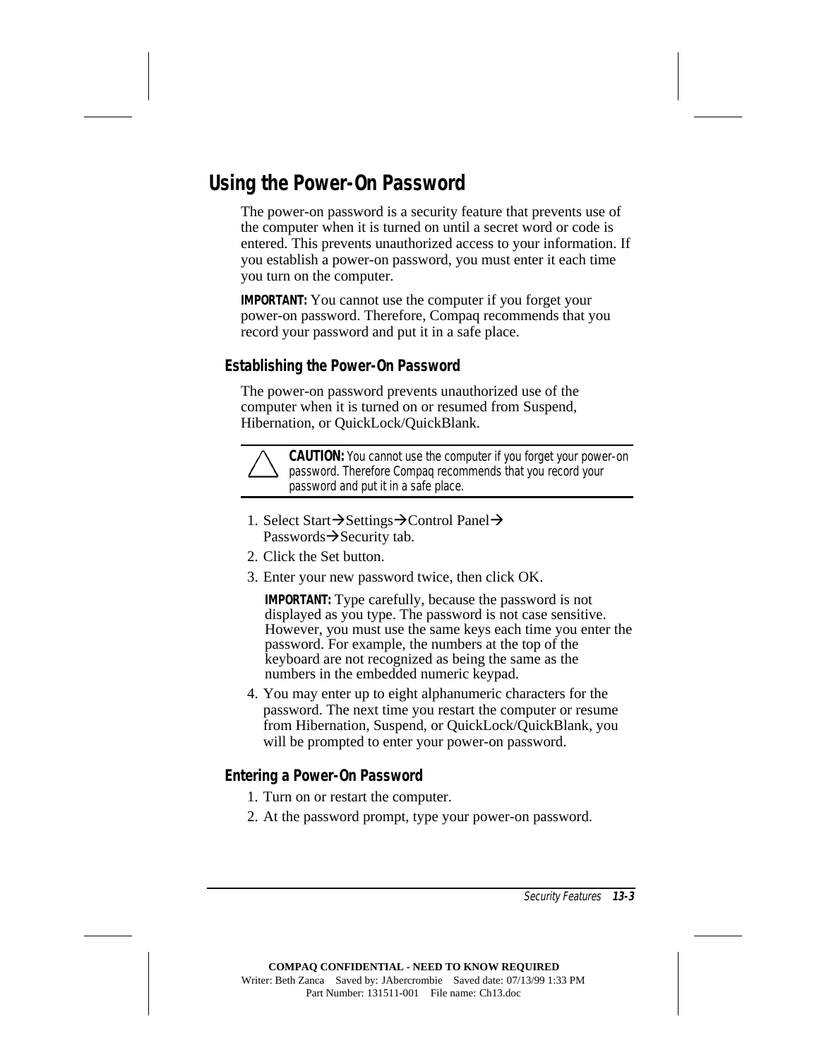## Using the Power-On Password

The power-on password is a security feature that prevents use of the computer when it is turned on until a secret word or code is entered. This prevents unauthorized access to your information. If you establish a power-on password, you must enter it each time you turn on the computer.

**IMPORTANT:** You cannot use the computer if you forget your power-on password. Therefore, Compaq recommends that you record your password and put it in a safe place.

### Establishing the Power-On Password

The power-on password prevents unauthorized use of the computer when it is turned on or resumed from Suspend, Hibernation, or QuickLock/QuickBlank.

**CAUTION:** You cannot use the computer if you forget your power-on password. Therefore Compaq recommends that you record your password and put it in a safe place.

1. Select Start→Settings→Control Panel→Passwords→Security tab.
2. Click the Set button.
3. Enter your new password twice, then click OK.

   **IMPORTANT:** Type carefully, because the password is not displayed as you type. The password is not case sensitive. However, you must use the same keys each time you enter the password. For example, the numbers at the top of the keyboard are not recognized as being the same as the numbers in the embedded numeric keypad.

4. You may enter up to eight alphanumeric characters for the password. The next time you restart the computer or resume from Hibernation, Suspend, or QuickLock/QuickBlank, you will be prompted to enter your power-on password.

### Entering a Power-On Password

1. Turn on or restart the computer.
2. At the password prompt, type your power-on password.

COMPAQ CONFIDENTIAL - NEED TO KNOW REQUIRED
Writer: Beth Zanca Saved by: JAbercrombie Saved date: 07/13/99 1:33 PM
Part Number: 131511-001 File name: Ch13.doc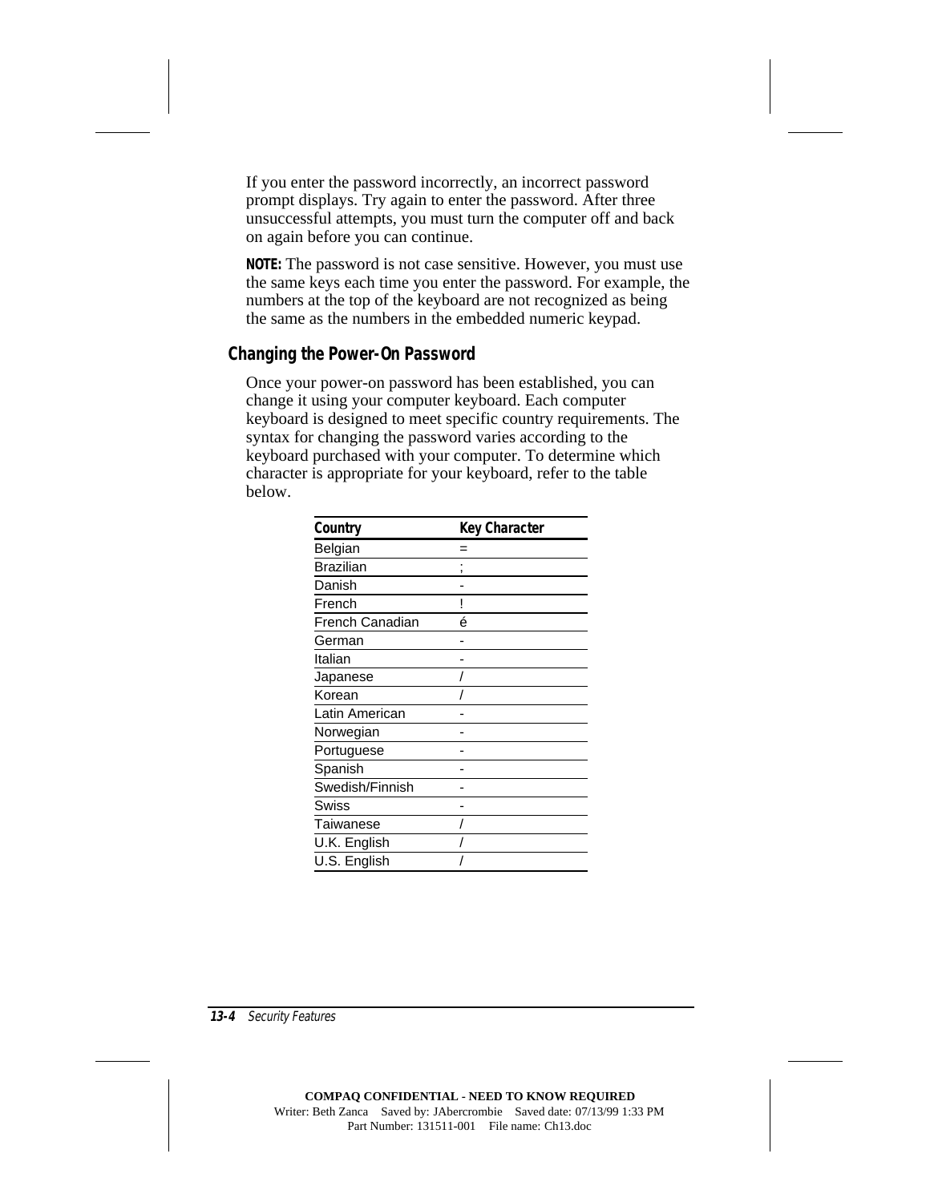If you enter the password incorrectly, an incorrect password prompt displays. Try again to enter the password. After three unsuccessful attempts, you must turn the computer off and back on again before you can continue.

**NOTE:** The password is not case sensitive. However, you must use the same keys each time you enter the password. For example, the numbers at the top of the keyboard are not recognized as being the same as the numbers in the embedded numeric keypad.

### Changing the Power-On Password

Once your power-on password has been established, you can change it using your computer keyboard. Each computer keyboard is designed to meet specific country requirements. The syntax for changing the password varies according to the keyboard purchased with your computer. To determine which character is appropriate for your keyboard, refer to the table below.

| Country | Key Character |
|---|---|
| Belgian | = |
| Brazilian | ; |
| Danish | - |
| French | ! |
| French Canadian | é |
| German | - |
| Italian | - |
| Japanese | / |
| Korean | / |
| Latin American | - |
| Norwegian | - |
| Portuguese | - |
| Spanish | - |
| Swedish/Finnish | - |
| Swiss | - |
| Taiwanese | / |
| U.K. English | / |
| U.S. English | / |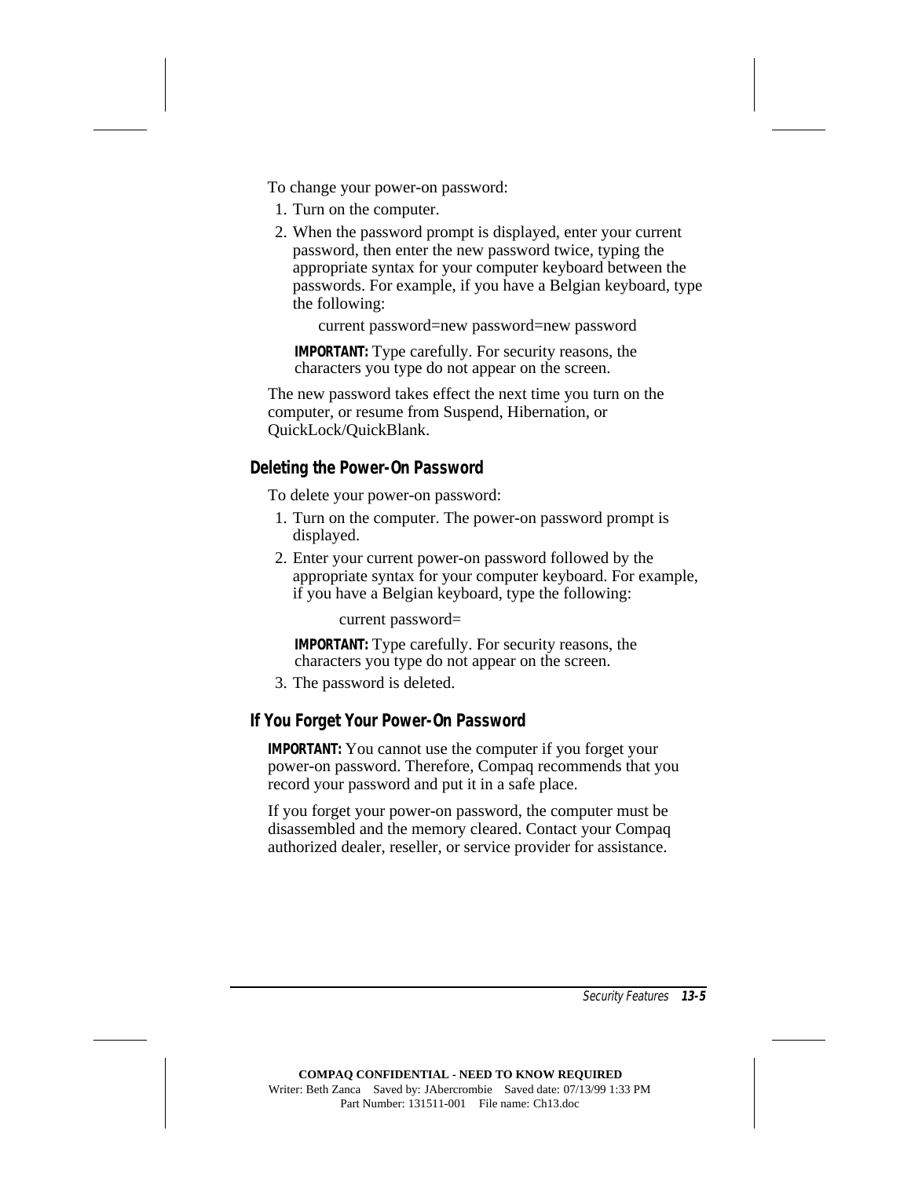To change your power-on password:

1. Turn on the computer.
2. When the password prompt is displayed, enter your current password, then enter the new password twice, typing the appropriate syntax for your computer keyboard between the passwords. For example, if you have a Belgian keyboard, type the following:

   current password=new password=new password

   **IMPORTANT:** Type carefully. For security reasons, the characters you type do not appear on the screen.

The new password takes effect the next time you turn on the computer, or resume from Suspend, Hibernation, or QuickLock/QuickBlank.

### Deleting the Power-On Password

To delete your power-on password:

1. Turn on the computer. The power-on password prompt is displayed.
2. Enter your current power-on password followed by the appropriate syntax for your computer keyboard. For example, if you have a Belgian keyboard, type the following:

   current password=

   **IMPORTANT:** Type carefully. For security reasons, the characters you type do not appear on the screen.
3. The password is deleted.

### If You Forget Your Power-On Password

**IMPORTANT:** You cannot use the computer if you forget your power-on password. Therefore, Compaq recommends that you record your password and put it in a safe place.

If you forget your power-on password, the computer must be disassembled and the memory cleared. Contact your Compaq authorized dealer, reseller, or service provider for assistance.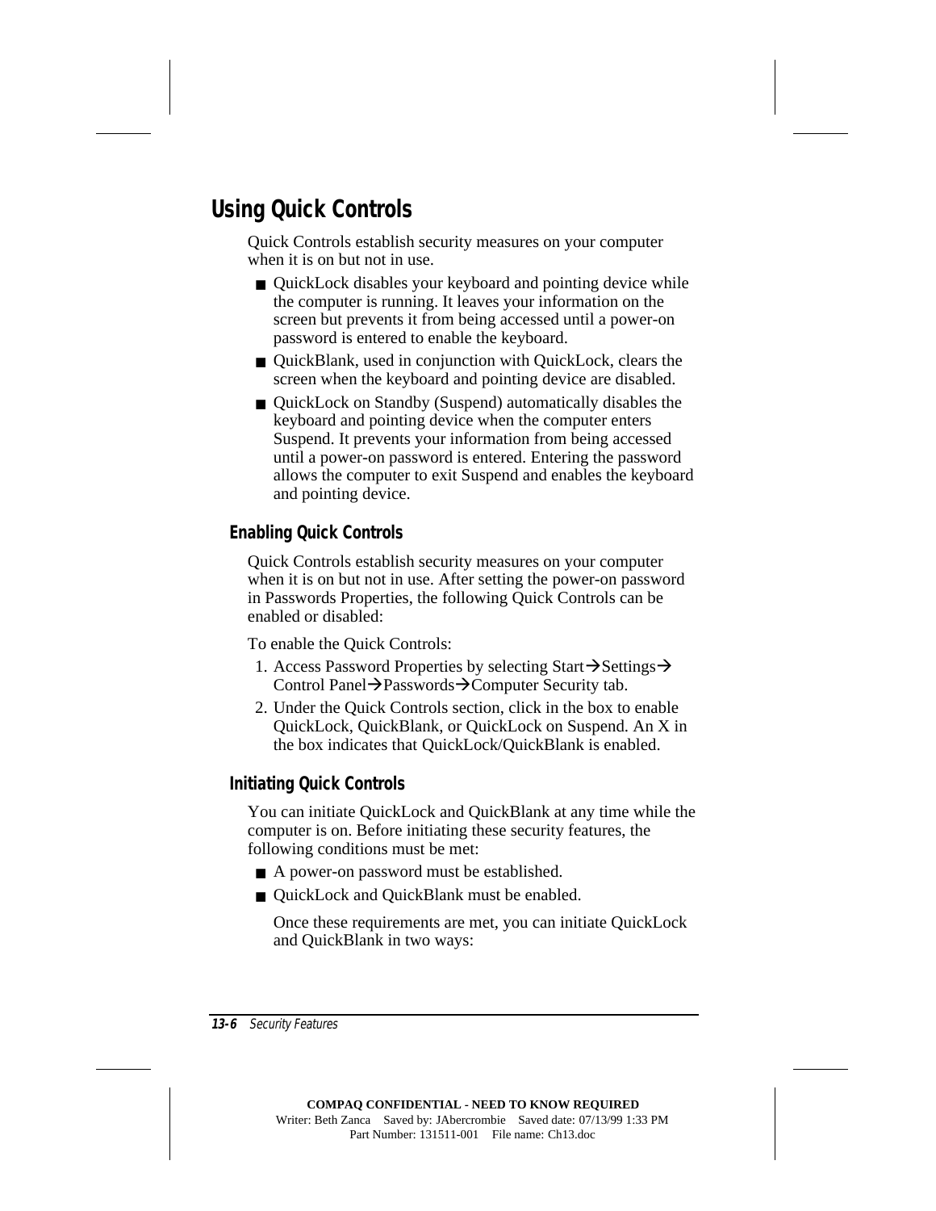## Using Quick Controls

Quick Controls establish security measures on your computer when it is on but not in use.

- QuickLock disables your keyboard and pointing device while the computer is running. It leaves your information on the screen but prevents it from being accessed until a power-on password is entered to enable the keyboard.
- QuickBlank, used in conjunction with QuickLock, clears the screen when the keyboard and pointing device are disabled.
- QuickLock on Standby (Suspend) automatically disables the keyboard and pointing device when the computer enters Suspend. It prevents your information from being accessed until a power-on password is entered. Entering the password allows the computer to exit Suspend and enables the keyboard and pointing device.

### Enabling Quick Controls

Quick Controls establish security measures on your computer when it is on but not in use. After setting the power-on password in Passwords Properties, the following Quick Controls can be enabled or disabled:

To enable the Quick Controls:

1. Access Password Properties by selecting Start→Settings→Control Panel→Passwords→Computer Security tab.
2. Under the Quick Controls section, click in the box to enable QuickLock, QuickBlank, or QuickLock on Suspend. An X in the box indicates that QuickLock/QuickBlank is enabled.

### Initiating Quick Controls

You can initiate QuickLock and QuickBlank at any time while the computer is on. Before initiating these security features, the following conditions must be met:

- A power-on password must be established.
- QuickLock and QuickBlank must be enabled.

  Once these requirements are met, you can initiate QuickLock and QuickBlank in two ways: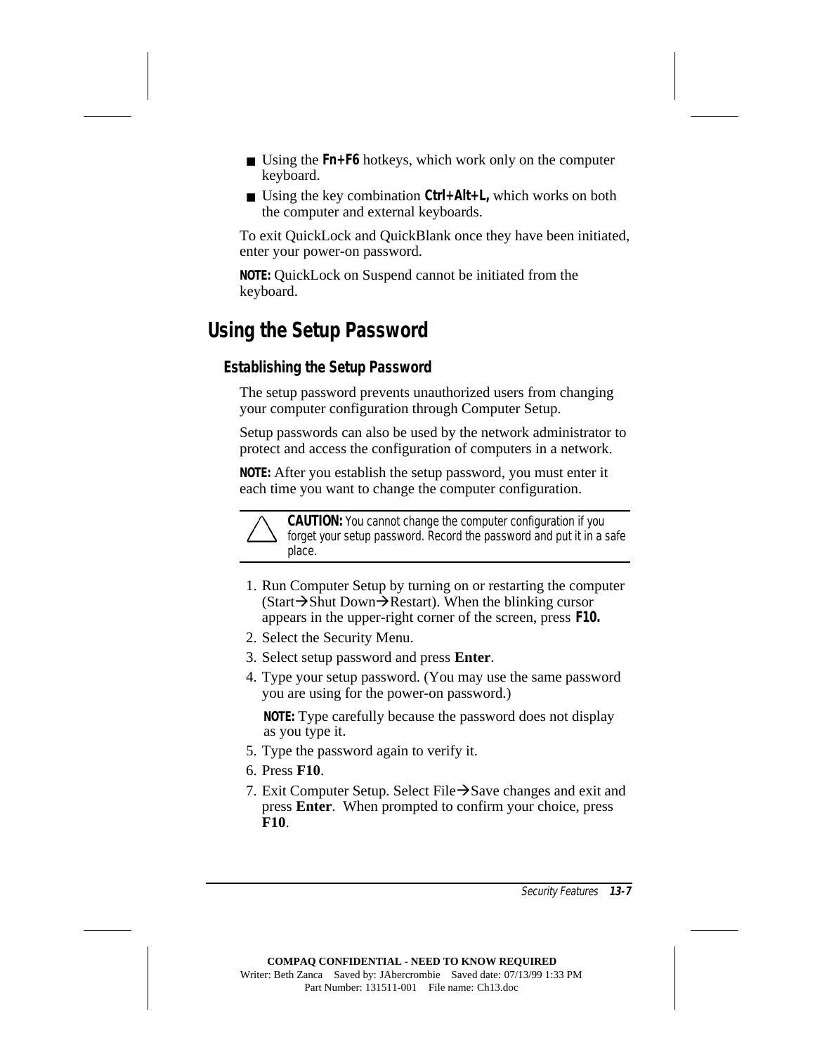- Using the **Fn+F6** hotkeys, which work only on the computer keyboard.
- Using the key combination **Ctrl+Alt+L,** which works on both the computer and external keyboards.

To exit QuickLock and QuickBlank once they have been initiated, enter your power-on password.

**NOTE:** QuickLock on Suspend cannot be initiated from the keyboard.

## Using the Setup Password

### Establishing the Setup Password

The setup password prevents unauthorized users from changing your computer configuration through Computer Setup.

Setup passwords can also be used by the network administrator to protect and access the configuration of computers in a network.

**NOTE:** After you establish the setup password, you must enter it each time you want to change the computer configuration.

**CAUTION:** You cannot change the computer configuration if you forget your setup password. Record the password and put it in a safe place.

1. Run Computer Setup by turning on or restarting the computer (Start→Shut Down→Restart). When the blinking cursor appears in the upper-right corner of the screen, press **F10.**
2. Select the Security Menu.
3. Select setup password and press **Enter**.
4. Type your setup password. (You may use the same password you are using for the power-on password.)

   **NOTE:** Type carefully because the password does not display as you type it.
5. Type the password again to verify it.
6. Press **F10**.
7. Exit Computer Setup. Select File→Save changes and exit and press **Enter**. When prompted to confirm your choice, press **F10**.

COMPAQ CONFIDENTIAL - NEED TO KNOW REQUIRED
Writer: Beth Zanca Saved by: JAbercrombie Saved date: 07/13/99 1:33 PM
Part Number: 131511-001 File name: Ch13.doc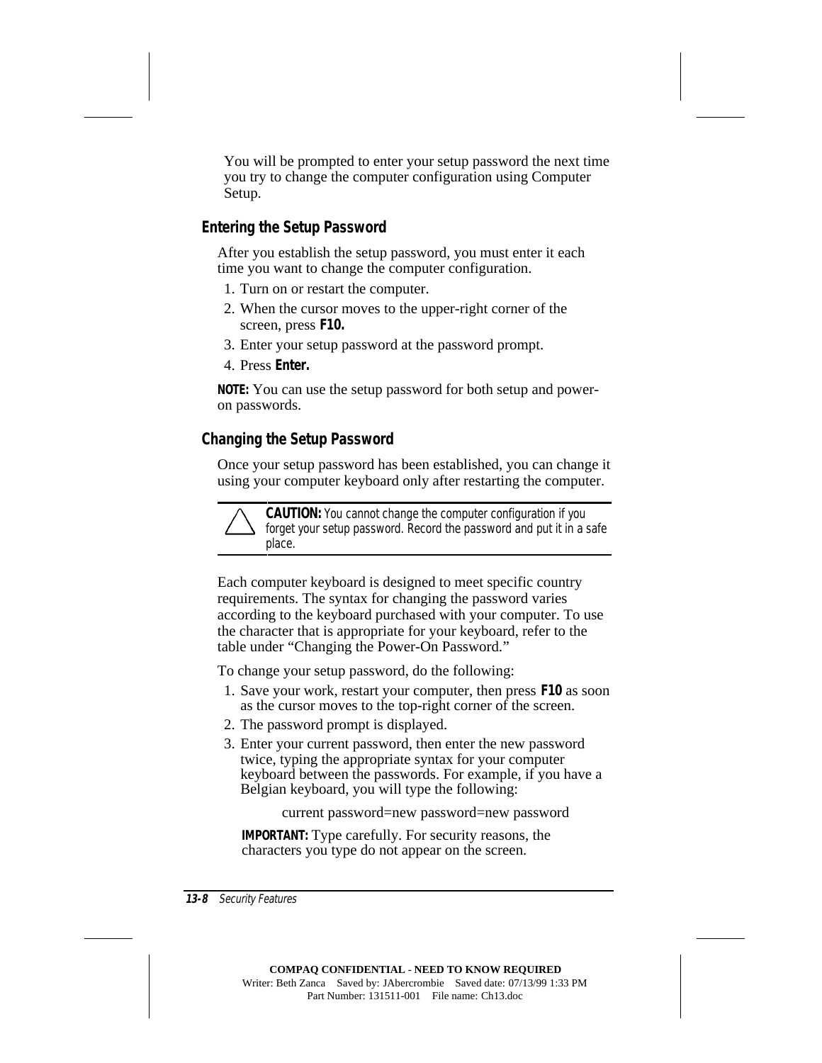You will be prompted to enter your setup password the next time you try to change the computer configuration using Computer Setup.

### Entering the Setup Password

After you establish the setup password, you must enter it each time you want to change the computer configuration.

1. Turn on or restart the computer.
2. When the cursor moves to the upper-right corner of the screen, press **F10.**
3. Enter your setup password at the password prompt.
4. Press **Enter.**

**NOTE:** You can use the setup password for both setup and power-on passwords.

### Changing the Setup Password

Once your setup password has been established, you can change it using your computer keyboard only after restarting the computer.

**CAUTION:** You cannot change the computer configuration if you forget your setup password. Record the password and put it in a safe place.

Each computer keyboard is designed to meet specific country requirements. The syntax for changing the password varies according to the keyboard purchased with your computer. To use the character that is appropriate for your keyboard, refer to the table under "Changing the Power-On Password."

To change your setup password, do the following:

1. Save your work, restart your computer, then press **F10** as soon as the cursor moves to the top-right corner of the screen.
2. The password prompt is displayed.
3. Enter your current password, then enter the new password twice, typing the appropriate syntax for your computer keyboard between the passwords. For example, if you have a Belgian keyboard, you will type the following:

   current password=new password=new password

   **IMPORTANT:** Type carefully. For security reasons, the characters you type do not appear on the screen.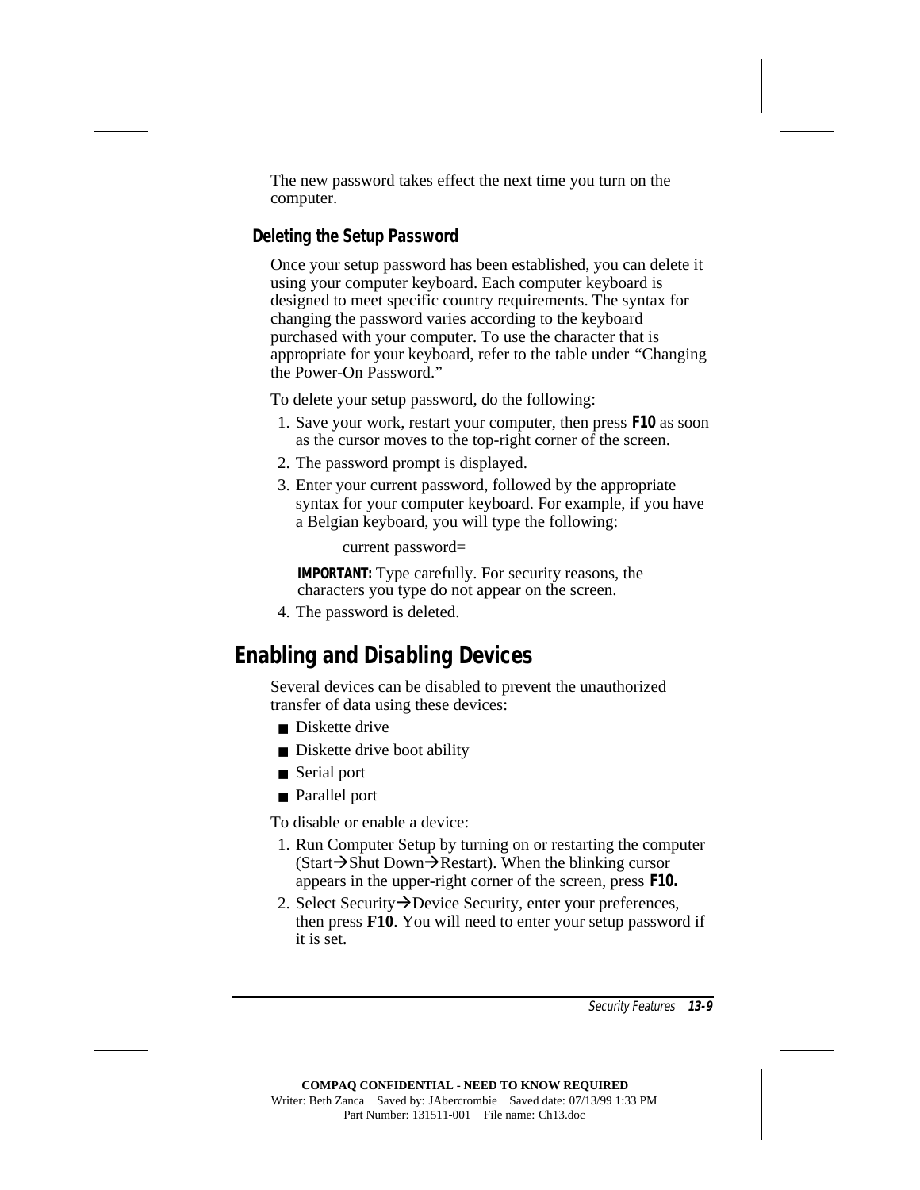The new password takes effect the next time you turn on the computer.

### Deleting the Setup Password

Once your setup password has been established, you can delete it using your computer keyboard. Each computer keyboard is designed to meet specific country requirements. The syntax for changing the password varies according to the keyboard purchased with your computer. To use the character that is appropriate for your keyboard, refer to the table under "Changing the Power-On Password."

To delete your setup password, do the following:

1. Save your work, restart your computer, then press **F10** as soon as the cursor moves to the top-right corner of the screen.
2. The password prompt is displayed.
3. Enter your current password, followed by the appropriate syntax for your computer keyboard. For example, if you have a Belgian keyboard, you will type the following:

   current password=

   **IMPORTANT:** Type carefully. For security reasons, the characters you type do not appear on the screen.
4. The password is deleted.

## Enabling and Disabling Devices

Several devices can be disabled to prevent the unauthorized transfer of data using these devices:

- Diskette drive
- Diskette drive boot ability
- Serial port
- Parallel port

To disable or enable a device:

1. Run Computer Setup by turning on or restarting the computer (Start→Shut Down→Restart). When the blinking cursor appears in the upper-right corner of the screen, press **F10.**
2. Select Security→Device Security, enter your preferences, then press **F10**. You will need to enter your setup password if it is set.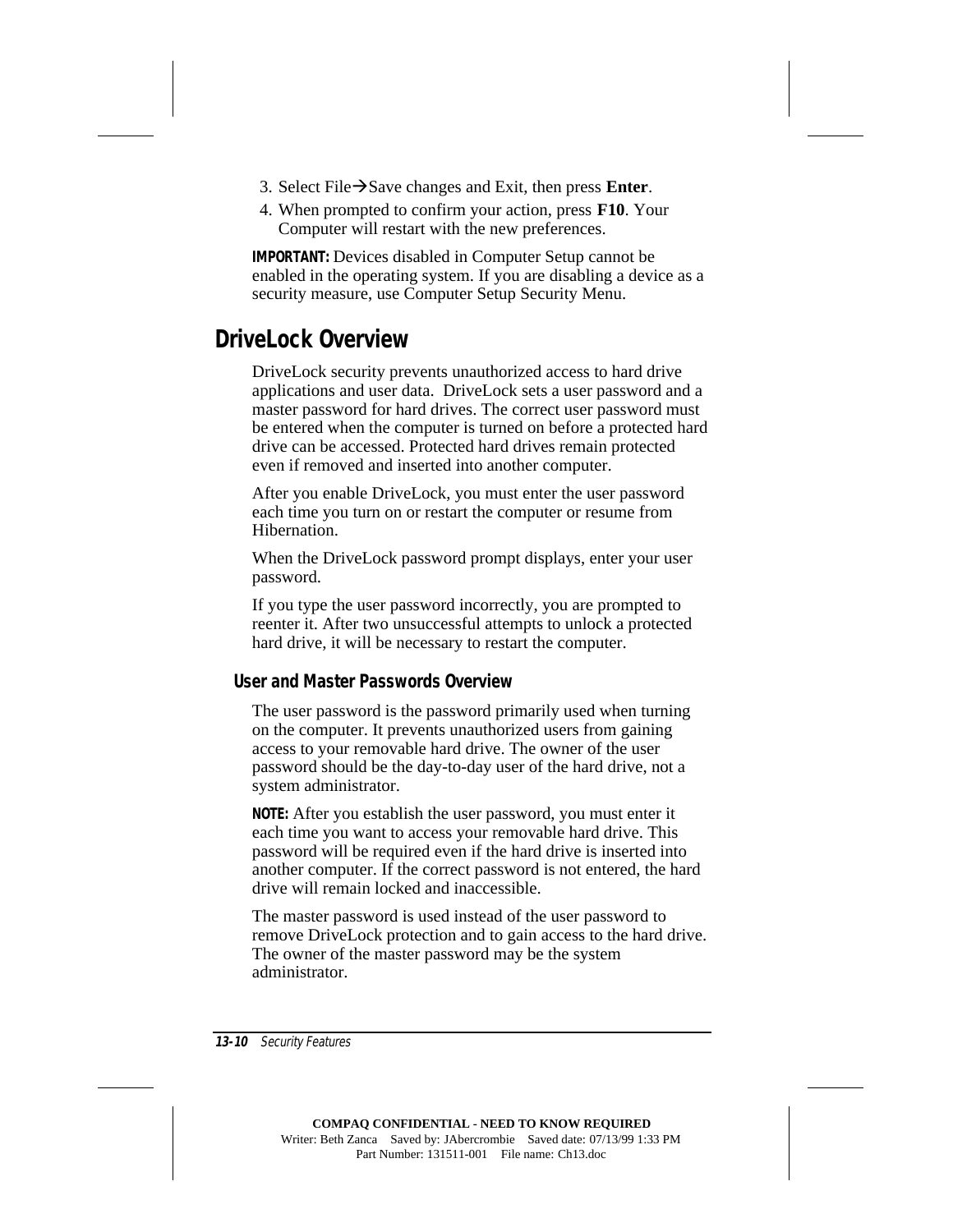3. Select File→Save changes and Exit, then press **Enter**.
4. When prompted to confirm your action, press **F10**. Your Computer will restart with the new preferences.

**IMPORTANT:** Devices disabled in Computer Setup cannot be enabled in the operating system. If you are disabling a device as a security measure, use Computer Setup Security Menu.

## DriveLock Overview

DriveLock security prevents unauthorized access to hard drive applications and user data. DriveLock sets a user password and a master password for hard drives. The correct user password must be entered when the computer is turned on before a protected hard drive can be accessed. Protected hard drives remain protected even if removed and inserted into another computer.

After you enable DriveLock, you must enter the user password each time you turn on or restart the computer or resume from Hibernation.

When the DriveLock password prompt displays, enter your user password.

If you type the user password incorrectly, you are prompted to reenter it. After two unsuccessful attempts to unlock a protected hard drive, it will be necessary to restart the computer.

### User and Master Passwords Overview

The user password is the password primarily used when turning on the computer. It prevents unauthorized users from gaining access to your removable hard drive. The owner of the user password should be the day-to-day user of the hard drive, not a system administrator.

**NOTE:** After you establish the user password, you must enter it each time you want to access your removable hard drive. This password will be required even if the hard drive is inserted into another computer. If the correct password is not entered, the hard drive will remain locked and inaccessible.

The master password is used instead of the user password to remove DriveLock protection and to gain access to the hard drive. The owner of the master password may be the system administrator.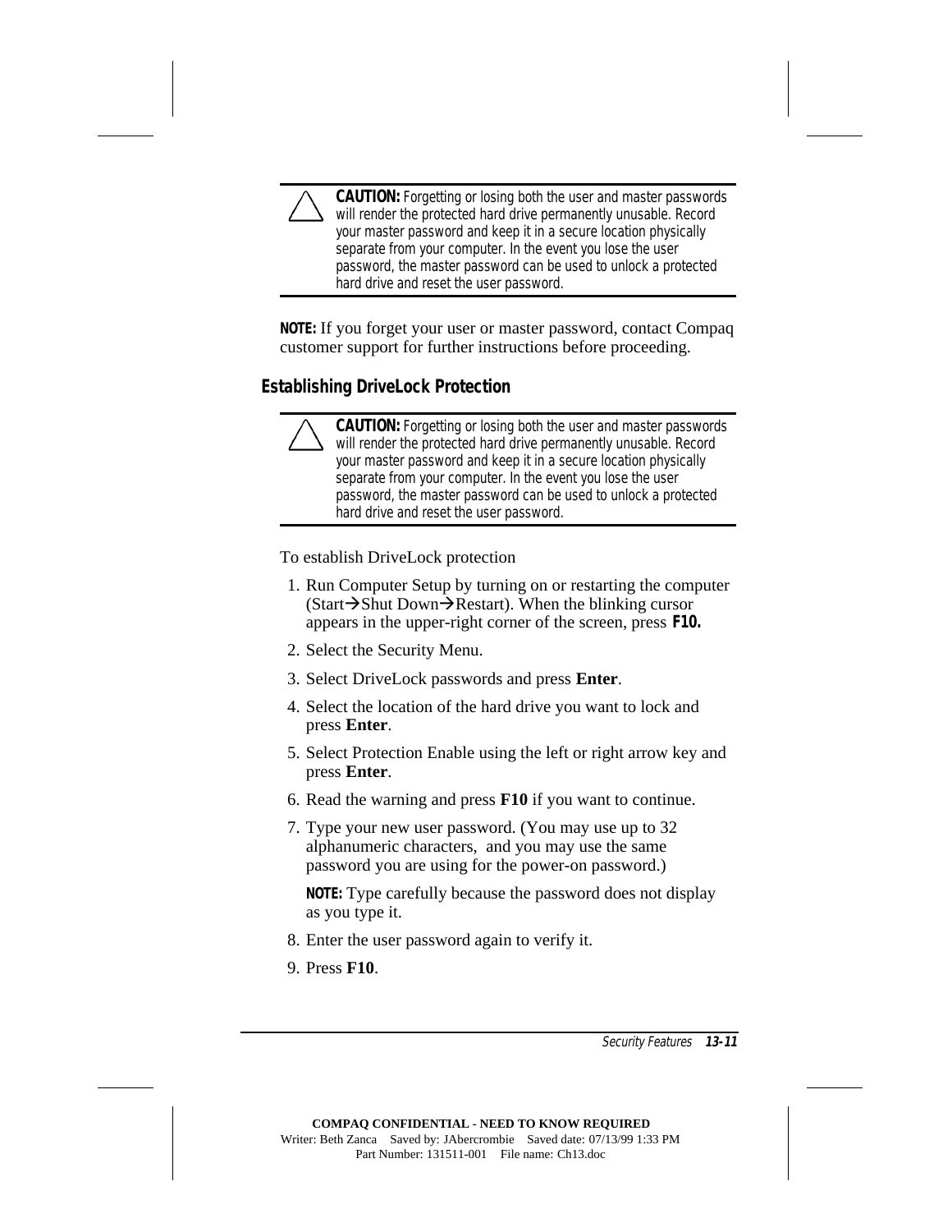> **CAUTION:** Forgetting or losing both the user and master passwords will render the protected hard drive permanently unusable. Record your master password and keep it in a secure location physically separate from your computer. In the event you lose the user password, the master password can be used to unlock a protected hard drive and reset the user password.

**NOTE:** If you forget your user or master password, contact Compaq customer support for further instructions before proceeding.

### Establishing DriveLock Protection

> **CAUTION:** Forgetting or losing both the user and master passwords will render the protected hard drive permanently unusable. Record your master password and keep it in a secure location physically separate from your computer. In the event you lose the user password, the master password can be used to unlock a protected hard drive and reset the user password.

To establish DriveLock protection

1. Run Computer Setup by turning on or restarting the computer (Start→Shut Down→Restart). When the blinking cursor appears in the upper-right corner of the screen, press **F10.**
2. Select the Security Menu.
3. Select DriveLock passwords and press **Enter**.
4. Select the location of the hard drive you want to lock and press **Enter**.
5. Select Protection Enable using the left or right arrow key and press **Enter**.
6. Read the warning and press **F10** if you want to continue.
7. Type your new user password. (You may use up to 32 alphanumeric characters, and you may use the same password you are using for the power-on password.)

   **NOTE:** Type carefully because the password does not display as you type it.
8. Enter the user password again to verify it.
9. Press **F10**.

COMPAQ CONFIDENTIAL - NEED TO KNOW REQUIRED
Writer: Beth Zanca Saved by: JAbercrombie Saved date: 07/13/99 1:33 PM
Part Number: 131511-001 File name: Ch13.doc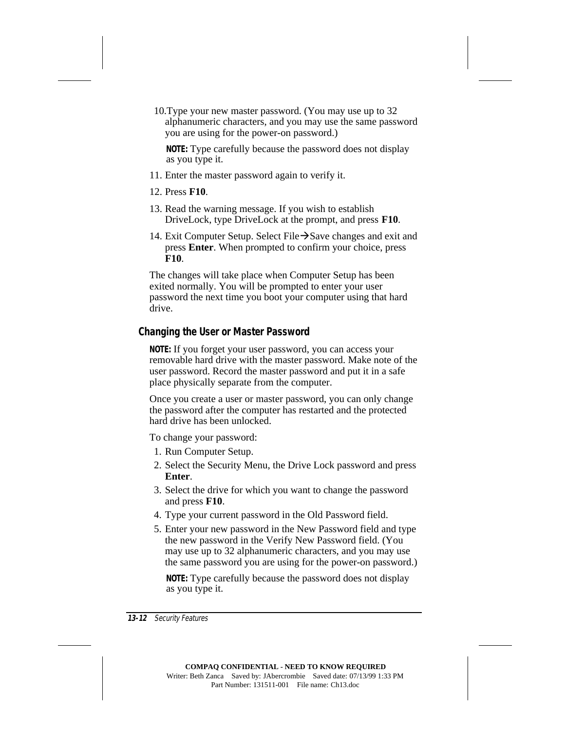10. Type your new master password. (You may use up to 32 alphanumeric characters, and you may use the same password you are using for the power-on password.)

    **NOTE:** Type carefully because the password does not display as you type it.

11. Enter the master password again to verify it.
12. Press **F10**.
13. Read the warning message. If you wish to establish DriveLock, type DriveLock at the prompt, and press **F10**.
14. Exit Computer Setup. Select File→Save changes and exit and press **Enter**. When prompted to confirm your choice, press **F10**.

The changes will take place when Computer Setup has been exited normally. You will be prompted to enter your user password the next time you boot your computer using that hard drive.

### Changing the User or Master Password

**NOTE:** If you forget your user password, you can access your removable hard drive with the master password. Make note of the user password. Record the master password and put it in a safe place physically separate from the computer.

Once you create a user or master password, you can only change the password after the computer has restarted and the protected hard drive has been unlocked.

To change your password:

1. Run Computer Setup.
2. Select the Security Menu, the Drive Lock password and press **Enter**.
3. Select the drive for which you want to change the password and press **F10**.
4. Type your current password in the Old Password field.
5. Enter your new password in the New Password field and type the new password in the Verify New Password field. (You may use up to 32 alphanumeric characters, and you may use the same password you are using for the power-on password.)

   **NOTE:** Type carefully because the password does not display as you type it.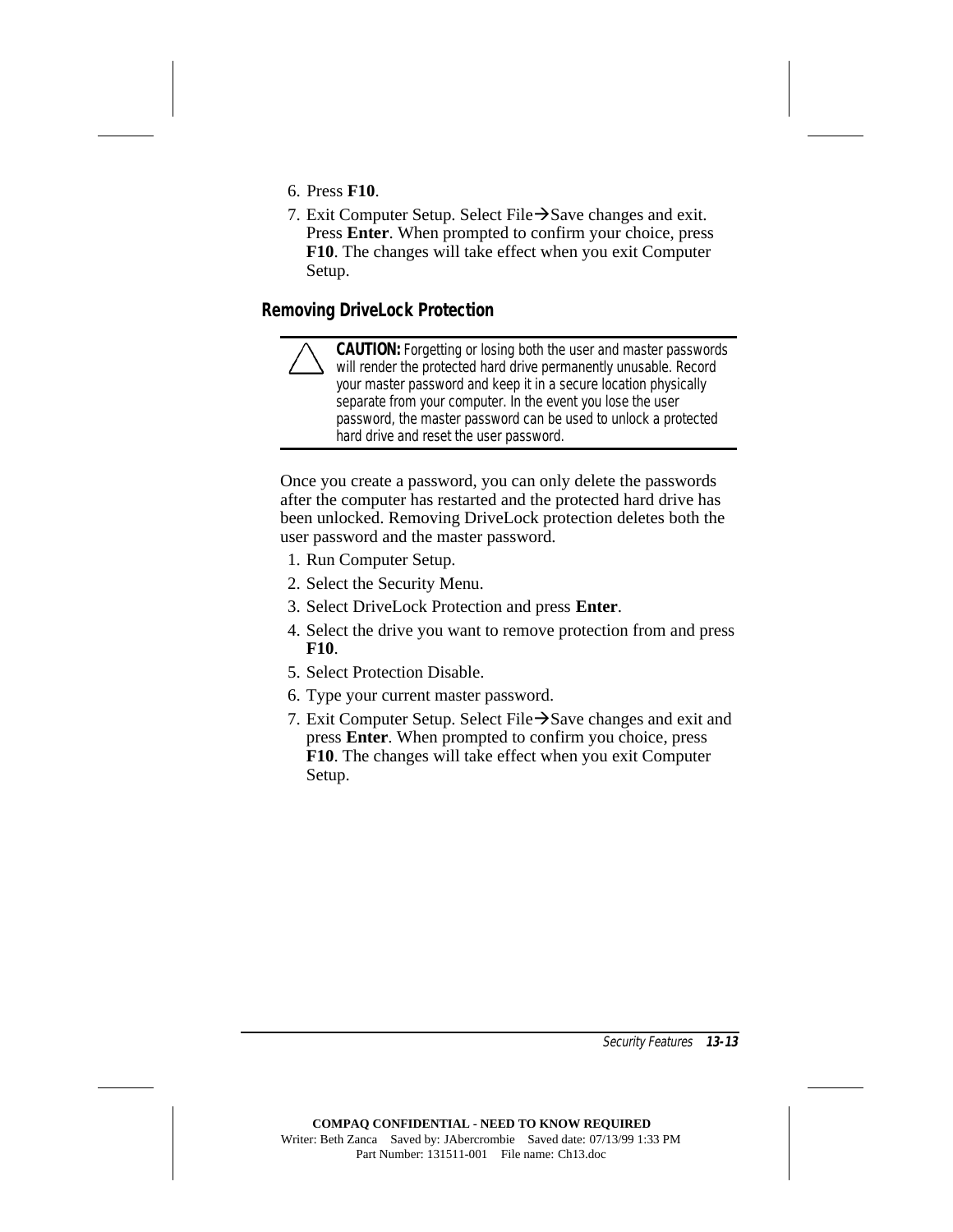6. Press **F10**.
7. Exit Computer Setup. Select File→Save changes and exit. Press **Enter**. When prompted to confirm your choice, press **F10**. The changes will take effect when you exit Computer Setup.

### Removing DriveLock Protection

> **CAUTION:** Forgetting or losing both the user and master passwords will render the protected hard drive permanently unusable. Record your master password and keep it in a secure location physically separate from your computer. In the event you lose the user password, the master password can be used to unlock a protected hard drive and reset the user password.

Once you create a password, you can only delete the passwords after the computer has restarted and the protected hard drive has been unlocked. Removing DriveLock protection deletes both the user password and the master password.

1. Run Computer Setup.
2. Select the Security Menu.
3. Select DriveLock Protection and press **Enter**.
4. Select the drive you want to remove protection from and press **F10**.
5. Select Protection Disable.
6. Type your current master password.
7. Exit Computer Setup. Select File→Save changes and exit and press **Enter**. When prompted to confirm you choice, press **F10**. The changes will take effect when you exit Computer Setup.

**COMPAQ CONFIDENTIAL - NEED TO KNOW REQUIRED**
Writer: Beth Zanca Saved by: JAbercrombie Saved date: 07/13/99 1:33 PM
Part Number: 131511-001 File name: Ch13.doc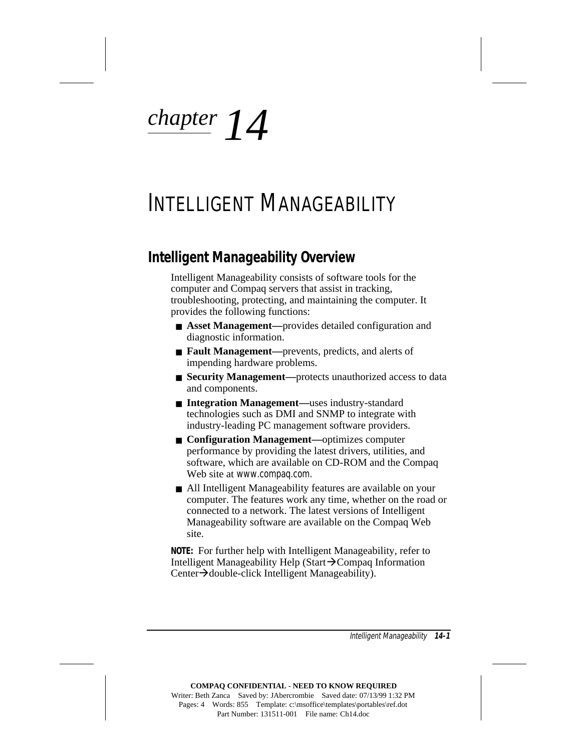*chapter 14*

# Intelligent Manageability

## Intelligent Manageability Overview

Intelligent Manageability consists of software tools for the computer and Compaq servers that assist in tracking, troubleshooting, protecting, and maintaining the computer. It provides the following functions:

- **Asset Management—**provides detailed configuration and diagnostic information.
- **Fault Management—**prevents, predicts, and alerts of impending hardware problems.
- **Security Management—**protects unauthorized access to data and components.
- **Integration Management—**uses industry-standard technologies such as DMI and SNMP to integrate with industry-leading PC management software providers.
- **Configuration Management—**optimizes computer performance by providing the latest drivers, utilities, and software, which are available on CD-ROM and the Compaq Web site at www.compaq.com.
- All Intelligent Manageability features are available on your computer. The features work any time, whether on the road or connected to a network. The latest versions of Intelligent Manageability software are available on the Compaq Web site.

**NOTE:** For further help with Intelligent Manageability, refer to Intelligent Manageability Help (Start→Compaq Information Center→double-click Intelligent Manageability).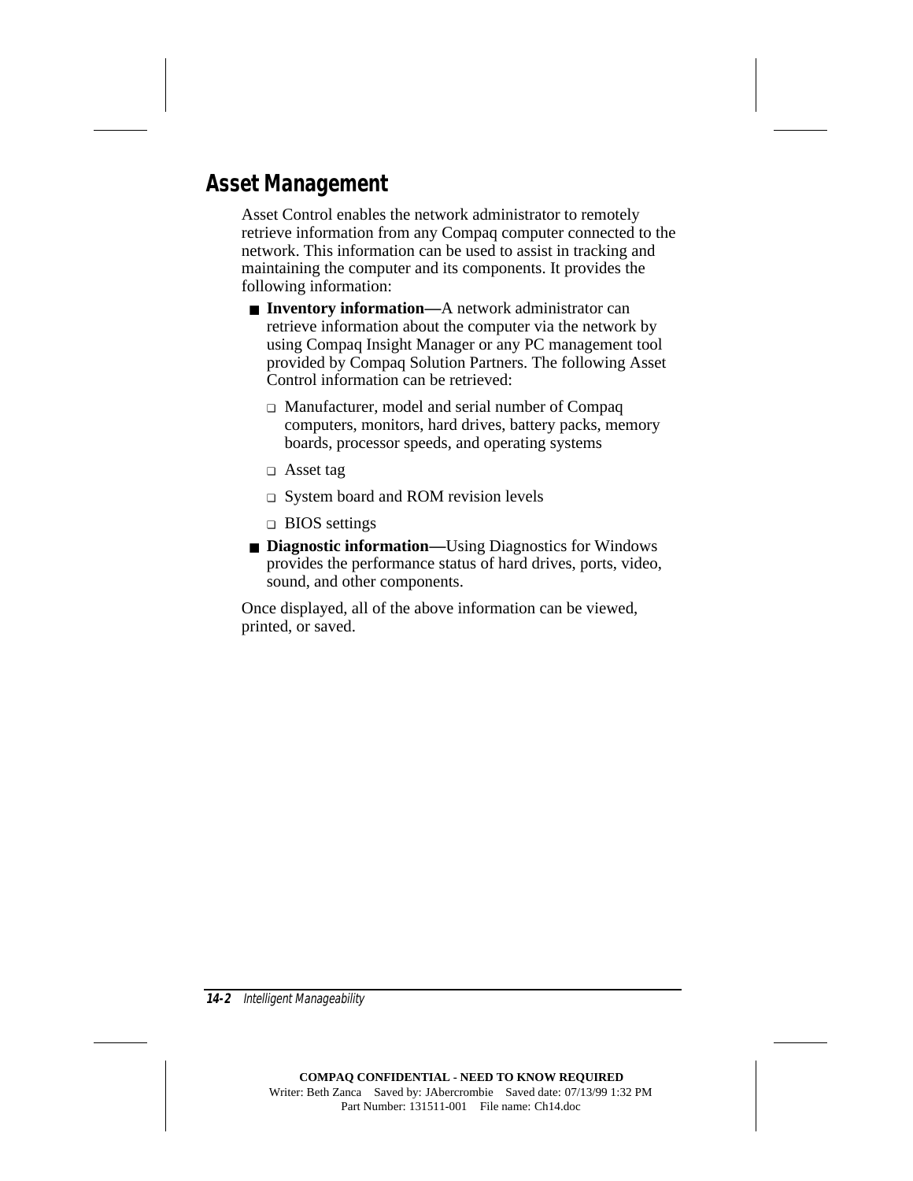## Asset Management

Asset Control enables the network administrator to remotely retrieve information from any Compaq computer connected to the network. This information can be used to assist in tracking and maintaining the computer and its components. It provides the following information:

- **Inventory information—**A network administrator can retrieve information about the computer via the network by using Compaq Insight Manager or any PC management tool provided by Compaq Solution Partners. The following Asset Control information can be retrieved:
  - Manufacturer, model and serial number of Compaq computers, monitors, hard drives, battery packs, memory boards, processor speeds, and operating systems
  - Asset tag
  - System board and ROM revision levels
  - BIOS settings
- **Diagnostic information—**Using Diagnostics for Windows provides the performance status of hard drives, ports, video, sound, and other components.

Once displayed, all of the above information can be viewed, printed, or saved.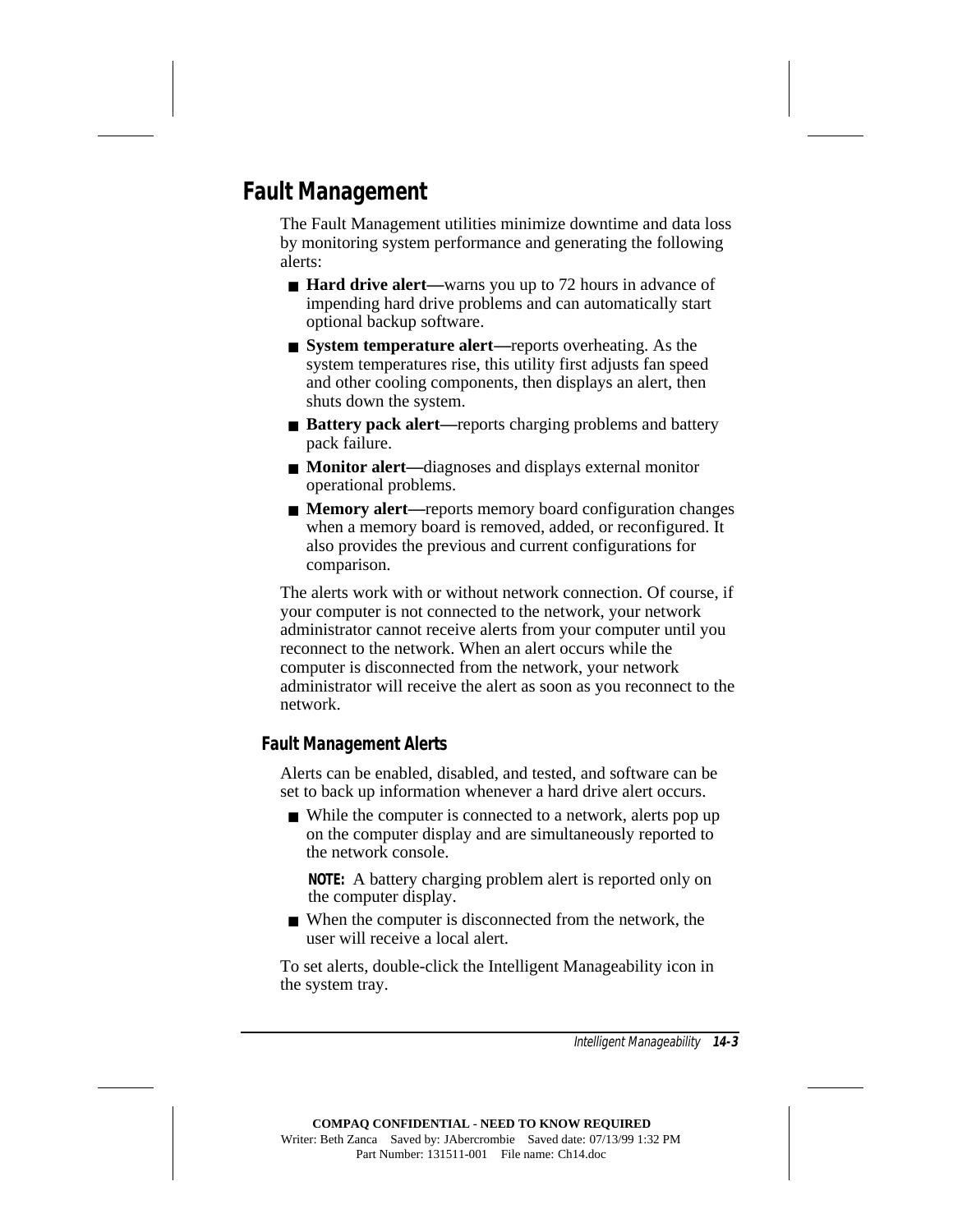## Fault Management

The Fault Management utilities minimize downtime and data loss by monitoring system performance and generating the following alerts:

- **Hard drive alert—**warns you up to 72 hours in advance of impending hard drive problems and can automatically start optional backup software.
- **System temperature alert—**reports overheating. As the system temperatures rise, this utility first adjusts fan speed and other cooling components, then displays an alert, then shuts down the system.
- **Battery pack alert—**reports charging problems and battery pack failure.
- **Monitor alert—**diagnoses and displays external monitor operational problems.
- **Memory alert—**reports memory board configuration changes when a memory board is removed, added, or reconfigured. It also provides the previous and current configurations for comparison.

The alerts work with or without network connection. Of course, if your computer is not connected to the network, your network administrator cannot receive alerts from your computer until you reconnect to the network. When an alert occurs while the computer is disconnected from the network, your network administrator will receive the alert as soon as you reconnect to the network.

### Fault Management Alerts

Alerts can be enabled, disabled, and tested, and software can be set to back up information whenever a hard drive alert occurs.

- While the computer is connected to a network, alerts pop up on the computer display and are simultaneously reported to the network console.

  **NOTE:** A battery charging problem alert is reported only on the computer display.

- When the computer is disconnected from the network, the user will receive a local alert.

To set alerts, double-click the Intelligent Manageability icon in the system tray.

**COMPAQ CONFIDENTIAL - NEED TO KNOW REQUIRED**
Writer: Beth Zanca Saved by: JAbercrombie Saved date: 07/13/99 1:32 PM
Part Number: 131511-001 File name: Ch14.doc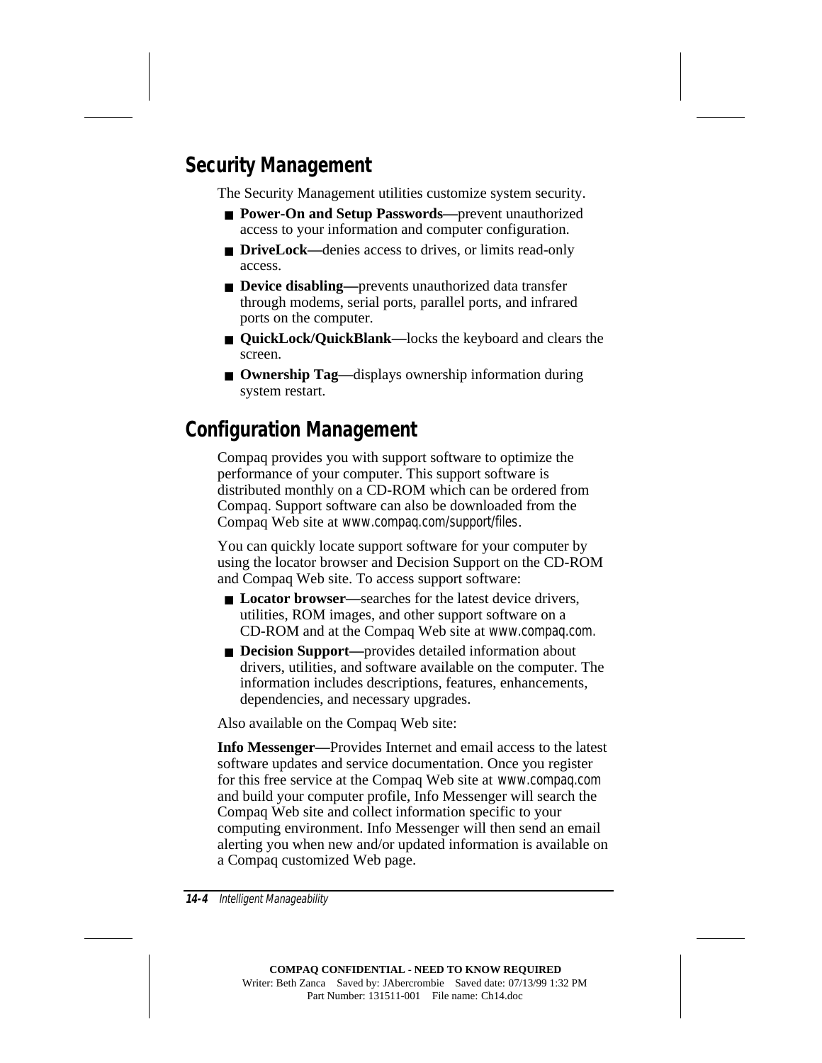## Security Management

The Security Management utilities customize system security.

- **Power-On and Setup Passwords—**prevent unauthorized access to your information and computer configuration.
- **DriveLock—**denies access to drives, or limits read-only access.
- **Device disabling—**prevents unauthorized data transfer through modems, serial ports, parallel ports, and infrared ports on the computer.
- **QuickLock/QuickBlank—**locks the keyboard and clears the screen.
- **Ownership Tag—**displays ownership information during system restart.

## Configuration Management

Compaq provides you with support software to optimize the performance of your computer. This support software is distributed monthly on a CD-ROM which can be ordered from Compaq. Support software can also be downloaded from the Compaq Web site at www.compaq.com/support/files.

You can quickly locate support software for your computer by using the locator browser and Decision Support on the CD-ROM and Compaq Web site. To access support software:

- **Locator browser—**searches for the latest device drivers, utilities, ROM images, and other support software on a CD-ROM and at the Compaq Web site at www.compaq.com.
- **Decision Support—**provides detailed information about drivers, utilities, and software available on the computer. The information includes descriptions, features, enhancements, dependencies, and necessary upgrades.

Also available on the Compaq Web site:

**Info Messenger—**Provides Internet and email access to the latest software updates and service documentation. Once you register for this free service at the Compaq Web site at www.compaq.com and build your computer profile, Info Messenger will search the Compaq Web site and collect information specific to your computing environment. Info Messenger will then send an email alerting you when new and/or updated information is available on a Compaq customized Web page.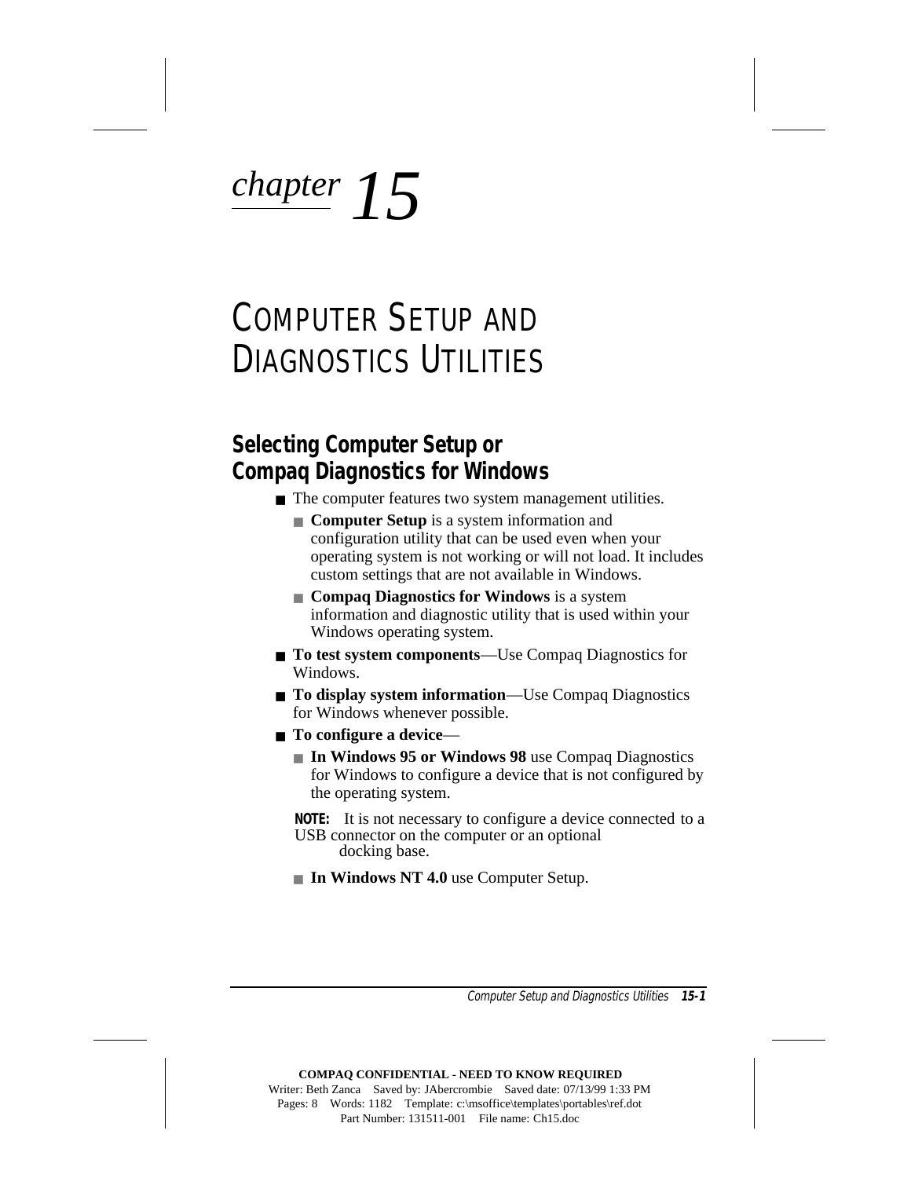*chapter 15*

# COMPUTER SETUP AND DIAGNOSTICS UTILITIES

## Selecting Computer Setup or Compaq Diagnostics for Windows

- The computer features two system management utilities.
  - **Computer Setup** is a system information and configuration utility that can be used even when your operating system is not working or will not load. It includes custom settings that are not available in Windows.
  - **Compaq Diagnostics for Windows** is a system information and diagnostic utility that is used within your Windows operating system.
- **To test system components**—Use Compaq Diagnostics for Windows.
- **To display system information**—Use Compaq Diagnostics for Windows whenever possible.
- **To configure a device**—
  - **In Windows 95 or Windows 98** use Compaq Diagnostics for Windows to configure a device that is not configured by the operating system.

  **NOTE:** It is not necessary to configure a device connected to a USB connector on the computer or an optional docking base.

  - **In Windows NT 4.0** use Computer Setup.

COMPAQ CONFIDENTIAL - NEED TO KNOW REQUIRED
Writer: Beth Zanca Saved by: JAbercrombie Saved date: 07/13/99 1:33 PM
Pages: 8 Words: 1182 Template: c:\msoffice\templates\portables\ref.dot
Part Number: 131511-001 File name: Ch15.doc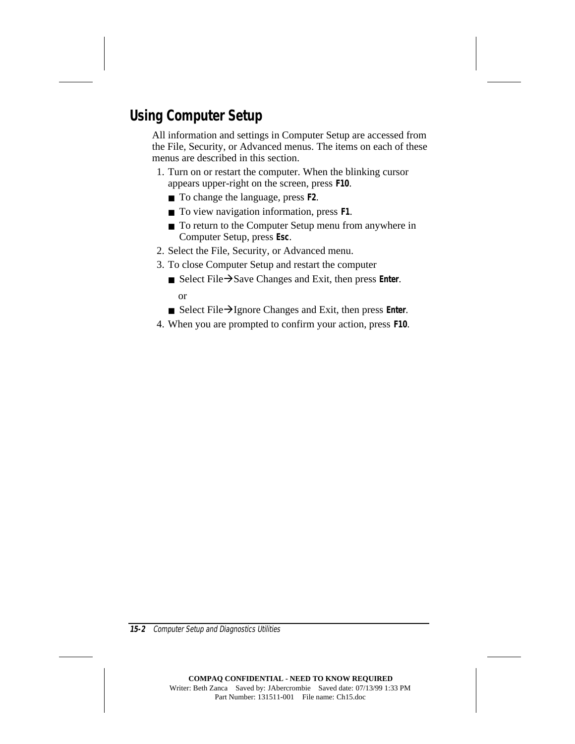## Using Computer Setup

All information and settings in Computer Setup are accessed from the File, Security, or Advanced menus. The items on each of these menus are described in this section.

1. Turn on or restart the computer. When the blinking cursor appears upper-right on the screen, press **F10**.
   - To change the language, press **F2**.
   - To view navigation information, press **F1**.
   - To return to the Computer Setup menu from anywhere in Computer Setup, press **Esc**.
2. Select the File, Security, or Advanced menu.
3. To close Computer Setup and restart the computer
   - Select File→Save Changes and Exit, then press **Enter**.

     or

   - Select File→Ignore Changes and Exit, then press **Enter**.
4. When you are prompted to confirm your action, press **F10**.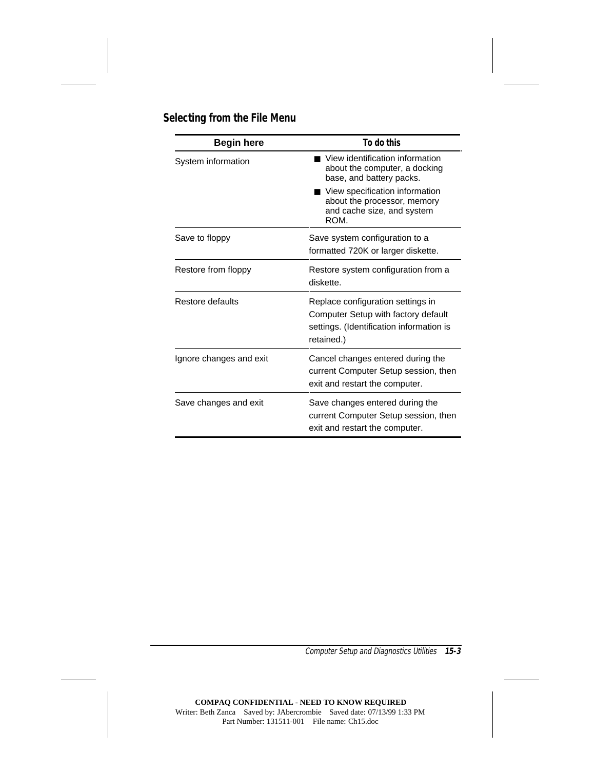## Selecting from the File Menu

| Begin here | To do this |
|---|---|
| System information | ■ View identification information about the computer, a docking base, and battery packs.<br>■ View specification information about the processor, memory and cache size, and system ROM. |
| Save to floppy | Save system configuration to a formatted 720K or larger diskette. |
| Restore from floppy | Restore system configuration from a diskette. |
| Restore defaults | Replace configuration settings in Computer Setup with factory default settings. (Identification information is retained.) |
| Ignore changes and exit | Cancel changes entered during the current Computer Setup session, then exit and restart the computer. |
| Save changes and exit | Save changes entered during the current Computer Setup session, then exit and restart the computer. |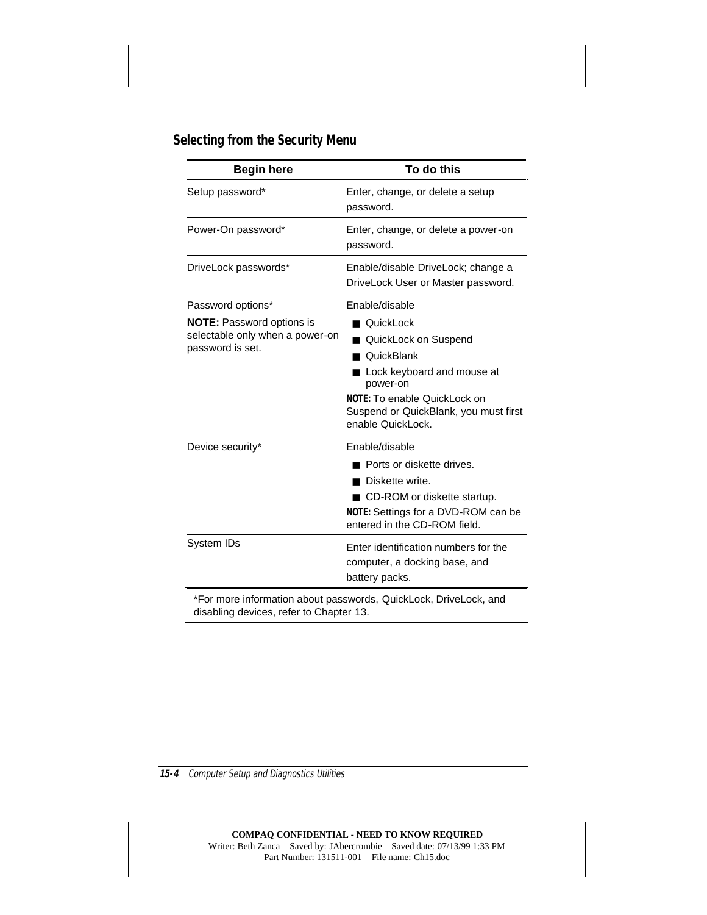## Selecting from the Security Menu

| Begin here | To do this |
|---|---|
| Setup password* | Enter, change, or delete a setup password. |
| Power-On password* | Enter, change, or delete a power-on password. |
| DriveLock passwords* | Enable/disable DriveLock; change a DriveLock User or Master password. |
| Password options*<br>**NOTE:** Password options is selectable only when a power-on password is set. | Enable/disable<br>■ QuickLock<br>■ QuickLock on Suspend<br>■ QuickBlank<br>■ Lock keyboard and mouse at power-on<br>**NOTE:** To enable QuickLock on Suspend or QuickBlank, you must first enable QuickLock. |
| Device security* | Enable/disable<br>■ Ports or diskette drives.<br>■ Diskette write.<br>■ CD-ROM or diskette startup.<br>**NOTE:** Settings for a DVD-ROM can be entered in the CD-ROM field. |
| System IDs | Enter identification numbers for the computer, a docking base, and battery packs. |

*For more information about passwords, QuickLock, DriveLock, and disabling devices, refer to Chapter 13.

COMPAQ CONFIDENTIAL - NEED TO KNOW REQUIRED
Writer: Beth Zanca Saved by: JAbercrombie Saved date: 07/13/99 1:33 PM
Part Number: 131511-001 File name: Ch15.doc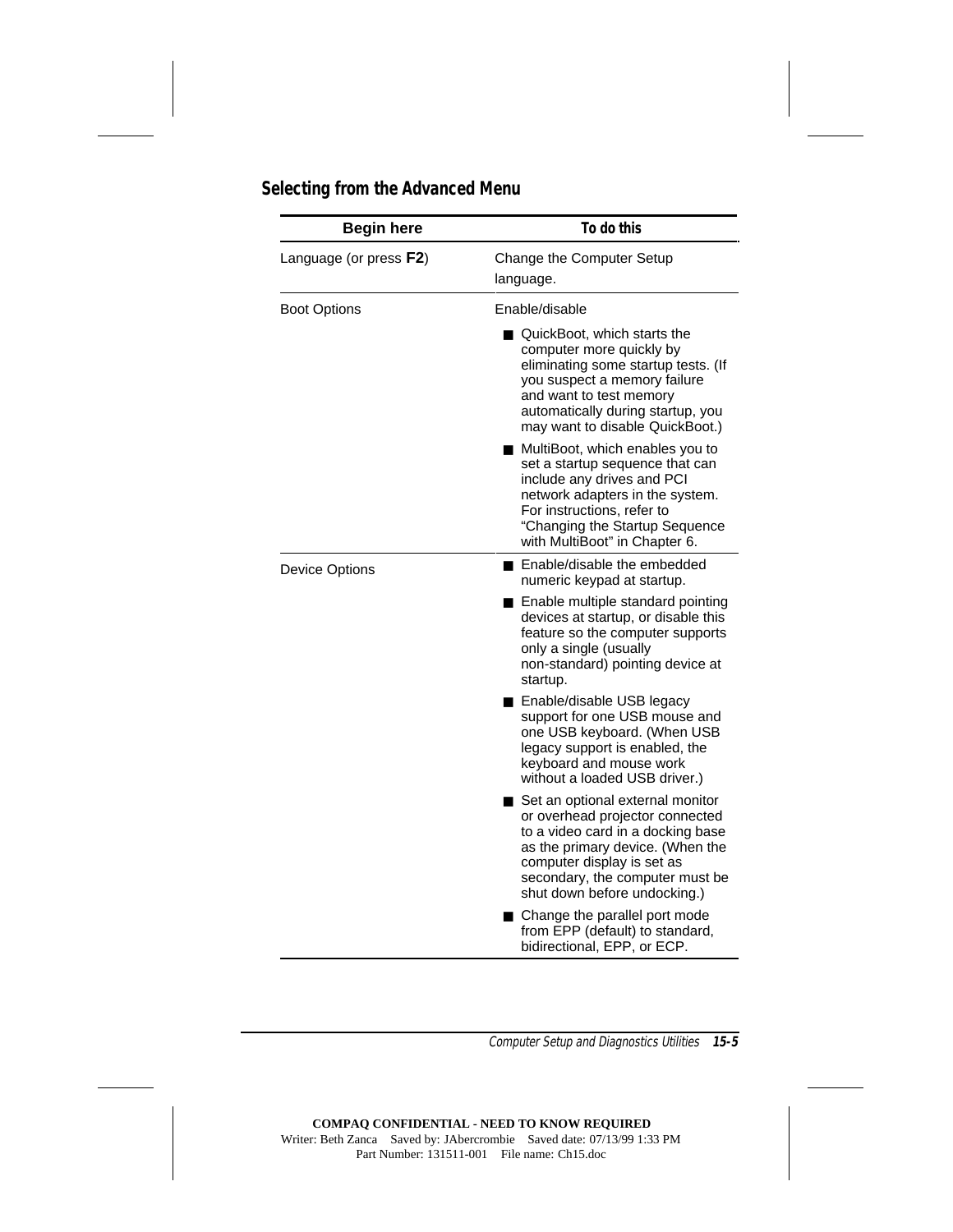## Selecting from the Advanced Menu

| Begin here | To do this |
|---|---|
| Language (or press **F2**) | Change the Computer Setup language. |
| Boot Options | Enable/disable<br>■ QuickBoot, which starts the computer more quickly by eliminating some startup tests. (If you suspect a memory failure and want to test memory automatically during startup, you may want to disable QuickBoot.)<br>■ MultiBoot, which enables you to set a startup sequence that can include any drives and PCI network adapters in the system. For instructions, refer to "Changing the Startup Sequence with MultiBoot" in Chapter 6. |
| Device Options | ■ Enable/disable the embedded numeric keypad at startup.<br>■ Enable multiple standard pointing devices at startup, or disable this feature so the computer supports only a single (usually non-standard) pointing device at startup.<br>■ Enable/disable USB legacy support for one USB mouse and one USB keyboard. (When USB legacy support is enabled, the keyboard and mouse work without a loaded USB driver.)<br>■ Set an optional external monitor or overhead projector connected to a video card in a docking base as the primary device. (When the computer display is set as secondary, the computer must be shut down before undocking.)<br>■ Change the parallel port mode from EPP (default) to standard, bidirectional, EPP, or ECP. |

COMPAQ CONFIDENTIAL - NEED TO KNOW REQUIRED
Writer: Beth Zanca Saved by: JAbercrombie Saved date: 07/13/99 1:33 PM
Part Number: 131511-001 File name: Ch15.doc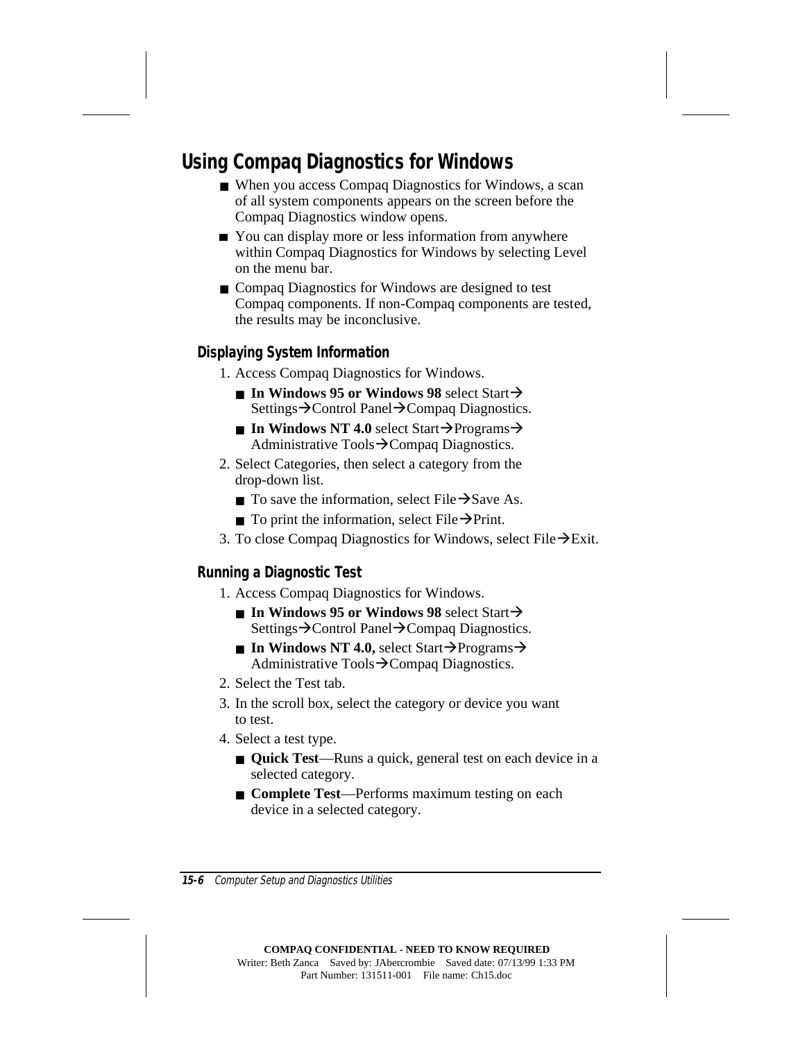## Using Compaq Diagnostics for Windows

- When you access Compaq Diagnostics for Windows, a scan of all system components appears on the screen before the Compaq Diagnostics window opens.
- You can display more or less information from anywhere within Compaq Diagnostics for Windows by selecting Level on the menu bar.
- Compaq Diagnostics for Windows are designed to test Compaq components. If non-Compaq components are tested, the results may be inconclusive.

### Displaying System Information

1. Access Compaq Diagnostics for Windows.
   - **In Windows 95 or Windows 98** select Start→Settings→Control Panel→Compaq Diagnostics.
   - **In Windows NT 4.0** select Start→Programs→Administrative Tools→Compaq Diagnostics.
2. Select Categories, then select a category from the drop-down list.
   - To save the information, select File→Save As.
   - To print the information, select File→Print.
3. To close Compaq Diagnostics for Windows, select File→Exit.

### Running a Diagnostic Test

1. Access Compaq Diagnostics for Windows.
   - **In Windows 95 or Windows 98** select Start→Settings→Control Panel→Compaq Diagnostics.
   - **In Windows NT 4.0,** select Start→Programs→Administrative Tools→Compaq Diagnostics.
2. Select the Test tab.
3. In the scroll box, select the category or device you want to test.
4. Select a test type.
   - **Quick Test**—Runs a quick, general test on each device in a selected category.
   - **Complete Test**—Performs maximum testing on each device in a selected category.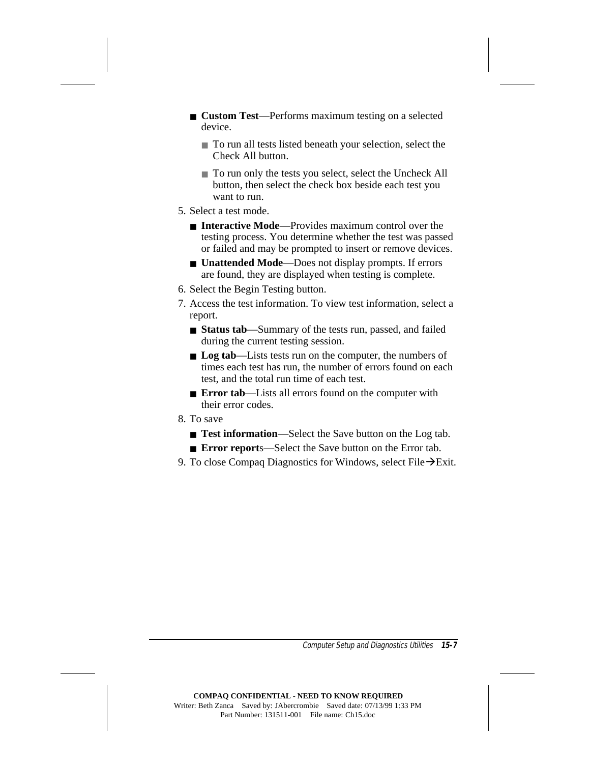- **Custom Test**—Performs maximum testing on a selected device.
  - To run all tests listed beneath your selection, select the Check All button.
  - To run only the tests you select, select the Uncheck All button, then select the check box beside each test you want to run.

5. Select a test mode.
   - **Interactive Mode**—Provides maximum control over the testing process. You determine whether the test was passed or failed and may be prompted to insert or remove devices.
   - **Unattended Mode**—Does not display prompts. If errors are found, they are displayed when testing is complete.
6. Select the Begin Testing button.
7. Access the test information. To view test information, select a report.
   - **Status tab**—Summary of the tests run, passed, and failed during the current testing session.
   - **Log tab**—Lists tests run on the computer, the numbers of times each test has run, the number of errors found on each test, and the total run time of each test.
   - **Error tab**—Lists all errors found on the computer with their error codes.
8. To save
   - **Test information**—Select the Save button on the Log tab.
   - **Error report**s—Select the Save button on the Error tab.
9. To close Compaq Diagnostics for Windows, select File→Exit.

**COMPAQ CONFIDENTIAL - NEED TO KNOW REQUIRED**
Writer: Beth Zanca Saved by: JAbercrombie Saved date: 07/13/99 1:33 PM
Part Number: 131511-001 File name: Ch15.doc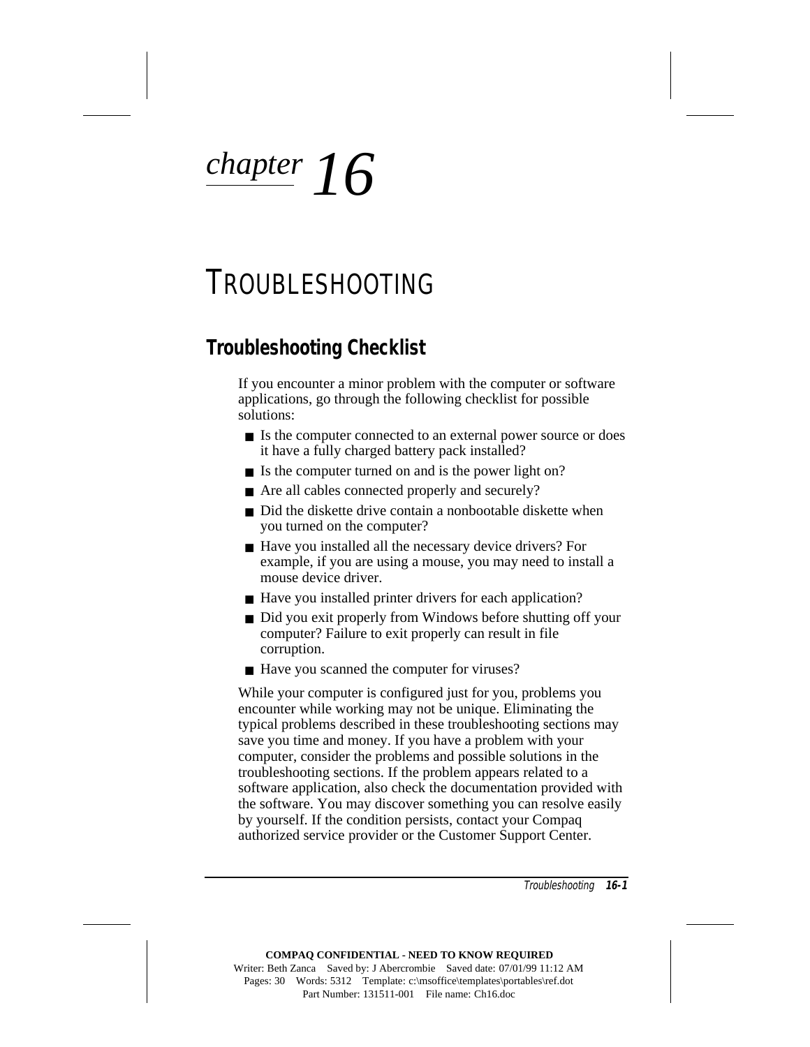# chapter 16

# TROUBLESHOOTING

## Troubleshooting Checklist

If you encounter a minor problem with the computer or software applications, go through the following checklist for possible solutions:

- Is the computer connected to an external power source or does it have a fully charged battery pack installed?
- Is the computer turned on and is the power light on?
- Are all cables connected properly and securely?
- Did the diskette drive contain a nonbootable diskette when you turned on the computer?
- Have you installed all the necessary device drivers? For example, if you are using a mouse, you may need to install a mouse device driver.
- Have you installed printer drivers for each application?
- Did you exit properly from Windows before shutting off your computer? Failure to exit properly can result in file corruption.
- Have you scanned the computer for viruses?

While your computer is configured just for you, problems you encounter while working may not be unique. Eliminating the typical problems described in these troubleshooting sections may save you time and money. If you have a problem with your computer, consider the problems and possible solutions in the troubleshooting sections. If the problem appears related to a software application, also check the documentation provided with the software. You may discover something you can resolve easily by yourself. If the condition persists, contact your Compaq authorized service provider or the Customer Support Center.

**COMPAQ CONFIDENTIAL - NEED TO KNOW REQUIRED**
Writer: Beth Zanca Saved by: J Abercrombie Saved date: 07/01/99 11:12 AM
Pages: 30 Words: 5312 Template: c:\msoffice\templates\portables\ref.dot
Part Number: 131511-001 File name: Ch16.doc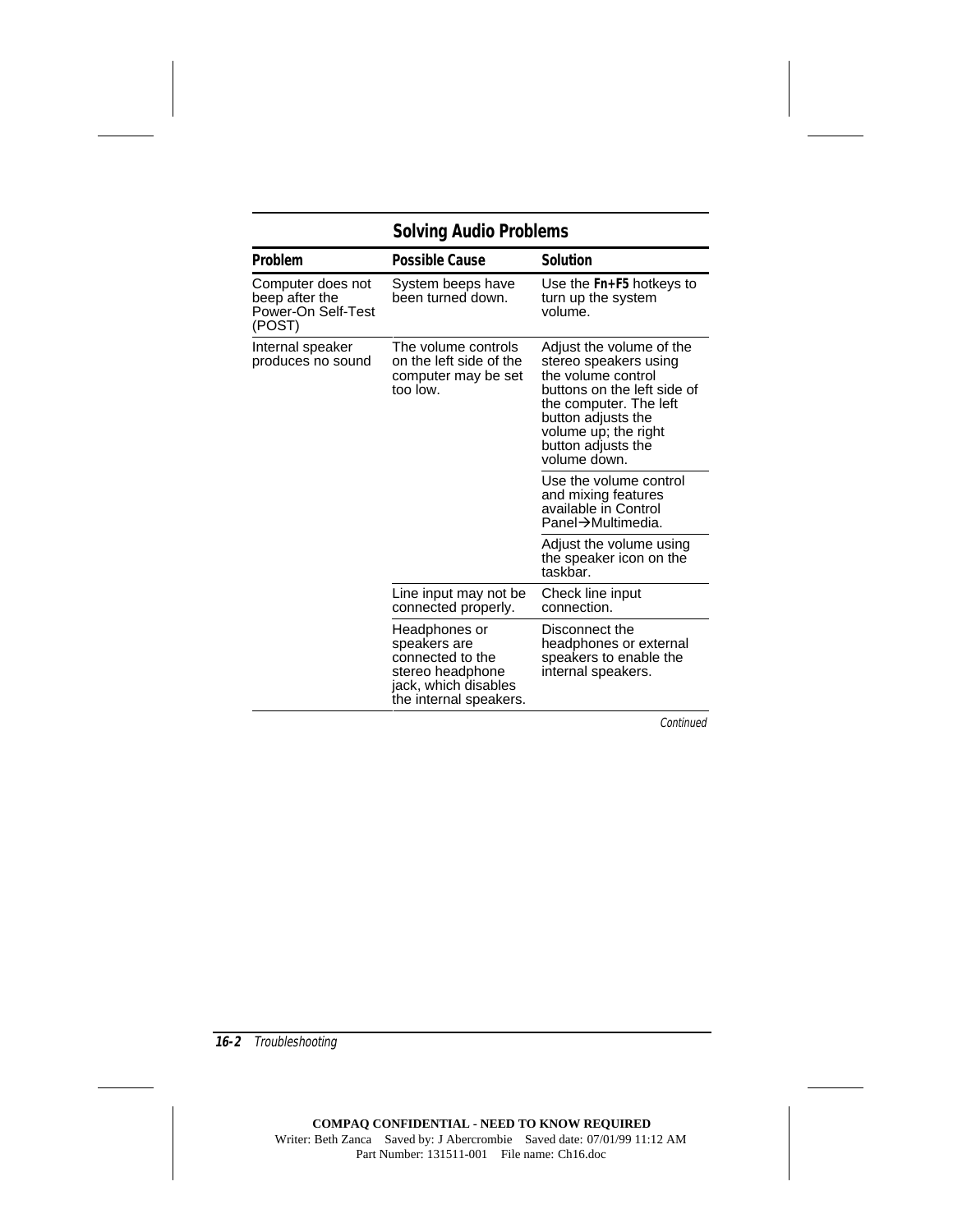## Solving Audio Problems

| Problem | Possible Cause | Solution |
|---|---|---|
| Computer does not beep after the Power-On Self-Test (POST) | System beeps have been turned down. | Use the **Fn+F5** hotkeys to turn up the system volume. |
| Internal speaker produces no sound | The volume controls on the left side of the computer may be set too low. | Adjust the volume of the stereo speakers using the volume control buttons on the left side of the computer. The left button adjusts the volume up; the right button adjusts the volume down. |
| | | Use the volume control and mixing features available in Control Panel→Multimedia. |
| | | Adjust the volume using the speaker icon on the taskbar. |
| | Line input may not be connected properly. | Check line input connection. |
| | Headphones or speakers are connected to the stereo headphone jack, which disables the internal speakers. | Disconnect the headphones or external speakers to enable the internal speakers. |

*Continued*

COMPAQ CONFIDENTIAL - NEED TO KNOW REQUIRED
Writer: Beth Zanca Saved by: J Abercrombie Saved date: 07/01/99 11:12 AM
Part Number: 131511-001 File name: Ch16.doc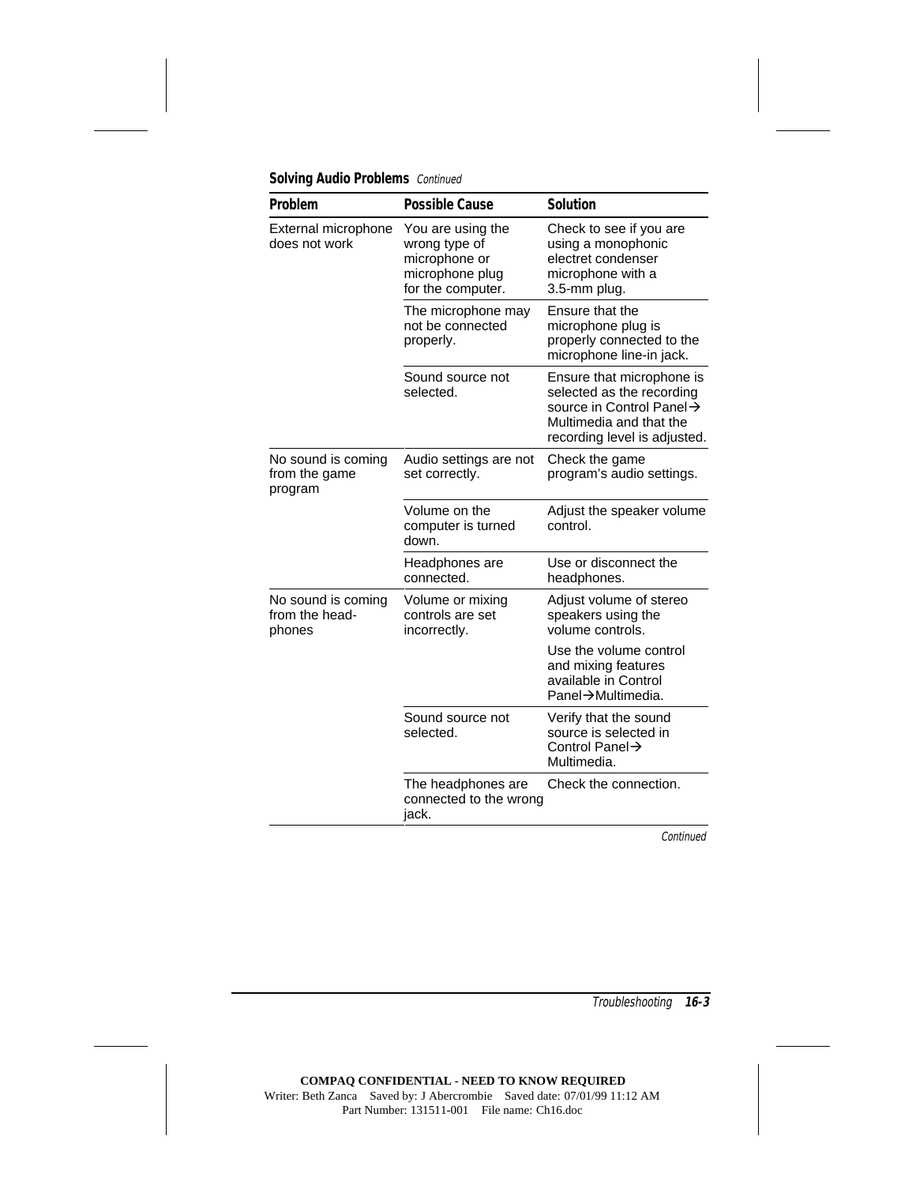**Solving Audio Problems** *Continued*

| Problem | Possible Cause | Solution |
|---|---|---|
| External microphone does not work | You are using the wrong type of microphone or microphone plug for the computer. | Check to see if you are using a monophonic electret condenser microphone with a 3.5-mm plug. |
| | The microphone may not be connected properly. | Ensure that the microphone plug is properly connected to the microphone line-in jack. |
| | Sound source not selected. | Ensure that microphone is selected as the recording source in Control Panel→ Multimedia and that the recording level is adjusted. |
| No sound is coming from the game program | Audio settings are not set correctly. | Check the game program's audio settings. |
| | Volume on the computer is turned down. | Adjust the speaker volume control. |
| | Headphones are connected. | Use or disconnect the headphones. |
| No sound is coming from the head-phones | Volume or mixing controls are set incorrectly. | Adjust volume of stereo speakers using the volume controls. |
| | | Use the volume control and mixing features available in Control Panel→Multimedia. |
| | Sound source not selected. | Verify that the sound source is selected in Control Panel→ Multimedia. |
| | The headphones are connected to the wrong jack. | Check the connection. |

*Continued*

COMPAQ CONFIDENTIAL - NEED TO KNOW REQUIRED
Writer: Beth Zanca Saved by: J Abercrombie Saved date: 07/01/99 11:12 AM
Part Number: 131511-001 File name: Ch16.doc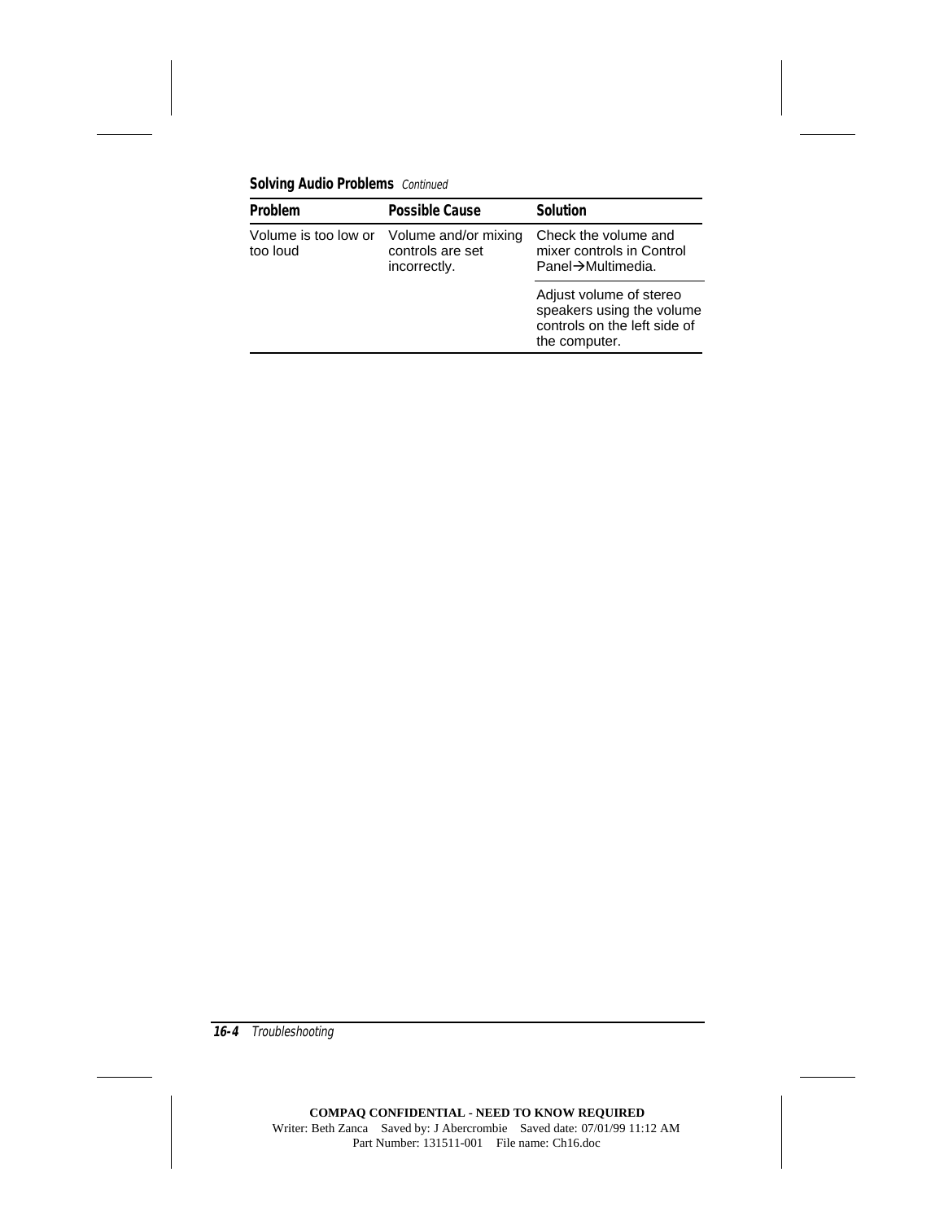**Solving Audio Problems** *Continued*

| Problem | Possible Cause | Solution |
|---|---|---|
| Volume is too low or too loud | Volume and/or mixing controls are set incorrectly. | Check the volume and mixer controls in Control Panel→Multimedia. |
| | | Adjust volume of stereo speakers using the volume controls on the left side of the computer. |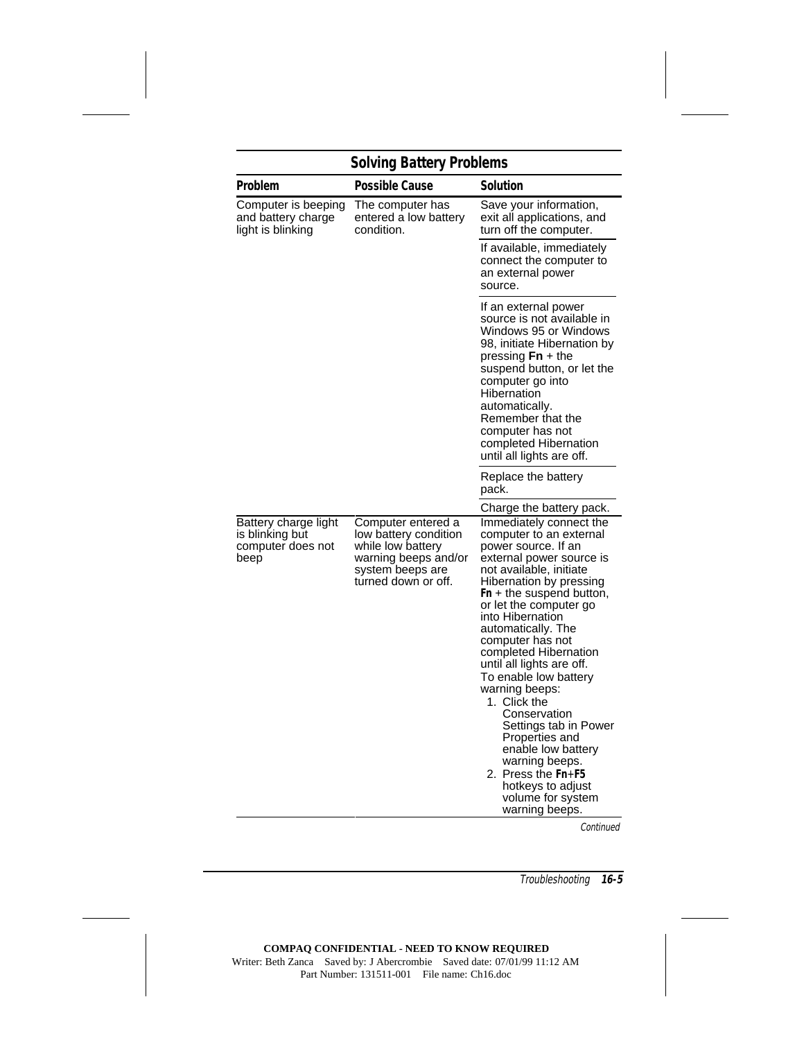**Solving Battery Problems**

| Problem | Possible Cause | Solution |
|---|---|---|
| Computer is beeping and battery charge light is blinking | The computer has entered a low battery condition. | Save your information, exit all applications, and turn off the computer. |
| | | If available, immediately connect the computer to an external power source. |
| | | If an external power source is not available in Windows 95 or Windows 98, initiate Hibernation by pressing **Fn** + the suspend button, or let the computer go into Hibernation automatically. Remember that the computer has not completed Hibernation until all lights are off. |
| | | Replace the battery pack. |
| | | Charge the battery pack. |
| Battery charge light is blinking but computer does not beep | Computer entered a low battery condition while low battery warning beeps and/or system beeps are turned down or off. | Immediately connect the computer to an external power source. If an external power source is not available, initiate Hibernation by pressing **Fn** + the suspend button, or let the computer go into Hibernation automatically. The computer has not completed Hibernation until all lights are off. To enable low battery warning beeps: 1. Click the Conservation Settings tab in Power Properties and enable low battery warning beeps. 2. Press the **Fn**+**F5** hotkeys to adjust volume for system warning beeps. |

*Continued*

COMPAQ CONFIDENTIAL - NEED TO KNOW REQUIRED
Writer: Beth Zanca Saved by: J Abercrombie Saved date: 07/01/99 11:12 AM
Part Number: 131511-001 File name: Ch16.doc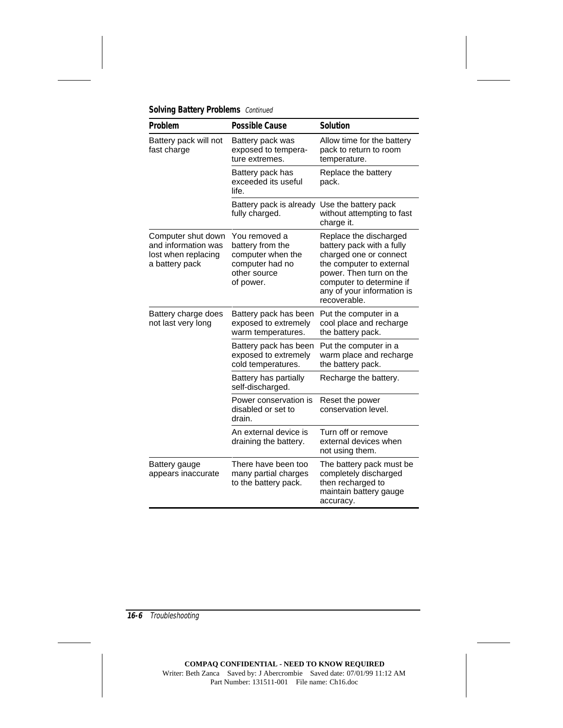**Solving Battery Problems** *Continued*

| Problem | Possible Cause | Solution |
|---|---|---|
| Battery pack will not fast charge | Battery pack was exposed to temperature extremes. | Allow time for the battery pack to return to room temperature. |
| | Battery pack has exceeded its useful life. | Replace the battery pack. |
| | Battery pack is already fully charged. | Use the battery pack without attempting to fast charge it. |
| Computer shut down and information was lost when replacing a battery pack | You removed a battery from the computer when the computer had no other source of power. | Replace the discharged battery pack with a fully charged one or connect the computer to external power. Then turn on the computer to determine if any of your information is recoverable. |
| Battery charge does not last very long | Battery pack has been exposed to extremely warm temperatures. | Put the computer in a cool place and recharge the battery pack. |
| | Battery pack has been exposed to extremely cold temperatures. | Put the computer in a warm place and recharge the battery pack. |
| | Battery has partially self-discharged. | Recharge the battery. |
| | Power conservation is disabled or set to drain. | Reset the power conservation level. |
| | An external device is draining the battery. | Turn off or remove external devices when not using them. |
| Battery gauge appears inaccurate | There have been too many partial charges to the battery pack. | The battery pack must be completely discharged then recharged to maintain battery gauge accuracy. |

**COMPAQ CONFIDENTIAL - NEED TO KNOW REQUIRED**
Writer: Beth Zanca Saved by: J Abercrombie Saved date: 07/01/99 11:12 AM
Part Number: 131511-001 File name: Ch16.doc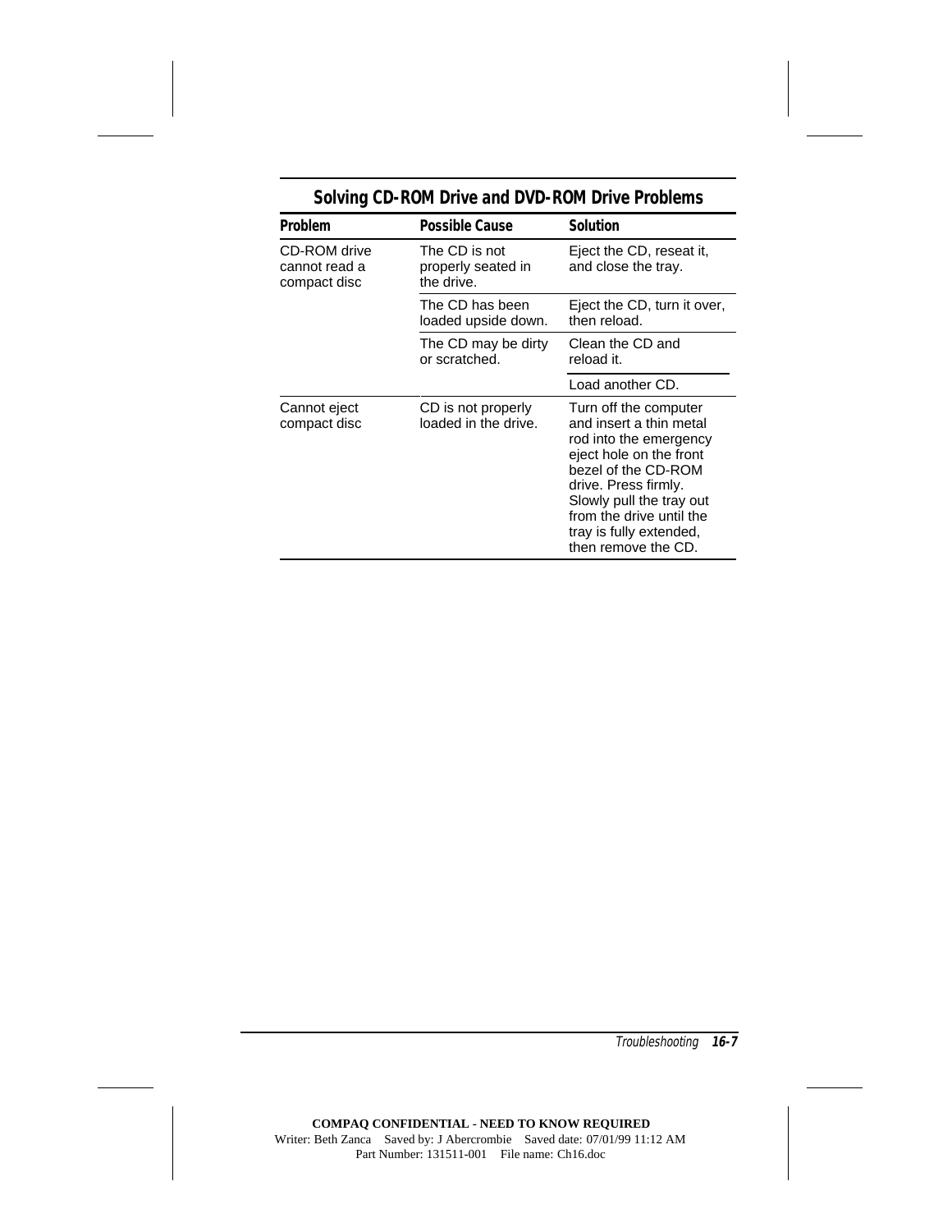## Solving CD-ROM Drive and DVD-ROM Drive Problems

| Problem | Possible Cause | Solution |
|---|---|---|
| CD-ROM drive cannot read a compact disc | The CD is not properly seated in the drive. | Eject the CD, reseat it, and close the tray. |
| | The CD has been loaded upside down. | Eject the CD, turn it over, then reload. |
| | The CD may be dirty or scratched. | Clean the CD and reload it. |
| | | Load another CD. |
| Cannot eject compact disc | CD is not properly loaded in the drive. | Turn off the computer and insert a thin metal rod into the emergency eject hole on the front bezel of the CD-ROM drive. Press firmly. Slowly pull the tray out from the drive until the tray is fully extended, then remove the CD. |

COMPAQ CONFIDENTIAL - NEED TO KNOW REQUIRED
Writer: Beth Zanca Saved by: J Abercrombie Saved date: 07/01/99 11:12 AM
Part Number: 131511-001 File name: Ch16.doc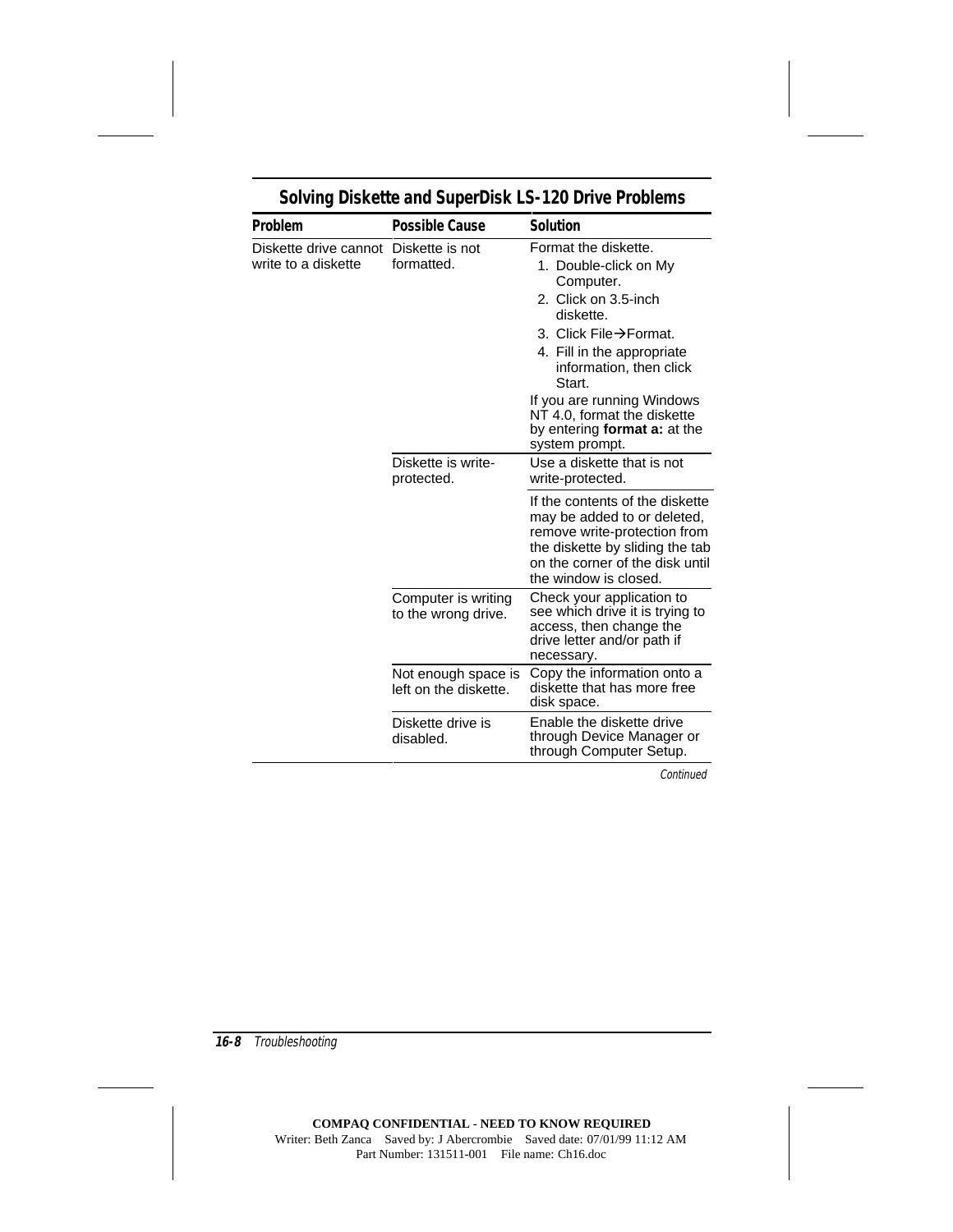## Solving Diskette and SuperDisk LS-120 Drive Problems

| Problem | Possible Cause | Solution |
| --- | --- | --- |
| Diskette drive cannot write to a diskette | Diskette is not formatted. | Format the diskette.<br>1. Double-click on My Computer.<br>2. Click on 3.5-inch diskette.<br>3. Click File→Format.<br>4. Fill in the appropriate information, then click Start.<br>If you are running Windows NT 4.0, format the diskette by entering **format a:** at the system prompt. |
| | Diskette is write-protected. | Use a diskette that is not write-protected.<br>If the contents of the diskette may be added to or deleted, remove write-protection from the diskette by sliding the tab on the corner of the disk until the window is closed. |
| | Computer is writing to the wrong drive. | Check your application to see which drive it is trying to access, then change the drive letter and/or path if necessary. |
| | Not enough space is left on the diskette. | Copy the information onto a diskette that has more free disk space. |
| | Diskette drive is disabled. | Enable the diskette drive through Device Manager or through Computer Setup. |

*Continued*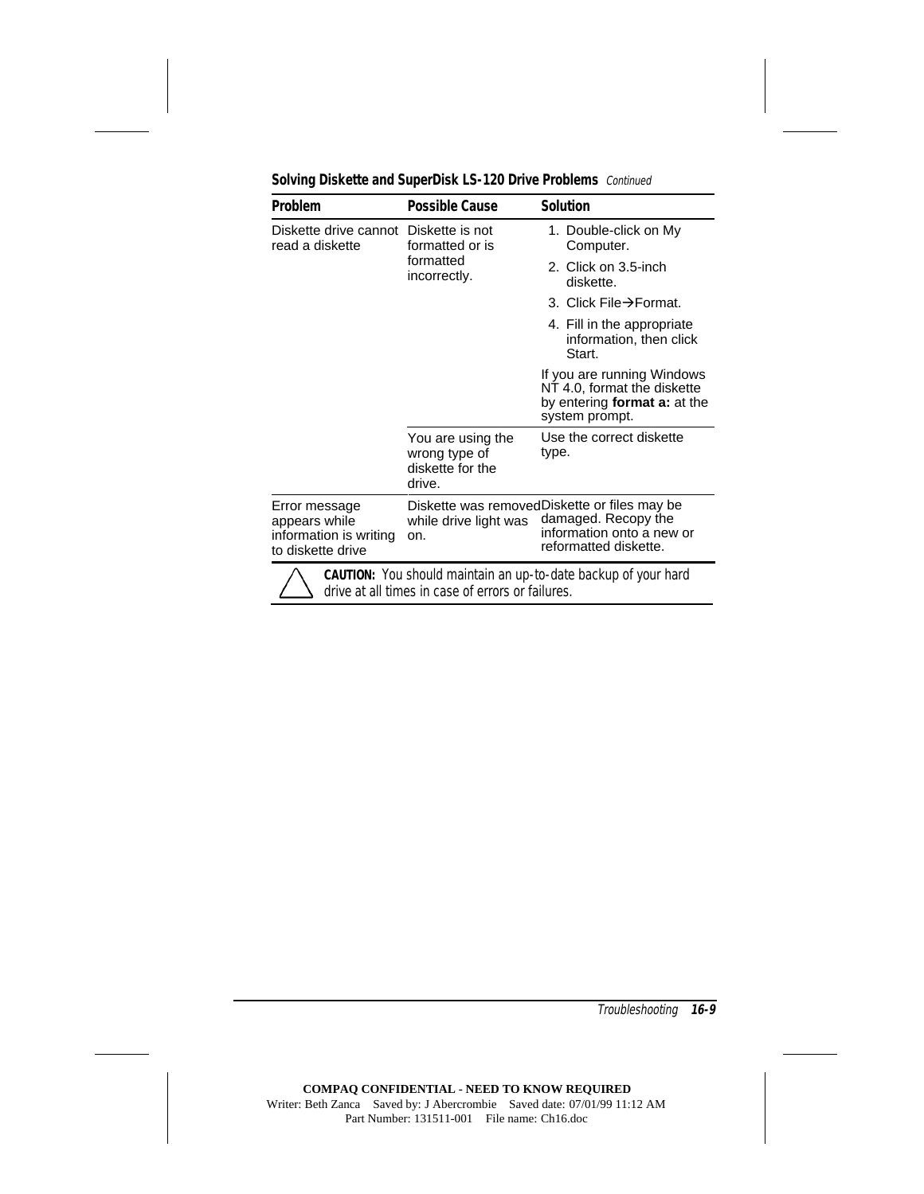**Solving Diskette and SuperDisk LS-120 Drive Problems** *Continued*

| Problem | Possible Cause | Solution |
|---|---|---|
| Diskette drive cannot read a diskette | Diskette is not formatted or is formatted incorrectly. | 1. Double-click on My Computer.<br>2. Click on 3.5-inch diskette.<br>3. Click File→Format.<br>4. Fill in the appropriate information, then click Start.<br><br>If you are running Windows NT 4.0, format the diskette by entering **format a:** at the system prompt. |
| | You are using the wrong type of diskette for the drive. | Use the correct diskette type. |
| Error message appears while information is writing to diskette drive | Diskette was removed while drive light was on. | Diskette or files may be damaged. Recopy the information onto a new or reformatted diskette. |

**CAUTION:** You should maintain an up-to-date backup of your hard drive at all times in case of errors or failures.

COMPAQ CONFIDENTIAL - NEED TO KNOW REQUIRED
Writer: Beth Zanca Saved by: J Abercrombie Saved date: 07/01/99 11:12 AM
Part Number: 131511-001 File name: Ch16.doc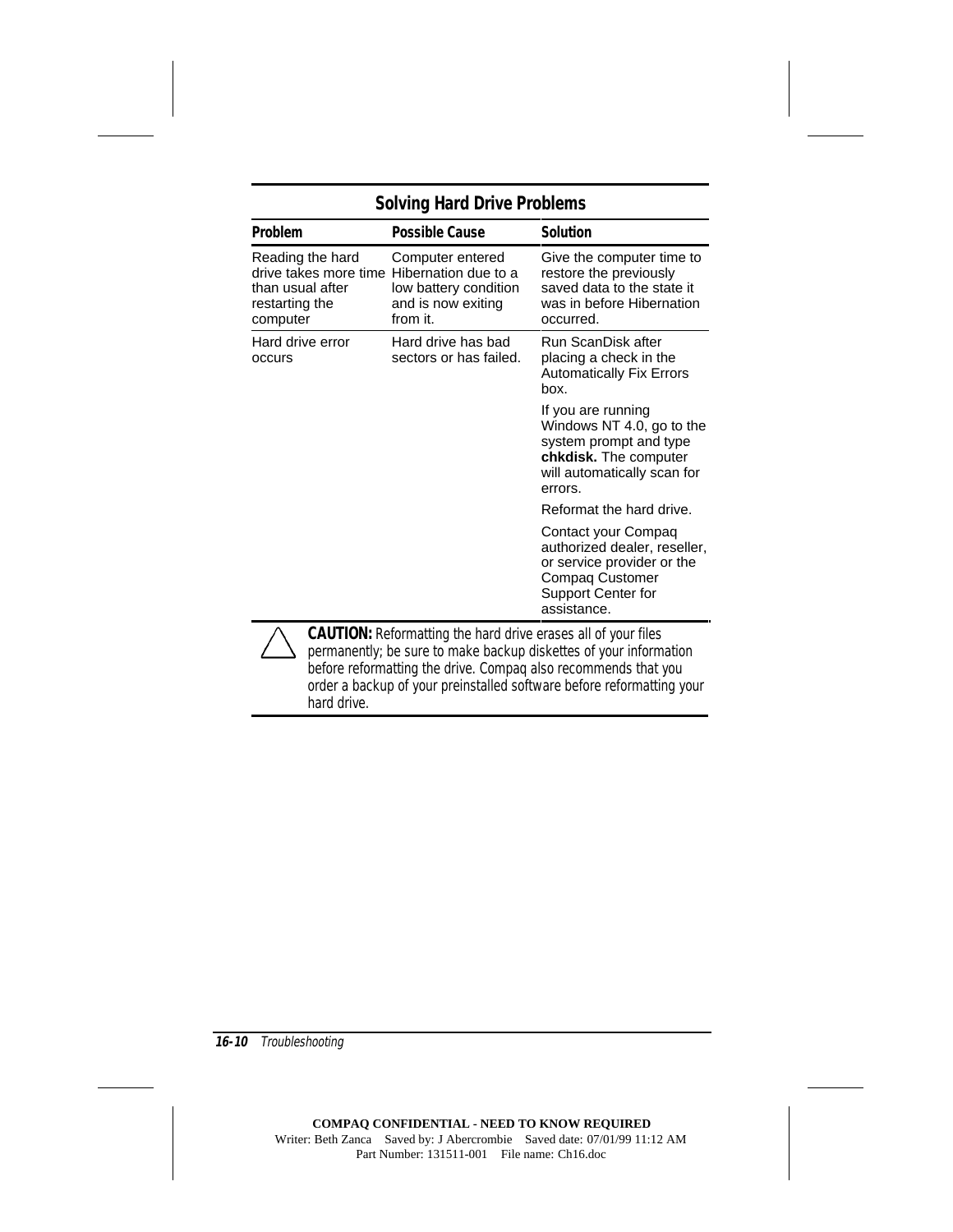## Solving Hard Drive Problems

| Problem | Possible Cause | Solution |
|---|---|---|
| Reading the hard drive takes more time than usual after restarting the computer | Computer entered Hibernation due to a low battery condition and is now exiting from it. | Give the computer time to restore the previously saved data to the state it was in before Hibernation occurred. |
| Hard drive error occurs | Hard drive has bad sectors or has failed. | Run ScanDisk after placing a check in the Automatically Fix Errors box. |
| | | If you are running Windows NT 4.0, go to the system prompt and type **chkdisk.** The computer will automatically scan for errors. |
| | | Reformat the hard drive. |
| | | Contact your Compaq authorized dealer, reseller, or service provider or the Compaq Customer Support Center for assistance. |

**CAUTION:** Reformatting the hard drive erases all of your files permanently; be sure to make backup diskettes of your information before reformatting the drive. Compaq also recommends that you order a backup of your preinstalled software before reformatting your hard drive.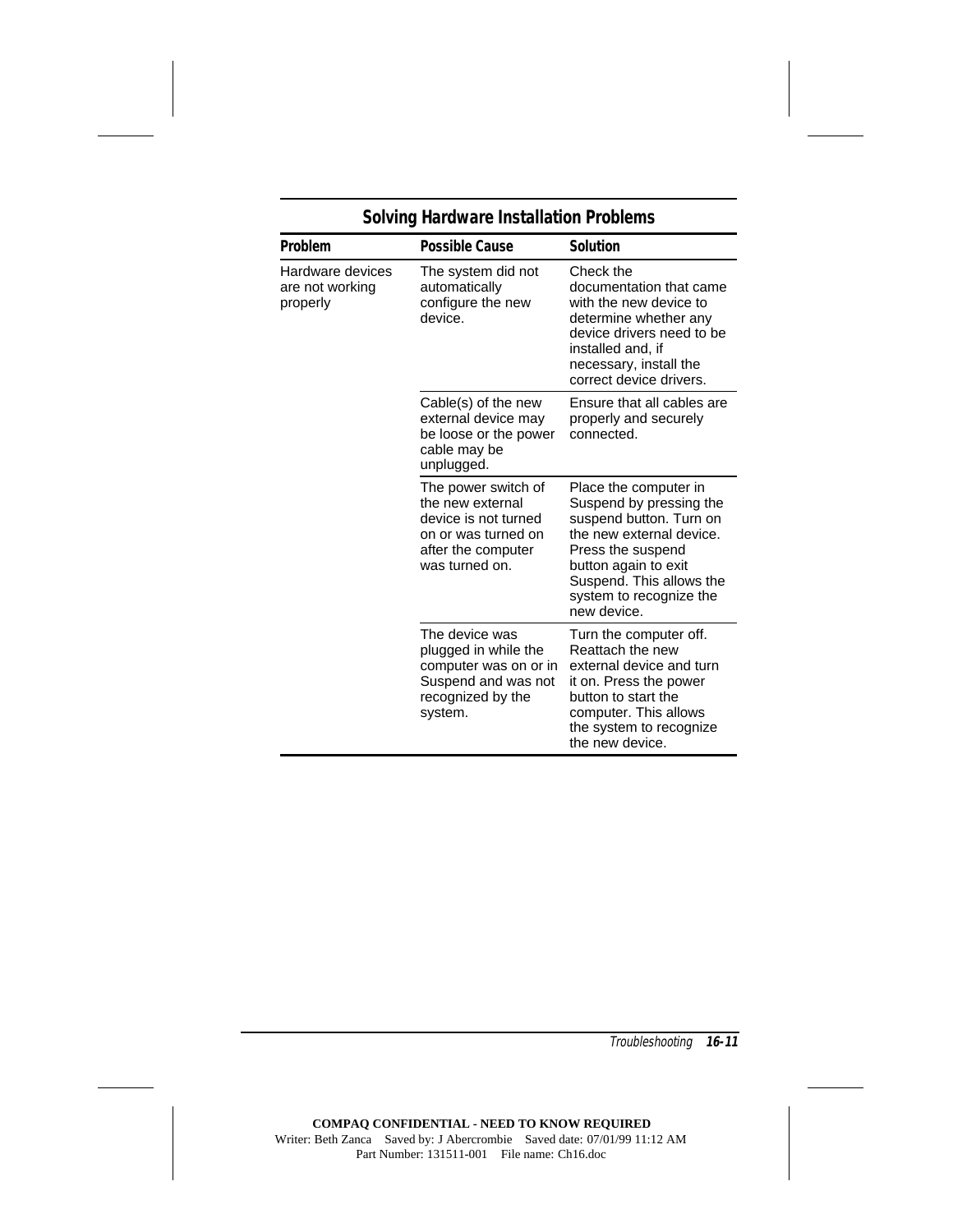## Solving Hardware Installation Problems

| Problem | Possible Cause | Solution |
|---|---|---|
| Hardware devices are not working properly | The system did not automatically configure the new device. | Check the documentation that came with the new device to determine whether any device drivers need to be installed and, if necessary, install the correct device drivers. |
| | Cable(s) of the new external device may be loose or the power cable may be unplugged. | Ensure that all cables are properly and securely connected. |
| | The power switch of the new external device is not turned on or was turned on after the computer was turned on. | Place the computer in Suspend by pressing the suspend button. Turn on the new external device. Press the suspend button again to exit Suspend. This allows the system to recognize the new device. |
| | The device was plugged in while the computer was on or in Suspend and was not recognized by the system. | Turn the computer off. Reattach the new external device and turn it on. Press the power button to start the computer. This allows the system to recognize the new device. |

**COMPAQ CONFIDENTIAL - NEED TO KNOW REQUIRED**
Writer: Beth Zanca Saved by: J Abercrombie Saved date: 07/01/99 11:12 AM
Part Number: 131511-001 File name: Ch16.doc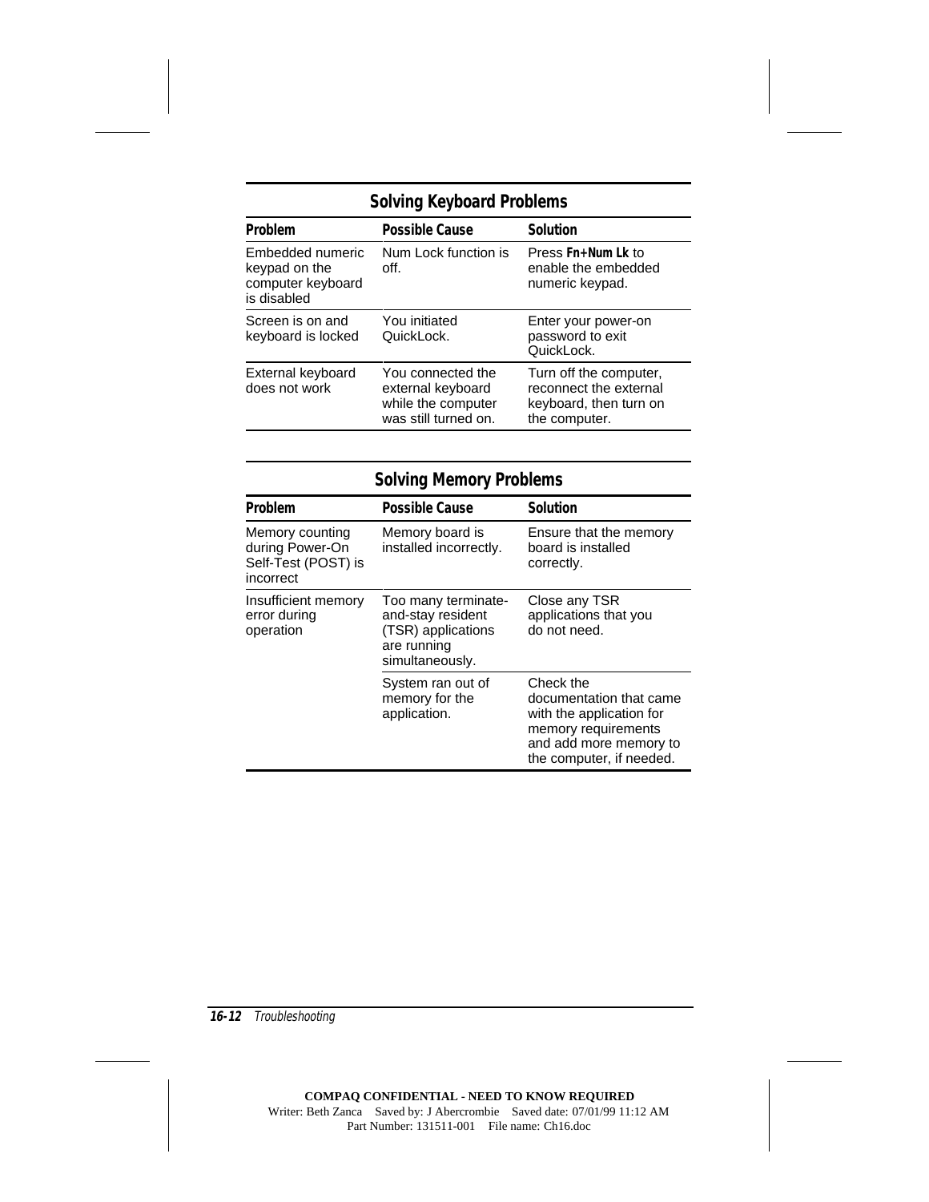### Solving Keyboard Problems

| Problem | Possible Cause | Solution |
|---|---|---|
| Embedded numeric keypad on the computer keyboard is disabled | Num Lock function is off. | Press **Fn+Num Lk** to enable the embedded numeric keypad. |
| Screen is on and keyboard is locked | You initiated QuickLock. | Enter your power-on password to exit QuickLock. |
| External keyboard does not work | You connected the external keyboard while the computer was still turned on. | Turn off the computer, reconnect the external keyboard, then turn on the computer. |

### Solving Memory Problems

| Problem | Possible Cause | Solution |
|---|---|---|
| Memory counting during Power-On Self-Test (POST) is incorrect | Memory board is installed incorrectly. | Ensure that the memory board is installed correctly. |
| Insufficient memory error during operation | Too many terminate-and-stay resident (TSR) applications are running simultaneously. | Close any TSR applications that you do not need. |
| | System ran out of memory for the application. | Check the documentation that came with the application for memory requirements and add more memory to the computer, if needed. |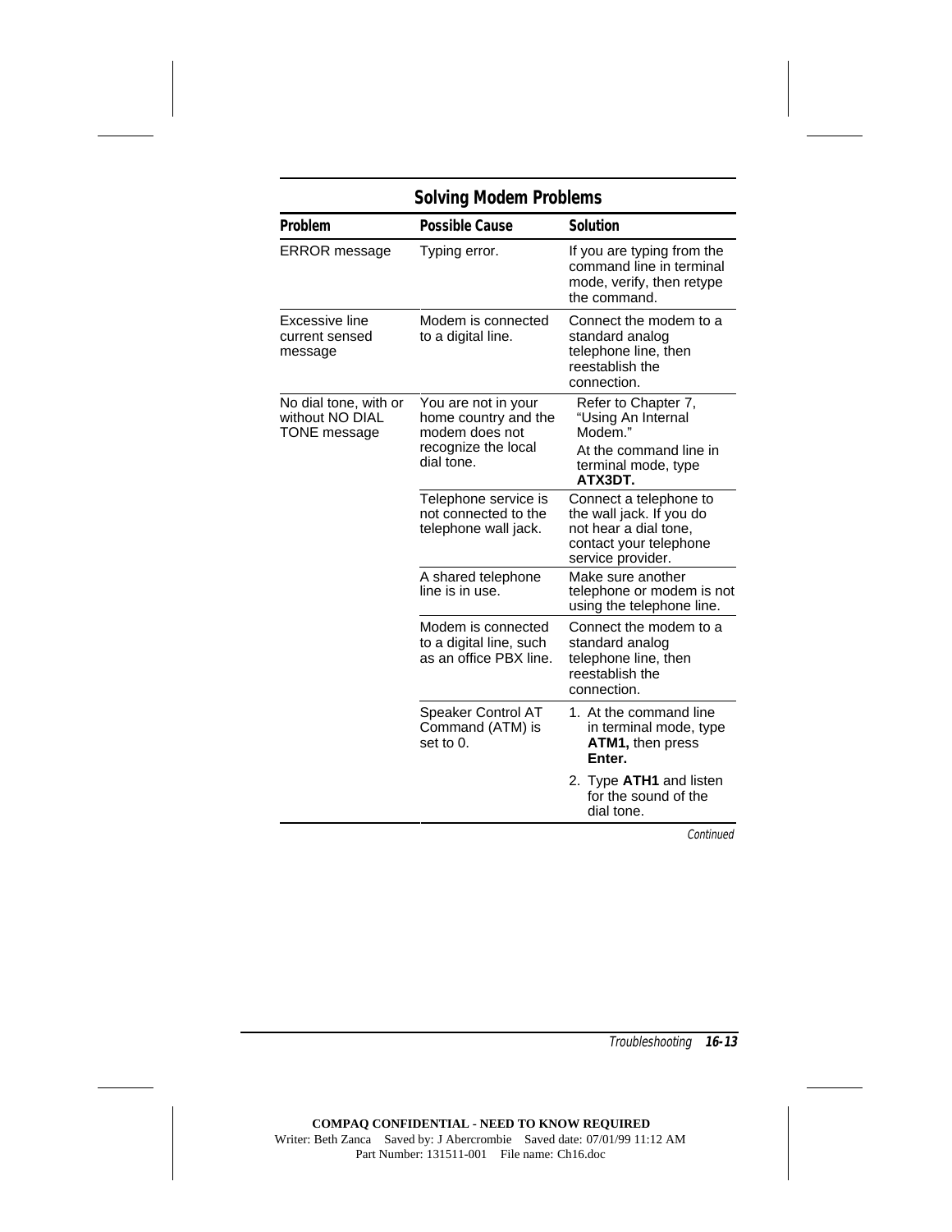## Solving Modem Problems

| Problem | Possible Cause | Solution |
|---|---|---|
| ERROR message | Typing error. | If you are typing from the command line in terminal mode, verify, then retype the command. |
| Excessive line current sensed message | Modem is connected to a digital line. | Connect the modem to a standard analog telephone line, then reestablish the connection. |
| No dial tone, with or without NO DIAL TONE message | You are not in your home country and the modem does not recognize the local dial tone. | Refer to Chapter 7, "Using An Internal Modem." At the command line in terminal mode, type **ATX3DT.** |
| | Telephone service is not connected to the telephone wall jack. | Connect a telephone to the wall jack. If you do not hear a dial tone, contact your telephone service provider. |
| | A shared telephone line is in use. | Make sure another telephone or modem is not using the telephone line. |
| | Modem is connected to a digital line, such as an office PBX line. | Connect the modem to a standard analog telephone line, then reestablish the connection. |
| | Speaker Control AT Command (ATM) is set to 0. | 1. At the command line in terminal mode, type **ATM1,** then press **Enter.** 2. Type **ATH1** and listen for the sound of the dial tone. |

*Continued*

**COMPAQ CONFIDENTIAL - NEED TO KNOW REQUIRED**
Writer: Beth Zanca Saved by: J Abercrombie Saved date: 07/01/99 11:12 AM
Part Number: 131511-001 File name: Ch16.doc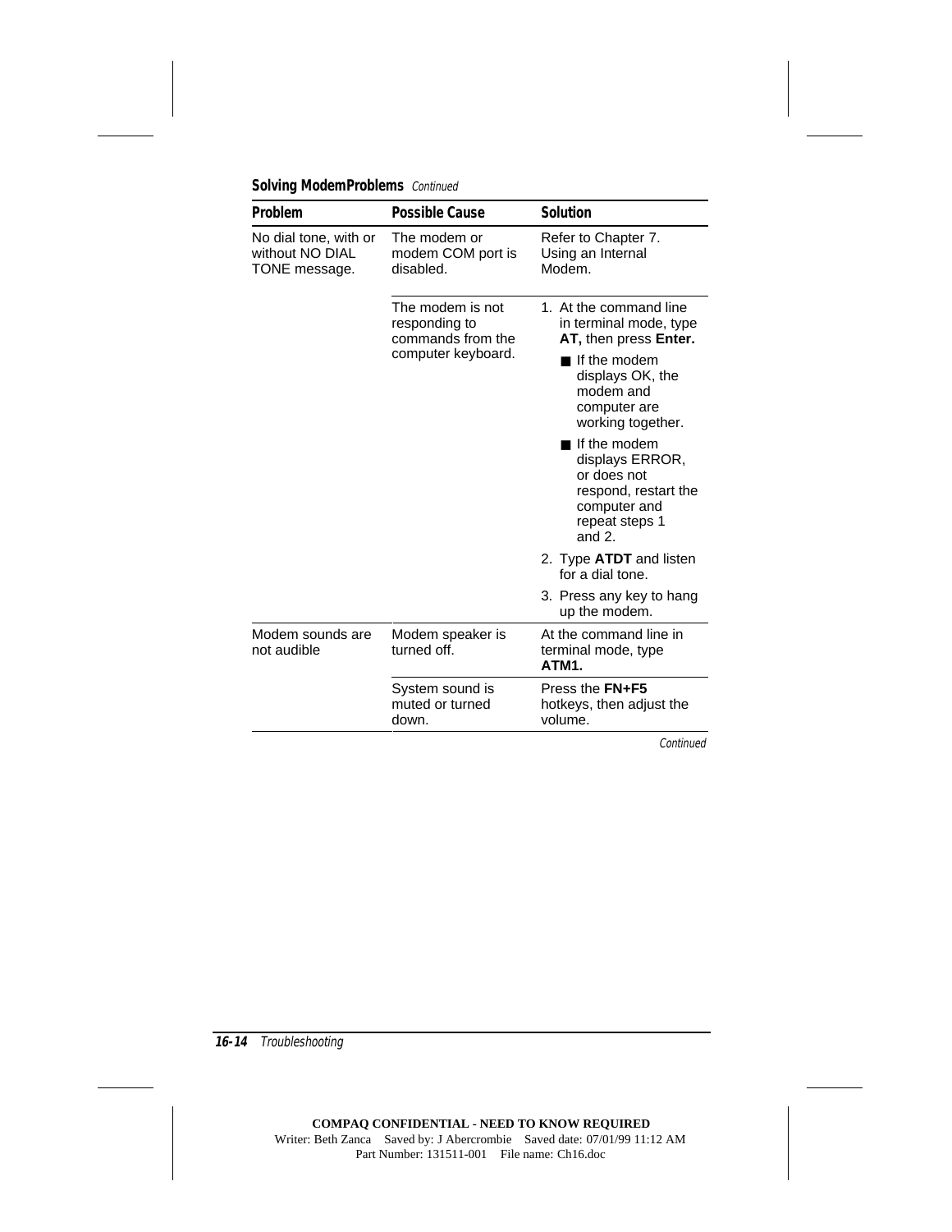**Solving ModemProblems** *Continued*

| Problem | Possible Cause | Solution |
|---|---|---|
| No dial tone, with or without NO DIAL TONE message. | The modem or modem COM port is disabled. | Refer to Chapter 7. Using an Internal Modem. |
| | The modem is not responding to commands from the computer keyboard. | 1. At the command line in terminal mode, type **AT,** then press **Enter.**<br>■ If the modem displays OK, the modem and computer are working together.<br>■ If the modem displays ERROR, or does not respond, restart the computer and repeat steps 1 and 2.<br>2. Type **ATDT** and listen for a dial tone.<br>3. Press any key to hang up the modem. |
| Modem sounds are not audible | Modem speaker is turned off. | At the command line in terminal mode, type **ATM1.** |
| | System sound is muted or turned down. | Press the **FN+F5** hotkeys, then adjust the volume. |

*Continued*

COMPAQ CONFIDENTIAL - NEED TO KNOW REQUIRED
Writer: Beth Zanca Saved by: J Abercrombie Saved date: 07/01/99 11:12 AM
Part Number: 131511-001 File name: Ch16.doc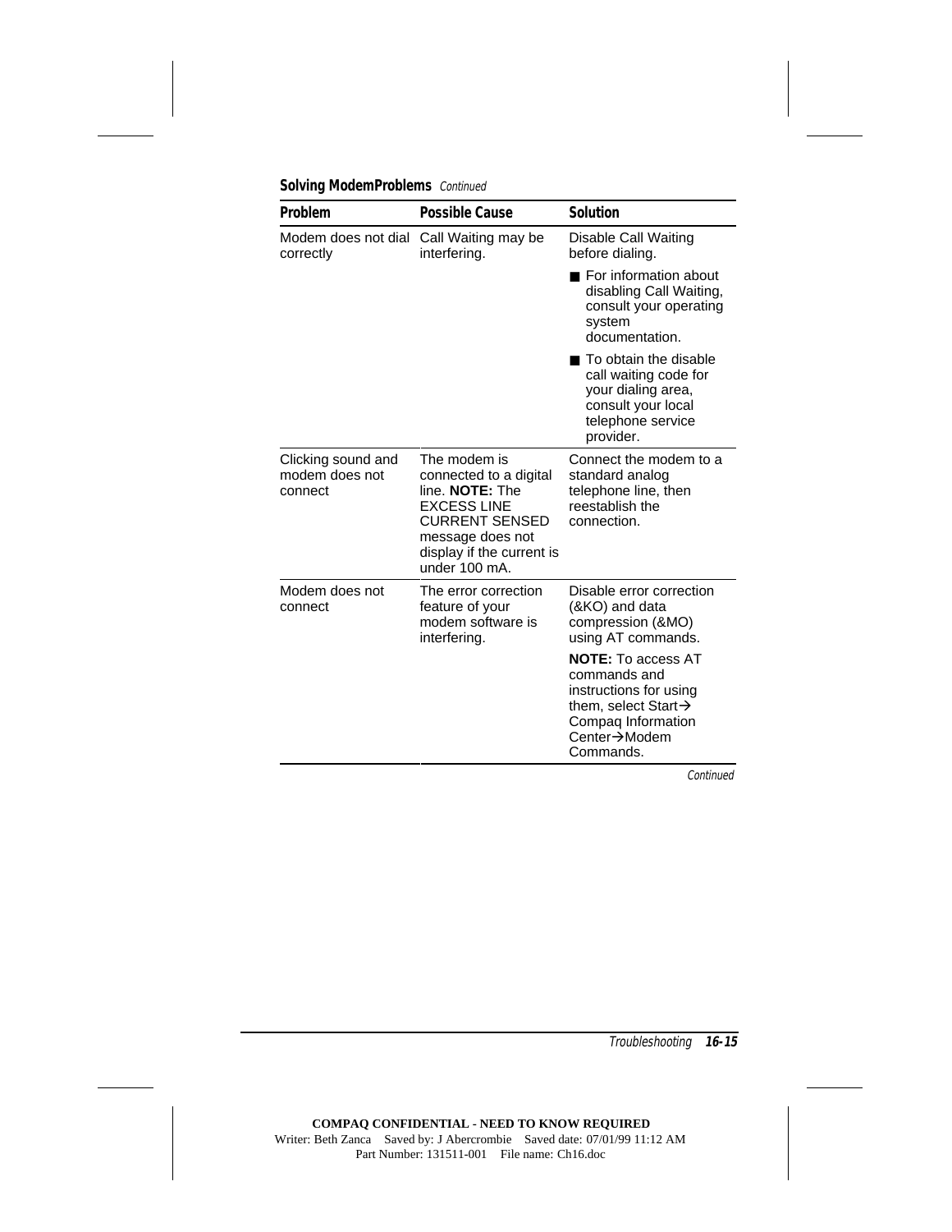**Solving ModemProblems** *Continued*

| Problem | Possible Cause | Solution |
|---|---|---|
| Modem does not dial correctly | Call Waiting may be interfering. | Disable Call Waiting before dialing.<br>■ For information about disabling Call Waiting, consult your operating system documentation.<br>■ To obtain the disable call waiting code for your dialing area, consult your local telephone service provider. |
| Clicking sound and modem does not connect | The modem is connected to a digital line. **NOTE:** The EXCESS LINE CURRENT SENSED message does not display if the current is under 100 mA. | Connect the modem to a standard analog telephone line, then reestablish the connection. |
| Modem does not connect | The error correction feature of your modem software is interfering. | Disable error correction (&KO) and data compression (&MO) using AT commands.<br>**NOTE:** To access AT commands and instructions for using them, select Start→ Compaq Information Center→Modem Commands. |

*Continued*

**COMPAQ CONFIDENTIAL - NEED TO KNOW REQUIRED**
Writer: Beth Zanca Saved by: J Abercrombie Saved date: 07/01/99 11:12 AM
Part Number: 131511-001 File name: Ch16.doc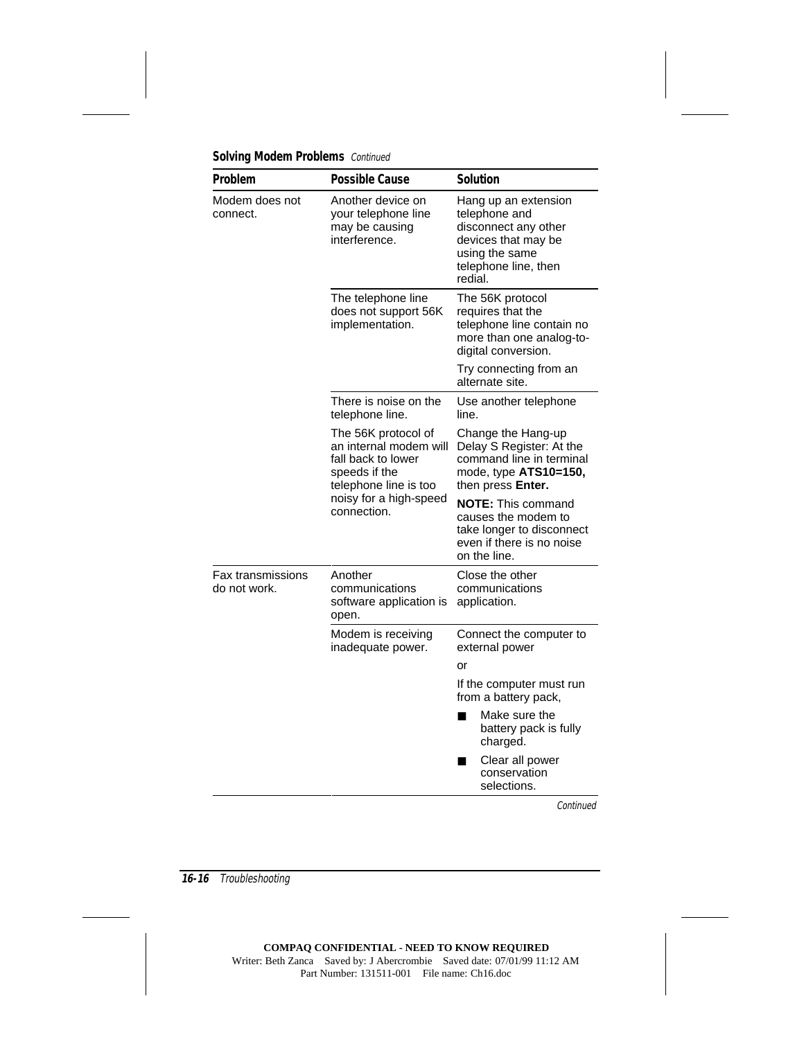**Solving Modem Problems** *Continued*

| Problem | Possible Cause | Solution |
|---|---|---|
| Modem does not connect. | Another device on your telephone line may be causing interference. | Hang up an extension telephone and disconnect any other devices that may be using the same telephone line, then redial. |
| | The telephone line does not support 56K implementation. | The 56K protocol requires that the telephone line contain no more than one analog-to-digital conversion.<br><br>Try connecting from an alternate site. |
| | There is noise on the telephone line.<br><br>The 56K protocol of an internal modem will fall back to lower speeds if the telephone line is too noisy for a high-speed connection. | Use another telephone line.<br><br>Change the Hang-up Delay S Register: At the command line in terminal mode, type **ATS10=150,** then press **Enter.**<br><br>**NOTE:** This command causes the modem to take longer to disconnect even if there is no noise on the line. |
| Fax transmissions do not work. | Another communications software application is open. | Close the other communications application. |
| | Modem is receiving inadequate power. | Connect the computer to external power<br><br>or<br><br>If the computer must run from a battery pack,<br><br>■ Make sure the battery pack is fully charged.<br><br>■ Clear all power conservation selections. |

*Continued*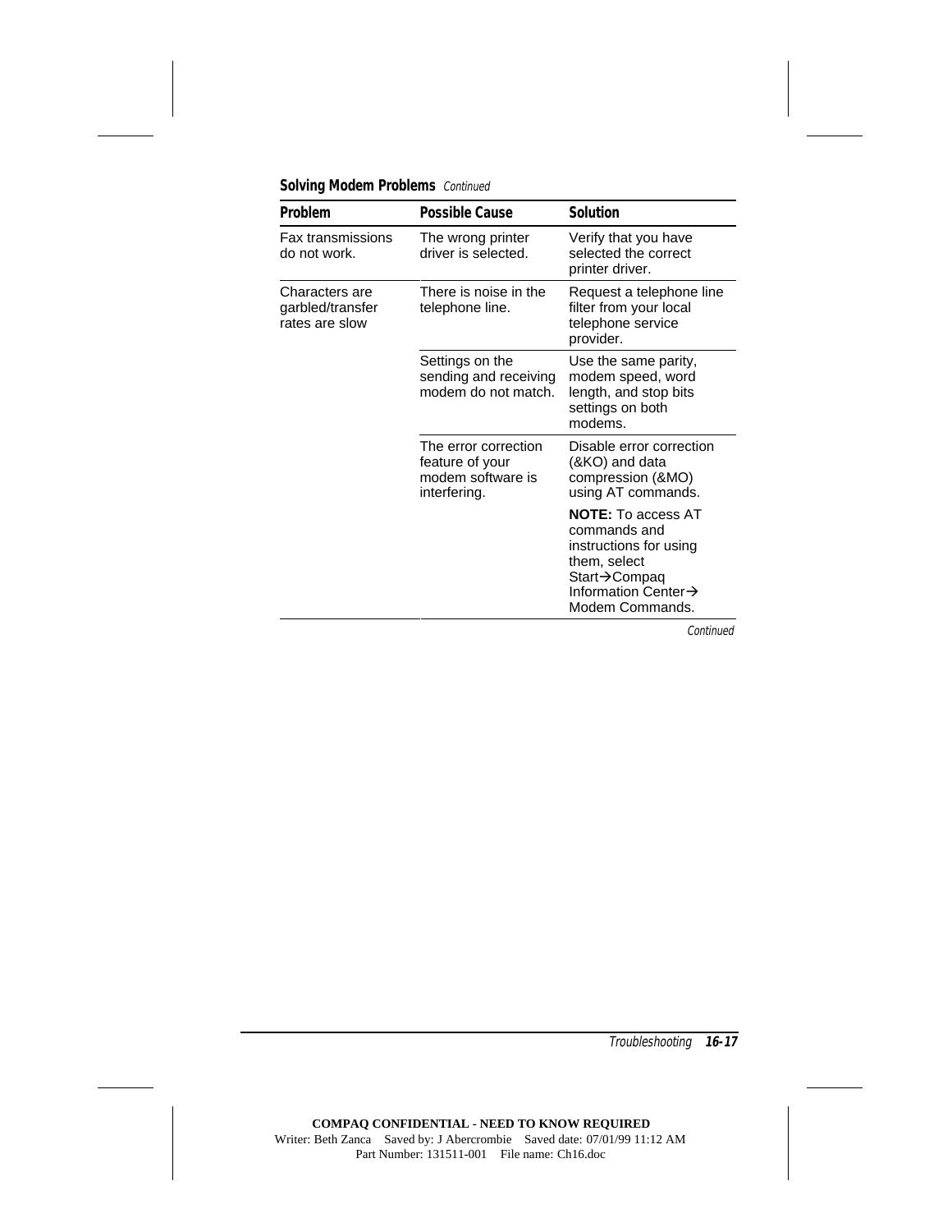**Solving Modem Problems** *Continued*

| Problem | Possible Cause | Solution |
| --- | --- | --- |
| Fax transmissions do not work. | The wrong printer driver is selected. | Verify that you have selected the correct printer driver. |
| Characters are garbled/transfer rates are slow | There is noise in the telephone line. | Request a telephone line filter from your local telephone service provider. |
| | Settings on the sending and receiving modem do not match. | Use the same parity, modem speed, word length, and stop bits settings on both modems. |
| | The error correction feature of your modem software is interfering. | Disable error correction (&KO) and data compression (&MO) using AT commands. |
| | | **NOTE:** To access AT commands and instructions for using them, select Start→Compaq Information Center→ Modem Commands. |

*Continued*

COMPAQ CONFIDENTIAL - NEED TO KNOW REQUIRED
Writer: Beth Zanca Saved by: J Abercrombie Saved date: 07/01/99 11:12 AM
Part Number: 131511-001 File name: Ch16.doc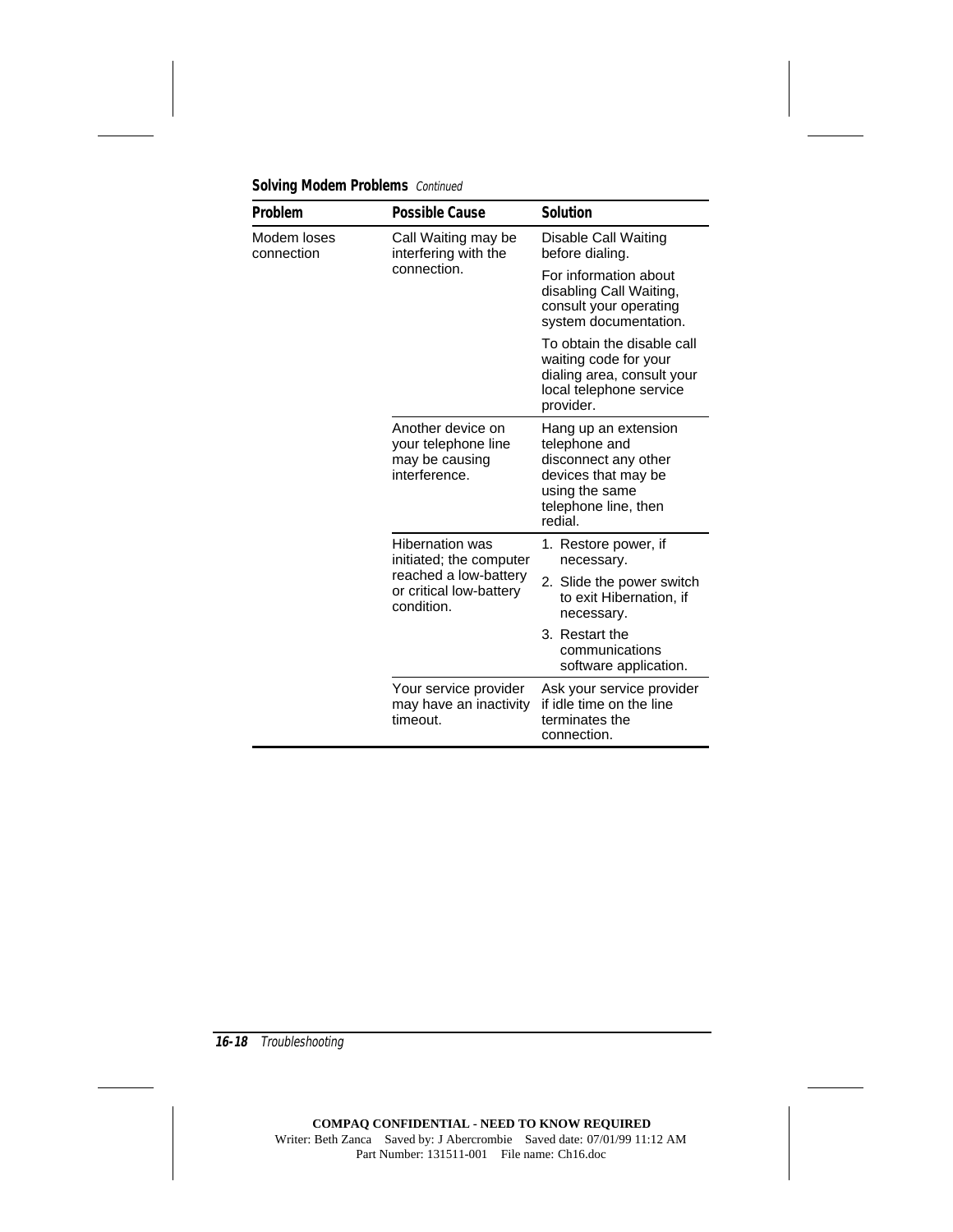**Solving Modem Problems** *Continued*

| Problem | Possible Cause | Solution |
|---|---|---|
| Modem loses connection | Call Waiting may be interfering with the connection. | Disable Call Waiting before dialing.<br><br>For information about disabling Call Waiting, consult your operating system documentation.<br><br>To obtain the disable call waiting code for your dialing area, consult your local telephone service provider. |
| | Another device on your telephone line may be causing interference. | Hang up an extension telephone and disconnect any other devices that may be using the same telephone line, then redial. |
| | Hibernation was initiated; the computer reached a low-battery or critical low-battery condition. | 1. Restore power, if necessary.<br>2. Slide the power switch to exit Hibernation, if necessary.<br>3. Restart the communications software application. |
| | Your service provider may have an inactivity timeout. | Ask your service provider if idle time on the line terminates the connection. |

COMPAQ CONFIDENTIAL - NEED TO KNOW REQUIRED
Writer: Beth Zanca Saved by: J Abercrombie Saved date: 07/01/99 11:12 AM
Part Number: 131511-001 File name: Ch16.doc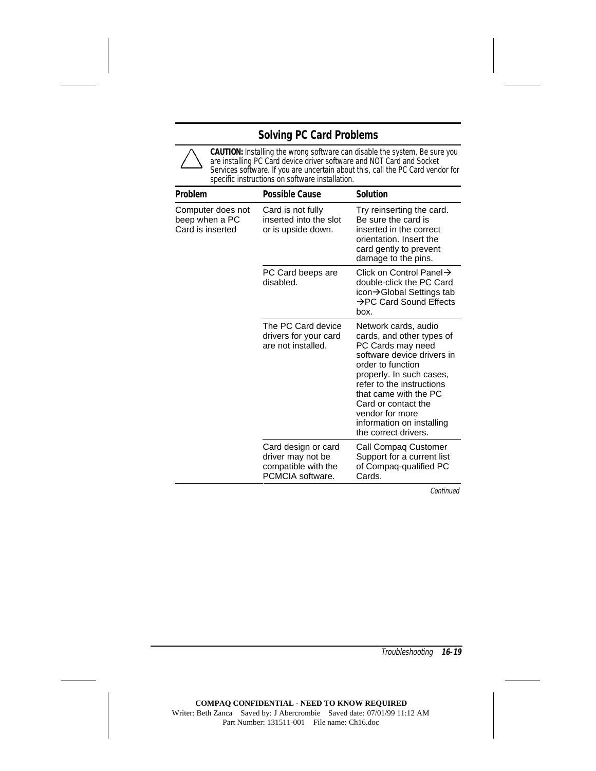## Solving PC Card Problems

**CAUTION:** Installing the wrong software can disable the system. Be sure you are installing PC Card device driver software and NOT Card and Socket Services software. If you are uncertain about this, call the PC Card vendor for specific instructions on software installation.

| Problem | Possible Cause | Solution |
|---|---|---|
| Computer does not beep when a PC Card is inserted | Card is not fully inserted into the slot or is upside down. | Try reinserting the card. Be sure the card is inserted in the correct orientation. Insert the card gently to prevent damage to the pins. |
| | PC Card beeps are disabled. | Click on Control Panel→ double-click the PC Card icon→Global Settings tab →PC Card Sound Effects box. |
| | The PC Card device drivers for your card are not installed. | Network cards, audio cards, and other types of PC Cards may need software device drivers in order to function properly. In such cases, refer to the instructions that came with the PC Card or contact the vendor for more information on installing the correct drivers. |
| | Card design or card driver may not be compatible with the PCMCIA software. | Call Compaq Customer Support for a current list of Compaq-qualified PC Cards. |

*Continued*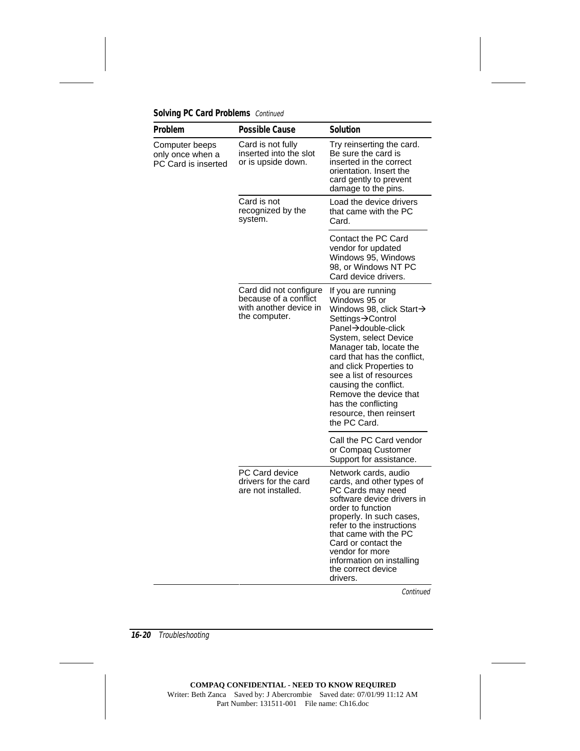**Solving PC Card Problems** *Continued*

| Problem | Possible Cause | Solution |
|---|---|---|
| Computer beeps only once when a PC Card is inserted | Card is not fully inserted into the slot or is upside down. | Try reinserting the card. Be sure the card is inserted in the correct orientation. Insert the card gently to prevent damage to the pins. |
| | Card is not recognized by the system. | Load the device drivers that came with the PC Card. |
| | | Contact the PC Card vendor for updated Windows 95, Windows 98, or Windows NT PC Card device drivers. |
| | Card did not configure because of a conflict with another device in the computer. | If you are running Windows 95 or Windows 98, click Start→Settings→Control Panel→double-click System, select Device Manager tab, locate the card that has the conflict, and click Properties to see a list of resources causing the conflict. Remove the device that has the conflicting resource, then reinsert the PC Card. |
| | | Call the PC Card vendor or Compaq Customer Support for assistance. |
| | PC Card device drivers for the card are not installed. | Network cards, audio cards, and other types of PC Cards may need software device drivers in order to function properly. In such cases, refer to the instructions that came with the PC Card or contact the vendor for more information on installing the correct device drivers. |

*Continued*

**COMPAQ CONFIDENTIAL - NEED TO KNOW REQUIRED**
Writer: Beth Zanca Saved by: J Abercrombie Saved date: 07/01/99 11:12 AM
Part Number: 131511-001 File name: Ch16.doc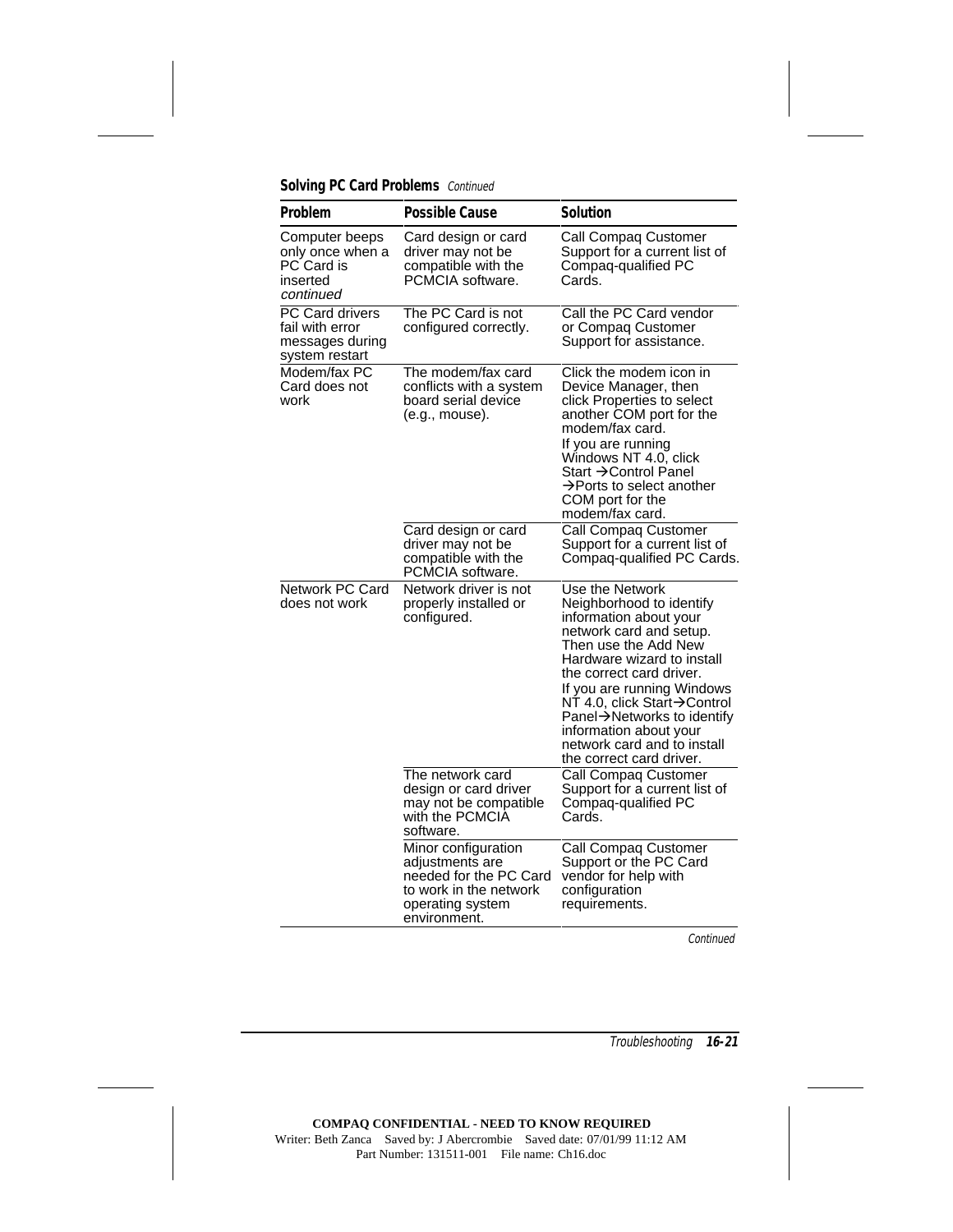**Solving PC Card Problems** *Continued*

| Problem | Possible Cause | Solution |
|---|---|---|
| Computer beeps only once when a PC Card is inserted *continued* | Card design or card driver may not be compatible with the PCMCIA software. | Call Compaq Customer Support for a current list of Compaq-qualified PC Cards. |
| PC Card drivers fail with error messages during system restart | The PC Card is not configured correctly. | Call the PC Card vendor or Compaq Customer Support for assistance. |
| Modem/fax PC Card does not work | The modem/fax card conflicts with a system board serial device (e.g., mouse). | Click the modem icon in Device Manager, then click Properties to select another COM port for the modem/fax card.<br>If you are running Windows NT 4.0, click Start →Control Panel →Ports to select another COM port for the modem/fax card. |
| | Card design or card driver may not be compatible with the PCMCIA software. | Call Compaq Customer Support for a current list of Compaq-qualified PC Cards. |
| Network PC Card does not work | Network driver is not properly installed or configured. | Use the Network Neighborhood to identify information about your network card and setup. Then use the Add New Hardware wizard to install the correct card driver.<br>If you are running Windows NT 4.0, click Start→Control Panel→Networks to identify information about your network card and to install the correct card driver. |
| | The network card design or card driver may not be compatible with the PCMCIA software. | Call Compaq Customer Support for a current list of Compaq-qualified PC Cards. |
| | Minor configuration adjustments are needed for the PC Card to work in the network operating system environment. | Call Compaq Customer Support or the PC Card vendor for help with configuration requirements. |

*Continued*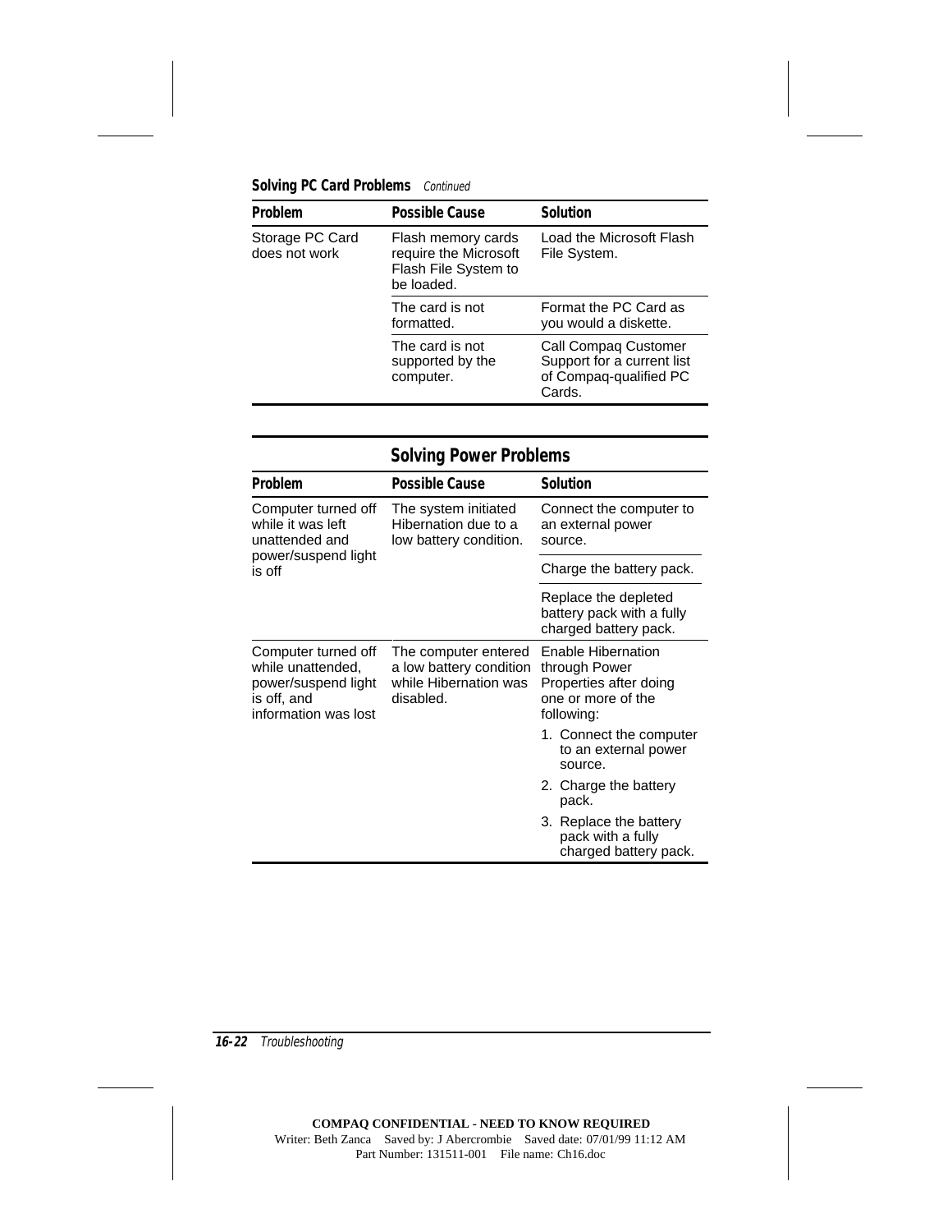**Solving PC Card Problems** *Continued*

| Problem | Possible Cause | Solution |
| --- | --- | --- |
| Storage PC Card does not work | Flash memory cards require the Microsoft Flash File System to be loaded. | Load the Microsoft Flash File System. |
| | The card is not formatted. | Format the PC Card as you would a diskette. |
| | The card is not supported by the computer. | Call Compaq Customer Support for a current list of Compaq-qualified PC Cards. |

## Solving Power Problems

| Problem | Possible Cause | Solution |
| --- | --- | --- |
| Computer turned off while it was left unattended and power/suspend light is off | The system initiated Hibernation due to a low battery condition. | Connect the computer to an external power source. |
| | | Charge the battery pack. |
| | | Replace the depleted battery pack with a fully charged battery pack. |
| Computer turned off while unattended, power/suspend light is off, and information was lost | The computer entered a low battery condition while Hibernation was disabled. | Enable Hibernation through Power Properties after doing one or more of the following:<br>1. Connect the computer to an external power source.<br>2. Charge the battery pack.<br>3. Replace the battery pack with a fully charged battery pack. |

COMPAQ CONFIDENTIAL - NEED TO KNOW REQUIRED
Writer: Beth Zanca Saved by: J Abercrombie Saved date: 07/01/99 11:12 AM
Part Number: 131511-001 File name: Ch16.doc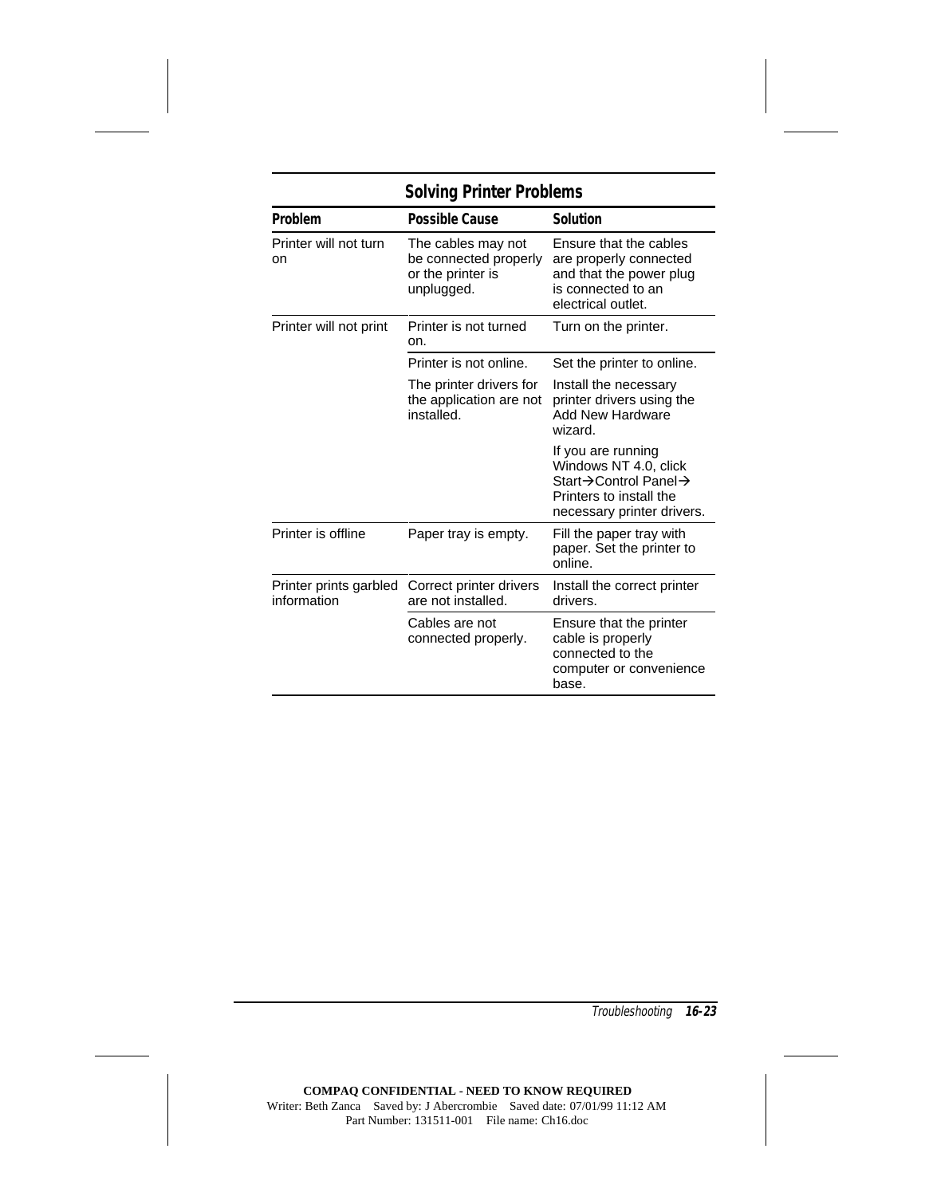## Solving Printer Problems

| Problem | Possible Cause | Solution |
|---|---|---|
| Printer will not turn on | The cables may not be connected properly or the printer is unplugged. | Ensure that the cables are properly connected and that the power plug is connected to an electrical outlet. |
| Printer will not print | Printer is not turned on. | Turn on the printer. |
| | Printer is not online. | Set the printer to online. |
| | The printer drivers for the application are not installed. | Install the necessary printer drivers using the Add New Hardware wizard. |
| | | If you are running Windows NT 4.0, click Start→Control Panel→ Printers to install the necessary printer drivers. |
| Printer is offline | Paper tray is empty. | Fill the paper tray with paper. Set the printer to online. |
| Printer prints garbled information | Correct printer drivers are not installed. | Install the correct printer drivers. |
| | Cables are not connected properly. | Ensure that the printer cable is properly connected to the computer or convenience base. |

**COMPAQ CONFIDENTIAL - NEED TO KNOW REQUIRED**
Writer: Beth Zanca Saved by: J Abercrombie Saved date: 07/01/99 11:12 AM
Part Number: 131511-001 File name: Ch16.doc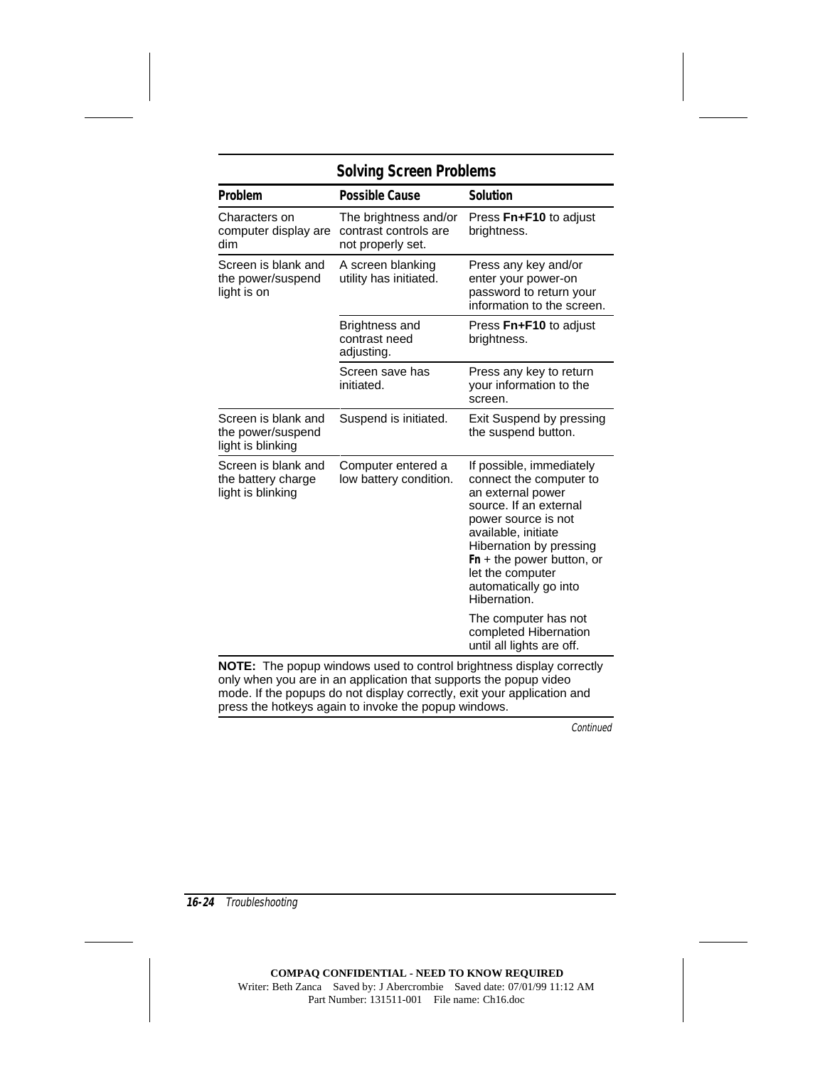**Solving Screen Problems**

| Problem | Possible Cause | Solution |
|---|---|---|
| Characters on computer display are dim | The brightness and/or contrast controls are not properly set. | Press **Fn+F10** to adjust brightness. |
| Screen is blank and the power/suspend light is on | A screen blanking utility has initiated. | Press any key and/or enter your power-on password to return your information to the screen. |
| | Brightness and contrast need adjusting. | Press **Fn+F10** to adjust brightness. |
| | Screen save has initiated. | Press any key to return your information to the screen. |
| Screen is blank and the power/suspend light is blinking | Suspend is initiated. | Exit Suspend by pressing the suspend button. |
| Screen is blank and the battery charge light is blinking | Computer entered a low battery condition. | If possible, immediately connect the computer to an external power source. If an external power source is not available, initiate Hibernation by pressing **Fn** + the power button, or let the computer automatically go into Hibernation.<br><br>The computer has not completed Hibernation until all lights are off. |

**NOTE:** The popup windows used to control brightness display correctly only when you are in an application that supports the popup video mode. If the popups do not display correctly, exit your application and press the hotkeys again to invoke the popup windows.

*Continued*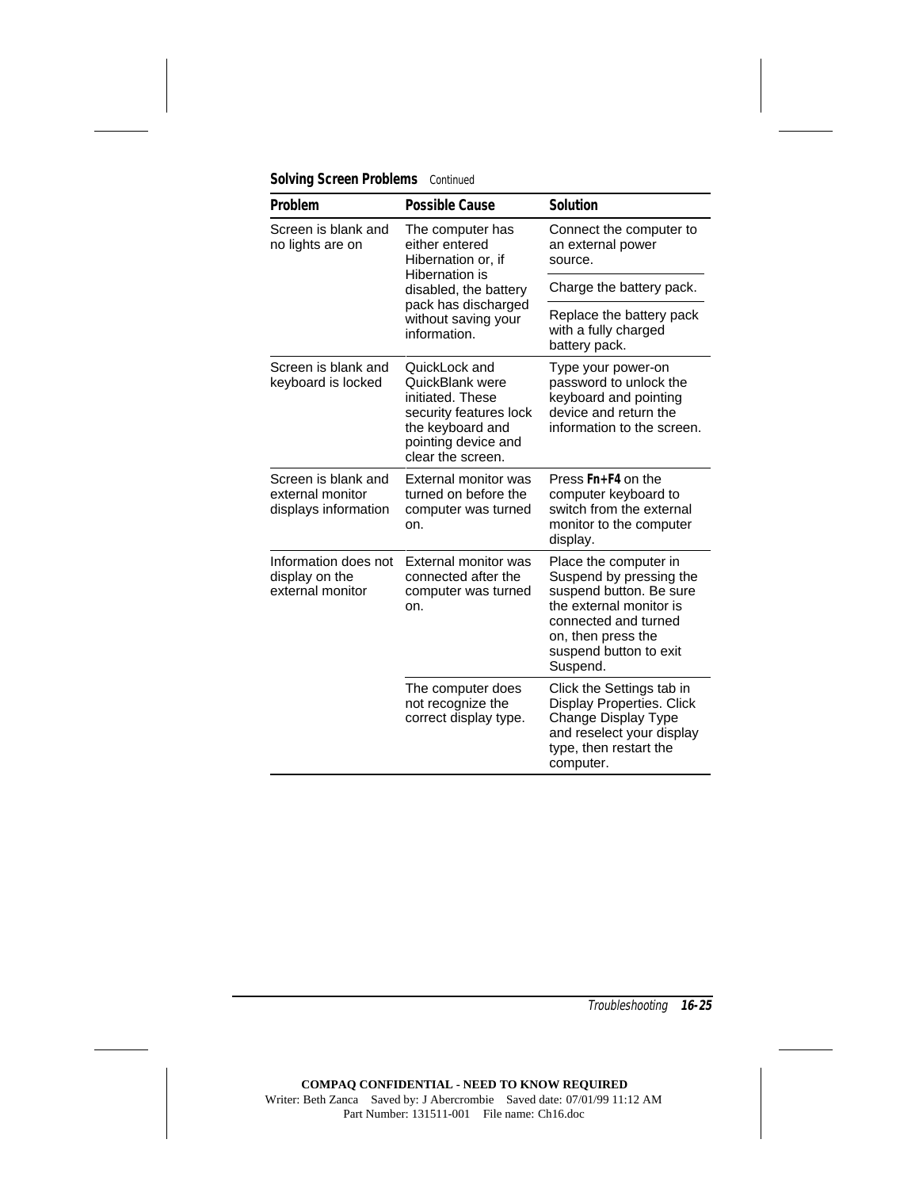**Solving Screen Problems** Continued

| Problem | Possible Cause | Solution |
|---|---|---|
| Screen is blank and no lights are on | The computer has either entered Hibernation or, if Hibernation is disabled, the battery pack has discharged without saving your information. | Connect the computer to an external power source. |
| | | Charge the battery pack. |
| | | Replace the battery pack with a fully charged battery pack. |
| Screen is blank and keyboard is locked | QuickLock and QuickBlank were initiated. These security features lock the keyboard and pointing device and clear the screen. | Type your power-on password to unlock the keyboard and pointing device and return the information to the screen. |
| Screen is blank and external monitor displays information | External monitor was turned on before the computer was turned on. | Press **Fn+F4** on the computer keyboard to switch from the external monitor to the computer display. |
| Information does not display on the external monitor | External monitor was connected after the computer was turned on. | Place the computer in Suspend by pressing the suspend button. Be sure the external monitor is connected and turned on, then press the suspend button to exit Suspend. |
| | The computer does not recognize the correct display type. | Click the Settings tab in Display Properties. Click Change Display Type and reselect your display type, then restart the computer. |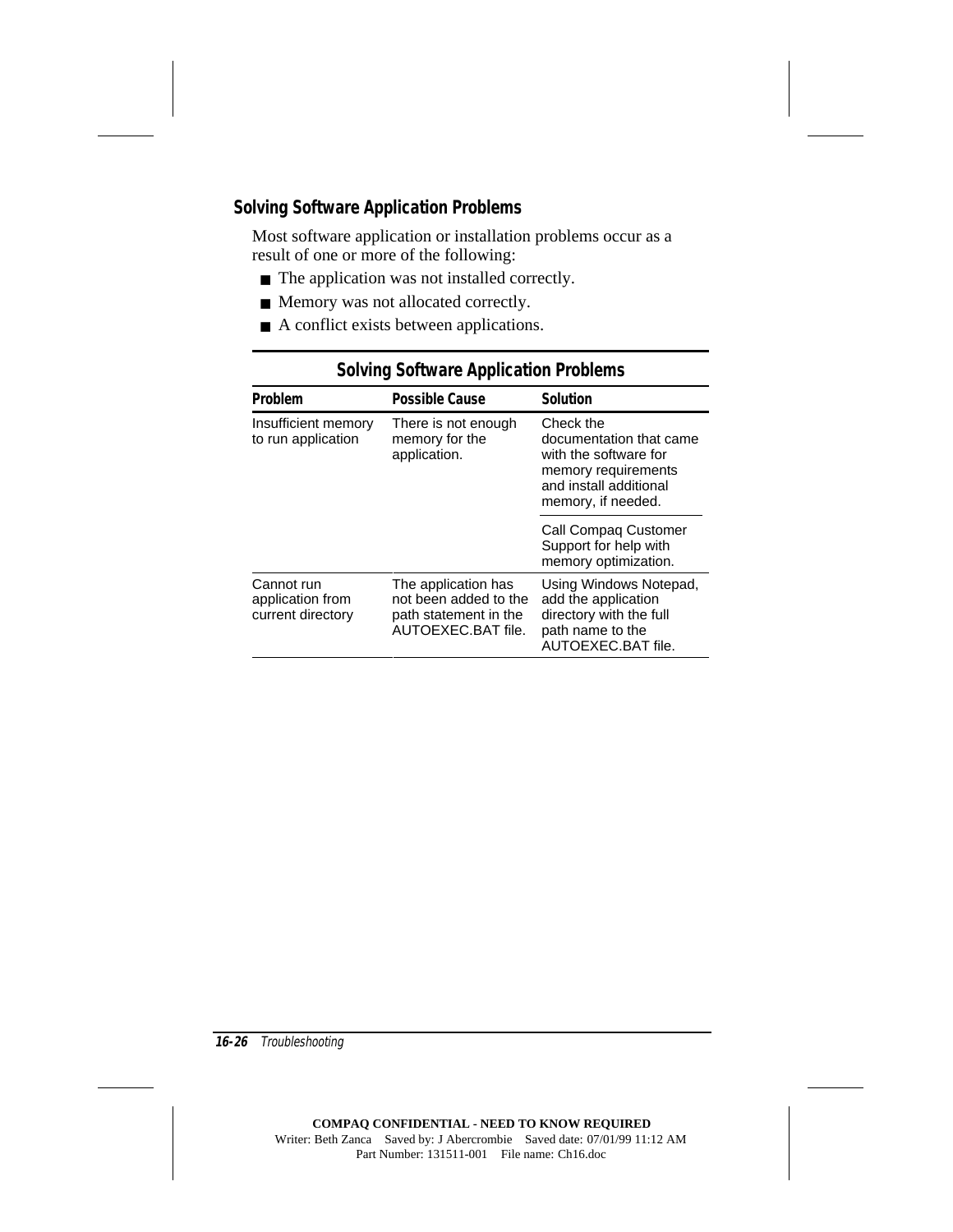## Solving Software Application Problems

Most software application or installation problems occur as a result of one or more of the following:

- The application was not installed correctly.
- Memory was not allocated correctly.
- A conflict exists between applications.

**Solving Software Application Problems**

| Problem | Possible Cause | Solution |
|---|---|---|
| Insufficient memory to run application | There is not enough memory for the application. | Check the documentation that came with the software for memory requirements and install additional memory, if needed. |
| | | Call Compaq Customer Support for help with memory optimization. |
| Cannot run application from current directory | The application has not been added to the path statement in the AUTOEXEC.BAT file. | Using Windows Notepad, add the application directory with the full path name to the AUTOEXEC.BAT file. |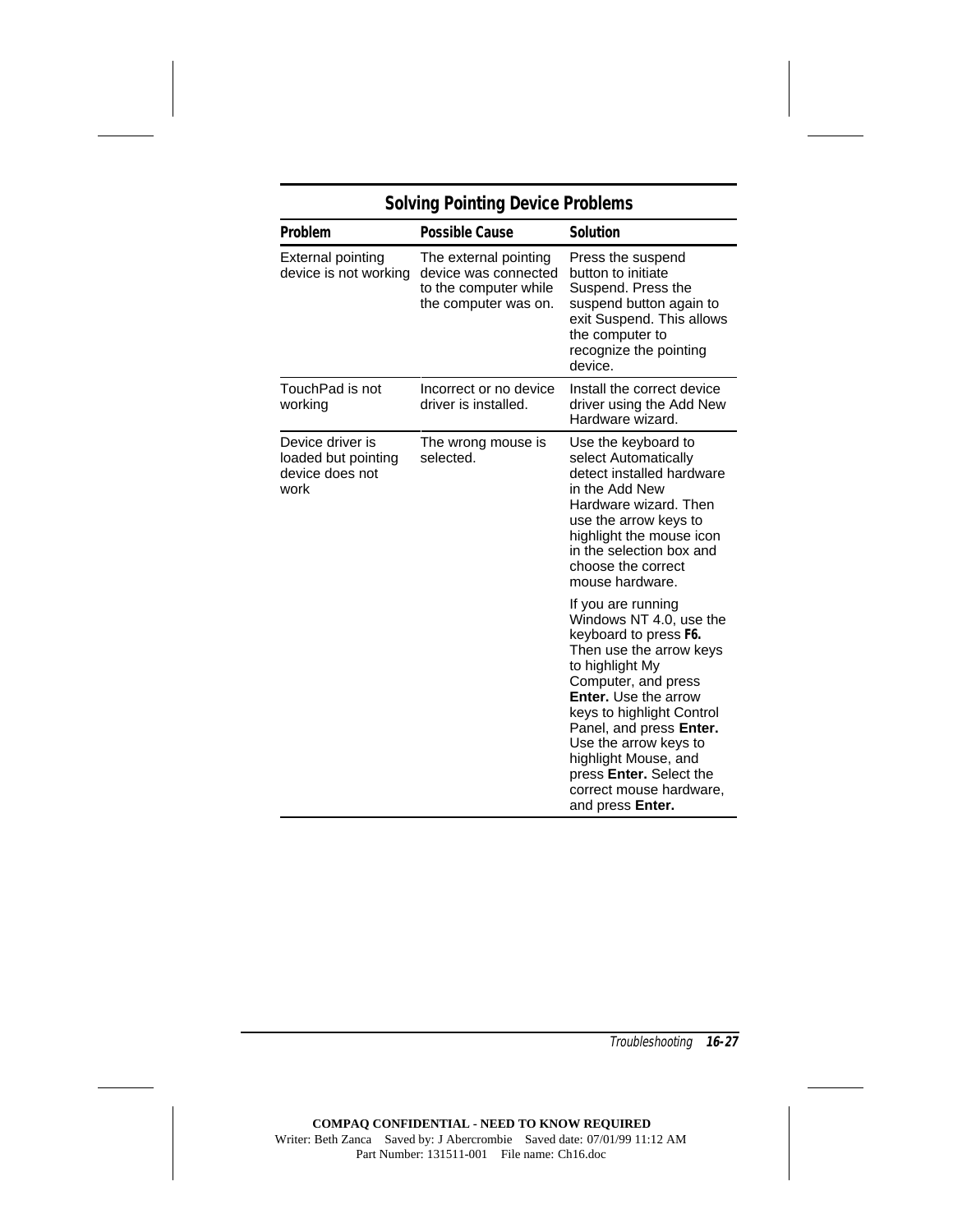## Solving Pointing Device Problems

| Problem | Possible Cause | Solution |
|---|---|---|
| External pointing device is not working | The external pointing device was connected to the computer while the computer was on. | Press the suspend button to initiate Suspend. Press the suspend button again to exit Suspend. This allows the computer to recognize the pointing device. |
| TouchPad is not working | Incorrect or no device driver is installed. | Install the correct device driver using the Add New Hardware wizard. |
| Device driver is loaded but pointing device does not work | The wrong mouse is selected. | Use the keyboard to select Automatically detect installed hardware in the Add New Hardware wizard. Then use the arrow keys to highlight the mouse icon in the selection box and choose the correct mouse hardware.<br><br>If you are running Windows NT 4.0, use the keyboard to press **F6.** Then use the arrow keys to highlight My Computer, and press **Enter.** Use the arrow keys to highlight Control Panel, and press **Enter.** Use the arrow keys to highlight Mouse, and press **Enter.** Select the correct mouse hardware, and press **Enter.** |

COMPAQ CONFIDENTIAL - NEED TO KNOW REQUIRED
Writer: Beth Zanca Saved by: J Abercrombie Saved date: 07/01/99 11:12 AM
Part Number: 131511-001 File name: Ch16.doc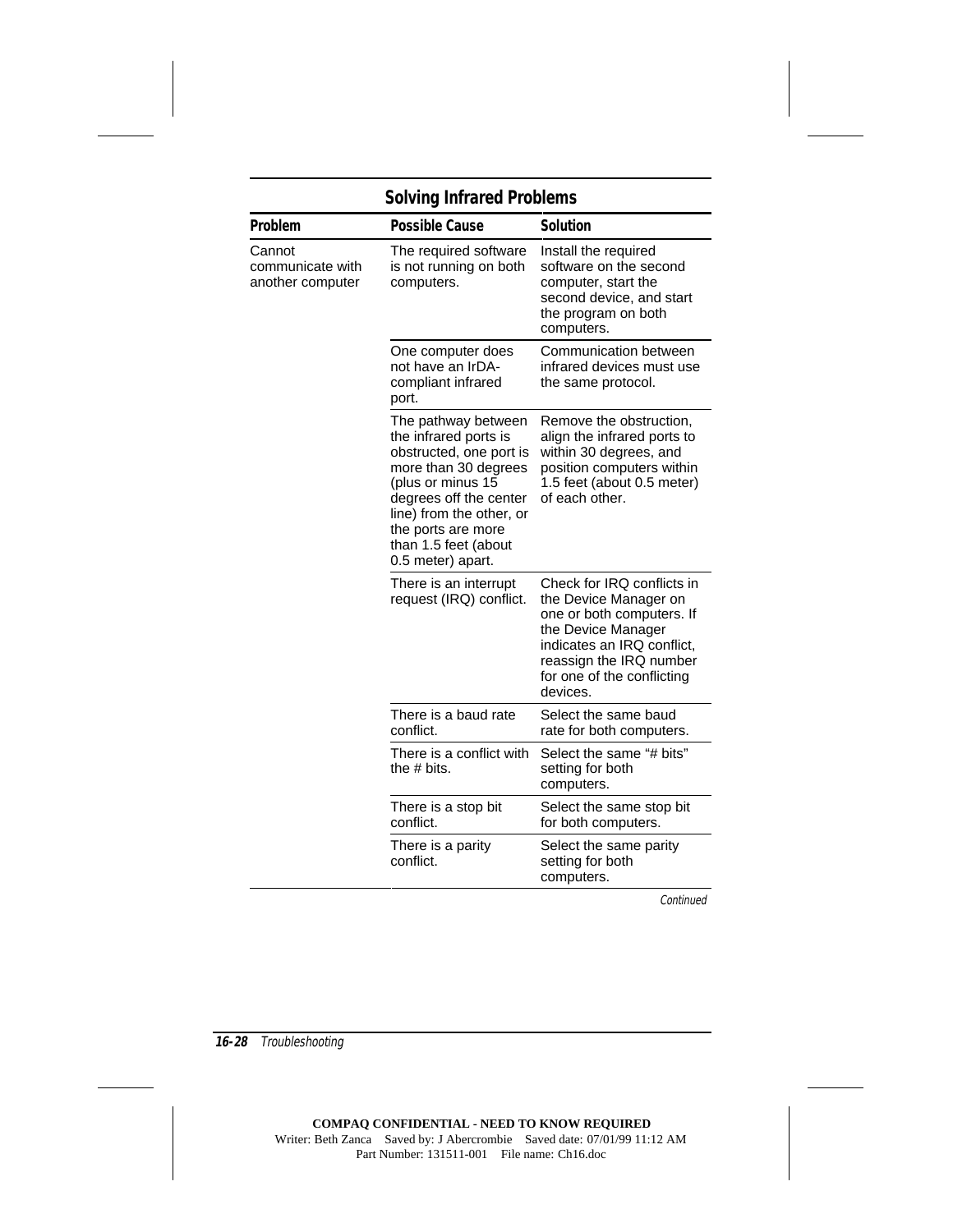## Solving Infrared Problems

| Problem | Possible Cause | Solution |
|---|---|---|
| Cannot communicate with another computer | The required software is not running on both computers. | Install the required software on the second computer, start the second device, and start the program on both computers. |
| | One computer does not have an IrDA-compliant infrared port. | Communication between infrared devices must use the same protocol. |
| | The pathway between the infrared ports is obstructed, one port is more than 30 degrees (plus or minus 15 degrees off the center line) from the other, or the ports are more than 1.5 feet (about 0.5 meter) apart. | Remove the obstruction, align the infrared ports to within 30 degrees, and position computers within 1.5 feet (about 0.5 meter) of each other. |
| | There is an interrupt request (IRQ) conflict. | Check for IRQ conflicts in the Device Manager on one or both computers. If the Device Manager indicates an IRQ conflict, reassign the IRQ number for one of the conflicting devices. |
| | There is a baud rate conflict. | Select the same baud rate for both computers. |
| | There is a conflict with the # bits. | Select the same "# bits" setting for both computers. |
| | There is a stop bit conflict. | Select the same stop bit for both computers. |
| | There is a parity conflict. | Select the same parity setting for both computers. |

*Continued*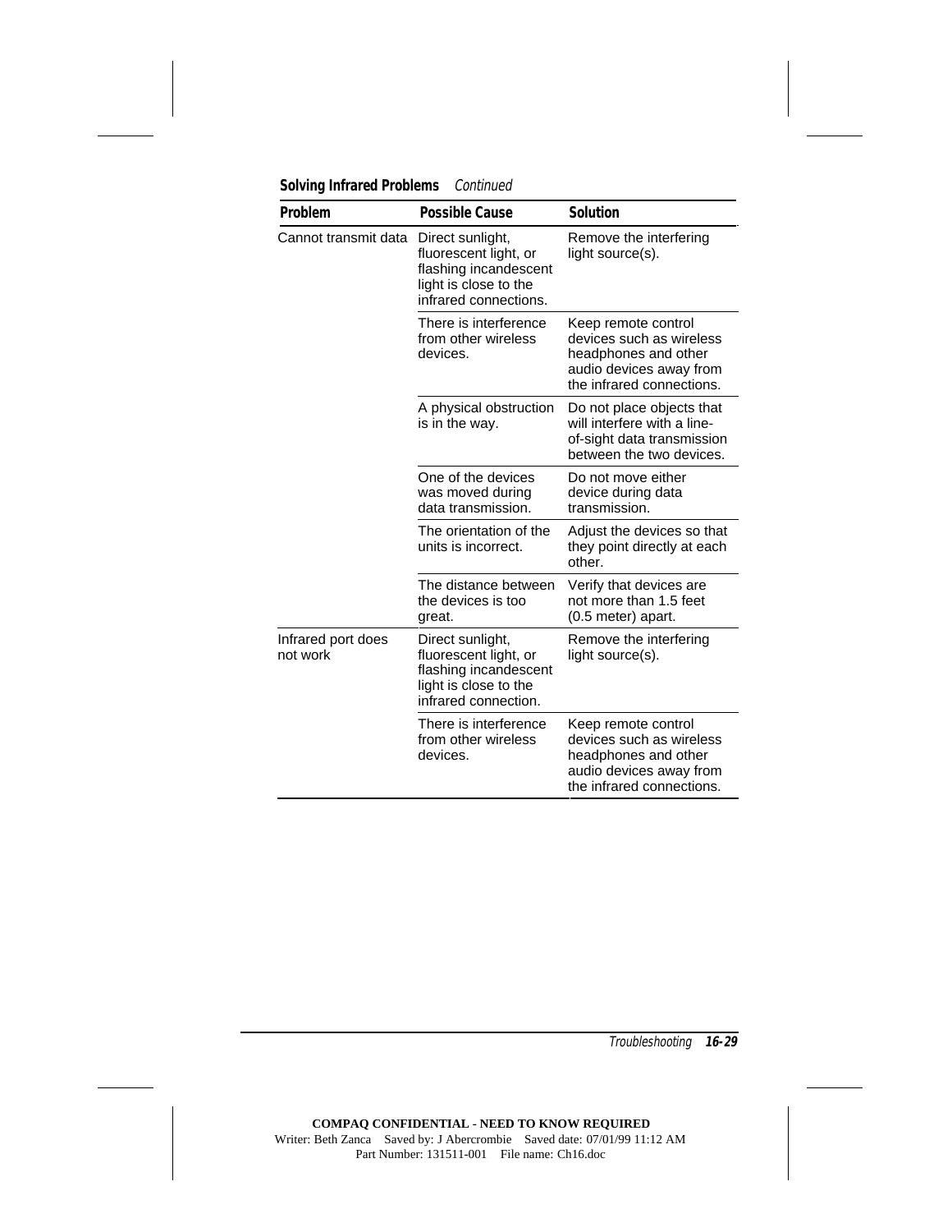**Solving Infrared Problems** *Continued*

| Problem | Possible Cause | Solution |
|---|---|---|
| Cannot transmit data | Direct sunlight, fluorescent light, or flashing incandescent light is close to the infrared connections. | Remove the interfering light source(s). |
| | There is interference from other wireless devices. | Keep remote control devices such as wireless headphones and other audio devices away from the infrared connections. |
| | A physical obstruction is in the way. | Do not place objects that will interfere with a line-of-sight data transmission between the two devices. |
| | One of the devices was moved during data transmission. | Do not move either device during data transmission. |
| | The orientation of the units is incorrect. | Adjust the devices so that they point directly at each other. |
| | The distance between the devices is too great. | Verify that devices are not more than 1.5 feet (0.5 meter) apart. |
| Infrared port does not work | Direct sunlight, fluorescent light, or flashing incandescent light is close to the infrared connection. | Remove the interfering light source(s). |
| | There is interference from other wireless devices. | Keep remote control devices such as wireless headphones and other audio devices away from the infrared connections. |

COMPAQ CONFIDENTIAL - NEED TO KNOW REQUIRED
Writer: Beth Zanca Saved by: J Abercrombie Saved date: 07/01/99 11:12 AM
Part Number: 131511-001 File name: Ch16.doc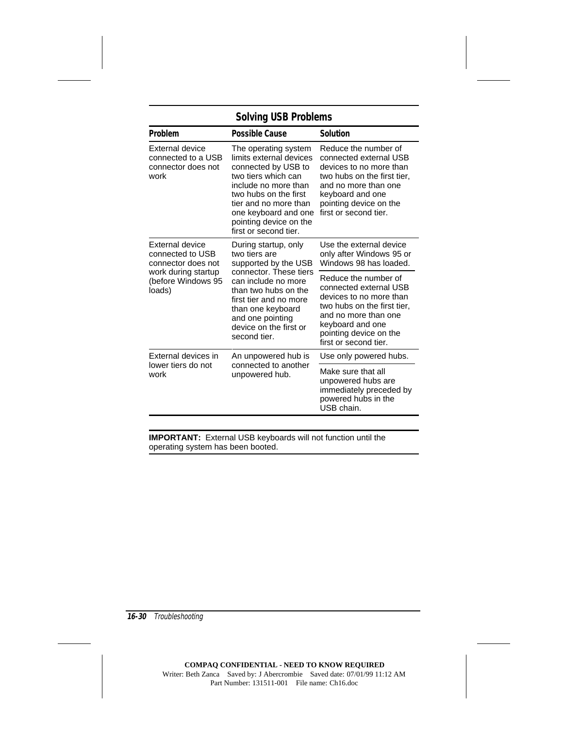## Solving USB Problems

| Problem | Possible Cause | Solution |
|---|---|---|
| External device connected to a USB connector does not work | The operating system limits external devices connected by USB to two tiers which can include no more than two hubs on the first tier and no more than one keyboard and one pointing device on the first or second tier. | Reduce the number of connected external USB devices to no more than two hubs on the first tier, and no more than one keyboard and one pointing device on the first or second tier. |
| External device connected to USB connector does not work during startup (before Windows 95 loads) | During startup, only two tiers are supported by the USB connector. These tiers can include no more than two hubs on the first tier and no more than one keyboard and one pointing device on the first or second tier. | Use the external device only after Windows 95 or Windows 98 has loaded. |
| | | Reduce the number of connected external USB devices to no more than two hubs on the first tier, and no more than one keyboard and one pointing device on the first or second tier. |
| External devices in lower tiers do not work | An unpowered hub is connected to another unpowered hub. | Use only powered hubs. |
| | | Make sure that all unpowered hubs are immediately preceded by powered hubs in the USB chain. |

**IMPORTANT:** External USB keyboards will not function until the operating system has been booted.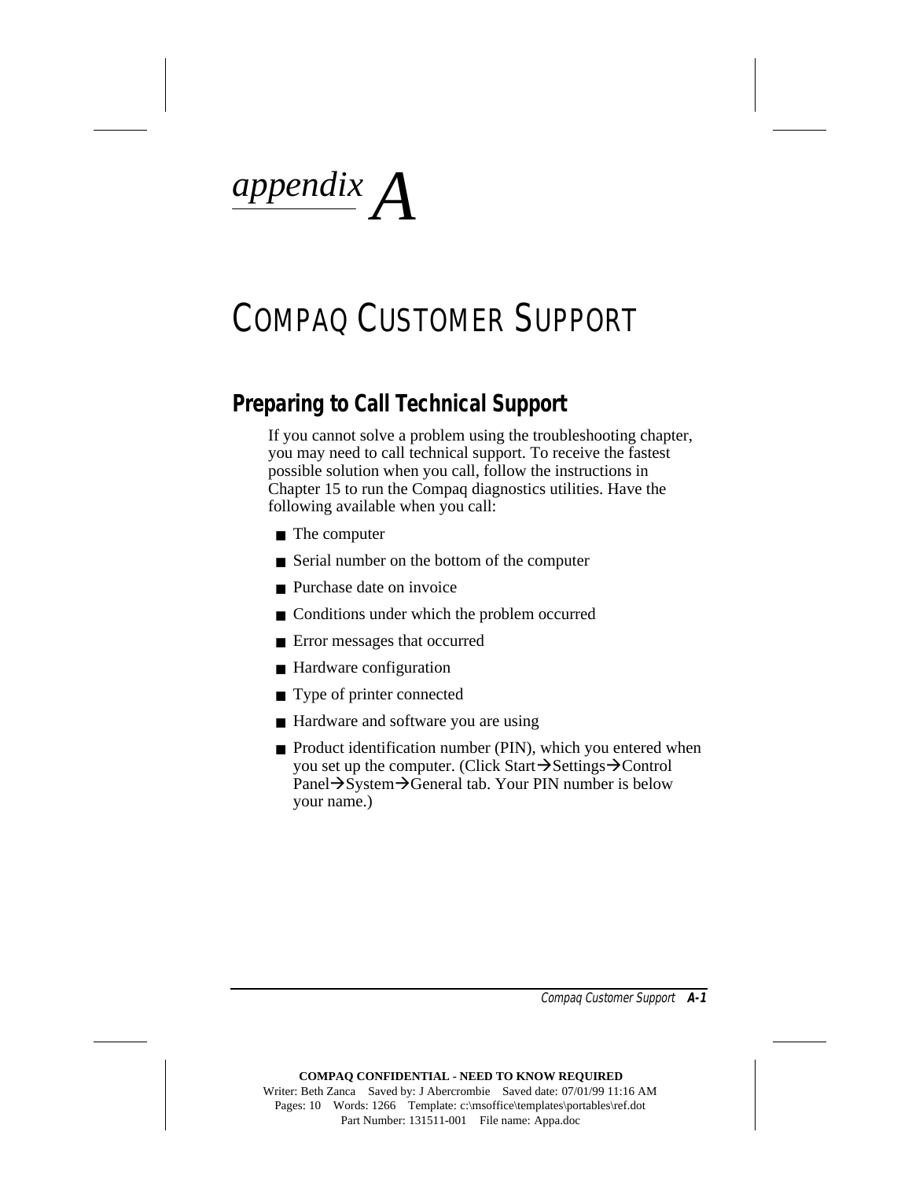# *appendix A*

# COMPAQ CUSTOMER SUPPORT

## Preparing to Call Technical Support

If you cannot solve a problem using the troubleshooting chapter, you may need to call technical support. To receive the fastest possible solution when you call, follow the instructions in Chapter 15 to run the Compaq diagnostics utilities. Have the following available when you call:

- The computer
- Serial number on the bottom of the computer
- Purchase date on invoice
- Conditions under which the problem occurred
- Error messages that occurred
- Hardware configuration
- Type of printer connected
- Hardware and software you are using
- Product identification number (PIN), which you entered when you set up the computer. (Click Start→Settings→Control Panel→System→General tab. Your PIN number is below your name.)

**COMPAQ CONFIDENTIAL - NEED TO KNOW REQUIRED**
Writer: Beth Zanca Saved by: J Abercrombie Saved date: 07/01/99 11:16 AM
Pages: 10 Words: 1266 Template: c:\msoffice\templates\portables\ref.dot
Part Number: 131511-001 File name: Appa.doc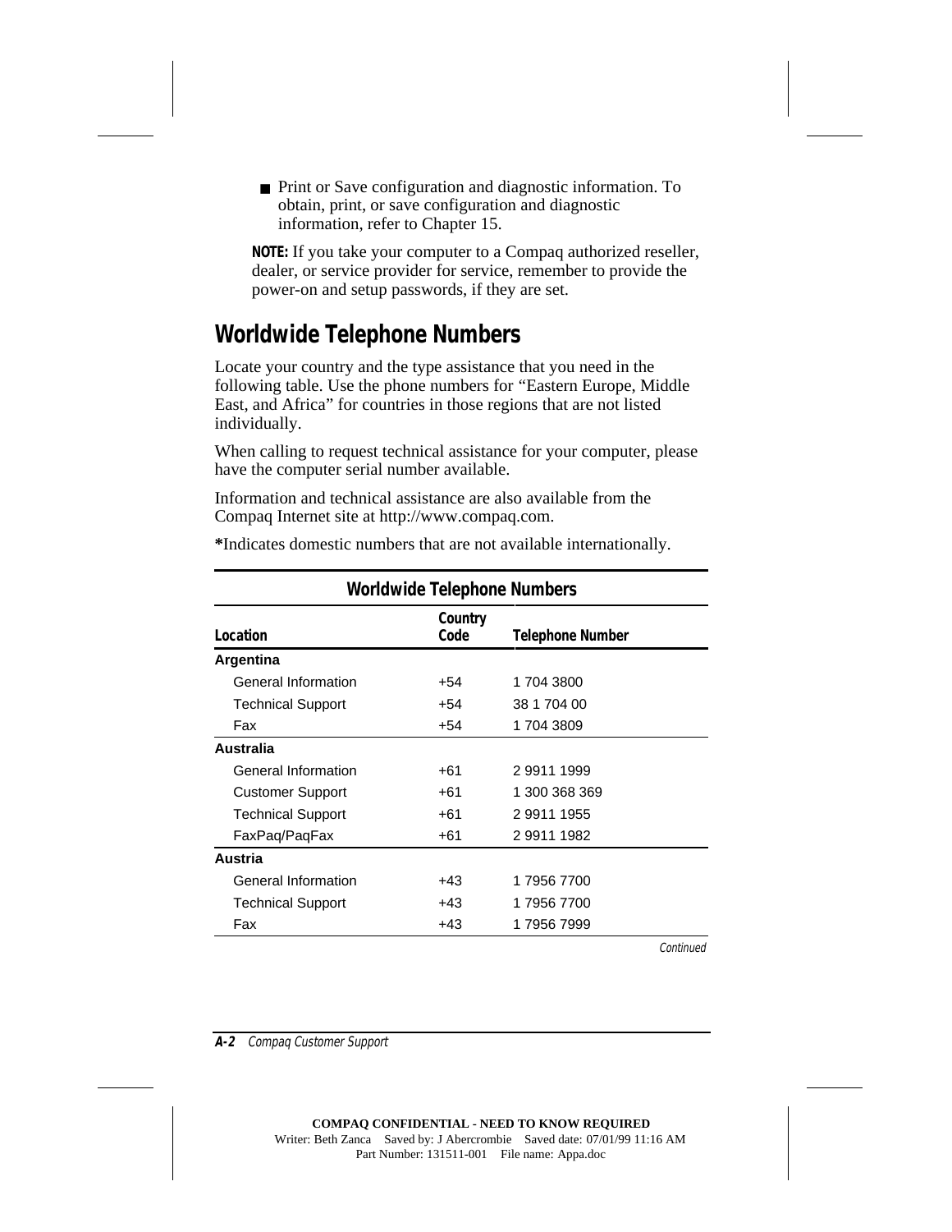- Print or Save configuration and diagnostic information. To obtain, print, or save configuration and diagnostic information, refer to Chapter 15.

**NOTE:** If you take your computer to a Compaq authorized reseller, dealer, or service provider for service, remember to provide the power-on and setup passwords, if they are set.

## Worldwide Telephone Numbers

Locate your country and the type assistance that you need in the following table. Use the phone numbers for "Eastern Europe, Middle East, and Africa" for countries in those regions that are not listed individually.

When calling to request technical assistance for your computer, please have the computer serial number available.

Information and technical assistance are also available from the Compaq Internet site at http://www.compaq.com.

**\***Indicates domestic numbers that are not available internationally.

**Worldwide Telephone Numbers**

| Location | Country Code | Telephone Number |
|---|---|---|
| **Argentina** | | |
| General Information | +54 | 1 704 3800 |
| Technical Support | +54 | 38 1 704 00 |
| Fax | +54 | 1 704 3809 |
| **Australia** | | |
| General Information | +61 | 2 9911 1999 |
| Customer Support | +61 | 1 300 368 369 |
| Technical Support | +61 | 2 9911 1955 |
| FaxPaq/PaqFax | +61 | 2 9911 1982 |
| **Austria** | | |
| General Information | +43 | 1 7956 7700 |
| Technical Support | +43 | 1 7956 7700 |
| Fax | +43 | 1 7956 7999 |

*Continued*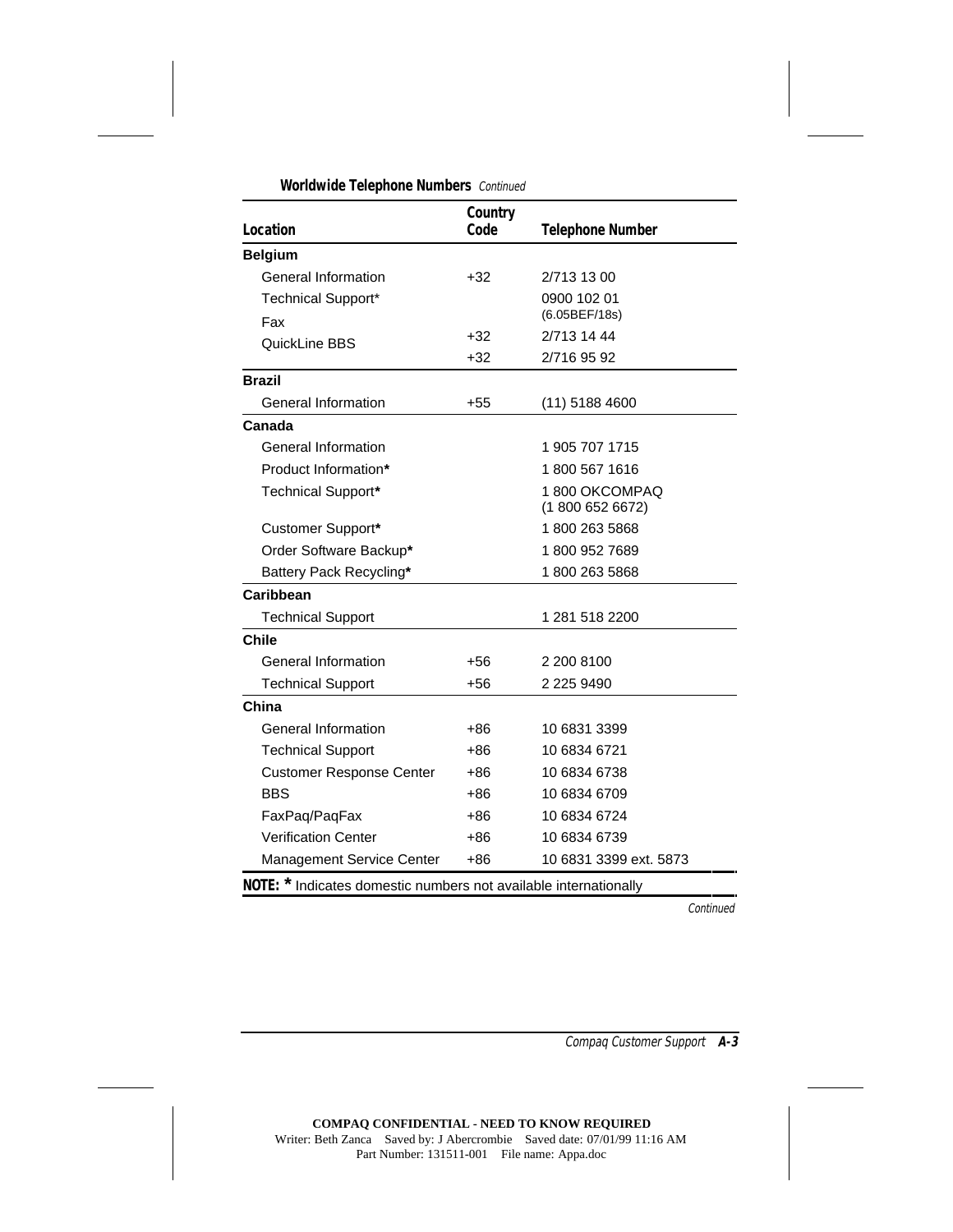**Worldwide Telephone Numbers** *Continued*

| Location | Country Code | Telephone Number |
|---|---|---|
| **Belgium** | | |
| General Information | +32 | 2/713 13 00 |
| Technical Support* | | 0900 102 01 (6.05BEF/18s) |
| Fax | +32 | 2/713 14 44 |
| QuickLine BBS | +32 | 2/716 95 92 |
| **Brazil** | | |
| General Information | +55 | (11) 5188 4600 |
| **Canada** | | |
| General Information | | 1 905 707 1715 |
| Product Information* | | 1 800 567 1616 |
| Technical Support* | | 1 800 OKCOMPAQ (1 800 652 6672) |
| Customer Support* | | 1 800 263 5868 |
| Order Software Backup* | | 1 800 952 7689 |
| Battery Pack Recycling* | | 1 800 263 5868 |
| **Caribbean** | | |
| Technical Support | | 1 281 518 2200 |
| **Chile** | | |
| General Information | +56 | 2 200 8100 |
| Technical Support | +56 | 2 225 9490 |
| **China** | | |
| General Information | +86 | 10 6831 3399 |
| Technical Support | +86 | 10 6834 6721 |
| Customer Response Center | +86 | 10 6834 6738 |
| BBS | +86 | 10 6834 6709 |
| FaxPaq/PaqFax | +86 | 10 6834 6724 |
| Verification Center | +86 | 10 6834 6739 |
| Management Service Center | +86 | 10 6831 3399 ext. 5873 |

**NOTE: *** Indicates domestic numbers not available internationally

*Continued*

**COMPAQ CONFIDENTIAL - NEED TO KNOW REQUIRED**
Writer: Beth Zanca Saved by: J Abercrombie Saved date: 07/01/99 11:16 AM
Part Number: 131511-001 File name: Appa.doc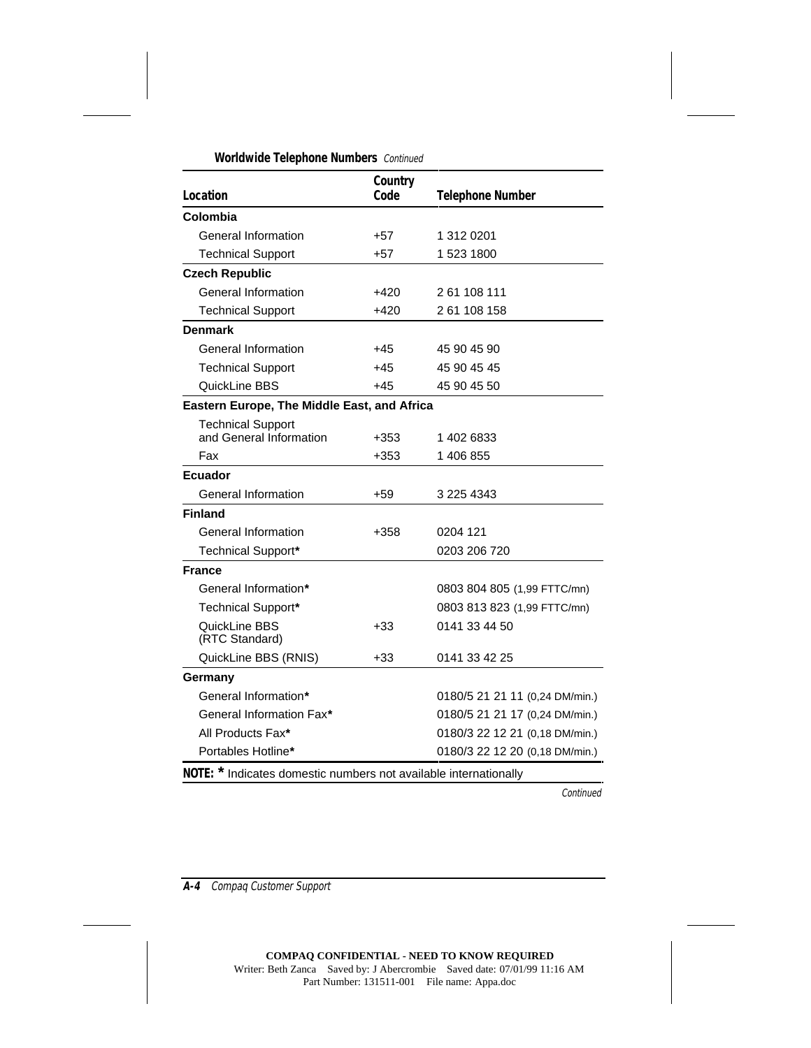**Worldwide Telephone Numbers** *Continued*

| Location | Country Code | Telephone Number |
|---|---|---|
| **Colombia** | | |
| General Information | +57 | 1 312 0201 |
| Technical Support | +57 | 1 523 1800 |
| **Czech Republic** | | |
| General Information | +420 | 2 61 108 111 |
| Technical Support | +420 | 2 61 108 158 |
| **Denmark** | | |
| General Information | +45 | 45 90 45 90 |
| Technical Support | +45 | 45 90 45 45 |
| QuickLine BBS | +45 | 45 90 45 50 |
| **Eastern Europe, The Middle East, and Africa** | | |
| Technical Support and General Information | +353 | 1 402 6833 |
| Fax | +353 | 1 406 855 |
| **Ecuador** | | |
| General Information | +59 | 3 225 4343 |
| **Finland** | | |
| General Information | +358 | 0204 121 |
| Technical Support* | | 0203 206 720 |
| **France** | | |
| General Information* | | 0803 804 805 (1,99 FTTC/mn) |
| Technical Support* | | 0803 813 823 (1,99 FTTC/mn) |
| QuickLine BBS (RTC Standard) | +33 | 0141 33 44 50 |
| QuickLine BBS (RNIS) | +33 | 0141 33 42 25 |
| **Germany** | | |
| General Information* | | 0180/5 21 21 11 (0,24 DM/min.) |
| General Information Fax* | | 0180/5 21 21 17 (0,24 DM/min.) |
| All Products Fax* | | 0180/3 22 12 21 (0,18 DM/min.) |
| Portables Hotline* | | 0180/3 22 12 20 (0,18 DM/min.) |

**NOTE: *** Indicates domestic numbers not available internationally

*Continued*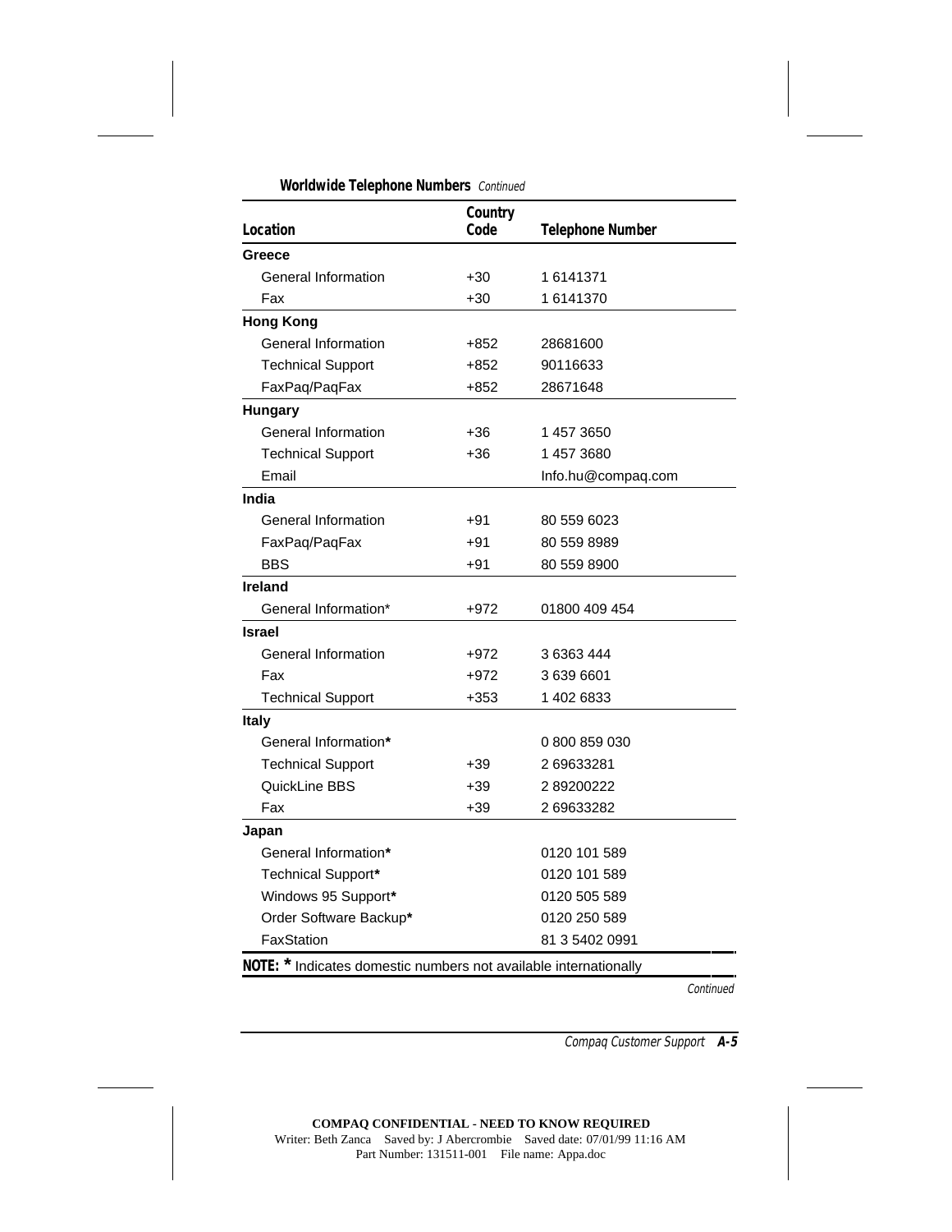**Worldwide Telephone Numbers** *Continued*

| Location | Country Code | Telephone Number |
|---|---|---|
| **Greece** | | |
| General Information | +30 | 1 6141371 |
| Fax | +30 | 1 6141370 |
| **Hong Kong** | | |
| General Information | +852 | 28681600 |
| Technical Support | +852 | 90116633 |
| FaxPaq/PaqFax | +852 | 28671648 |
| **Hungary** | | |
| General Information | +36 | 1 457 3650 |
| Technical Support | +36 | 1 457 3680 |
| Email | | Info.hu@compaq.com |
| **India** | | |
| General Information | +91 | 80 559 6023 |
| FaxPaq/PaqFax | +91 | 80 559 8989 |
| BBS | +91 | 80 559 8900 |
| **Ireland** | | |
| General Information* | +972 | 01800 409 454 |
| **Israel** | | |
| General Information | +972 | 3 6363 444 |
| Fax | +972 | 3 639 6601 |
| Technical Support | +353 | 1 402 6833 |
| **Italy** | | |
| General Information* | | 0 800 859 030 |
| Technical Support | +39 | 2 69633281 |
| QuickLine BBS | +39 | 2 89200222 |
| Fax | +39 | 2 69633282 |
| **Japan** | | |
| General Information* | | 0120 101 589 |
| Technical Support* | | 0120 101 589 |
| Windows 95 Support* | | 0120 505 589 |
| Order Software Backup* | | 0120 250 589 |
| FaxStation | | 81 3 5402 0991 |

**NOTE: *** Indicates domestic numbers not available internationally

*Continued*

COMPAQ CONFIDENTIAL - NEED TO KNOW REQUIRED
Writer: Beth Zanca Saved by: J Abercrombie Saved date: 07/01/99 11:16 AM
Part Number: 131511-001 File name: Appa.doc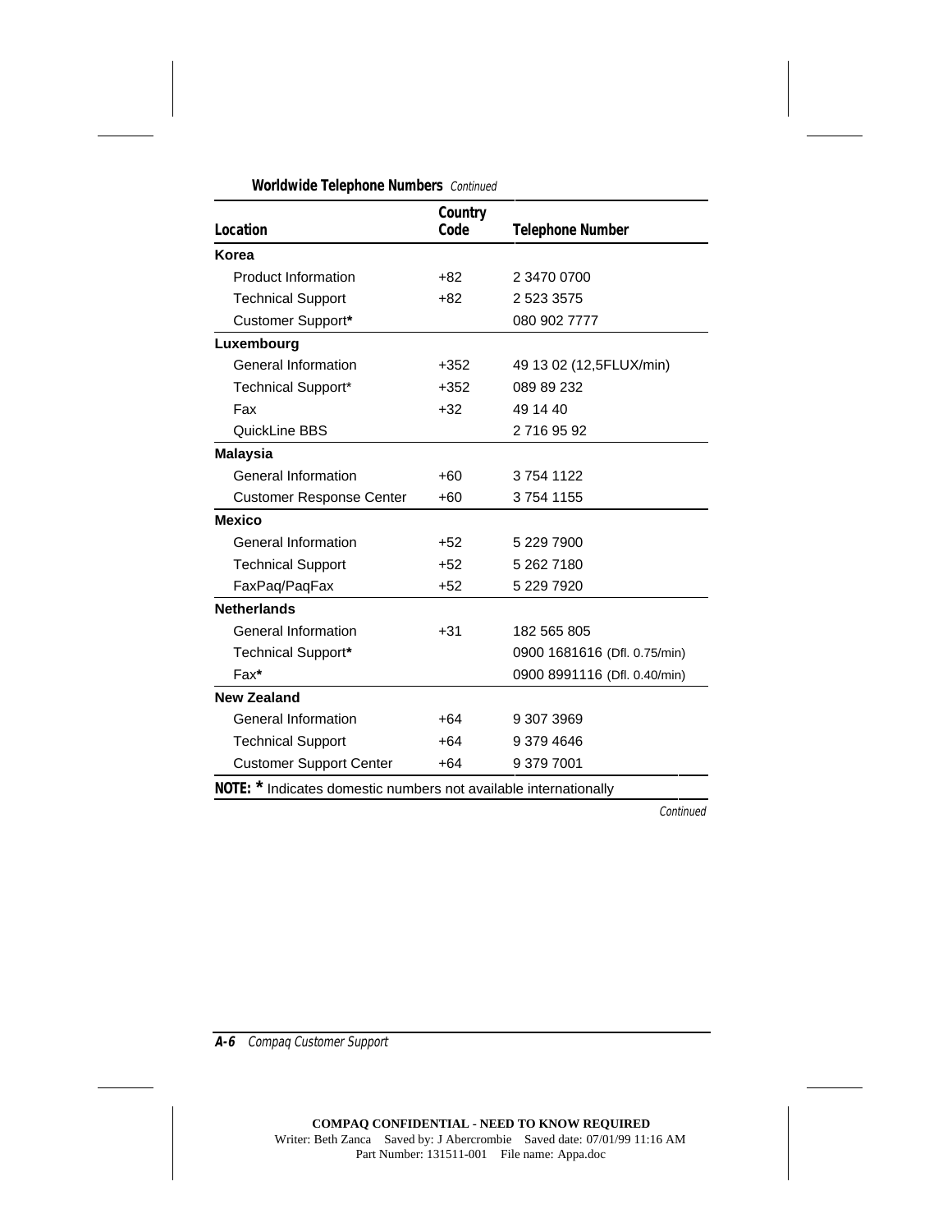**Worldwide Telephone Numbers** *Continued*

| Location | Country Code | Telephone Number |
|---|---|---|
| **Korea** | | |
| Product Information | +82 | 2 3470 0700 |
| Technical Support | +82 | 2 523 3575 |
| Customer Support* | | 080 902 7777 |
| **Luxembourg** | | |
| General Information | +352 | 49 13 02 (12,5FLUX/min) |
| Technical Support* | +352 | 089 89 232 |
| Fax | +32 | 49 14 40 |
| QuickLine BBS | | 2 716 95 92 |
| **Malaysia** | | |
| General Information | +60 | 3 754 1122 |
| Customer Response Center | +60 | 3 754 1155 |
| **Mexico** | | |
| General Information | +52 | 5 229 7900 |
| Technical Support | +52 | 5 262 7180 |
| FaxPaq/PaqFax | +52 | 5 229 7920 |
| **Netherlands** | | |
| General Information | +31 | 182 565 805 |
| Technical Support* | | 0900 1681616 (Dfl. 0.75/min) |
| Fax* | | 0900 8991116 (Dfl. 0.40/min) |
| **New Zealand** | | |
| General Information | +64 | 9 307 3969 |
| Technical Support | +64 | 9 379 4646 |
| Customer Support Center | +64 | 9 379 7001 |

**NOTE:** * Indicates domestic numbers not available internationally

*Continued*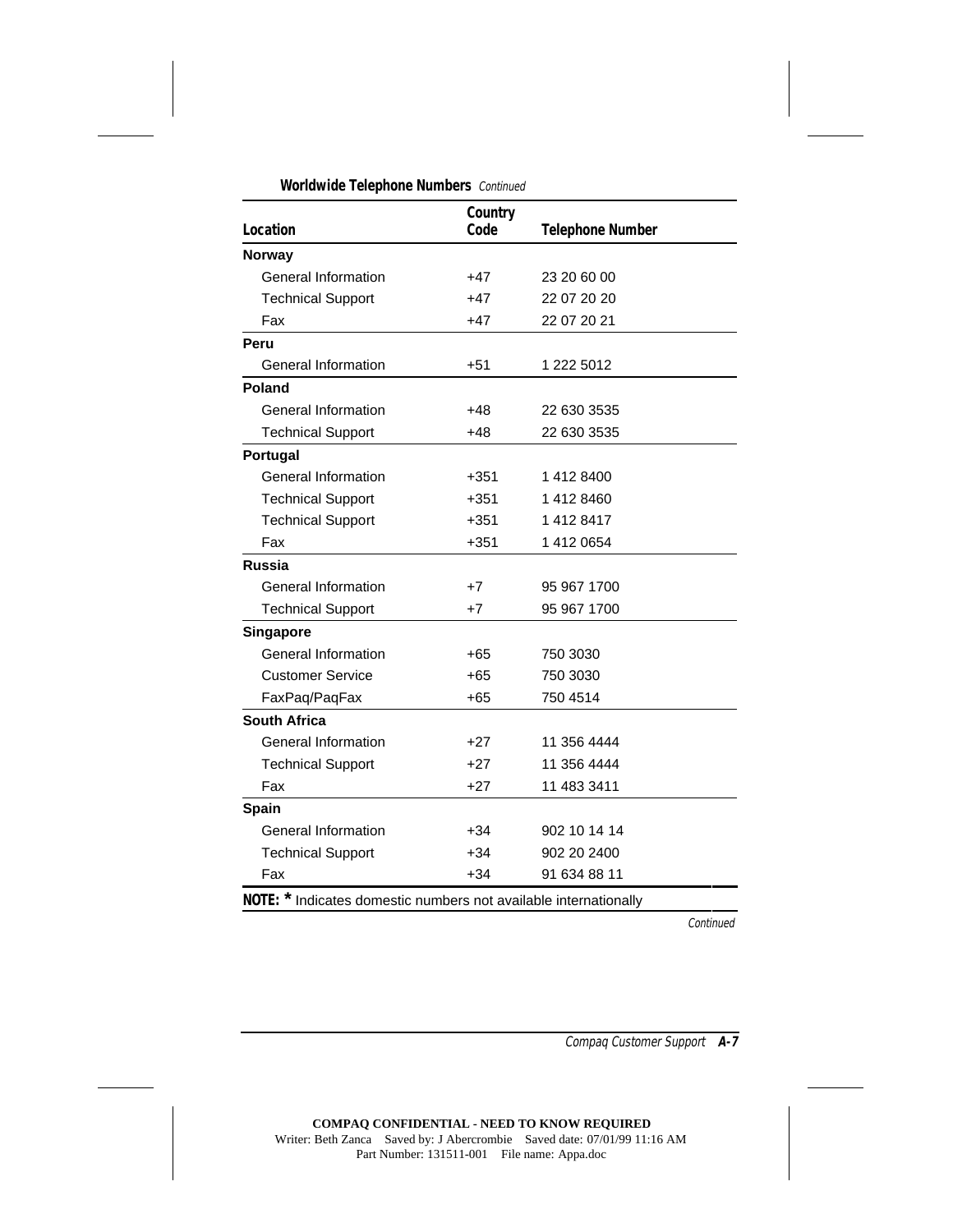**Worldwide Telephone Numbers** *Continued*

| Location | Country Code | Telephone Number |
|---|---|---|
| **Norway** | | |
| General Information | +47 | 23 20 60 00 |
| Technical Support | +47 | 22 07 20 20 |
| Fax | +47 | 22 07 20 21 |
| **Peru** | | |
| General Information | +51 | 1 222 5012 |
| **Poland** | | |
| General Information | +48 | 22 630 3535 |
| Technical Support | +48 | 22 630 3535 |
| **Portugal** | | |
| General Information | +351 | 1 412 8400 |
| Technical Support | +351 | 1 412 8460 |
| Technical Support | +351 | 1 412 8417 |
| Fax | +351 | 1 412 0654 |
| **Russia** | | |
| General Information | +7 | 95 967 1700 |
| Technical Support | +7 | 95 967 1700 |
| **Singapore** | | |
| General Information | +65 | 750 3030 |
| Customer Service | +65 | 750 3030 |
| FaxPaq/PaqFax | +65 | 750 4514 |
| **South Africa** | | |
| General Information | +27 | 11 356 4444 |
| Technical Support | +27 | 11 356 4444 |
| Fax | +27 | 11 483 3411 |
| **Spain** | | |
| General Information | +34 | 902 10 14 14 |
| Technical Support | +34 | 902 20 2400 |
| Fax | +34 | 91 634 88 11 |

**NOTE: *** Indicates domestic numbers not available internationally

*Continued*

COMPAQ CONFIDENTIAL - NEED TO KNOW REQUIRED
Writer: Beth Zanca Saved by: J Abercrombie Saved date: 07/01/99 11:16 AM
Part Number: 131511-001 File name: Appa.doc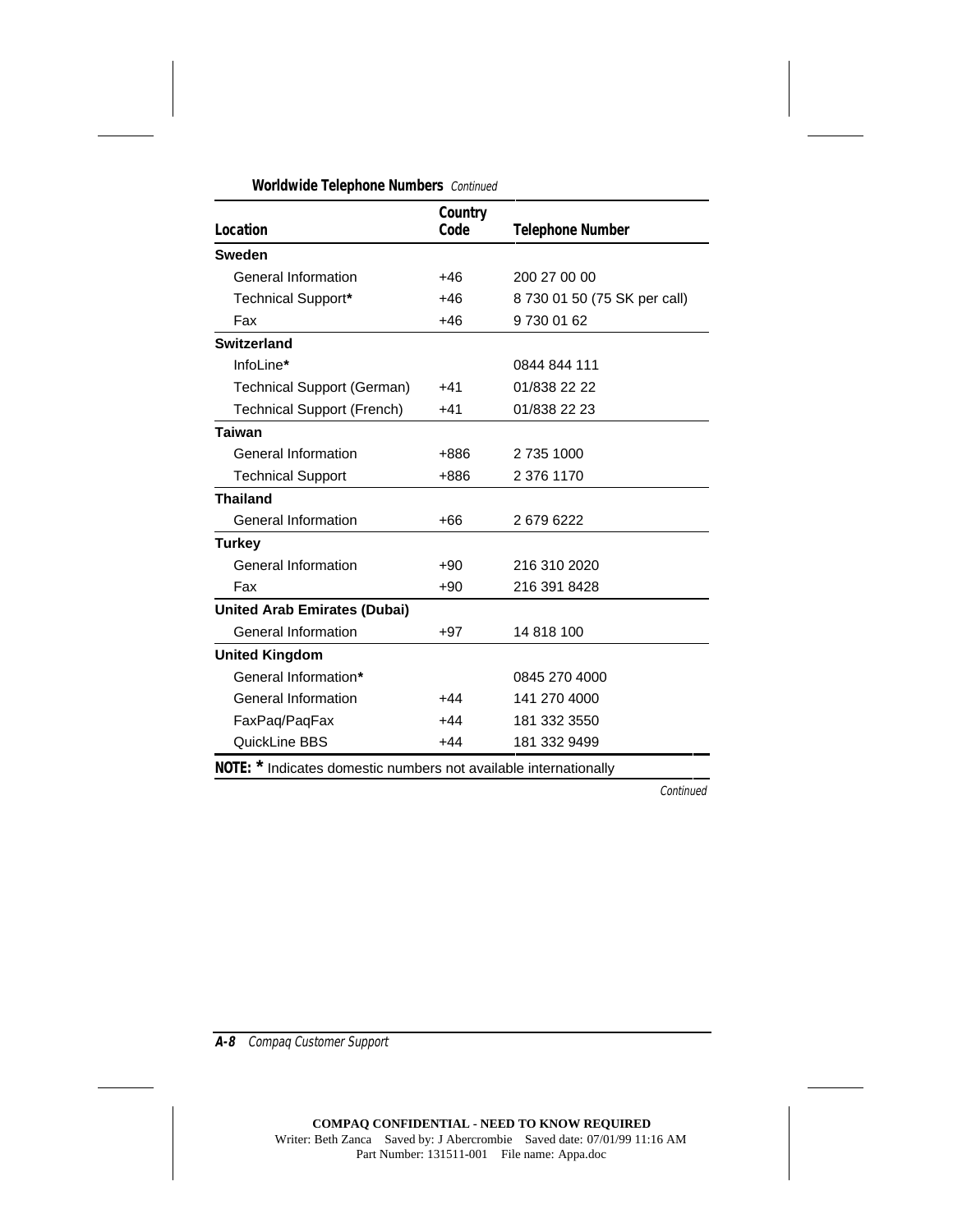**Worldwide Telephone Numbers** *Continued*

| Location | Country Code | Telephone Number |
|---|---|---|
| **Sweden** | | |
| General Information | +46 | 200 27 00 00 |
| Technical Support* | +46 | 8 730 01 50 (75 SK per call) |
| Fax | +46 | 9 730 01 62 |
| **Switzerland** | | |
| InfoLine* | | 0844 844 111 |
| Technical Support (German) | +41 | 01/838 22 22 |
| Technical Support (French) | +41 | 01/838 22 23 |
| **Taiwan** | | |
| General Information | +886 | 2 735 1000 |
| Technical Support | +886 | 2 376 1170 |
| **Thailand** | | |
| General Information | +66 | 2 679 6222 |
| **Turkey** | | |
| General Information | +90 | 216 310 2020 |
| Fax | +90 | 216 391 8428 |
| **United Arab Emirates (Dubai)** | | |
| General Information | +97 | 14 818 100 |
| **United Kingdom** | | |
| General Information* | | 0845 270 4000 |
| General Information | +44 | 141 270 4000 |
| FaxPaq/PaqFax | +44 | 181 332 3550 |
| QuickLine BBS | +44 | 181 332 9499 |

**NOTE: *** Indicates domestic numbers not available internationally

*Continued*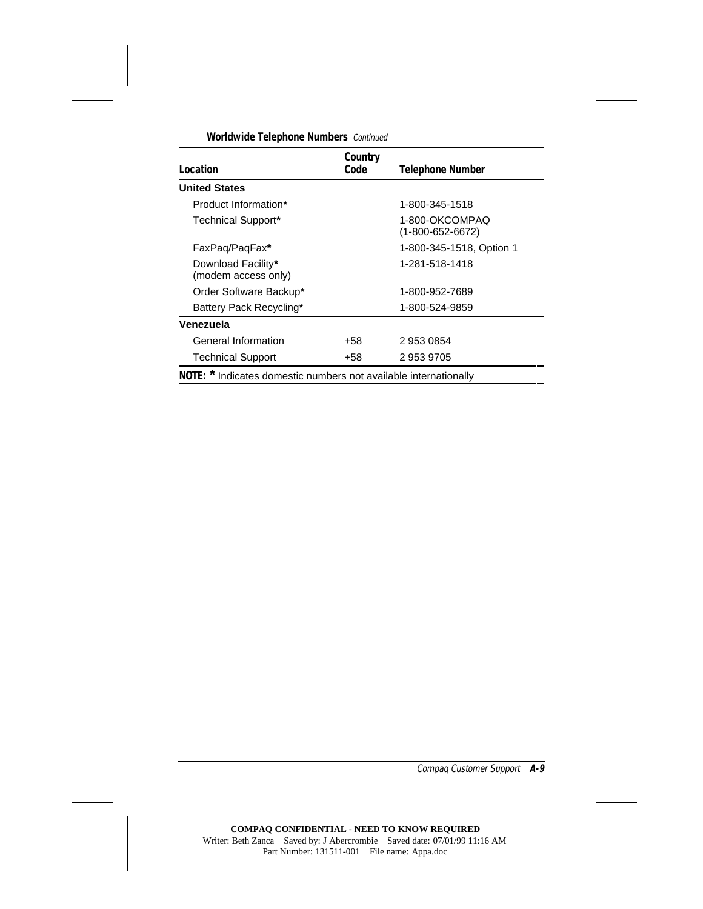**Worldwide Telephone Numbers** *Continued*

| Location | Country Code | Telephone Number |
|---|---|---|
| **United States** | | |
| Product Information* | | 1-800-345-1518 |
| Technical Support* | | 1-800-OKCOMPAQ (1-800-652-6672) |
| FaxPaq/PaqFax* | | 1-800-345-1518, Option 1 |
| Download Facility* (modem access only) | | 1-281-518-1418 |
| Order Software Backup* | | 1-800-952-7689 |
| Battery Pack Recycling* | | 1-800-524-9859 |
| **Venezuela** | | |
| General Information | +58 | 2 953 0854 |
| Technical Support | +58 | 2 953 9705 |

**NOTE:** * Indicates domestic numbers not available internationally

COMPAQ CONFIDENTIAL - NEED TO KNOW REQUIRED
Writer: Beth Zanca Saved by: J Abercrombie Saved date: 07/01/99 11:16 AM
Part Number: 131511-001 File name: Appa.doc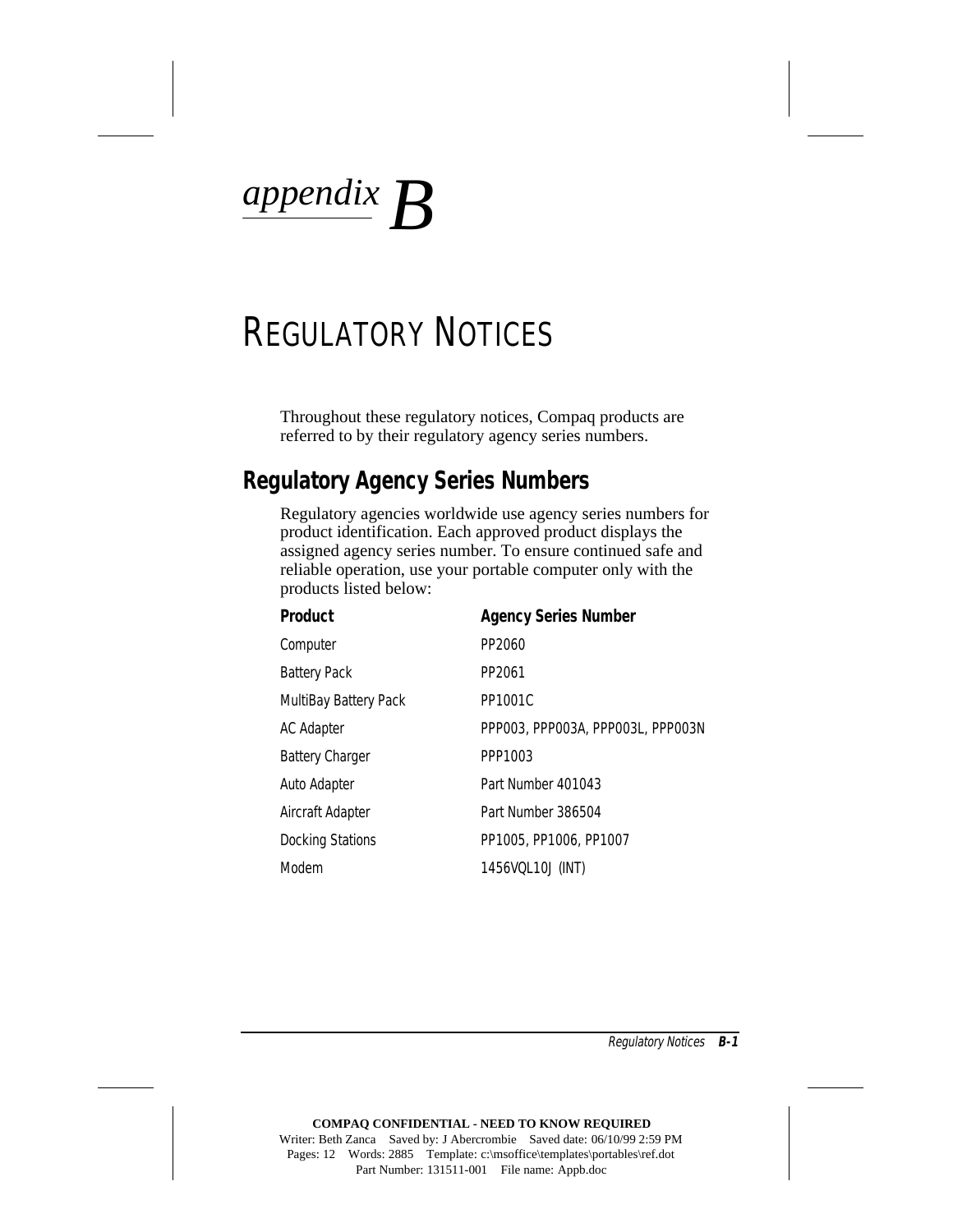# *appendix B*

# REGULATORY NOTICES

Throughout these regulatory notices, Compaq products are referred to by their regulatory agency series numbers.

## Regulatory Agency Series Numbers

Regulatory agencies worldwide use agency series numbers for product identification. Each approved product displays the assigned agency series number. To ensure continued safe and reliable operation, use your portable computer only with the products listed below:

| Product | Agency Series Number |
|---|---|
| Computer | PP2060 |
| Battery Pack | PP2061 |
| MultiBay Battery Pack | PP1001C |
| AC Adapter | PPP003, PPP003A, PPP003L, PPP003N |
| Battery Charger | PPP1003 |
| Auto Adapter | Part Number 401043 |
| Aircraft Adapter | Part Number 386504 |
| Docking Stations | PP1005, PP1006, PP1007 |
| Modem | 1456VQL10J (INT) |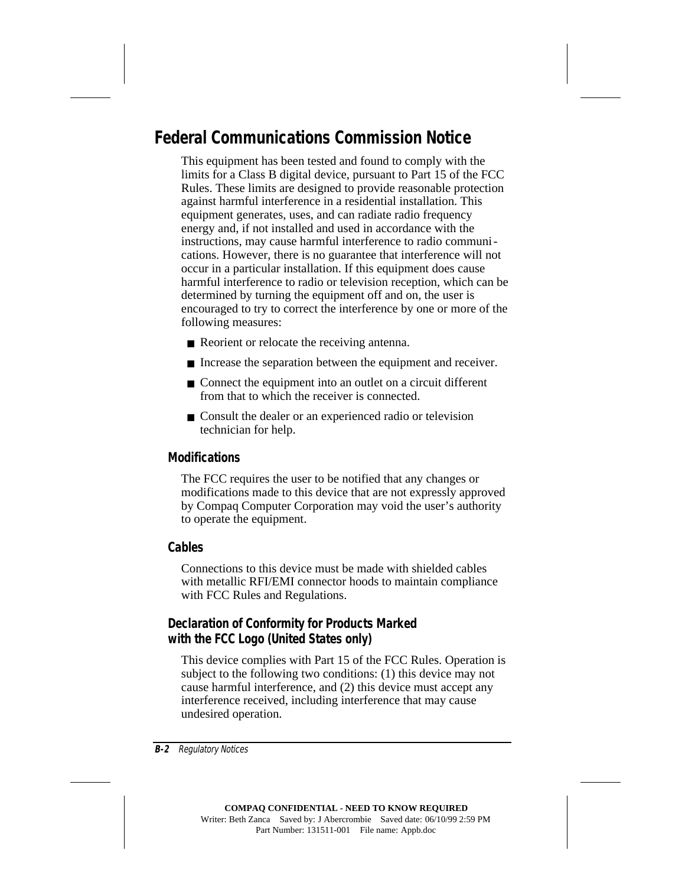## Federal Communications Commission Notice

This equipment has been tested and found to comply with the limits for a Class B digital device, pursuant to Part 15 of the FCC Rules. These limits are designed to provide reasonable protection against harmful interference in a residential installation. This equipment generates, uses, and can radiate radio frequency energy and, if not installed and used in accordance with the instructions, may cause harmful interference to radio communications. However, there is no guarantee that interference will not occur in a particular installation. If this equipment does cause harmful interference to radio or television reception, which can be determined by turning the equipment off and on, the user is encouraged to try to correct the interference by one or more of the following measures:

- Reorient or relocate the receiving antenna.
- Increase the separation between the equipment and receiver.
- Connect the equipment into an outlet on a circuit different from that to which the receiver is connected.
- Consult the dealer or an experienced radio or television technician for help.

### Modifications

The FCC requires the user to be notified that any changes or modifications made to this device that are not expressly approved by Compaq Computer Corporation may void the user's authority to operate the equipment.

### Cables

Connections to this device must be made with shielded cables with metallic RFI/EMI connector hoods to maintain compliance with FCC Rules and Regulations.

### Declaration of Conformity for Products Marked with the FCC Logo (United States only)

This device complies with Part 15 of the FCC Rules. Operation is subject to the following two conditions: (1) this device may not cause harmful interference, and (2) this device must accept any interference received, including interference that may cause undesired operation.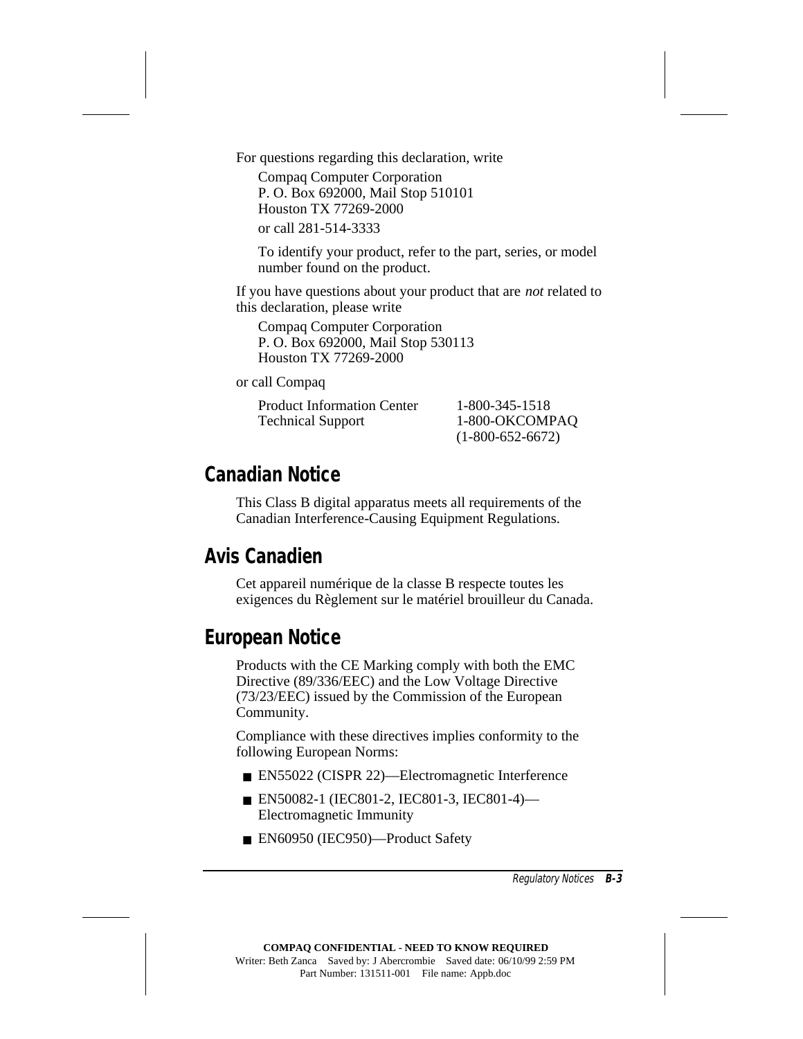For questions regarding this declaration, write

Compaq Computer Corporation
P. O. Box 692000, Mail Stop 510101
Houston TX 77269-2000

or call 281-514-3333

To identify your product, refer to the part, series, or model number found on the product.

If you have questions about your product that are *not* related to this declaration, please write

Compaq Computer Corporation
P. O. Box 692000, Mail Stop 530113
Houston TX 77269-2000

or call Compaq

| | |
|---|---|
| Product Information Center | 1-800-345-1518 |
| Technical Support | 1-800-OKCOMPAQ (1-800-652-6672) |

## Canadian Notice

This Class B digital apparatus meets all requirements of the Canadian Interference-Causing Equipment Regulations.

## Avis Canadien

Cet appareil numérique de la classe B respecte toutes les exigences du Règlement sur le matériel brouilleur du Canada.

## European Notice

Products with the CE Marking comply with both the EMC Directive (89/336/EEC) and the Low Voltage Directive (73/23/EEC) issued by the Commission of the European Community.

Compliance with these directives implies conformity to the following European Norms:

- EN55022 (CISPR 22)—Electromagnetic Interference
- EN50082-1 (IEC801-2, IEC801-3, IEC801-4)—Electromagnetic Immunity
- EN60950 (IEC950)—Product Safety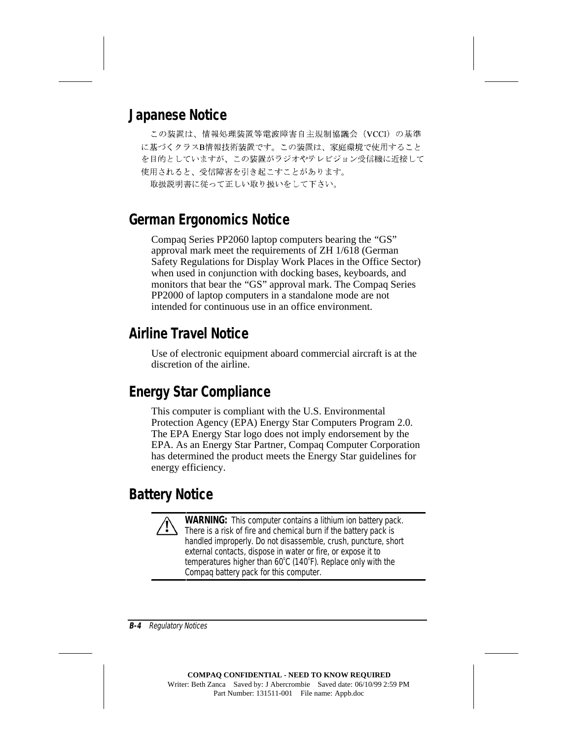## Japanese Notice

この装置は、情報処理装置等電波障害自主規制協議会（VCCI）の基準に基づくクラスB情報技術装置です。この装置は、家庭環境で使用することを目的としていますが、この装置がラジオやテレビジョン受信機に近接して使用されると、受信障害を引き起こすことがあります。

取扱説明書に従って正しい取り扱いをして下さい。

## German Ergonomics Notice

Compaq Series PP2060 laptop computers bearing the "GS" approval mark meet the requirements of ZH 1/618 (German Safety Regulations for Display Work Places in the Office Sector) when used in conjunction with docking bases, keyboards, and monitors that bear the "GS" approval mark. The Compaq Series PP2000 of laptop computers in a standalone mode are not intended for continuous use in an office environment.

## Airline Travel Notice

Use of electronic equipment aboard commercial aircraft is at the discretion of the airline.

## Energy Star Compliance

This computer is compliant with the U.S. Environmental Protection Agency (EPA) Energy Star Computers Program 2.0. The EPA Energy Star logo does not imply endorsement by the EPA. As an Energy Star Partner, Compaq Computer Corporation has determined the product meets the Energy Star guidelines for energy efficiency.

## Battery Notice

**WARNING:** This computer contains a lithium ion battery pack. There is a risk of fire and chemical burn if the battery pack is handled improperly. Do not disassemble, crush, puncture, short external contacts, dispose in water or fire, or expose it to temperatures higher than 60°C (140°F). Replace only with the Compaq battery pack for this computer.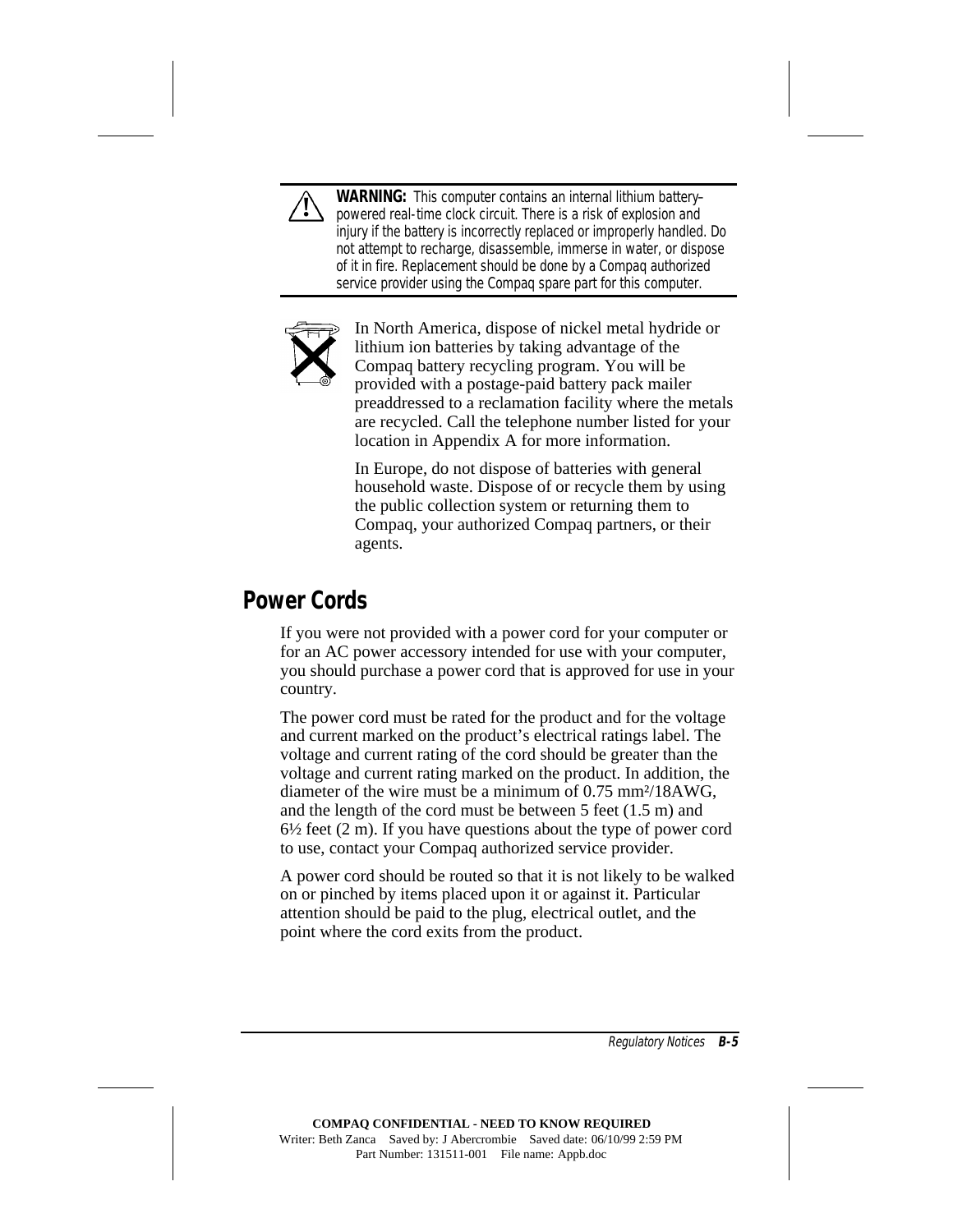**WARNING:** This computer contains an internal lithium battery–powered real-time clock circuit. There is a risk of explosion and injury if the battery is incorrectly replaced or improperly handled. Do not attempt to recharge, disassemble, immerse in water, or dispose of it in fire. Replacement should be done by a Compaq authorized service provider using the Compaq spare part for this computer.

In North America, dispose of nickel metal hydride or lithium ion batteries by taking advantage of the Compaq battery recycling program. You will be provided with a postage-paid battery pack mailer preaddressed to a reclamation facility where the metals are recycled. Call the telephone number listed for your location in Appendix A for more information.

In Europe, do not dispose of batteries with general household waste. Dispose of or recycle them by using the public collection system or returning them to Compaq, your authorized Compaq partners, or their agents.

## Power Cords

If you were not provided with a power cord for your computer or for an AC power accessory intended for use with your computer, you should purchase a power cord that is approved for use in your country.

The power cord must be rated for the product and for the voltage and current marked on the product's electrical ratings label. The voltage and current rating of the cord should be greater than the voltage and current rating marked on the product. In addition, the diameter of the wire must be a minimum of 0.75 $mm^2$/18AWG, and the length of the cord must be between 5 feet (1.5 m) and 6½ feet (2 m). If you have questions about the type of power cord to use, contact your Compaq authorized service provider.

A power cord should be routed so that it is not likely to be walked on or pinched by items placed upon it or against it. Particular attention should be paid to the plug, electrical outlet, and the point where the cord exits from the product.

COMPAQ CONFIDENTIAL - NEED TO KNOW REQUIRED
Writer: Beth Zanca Saved by: J Abercrombie Saved date: 06/10/99 2:59 PM
Part Number: 131511-001 File name: Appb.doc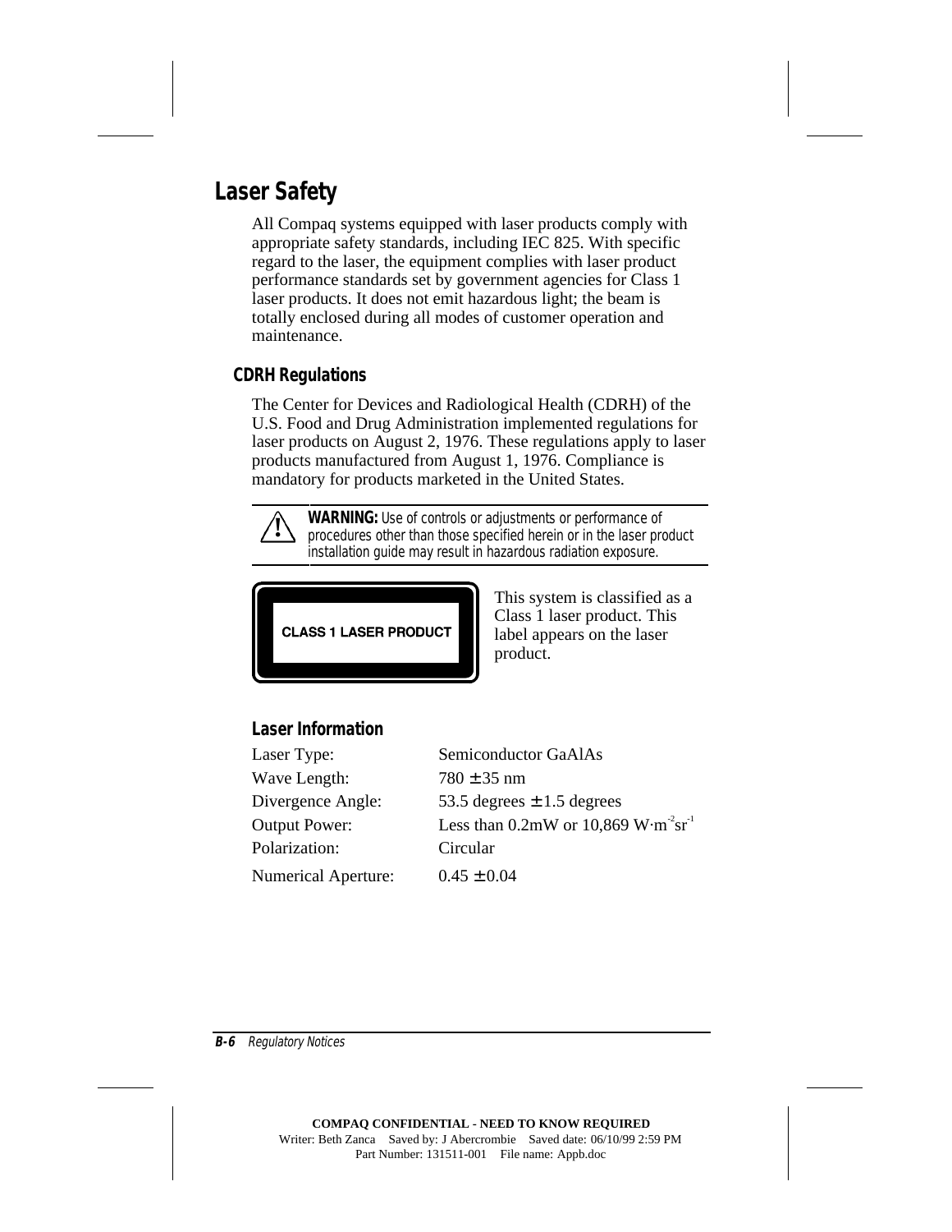## Laser Safety

All Compaq systems equipped with laser products comply with appropriate safety standards, including IEC 825. With specific regard to the laser, the equipment complies with laser product performance standards set by government agencies for Class 1 laser products. It does not emit hazardous light; the beam is totally enclosed during all modes of customer operation and maintenance.

### CDRH Regulations

The Center for Devices and Radiological Health (CDRH) of the U.S. Food and Drug Administration implemented regulations for laser products on August 2, 1976. These regulations apply to laser products manufactured from August 1, 1976. Compliance is mandatory for products marketed in the United States.

**WARNING:** Use of controls or adjustments or performance of procedures other than those specified herein or in the laser product installation guide may result in hazardous radiation exposure.

CLASS 1 LASER PRODUCT

This system is classified as a Class 1 laser product. This label appears on the laser product.

### Laser Information

| | |
|---|---|
| Laser Type: | Semiconductor GaAlAs |
| Wave Length: | 780 ± 35 nm |
| Divergence Angle: | 53.5 degrees ± 1.5 degrees |
| Output Power: | Less than 0.2mW or 10,869 $W \cdot m^{-2} sr^{-1}$ |
| Polarization: | Circular |
| Numerical Aperture: | 0.45 ± 0.04 |

COMPAQ CONFIDENTIAL - NEED TO KNOW REQUIRED
Writer: Beth Zanca Saved by: J Abercrombie Saved date: 06/10/99 2:59 PM
Part Number: 131511-001 File name: Appb.doc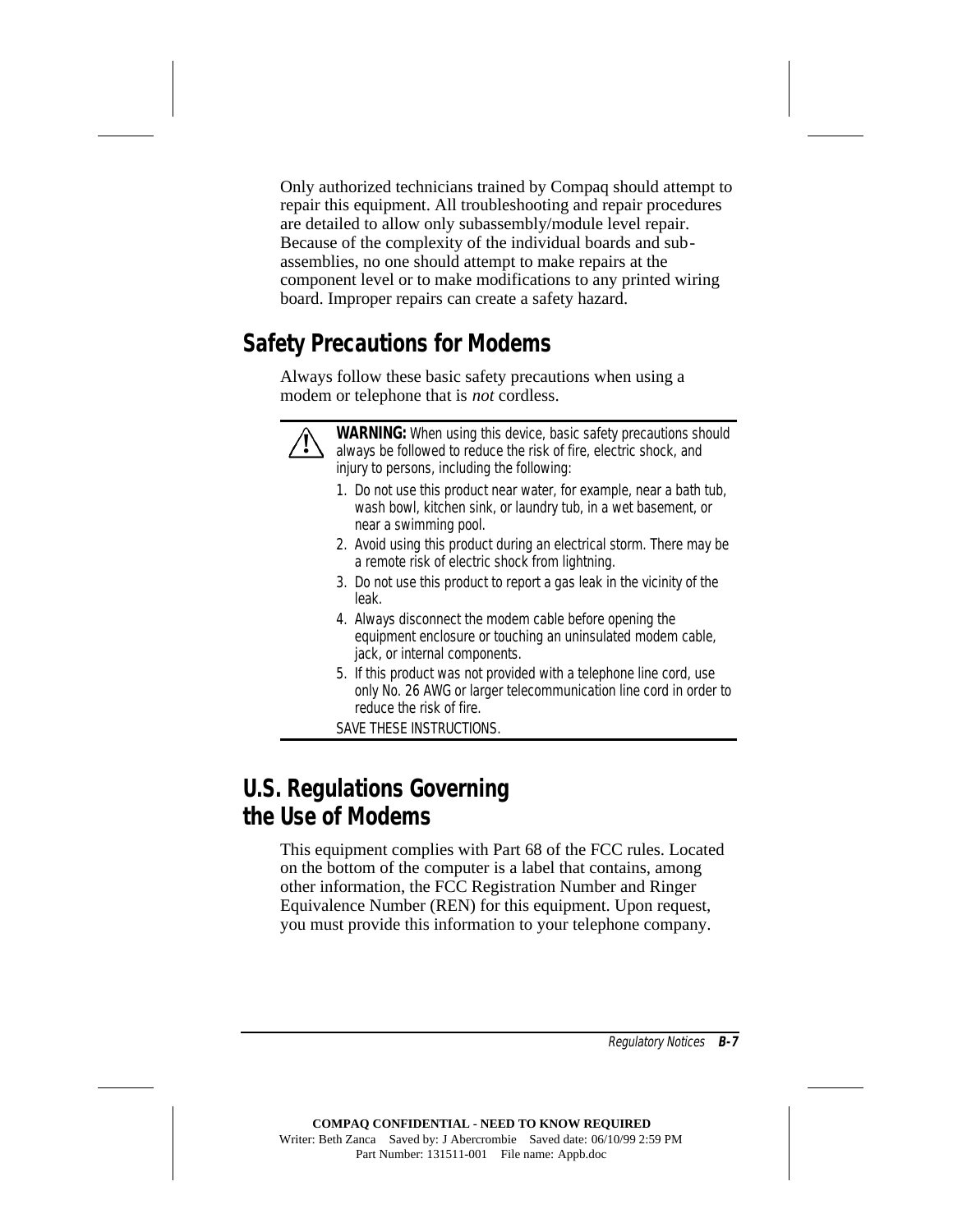Only authorized technicians trained by Compaq should attempt to repair this equipment. All troubleshooting and repair procedures are detailed to allow only subassembly/module level repair. Because of the complexity of the individual boards and sub-assemblies, no one should attempt to make repairs at the component level or to make modifications to any printed wiring board. Improper repairs can create a safety hazard.

## Safety Precautions for Modems

Always follow these basic safety precautions when using a modem or telephone that is *not* cordless.

> **WARNING:** When using this device, basic safety precautions should always be followed to reduce the risk of fire, electric shock, and injury to persons, including the following:
>
> 1. Do not use this product near water, for example, near a bath tub, wash bowl, kitchen sink, or laundry tub, in a wet basement, or near a swimming pool.
> 2. Avoid using this product during an electrical storm. There may be a remote risk of electric shock from lightning.
> 3. Do not use this product to report a gas leak in the vicinity of the leak.
> 4. Always disconnect the modem cable before opening the equipment enclosure or touching an uninsulated modem cable, jack, or internal components.
> 5. If this product was not provided with a telephone line cord, use only No. 26 AWG or larger telecommunication line cord in order to reduce the risk of fire.
>
> SAVE THESE INSTRUCTIONS.

## U.S. Regulations Governing the Use of Modems

This equipment complies with Part 68 of the FCC rules. Located on the bottom of the computer is a label that contains, among other information, the FCC Registration Number and Ringer Equivalence Number (REN) for this equipment. Upon request, you must provide this information to your telephone company.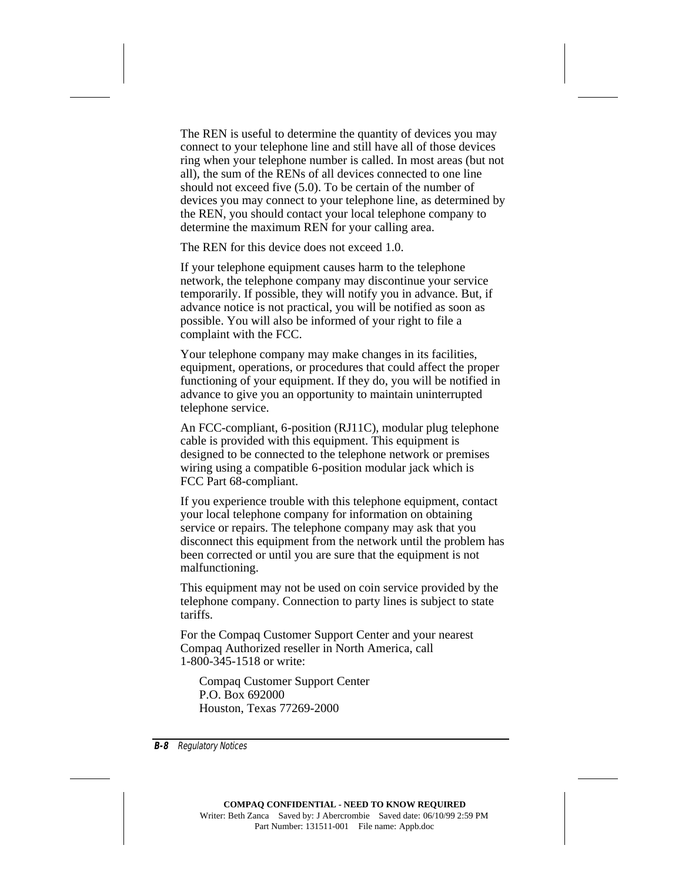The REN is useful to determine the quantity of devices you may connect to your telephone line and still have all of those devices ring when your telephone number is called. In most areas (but not all), the sum of the RENs of all devices connected to one line should not exceed five (5.0). To be certain of the number of devices you may connect to your telephone line, as determined by the REN, you should contact your local telephone company to determine the maximum REN for your calling area.

The REN for this device does not exceed 1.0.

If your telephone equipment causes harm to the telephone network, the telephone company may discontinue your service temporarily. If possible, they will notify you in advance. But, if advance notice is not practical, you will be notified as soon as possible. You will also be informed of your right to file a complaint with the FCC.

Your telephone company may make changes in its facilities, equipment, operations, or procedures that could affect the proper functioning of your equipment. If they do, you will be notified in advance to give you an opportunity to maintain uninterrupted telephone service.

An FCC-compliant, 6-position (RJ11C), modular plug telephone cable is provided with this equipment. This equipment is designed to be connected to the telephone network or premises wiring using a compatible 6-position modular jack which is FCC Part 68-compliant.

If you experience trouble with this telephone equipment, contact your local telephone company for information on obtaining service or repairs. The telephone company may ask that you disconnect this equipment from the network until the problem has been corrected or until you are sure that the equipment is not malfunctioning.

This equipment may not be used on coin service provided by the telephone company. Connection to party lines is subject to state tariffs.

For the Compaq Customer Support Center and your nearest Compaq Authorized reseller in North America, call 1-800-345-1518 or write:

Compaq Customer Support Center
P.O. Box 692000
Houston, Texas 77269-2000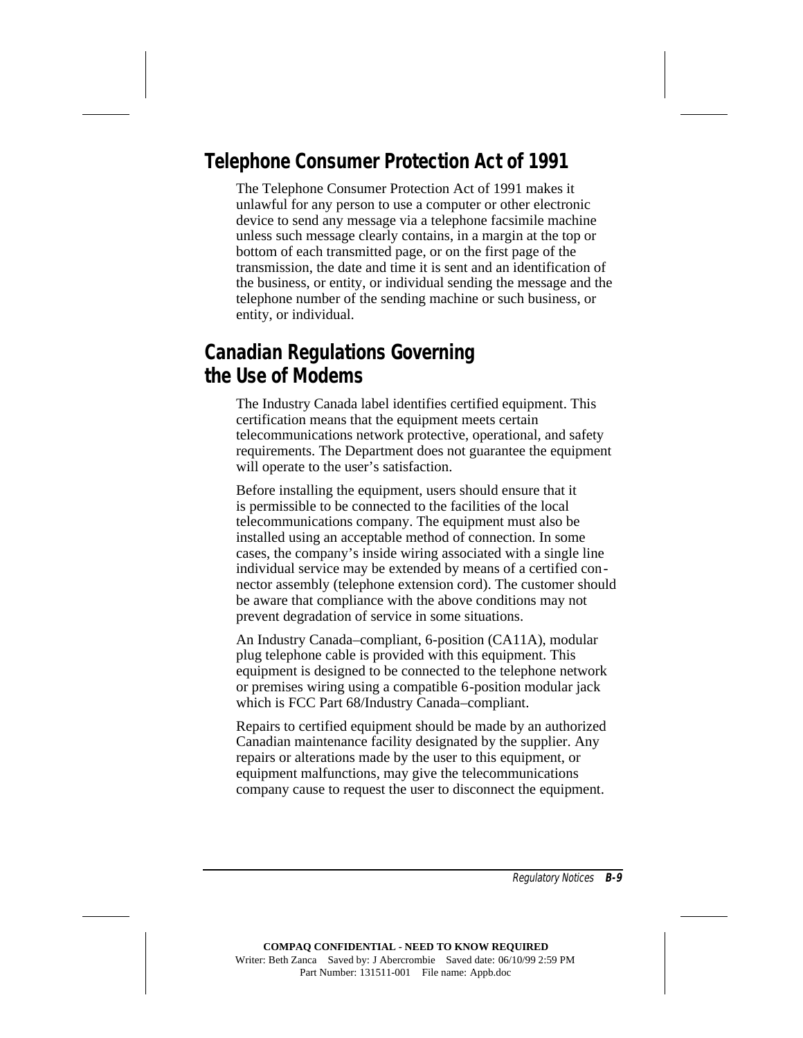## Telephone Consumer Protection Act of 1991

The Telephone Consumer Protection Act of 1991 makes it unlawful for any person to use a computer or other electronic device to send any message via a telephone facsimile machine unless such message clearly contains, in a margin at the top or bottom of each transmitted page, or on the first page of the transmission, the date and time it is sent and an identification of the business, or entity, or individual sending the message and the telephone number of the sending machine or such business, or entity, or individual.

## Canadian Regulations Governing the Use of Modems

The Industry Canada label identifies certified equipment. This certification means that the equipment meets certain telecommunications network protective, operational, and safety requirements. The Department does not guarantee the equipment will operate to the user's satisfaction.

Before installing the equipment, users should ensure that it is permissible to be connected to the facilities of the local telecommunications company. The equipment must also be installed using an acceptable method of connection. In some cases, the company's inside wiring associated with a single line individual service may be extended by means of a certified connector assembly (telephone extension cord). The customer should be aware that compliance with the above conditions may not prevent degradation of service in some situations.

An Industry Canada–compliant, 6-position (CA11A), modular plug telephone cable is provided with this equipment. This equipment is designed to be connected to the telephone network or premises wiring using a compatible 6-position modular jack which is FCC Part 68/Industry Canada–compliant.

Repairs to certified equipment should be made by an authorized Canadian maintenance facility designated by the supplier. Any repairs or alterations made by the user to this equipment, or equipment malfunctions, may give the telecommunications company cause to request the user to disconnect the equipment.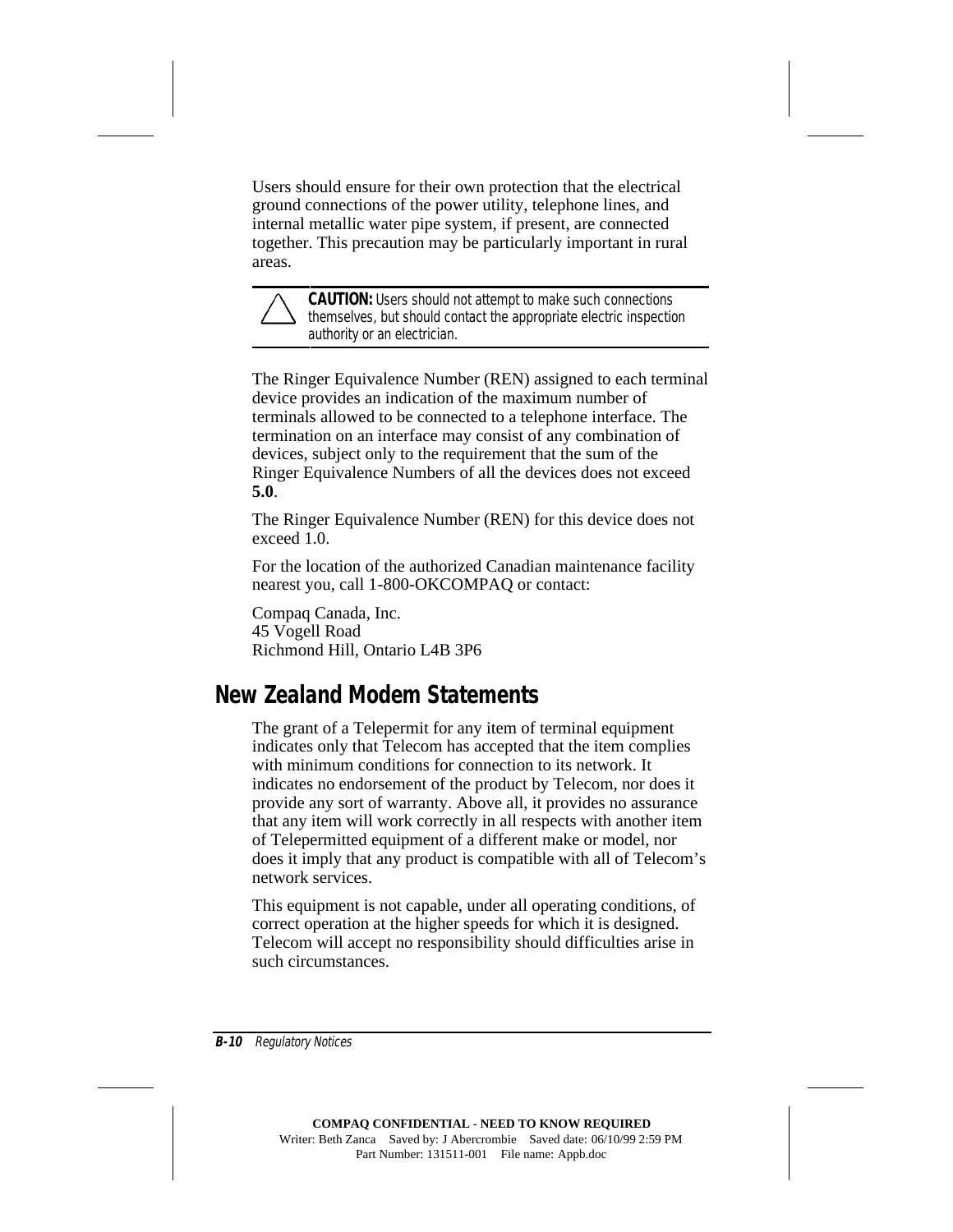Users should ensure for their own protection that the electrical ground connections of the power utility, telephone lines, and internal metallic water pipe system, if present, are connected together. This precaution may be particularly important in rural areas.

> **CAUTION:** Users should not attempt to make such connections themselves, but should contact the appropriate electric inspection authority or an electrician.

The Ringer Equivalence Number (REN) assigned to each terminal device provides an indication of the maximum number of terminals allowed to be connected to a telephone interface. The termination on an interface may consist of any combination of devices, subject only to the requirement that the sum of the Ringer Equivalence Numbers of all the devices does not exceed **5.0**.

The Ringer Equivalence Number (REN) for this device does not exceed 1.0.

For the location of the authorized Canadian maintenance facility nearest you, call 1-800-OKCOMPAQ or contact:

Compaq Canada, Inc.
45 Vogell Road
Richmond Hill, Ontario L4B 3P6

## New Zealand Modem Statements

The grant of a Telepermit for any item of terminal equipment indicates only that Telecom has accepted that the item complies with minimum conditions for connection to its network. It indicates no endorsement of the product by Telecom, nor does it provide any sort of warranty. Above all, it provides no assurance that any item will work correctly in all respects with another item of Telepermitted equipment of a different make or model, nor does it imply that any product is compatible with all of Telecom's network services.

This equipment is not capable, under all operating conditions, of correct operation at the higher speeds for which it is designed. Telecom will accept no responsibility should difficulties arise in such circumstances.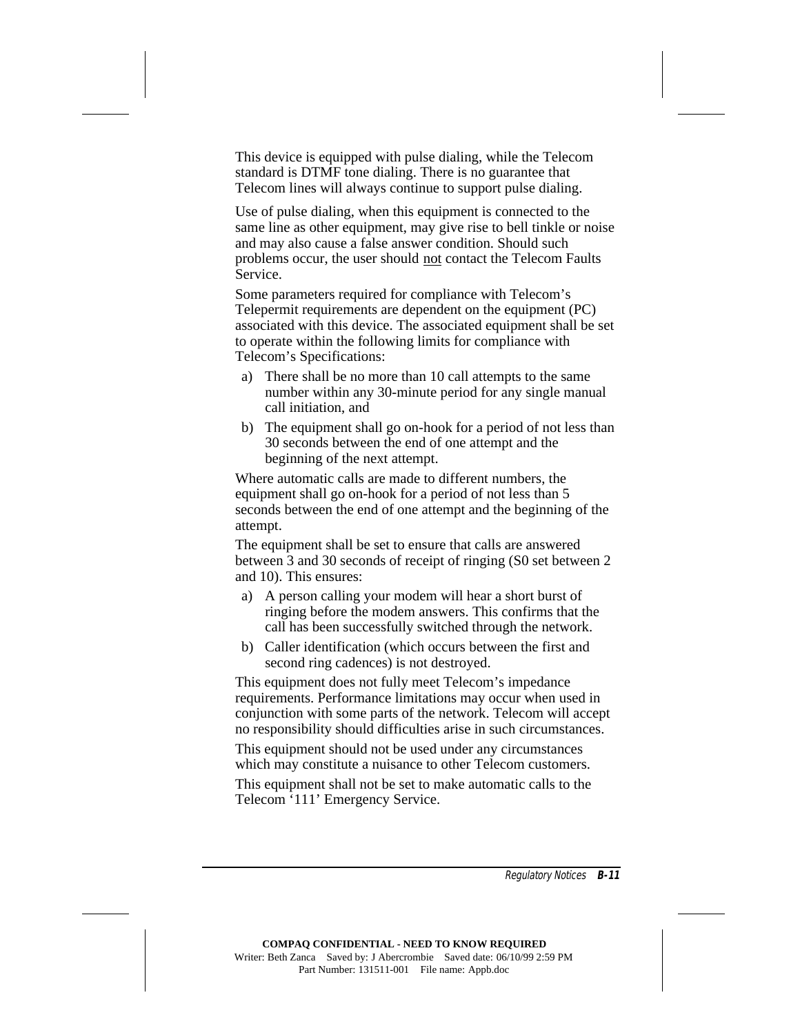This device is equipped with pulse dialing, while the Telecom standard is DTMF tone dialing. There is no guarantee that Telecom lines will always continue to support pulse dialing.

Use of pulse dialing, when this equipment is connected to the same line as other equipment, may give rise to bell tinkle or noise and may also cause a false answer condition. Should such problems occur, the user should <u>not</u> contact the Telecom Faults Service.

Some parameters required for compliance with Telecom's Telepermit requirements are dependent on the equipment (PC) associated with this device. The associated equipment shall be set to operate within the following limits for compliance with Telecom's Specifications:

a) There shall be no more than 10 call attempts to the same number within any 30-minute period for any single manual call initiation, and

b) The equipment shall go on-hook for a period of not less than 30 seconds between the end of one attempt and the beginning of the next attempt.

Where automatic calls are made to different numbers, the equipment shall go on-hook for a period of not less than 5 seconds between the end of one attempt and the beginning of the attempt.

The equipment shall be set to ensure that calls are answered between 3 and 30 seconds of receipt of ringing (S0 set between 2 and 10). This ensures:

a) A person calling your modem will hear a short burst of ringing before the modem answers. This confirms that the call has been successfully switched through the network.

b) Caller identification (which occurs between the first and second ring cadences) is not destroyed.

This equipment does not fully meet Telecom's impedance requirements. Performance limitations may occur when used in conjunction with some parts of the network. Telecom will accept no responsibility should difficulties arise in such circumstances.

This equipment should not be used under any circumstances which may constitute a nuisance to other Telecom customers.

This equipment shall not be set to make automatic calls to the Telecom '111' Emergency Service.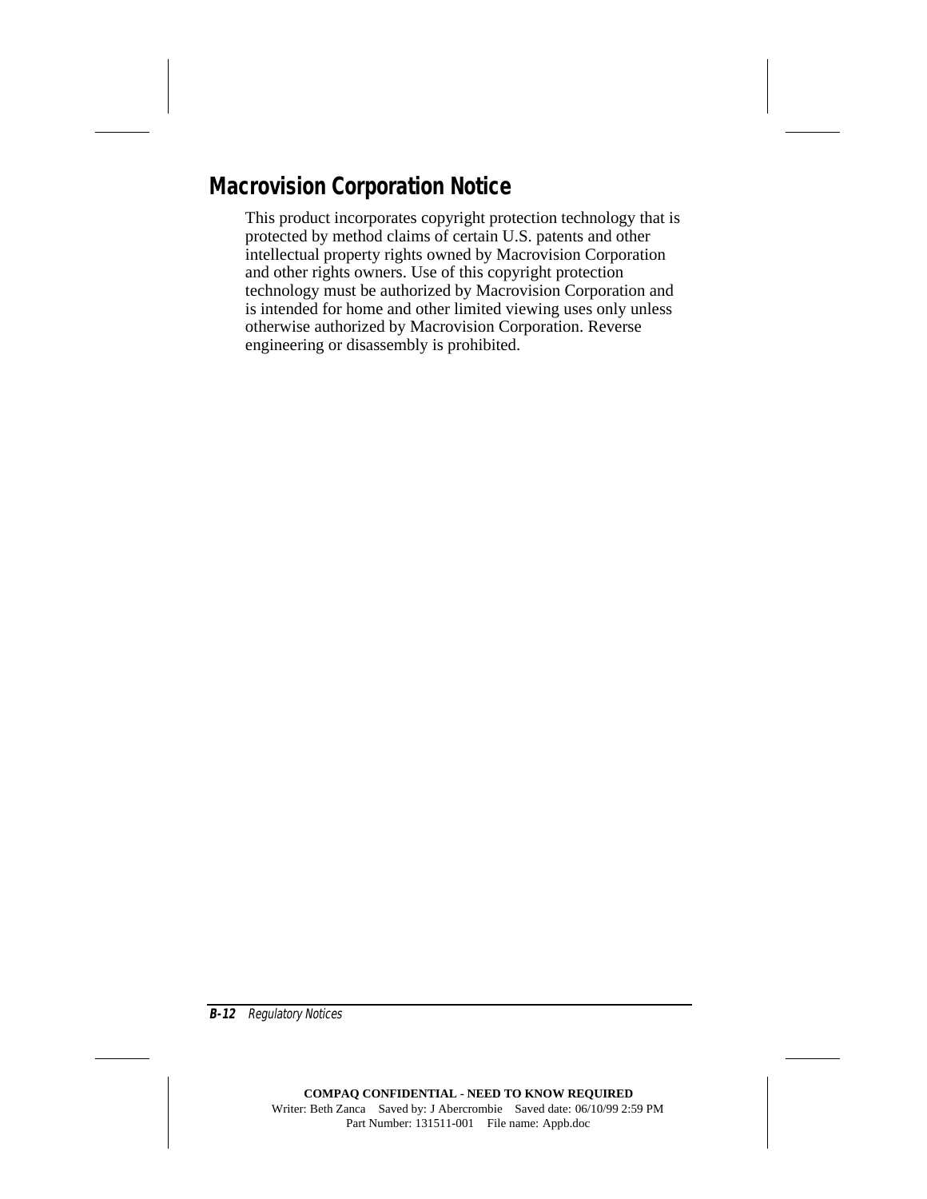## Macrovision Corporation Notice

This product incorporates copyright protection technology that is protected by method claims of certain U.S. patents and other intellectual property rights owned by Macrovision Corporation and other rights owners. Use of this copyright protection technology must be authorized by Macrovision Corporation and is intended for home and other limited viewing uses only unless otherwise authorized by Macrovision Corporation. Reverse engineering or disassembly is prohibited.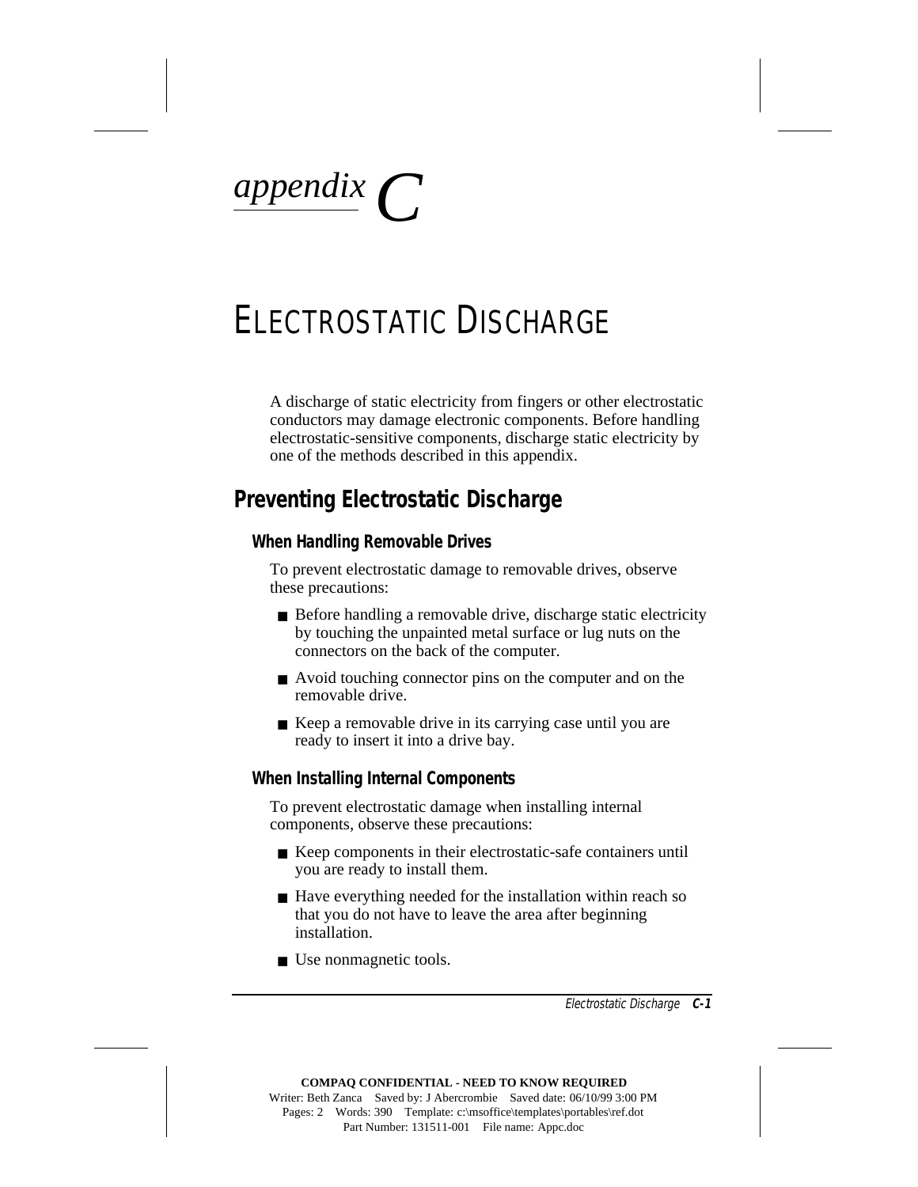*appendix* C

# Electrostatic Discharge

A discharge of static electricity from fingers or other electrostatic conductors may damage electronic components. Before handling electrostatic-sensitive components, discharge static electricity by one of the methods described in this appendix.

## Preventing Electrostatic Discharge

### When Handling Removable Drives

To prevent electrostatic damage to removable drives, observe these precautions:

- Before handling a removable drive, discharge static electricity by touching the unpainted metal surface or lug nuts on the connectors on the back of the computer.
- Avoid touching connector pins on the computer and on the removable drive.
- Keep a removable drive in its carrying case until you are ready to insert it into a drive bay.

### When Installing Internal Components

To prevent electrostatic damage when installing internal components, observe these precautions:

- Keep components in their electrostatic-safe containers until you are ready to install them.
- Have everything needed for the installation within reach so that you do not have to leave the area after beginning installation.
- Use nonmagnetic tools.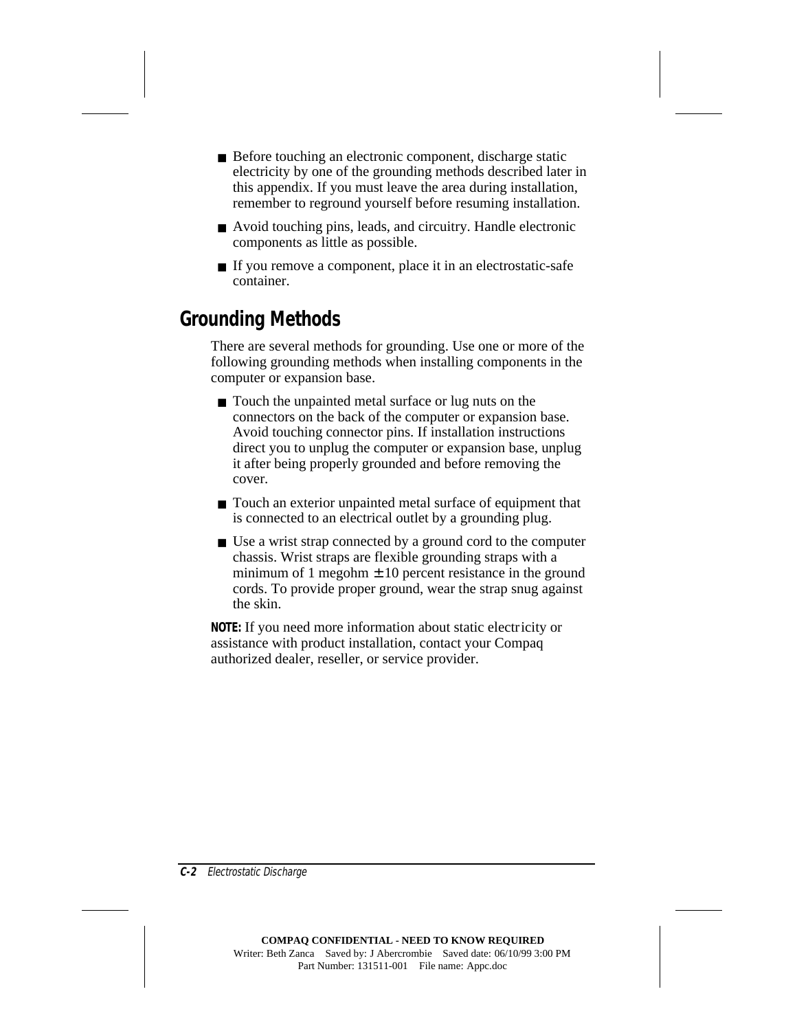- Before touching an electronic component, discharge static electricity by one of the grounding methods described later in this appendix. If you must leave the area during installation, remember to reground yourself before resuming installation.
- Avoid touching pins, leads, and circuitry. Handle electronic components as little as possible.
- If you remove a component, place it in an electrostatic-safe container.

## Grounding Methods

There are several methods for grounding. Use one or more of the following grounding methods when installing components in the computer or expansion base.

- Touch the unpainted metal surface or lug nuts on the connectors on the back of the computer or expansion base. Avoid touching connector pins. If installation instructions direct you to unplug the computer or expansion base, unplug it after being properly grounded and before removing the cover.
- Touch an exterior unpainted metal surface of equipment that is connected to an electrical outlet by a grounding plug.
- Use a wrist strap connected by a ground cord to the computer chassis. Wrist straps are flexible grounding straps with a minimum of 1 megohm $\pm$ 10 percent resistance in the ground cords. To provide proper ground, wear the strap snug against the skin.

**NOTE:** If you need more information about static electricity or assistance with product installation, contact your Compaq authorized dealer, reseller, or service provider.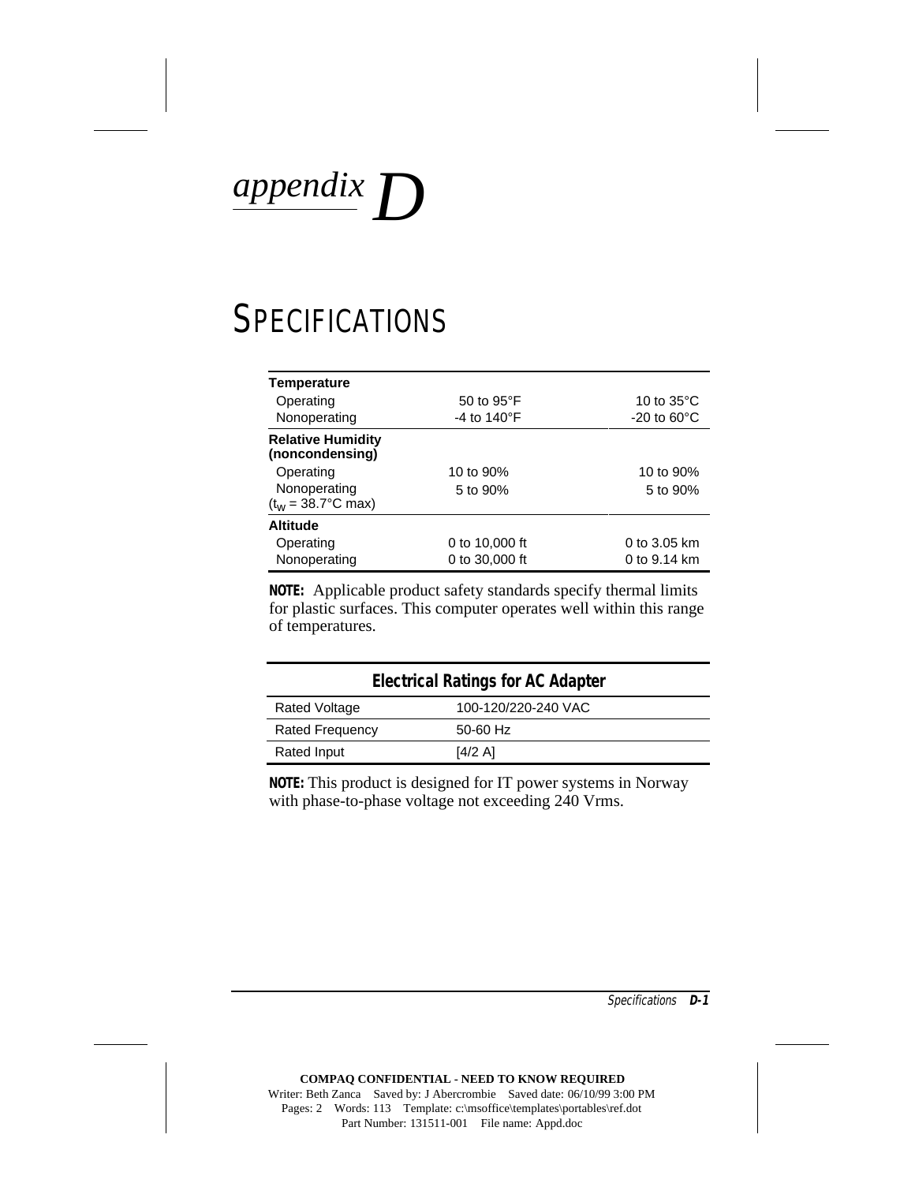*appendix* D

# SPECIFICATIONS

| | | |
|---|---|---|
| **Temperature** | | |
| Operating | 50 to 95°F | 10 to 35°C |
| Nonoperating | -4 to 140°F | -20 to 60°C |
| **Relative Humidity (noncondensing)** | | |
| Operating | 10 to 90% | 10 to 90% |
| Nonoperating ($t_w$ = 38.7°C max) | 5 to 90% | 5 to 90% |
| **Altitude** | | |
| Operating | 0 to 10,000 ft | 0 to 3.05 km |
| Nonoperating | 0 to 30,000 ft | 0 to 9.14 km |

**NOTE:** Applicable product safety standards specify thermal limits for plastic surfaces. This computer operates well within this range of temperatures.

| Electrical Ratings for AC Adapter | |
|---|---|
| Rated Voltage | 100-120/220-240 VAC |
| Rated Frequency | 50-60 Hz |
| Rated Input | [4/2 A] |

**NOTE:** This product is designed for IT power systems in Norway with phase-to-phase voltage not exceeding 240 Vrms.

COMPAQ CONFIDENTIAL - NEED TO KNOW REQUIRED
Writer: Beth Zanca Saved by: J Abercrombie Saved date: 06/10/99 3:00 PM
Pages: 2 Words: 113 Template: c:\msoffice\templates\portables\ref.dot
Part Number: 131511-001 File name: Appd.doc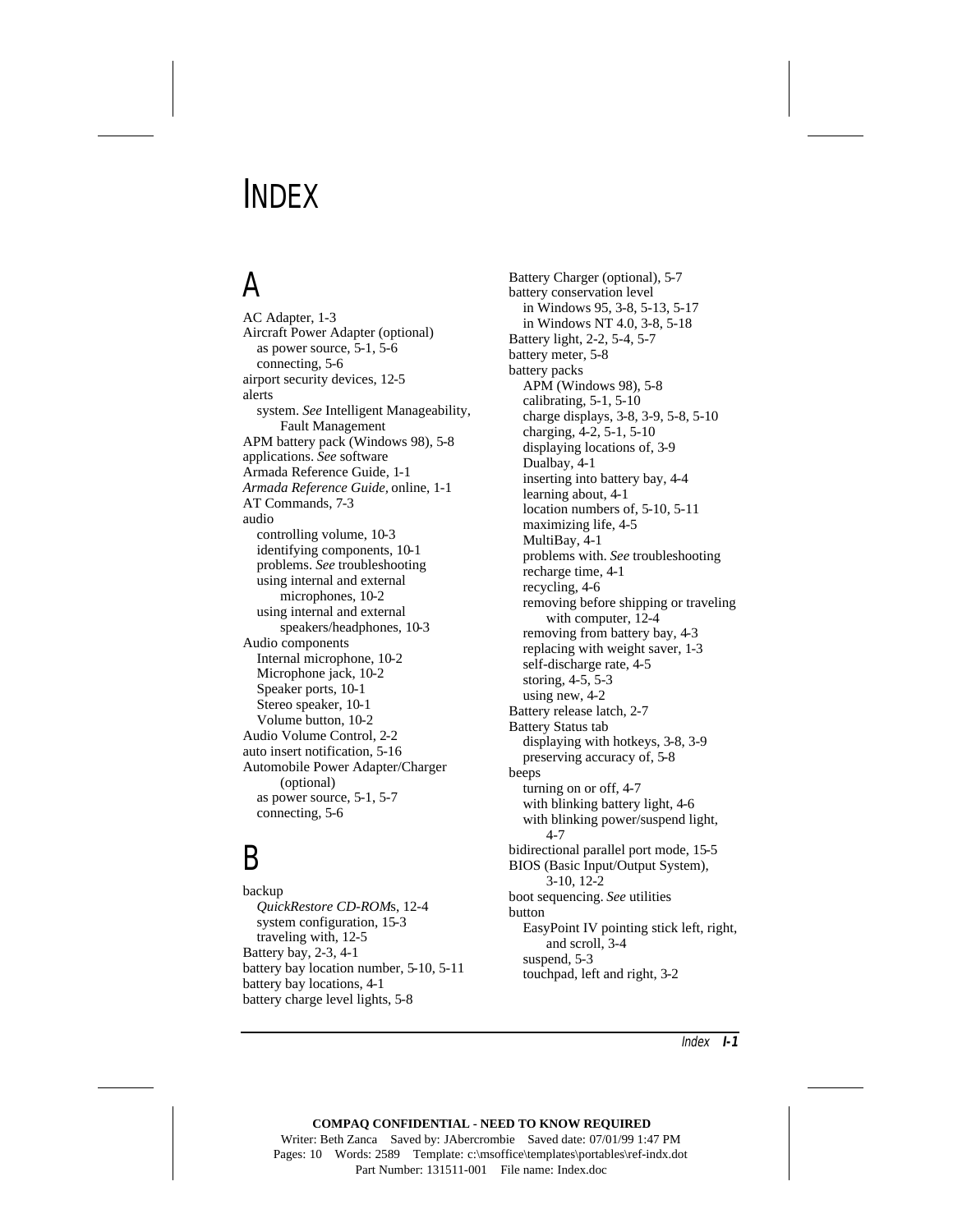# INDEX

## A

AC Adapter, 1-3
Aircraft Power Adapter (optional)
  as power source, 5-1, 5-6
  connecting, 5-6
airport security devices, 12-5
alerts
  system. *See* Intelligent Manageability, Fault Management
APM battery pack (Windows 98), 5-8
applications. *See* software
Armada Reference Guide, 1-1
*Armada Reference Guide,* online, 1-1
AT Commands, 7-3
audio
  controlling volume, 10-3
  identifying components, 10-1
  problems. *See* troubleshooting
  using internal and external microphones, 10-2
  using internal and external speakers/headphones, 10-3
Audio components
  Internal microphone, 10-2
  Microphone jack, 10-2
  Speaker ports, 10-1
  Stereo speaker, 10-1
  Volume button, 10-2
Audio Volume Control, 2-2
auto insert notification, 5-16
Automobile Power Adapter/Charger (optional)
  as power source, 5-1, 5-7
  connecting, 5-6

## B

backup
  *QuickRestore CD-ROM*s, 12-4
  system configuration, 15-3
  traveling with, 12-5
Battery bay, 2-3, 4-1
battery bay location number, 5-10, 5-11
battery bay locations, 4-1
battery charge level lights, 5-8
Battery Charger (optional), 5-7
battery conservation level
  in Windows 95, 3-8, 5-13, 5-17
  in Windows NT 4.0, 3-8, 5-18
Battery light, 2-2, 5-4, 5-7
battery meter, 5-8
battery packs
  APM (Windows 98), 5-8
  calibrating, 5-1, 5-10
  charge displays, 3-8, 3-9, 5-8, 5-10
  charging, 4-2, 5-1, 5-10
  displaying locations of, 3-9
  Dualbay, 4-1
  inserting into battery bay, 4-4
  learning about, 4-1
  location numbers of, 5-10, 5-11
  maximizing life, 4-5
  MultiBay, 4-1
  problems with. *See* troubleshooting
  recharge time, 4-1
  recycling, 4-6
  removing before shipping or traveling with computer, 12-4
  removing from battery bay, 4-3
  replacing with weight saver, 1-3
  self-discharge rate, 4-5
  storing, 4-5, 5-3
  using new, 4-2
Battery release latch, 2-7
Battery Status tab
  displaying with hotkeys, 3-8, 3-9
  preserving accuracy of, 5-8
beeps
  turning on or off, 4-7
  with blinking battery light, 4-6
  with blinking power/suspend light, 4-7
bidirectional parallel port mode, 15-5
BIOS (Basic Input/Output System), 3-10, 12-2
boot sequencing. *See* utilities
button
  EasyPoint IV pointing stick left, right, and scroll, 3-4
  suspend, 5-3
  touchpad, left and right, 3-2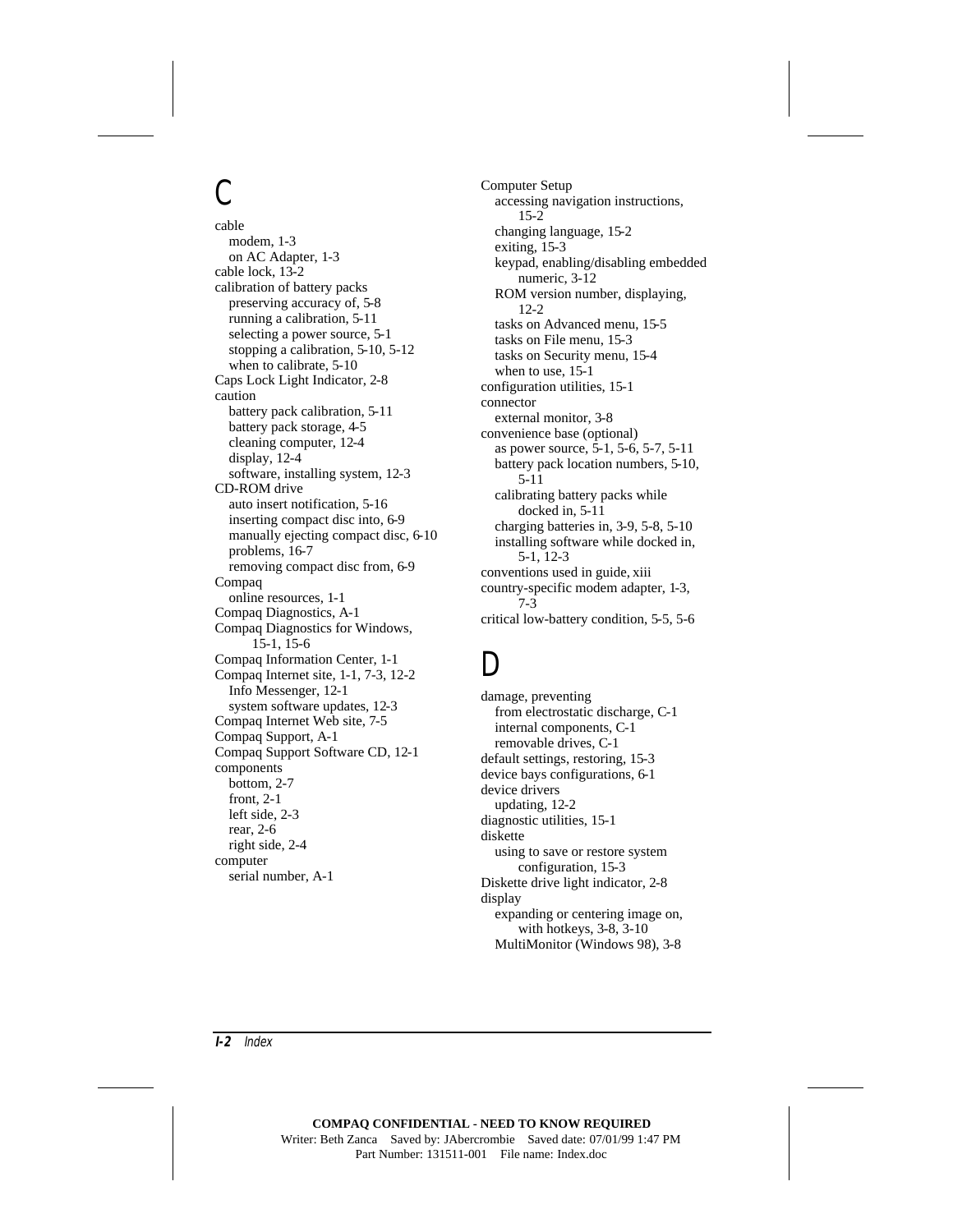## C

cable
- modem, 1-3
- on AC Adapter, 1-3

cable lock, 13-2

calibration of battery packs
- preserving accuracy of, 5-8
- running a calibration, 5-11
- selecting a power source, 5-1
- stopping a calibration, 5-10, 5-12
- when to calibrate, 5-10

Caps Lock Light Indicator, 2-8

caution
- battery pack calibration, 5-11
- battery pack storage, 4-5
- cleaning computer, 12-4
- display, 12-4
- software, installing system, 12-3

CD-ROM drive
- auto insert notification, 5-16
- inserting compact disc into, 6-9
- manually ejecting compact disc, 6-10
- problems, 16-7
- removing compact disc from, 6-9

Compaq
- online resources, 1-1

Compaq Diagnostics, A-1

Compaq Diagnostics for Windows, 15-1, 15-6

Compaq Information Center, 1-1

Compaq Internet site, 1-1, 7-3, 12-2
- Info Messenger, 12-1
- system software updates, 12-3

Compaq Internet Web site, 7-5

Compaq Support, A-1

Compaq Support Software CD, 12-1

components
- bottom, 2-7
- front, 2-1
- left side, 2-3
- rear, 2-6
- right side, 2-4

computer
- serial number, A-1

Computer Setup
- accessing navigation instructions, 15-2
- changing language, 15-2
- exiting, 15-3
- keypad, enabling/disabling embedded numeric, 3-12
- ROM version number, displaying, 12-2
- tasks on Advanced menu, 15-5
- tasks on File menu, 15-3
- tasks on Security menu, 15-4
- when to use, 15-1

configuration utilities, 15-1

connector
- external monitor, 3-8

convenience base (optional)
- as power source, 5-1, 5-6, 5-7, 5-11
- battery pack location numbers, 5-10, 5-11
- calibrating battery packs while docked in, 5-11
- charging batteries in, 3-9, 5-8, 5-10
- installing software while docked in, 5-1, 12-3

conventions used in guide, xiii

country-specific modem adapter, 1-3, 7-3

critical low-battery condition, 5-5, 5-6

## D

damage, preventing
- from electrostatic discharge, C-1
- internal components, C-1
- removable drives, C-1

default settings, restoring, 15-3

device bays configurations, 6-1

device drivers
- updating, 12-2

diagnostic utilities, 15-1

diskette
- using to save or restore system configuration, 15-3

Diskette drive light indicator, 2-8

display
- expanding or centering image on, with hotkeys, 3-8, 3-10
- MultiMonitor (Windows 98), 3-8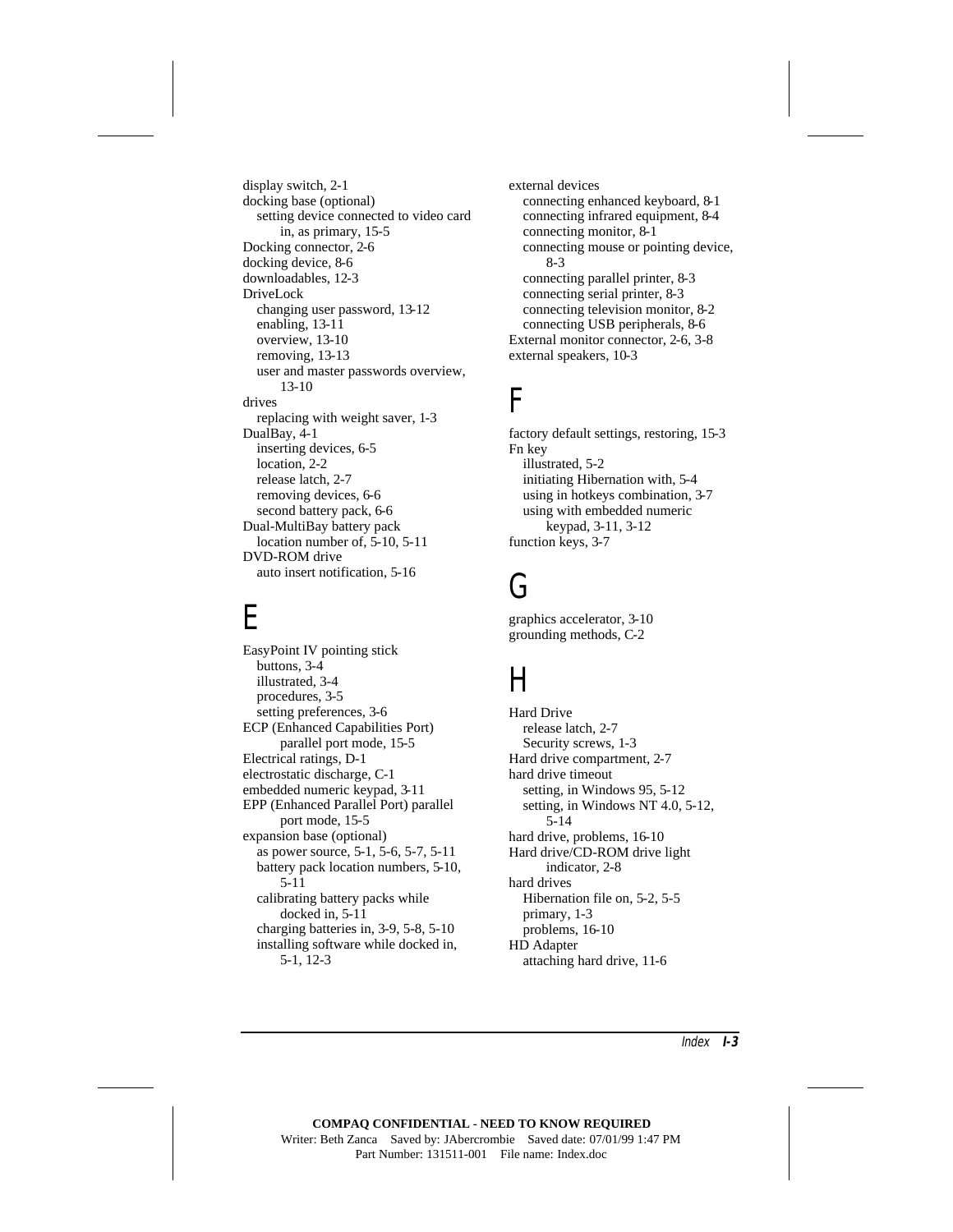display switch, 2-1
docking base (optional)
  setting device connected to video card in, as primary, 15-5
Docking connector, 2-6
docking device, 8-6
downloadables, 12-3
DriveLock
  changing user password, 13-12
  enabling, 13-11
  overview, 13-10
  removing, 13-13
  user and master passwords overview, 13-10
drives
  replacing with weight saver, 1-3
DualBay, 4-1
  inserting devices, 6-5
  location, 2-2
  release latch, 2-7
  removing devices, 6-6
  second battery pack, 6-6
Dual-MultiBay battery pack
  location number of, 5-10, 5-11
DVD-ROM drive
  auto insert notification, 5-16

# E

EasyPoint IV pointing stick
  buttons, 3-4
  illustrated, 3-4
  procedures, 3-5
  setting preferences, 3-6
ECP (Enhanced Capabilities Port) parallel port mode, 15-5
Electrical ratings, D-1
electrostatic discharge, C-1
embedded numeric keypad, 3-11
EPP (Enhanced Parallel Port) parallel port mode, 15-5
expansion base (optional)
  as power source, 5-1, 5-6, 5-7, 5-11
  battery pack location numbers, 5-10, 5-11
  calibrating battery packs while docked in, 5-11
  charging batteries in, 3-9, 5-8, 5-10
  installing software while docked in, 5-1, 12-3
external devices
  connecting enhanced keyboard, 8-1
  connecting infrared equipment, 8-4
  connecting monitor, 8-1
  connecting mouse or pointing device, 8-3
  connecting parallel printer, 8-3
  connecting serial printer, 8-3
  connecting television monitor, 8-2
  connecting USB peripherals, 8-6
External monitor connector, 2-6, 3-8
external speakers, 10-3

# F

factory default settings, restoring, 15-3
Fn key
  illustrated, 5-2
  initiating Hibernation with, 5-4
  using in hotkeys combination, 3-7
  using with embedded numeric keypad, 3-11, 3-12
function keys, 3-7

# G

graphics accelerator, 3-10
grounding methods, C-2

# H

Hard Drive
  release latch, 2-7
  Security screws, 1-3
Hard drive compartment, 2-7
hard drive timeout
  setting, in Windows 95, 5-12
  setting, in Windows NT 4.0, 5-12, 5-14
hard drive, problems, 16-10
Hard drive/CD-ROM drive light indicator, 2-8
hard drives
  Hibernation file on, 5-2, 5-5
  primary, 1-3
  problems, 16-10
HD Adapter
  attaching hard drive, 11-6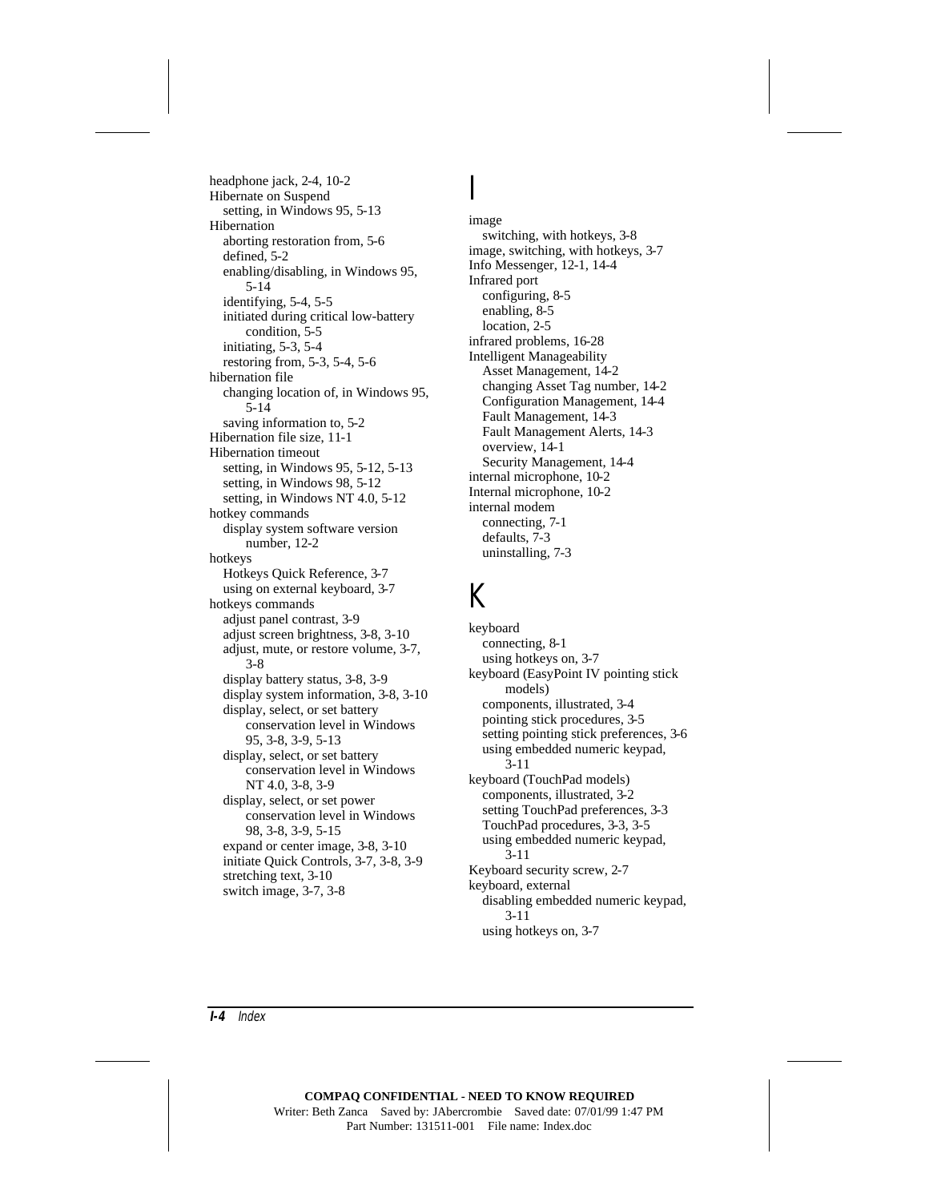headphone jack, 2-4, 10-2
Hibernate on Suspend
  setting, in Windows 95, 5-13
Hibernation
  aborting restoration from, 5-6
  defined, 5-2
  enabling/disabling, in Windows 95, 5-14
  identifying, 5-4, 5-5
  initiated during critical low-battery condition, 5-5
  initiating, 5-3, 5-4
  restoring from, 5-3, 5-4, 5-6
hibernation file
  changing location of, in Windows 95, 5-14
  saving information to, 5-2
Hibernation file size, 11-1
Hibernation timeout
  setting, in Windows 95, 5-12, 5-13
  setting, in Windows 98, 5-12
  setting, in Windows NT 4.0, 5-12
hotkey commands
  display system software version number, 12-2
hotkeys
  Hotkeys Quick Reference, 3-7
  using on external keyboard, 3-7
hotkeys commands
  adjust panel contrast, 3-9
  adjust screen brightness, 3-8, 3-10
  adjust, mute, or restore volume, 3-7, 3-8
  display battery status, 3-8, 3-9
  display system information, 3-8, 3-10
  display, select, or set battery conservation level in Windows 95, 3-8, 3-9, 5-13
  display, select, or set battery conservation level in Windows NT 4.0, 3-8, 3-9
  display, select, or set power conservation level in Windows 98, 3-8, 3-9, 5-15
  expand or center image, 3-8, 3-10
  initiate Quick Controls, 3-7, 3-8, 3-9
  stretching text, 3-10
  switch image, 3-7, 3-8

# I

image
  switching, with hotkeys, 3-8
image, switching, with hotkeys, 3-7
Info Messenger, 12-1, 14-4
Infrared port
  configuring, 8-5
  enabling, 8-5
  location, 2-5
infrared problems, 16-28
Intelligent Manageability
  Asset Management, 14-2
  changing Asset Tag number, 14-2
  Configuration Management, 14-4
  Fault Management, 14-3
  Fault Management Alerts, 14-3
  overview, 14-1
  Security Management, 14-4
internal microphone, 10-2
Internal microphone, 10-2
internal modem
  connecting, 7-1
  defaults, 7-3
  uninstalling, 7-3

# K

keyboard
  connecting, 8-1
  using hotkeys on, 3-7
keyboard (EasyPoint IV pointing stick models)
  components, illustrated, 3-4
  pointing stick procedures, 3-5
  setting pointing stick preferences, 3-6
  using embedded numeric keypad, 3-11
keyboard (TouchPad models)
  components, illustrated, 3-2
  setting TouchPad preferences, 3-3
  TouchPad procedures, 3-3, 3-5
  using embedded numeric keypad, 3-11
Keyboard security screw, 2-7
keyboard, external
  disabling embedded numeric keypad, 3-11
  using hotkeys on, 3-7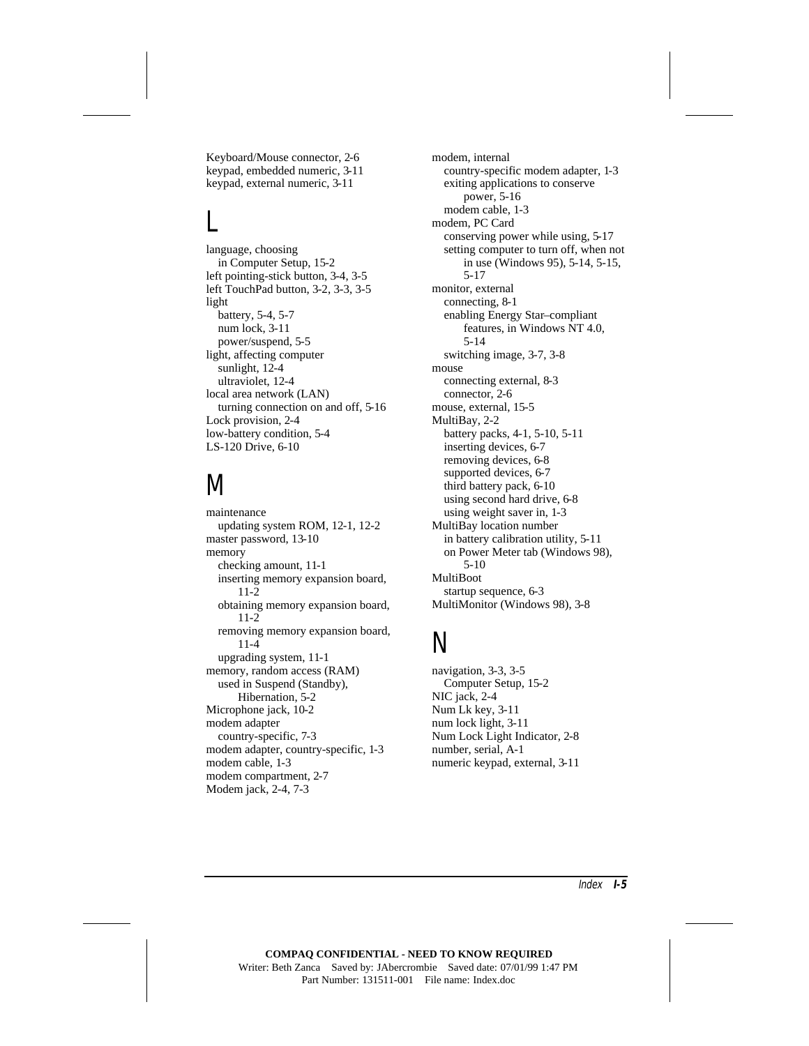Keyboard/Mouse connector, 2-6
keypad, embedded numeric, 3-11
keypad, external numeric, 3-11

## L

language, choosing
  in Computer Setup, 15-2
left pointing-stick button, 3-4, 3-5
left TouchPad button, 3-2, 3-3, 3-5
light
  battery, 5-4, 5-7
  num lock, 3-11
  power/suspend, 5-5
light, affecting computer
  sunlight, 12-4
  ultraviolet, 12-4
local area network (LAN)
  turning connection on and off, 5-16
Lock provision, 2-4
low-battery condition, 5-4
LS-120 Drive, 6-10

## M

maintenance
  updating system ROM, 12-1, 12-2
master password, 13-10
memory
  checking amount, 11-1
  inserting memory expansion board, 11-2
  obtaining memory expansion board, 11-2
  removing memory expansion board, 11-4
  upgrading system, 11-1
memory, random access (RAM)
  used in Suspend (Standby), Hibernation, 5-2
Microphone jack, 10-2
modem adapter
  country-specific, 7-3
modem adapter, country-specific, 1-3
modem cable, 1-3
modem compartment, 2-7
Modem jack, 2-4, 7-3
modem, internal
  country-specific modem adapter, 1-3
  exiting applications to conserve power, 5-16
  modem cable, 1-3
modem, PC Card
  conserving power while using, 5-17
  setting computer to turn off, when not in use (Windows 95), 5-14, 5-15, 5-17
monitor, external
  connecting, 8-1
  enabling Energy Star–compliant features, in Windows NT 4.0, 5-14
  switching image, 3-7, 3-8
mouse
  connecting external, 8-3
  connector, 2-6
mouse, external, 15-5
MultiBay, 2-2
  battery packs, 4-1, 5-10, 5-11
  inserting devices, 6-7
  removing devices, 6-8
  supported devices, 6-7
  third battery pack, 6-10
  using second hard drive, 6-8
  using weight saver in, 1-3
MultiBay location number
  in battery calibration utility, 5-11
  on Power Meter tab (Windows 98), 5-10
MultiBoot
  startup sequence, 6-3
MultiMonitor (Windows 98), 3-8

## N

navigation, 3-3, 3-5
  Computer Setup, 15-2
NIC jack, 2-4
Num Lk key, 3-11
num lock light, 3-11
Num Lock Light Indicator, 2-8
number, serial, A-1
numeric keypad, external, 3-11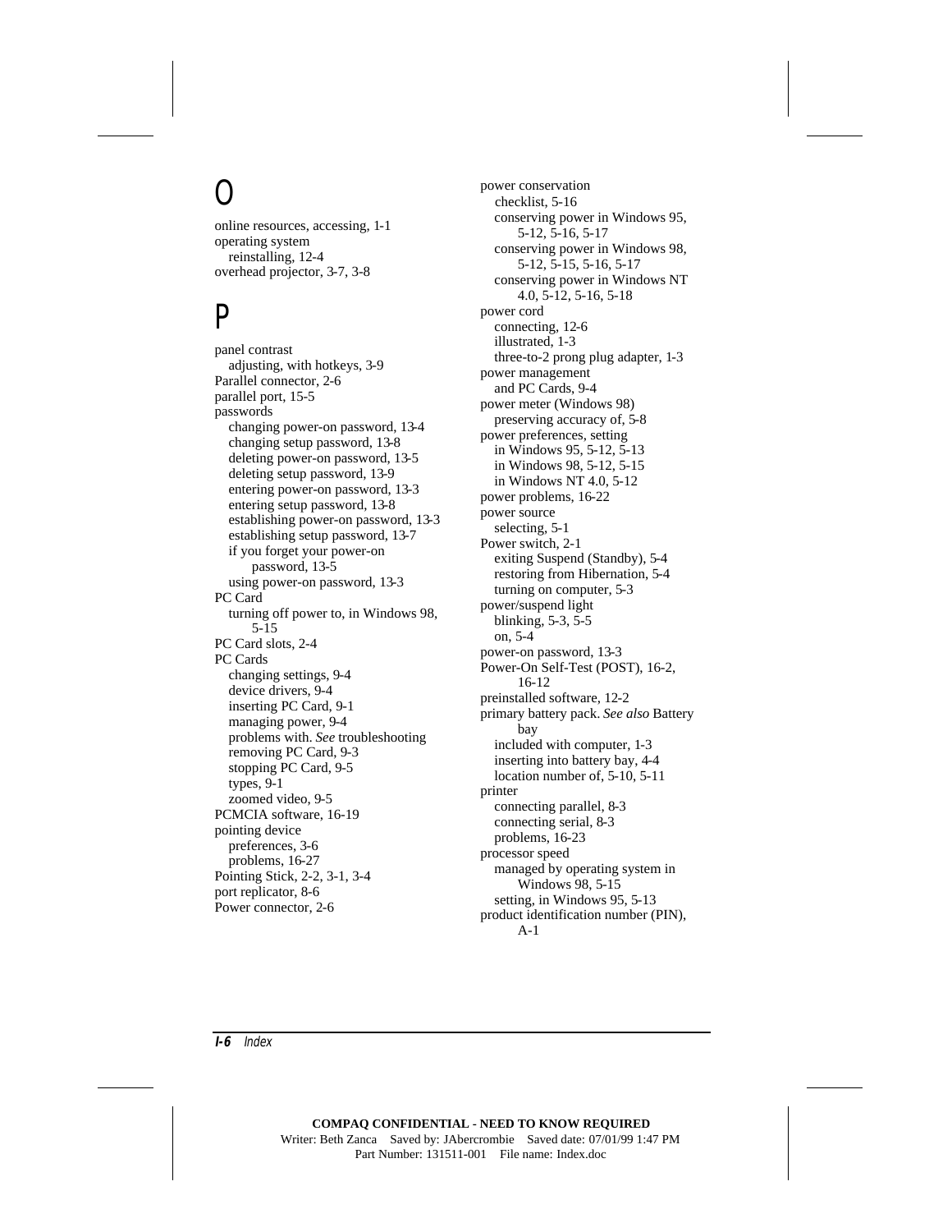# O

online resources, accessing, 1-1
operating system
  reinstalling, 12-4
overhead projector, 3-7, 3-8

# P

panel contrast
  adjusting, with hotkeys, 3-9
Parallel connector, 2-6
parallel port, 15-5
passwords
  changing power-on password, 13-4
  changing setup password, 13-8
  deleting power-on password, 13-5
  deleting setup password, 13-9
  entering power-on password, 13-3
  entering setup password, 13-8
  establishing power-on password, 13-3
  establishing setup password, 13-7
  if you forget your power-on password, 13-5
  using power-on password, 13-3
PC Card
  turning off power to, in Windows 98, 5-15
PC Card slots, 2-4
PC Cards
  changing settings, 9-4
  device drivers, 9-4
  inserting PC Card, 9-1
  managing power, 9-4
  problems with. *See* troubleshooting
  removing PC Card, 9-3
  stopping PC Card, 9-5
  types, 9-1
  zoomed video, 9-5
PCMCIA software, 16-19
pointing device
  preferences, 3-6
  problems, 16-27
Pointing Stick, 2-2, 3-1, 3-4
port replicator, 8-6
Power connector, 2-6
power conservation
  checklist, 5-16
  conserving power in Windows 95, 5-12, 5-16, 5-17
  conserving power in Windows 98, 5-12, 5-15, 5-16, 5-17
  conserving power in Windows NT 4.0, 5-12, 5-16, 5-18
power cord
  connecting, 12-6
  illustrated, 1-3
  three-to-2 prong plug adapter, 1-3
power management
  and PC Cards, 9-4
power meter (Windows 98)
  preserving accuracy of, 5-8
power preferences, setting
  in Windows 95, 5-12, 5-13
  in Windows 98, 5-12, 5-15
  in Windows NT 4.0, 5-12
power problems, 16-22
power source
  selecting, 5-1
Power switch, 2-1
  exiting Suspend (Standby), 5-4
  restoring from Hibernation, 5-4
  turning on computer, 5-3
power/suspend light
  blinking, 5-3, 5-5
  on, 5-4
power-on password, 13-3
Power-On Self-Test (POST), 16-2, 16-12
preinstalled software, 12-2
primary battery pack. *See also* Battery bay
  included with computer, 1-3
  inserting into battery bay, 4-4
  location number of, 5-10, 5-11
printer
  connecting parallel, 8-3
  connecting serial, 8-3
  problems, 16-23
processor speed
  managed by operating system in Windows 98, 5-15
  setting, in Windows 95, 5-13
product identification number (PIN), A-1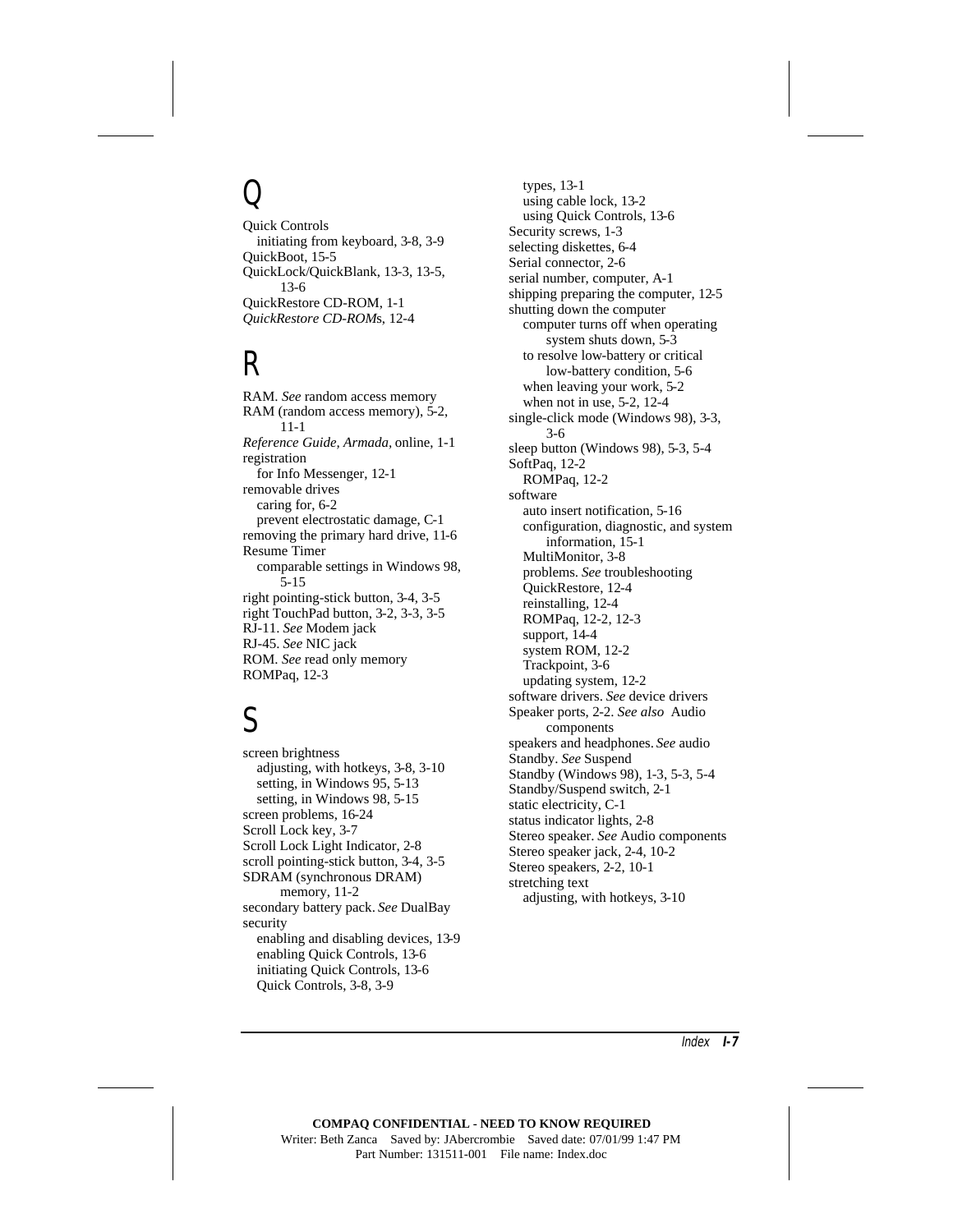## Q

Quick Controls
- initiating from keyboard, 3-8, 3-9

QuickBoot, 15-5
QuickLock/QuickBlank, 13-3, 13-5, 13-6
QuickRestore CD-ROM, 1-1
*QuickRestore CD-ROMs*, 12-4

## R

RAM. *See* random access memory
RAM (random access memory), 5-2, 11-1
*Reference Guide, Armada*, online, 1-1
registration
- for Info Messenger, 12-1

removable drives
- caring for, 6-2
- prevent electrostatic damage, C-1

removing the primary hard drive, 11-6
Resume Timer
- comparable settings in Windows 98, 5-15

right pointing-stick button, 3-4, 3-5
right TouchPad button, 3-2, 3-3, 3-5
RJ-11. *See* Modem jack
RJ-45. *See* NIC jack
ROM. *See* read only memory
ROMPaq, 12-3

## S

screen brightness
- adjusting, with hotkeys, 3-8, 3-10
- setting, in Windows 95, 5-13
- setting, in Windows 98, 5-15

screen problems, 16-24
Scroll Lock key, 3-7
Scroll Lock Light Indicator, 2-8
scroll pointing-stick button, 3-4, 3-5
SDRAM (synchronous DRAM) memory, 11-2
secondary battery pack. *See* DualBay
security
- enabling and disabling devices, 13-9
- enabling Quick Controls, 13-6
- initiating Quick Controls, 13-6
- Quick Controls, 3-8, 3-9
- types, 13-1
- using cable lock, 13-2
- using Quick Controls, 13-6

Security screws, 1-3
selecting diskettes, 6-4
Serial connector, 2-6
serial number, computer, A-1
shipping preparing the computer, 12-5
shutting down the computer
- computer turns off when operating system shuts down, 5-3
- to resolve low-battery or critical low-battery condition, 5-6
- when leaving your work, 5-2
- when not in use, 5-2, 12-4

single-click mode (Windows 98), 3-3, 3-6
sleep button (Windows 98), 5-3, 5-4
SoftPaq, 12-2
- ROMPaq, 12-2

software
- auto insert notification, 5-16
- configuration, diagnostic, and system information, 15-1
- MultiMonitor, 3-8
- problems. *See* troubleshooting
- QuickRestore, 12-4
- reinstalling, 12-4
- ROMPaq, 12-2, 12-3
- support, 14-4
- system ROM, 12-2
- Trackpoint, 3-6
- updating system, 12-2

software drivers. *See* device drivers
Speaker ports, 2-2. *See also* Audio components
speakers and headphones. *See* audio
Standby. *See* Suspend
Standby (Windows 98), 1-3, 5-3, 5-4
Standby/Suspend switch, 2-1
static electricity, C-1
status indicator lights, 2-8
Stereo speaker. *See* Audio components
Stereo speaker jack, 2-4, 10-2
Stereo speakers, 2-2, 10-1
stretching text
- adjusting, with hotkeys, 3-10

COMPAQ CONFIDENTIAL - NEED TO KNOW REQUIRED
Writer: Beth Zanca Saved by: JAbercrombie Saved date: 07/01/99 1:47 PM
Part Number: 131511-001 File name: Index.doc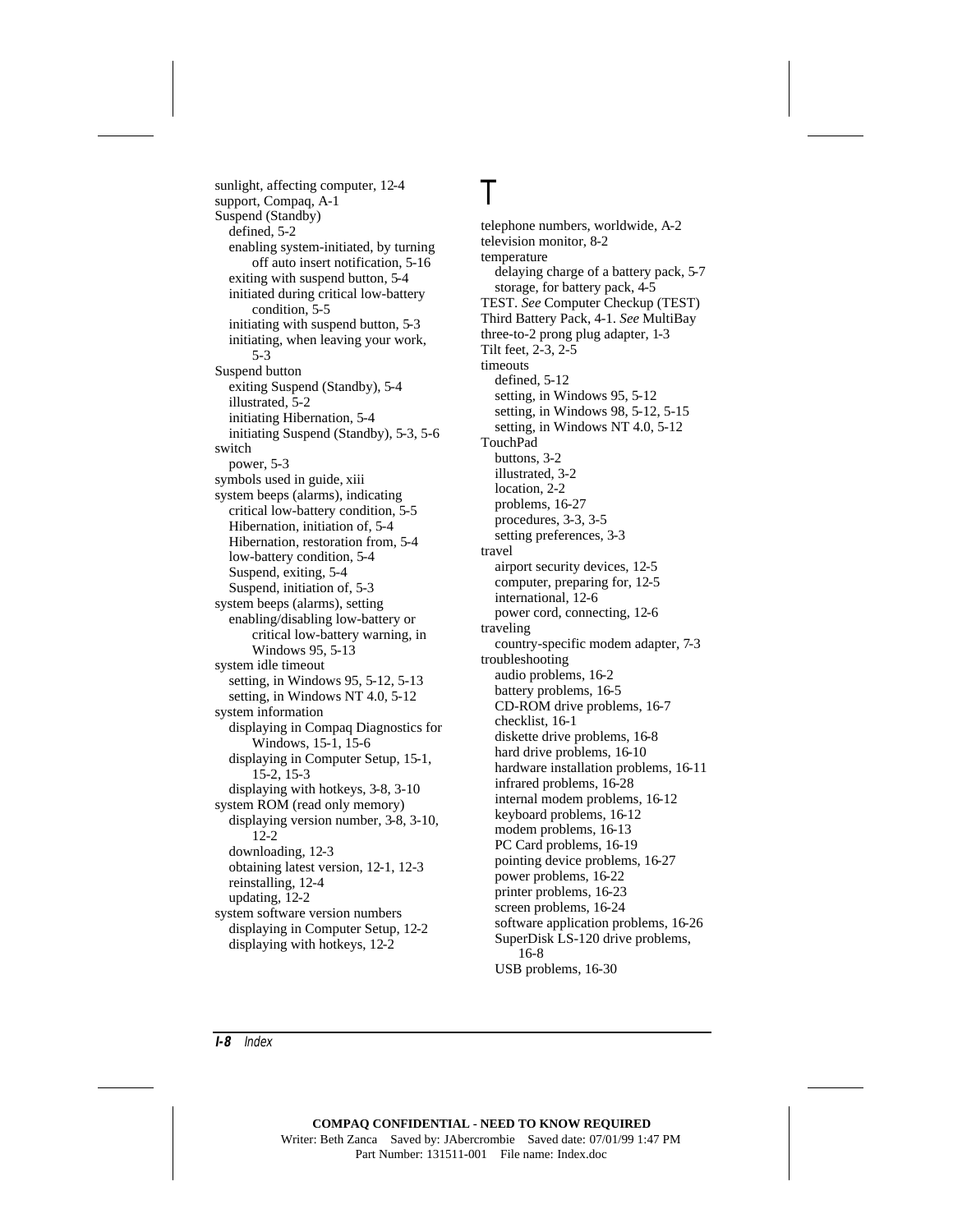sunlight, affecting computer, 12-4
support, Compaq, A-1
Suspend (Standby)
- defined, 5-2
- enabling system-initiated, by turning off auto insert notification, 5-16
- exiting with suspend button, 5-4
- initiated during critical low-battery condition, 5-5
- initiating with suspend button, 5-3
- initiating, when leaving your work, 5-3

Suspend button
- exiting Suspend (Standby), 5-4
- illustrated, 5-2
- initiating Hibernation, 5-4
- initiating Suspend (Standby), 5-3, 5-6

switch
- power, 5-3

symbols used in guide, xiii
system beeps (alarms), indicating
- critical low-battery condition, 5-5
- Hibernation, initiation of, 5-4
- Hibernation, restoration from, 5-4
- low-battery condition, 5-4
- Suspend, exiting, 5-4
- Suspend, initiation of, 5-3

system beeps (alarms), setting
- enabling/disabling low-battery or critical low-battery warning, in Windows 95, 5-13

system idle timeout
- setting, in Windows 95, 5-12, 5-13
- setting, in Windows NT 4.0, 5-12

system information
- displaying in Compaq Diagnostics for Windows, 15-1, 15-6
- displaying in Computer Setup, 15-1, 15-2, 15-3
- displaying with hotkeys, 3-8, 3-10

system ROM (read only memory)
- displaying version number, 3-8, 3-10, 12-2
- downloading, 12-3
- obtaining latest version, 12-1, 12-3
- reinstalling, 12-4
- updating, 12-2

system software version numbers
- displaying in Computer Setup, 12-2
- displaying with hotkeys, 12-2

# T

telephone numbers, worldwide, A-2
television monitor, 8-2
temperature
- delaying charge of a battery pack, 5-7
- storage, for battery pack, 4-5

TEST. *See* Computer Checkup (TEST)
Third Battery Pack, 4-1. *See* MultiBay
three-to-2 prong plug adapter, 1-3
Tilt feet, 2-3, 2-5
timeouts
- defined, 5-12
- setting, in Windows 95, 5-12
- setting, in Windows 98, 5-12, 5-15
- setting, in Windows NT 4.0, 5-12

TouchPad
- buttons, 3-2
- illustrated, 3-2
- location, 2-2
- problems, 16-27
- procedures, 3-3, 3-5
- setting preferences, 3-3

travel
- airport security devices, 12-5
- computer, preparing for, 12-5
- international, 12-6
- power cord, connecting, 12-6

traveling
- country-specific modem adapter, 7-3

troubleshooting
- audio problems, 16-2
- battery problems, 16-5
- CD-ROM drive problems, 16-7
- checklist, 16-1
- diskette drive problems, 16-8
- hard drive problems, 16-10
- hardware installation problems, 16-11
- infrared problems, 16-28
- internal modem problems, 16-12
- keyboard problems, 16-12
- modem problems, 16-13
- PC Card problems, 16-19
- pointing device problems, 16-27
- power problems, 16-22
- printer problems, 16-23
- screen problems, 16-24
- software application problems, 16-26
- SuperDisk LS-120 drive problems, 16-8
- USB problems, 16-30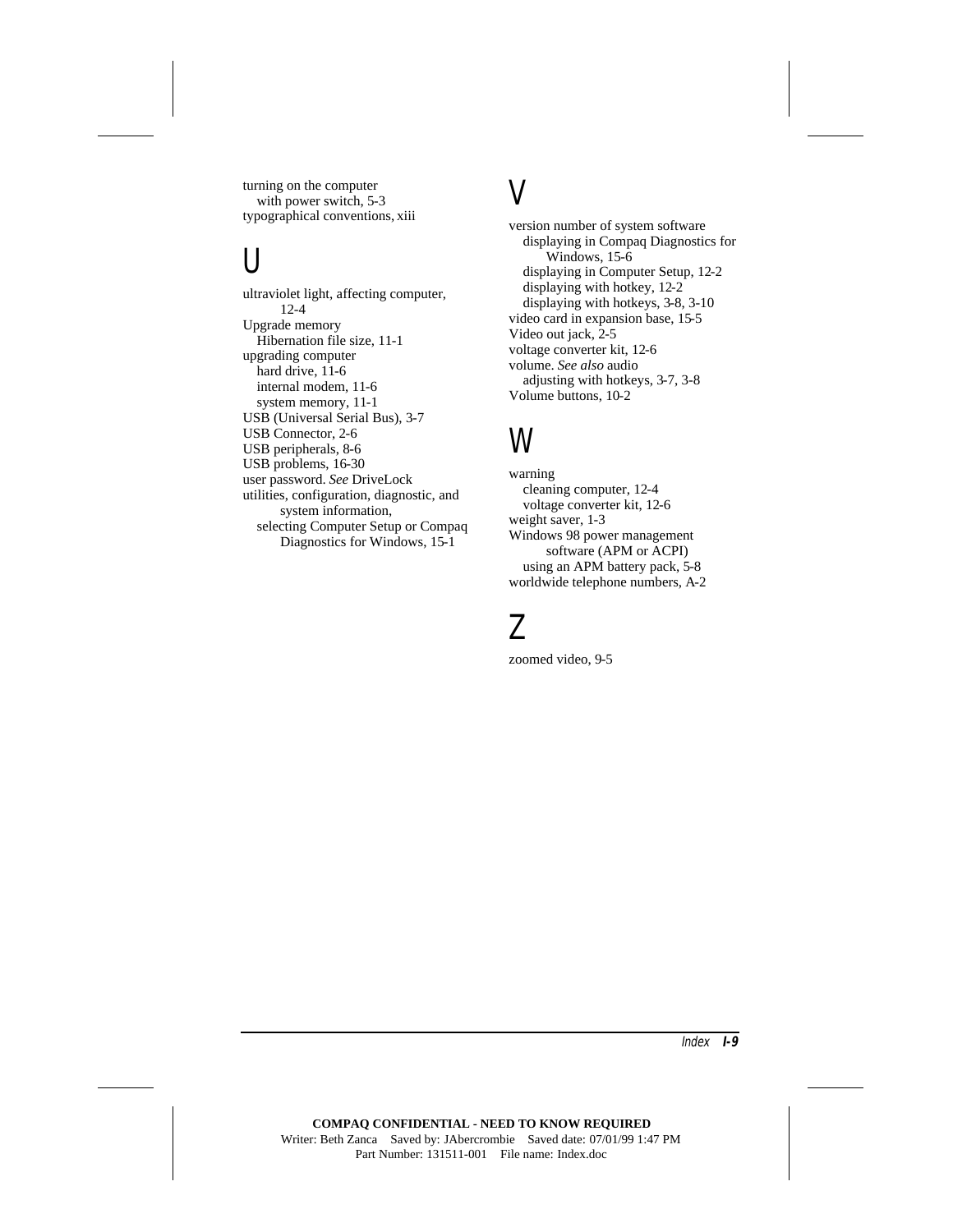turning on the computer
  with power switch, 5-3
typographical conventions, xiii

# U

ultraviolet light, affecting computer, 12-4
Upgrade memory
  Hibernation file size, 11-1
upgrading computer
  hard drive, 11-6
  internal modem, 11-6
  system memory, 11-1
USB (Universal Serial Bus), 3-7
USB Connector, 2-6
USB peripherals, 8-6
USB problems, 16-30
user password. *See* DriveLock
utilities, configuration, diagnostic, and system information,
  selecting Computer Setup or Compaq Diagnostics for Windows, 15-1

# V

version number of system software
  displaying in Compaq Diagnostics for Windows, 15-6
  displaying in Computer Setup, 12-2
  displaying with hotkey, 12-2
  displaying with hotkeys, 3-8, 3-10
video card in expansion base, 15-5
Video out jack, 2-5
voltage converter kit, 12-6
volume. *See also* audio
  adjusting with hotkeys, 3-7, 3-8
Volume buttons, 10-2

# W

warning
  cleaning computer, 12-4
  voltage converter kit, 12-6
weight saver, 1-3
Windows 98 power management software (APM or ACPI)
  using an APM battery pack, 5-8
worldwide telephone numbers, A-2

# Z

zoomed video, 9-5